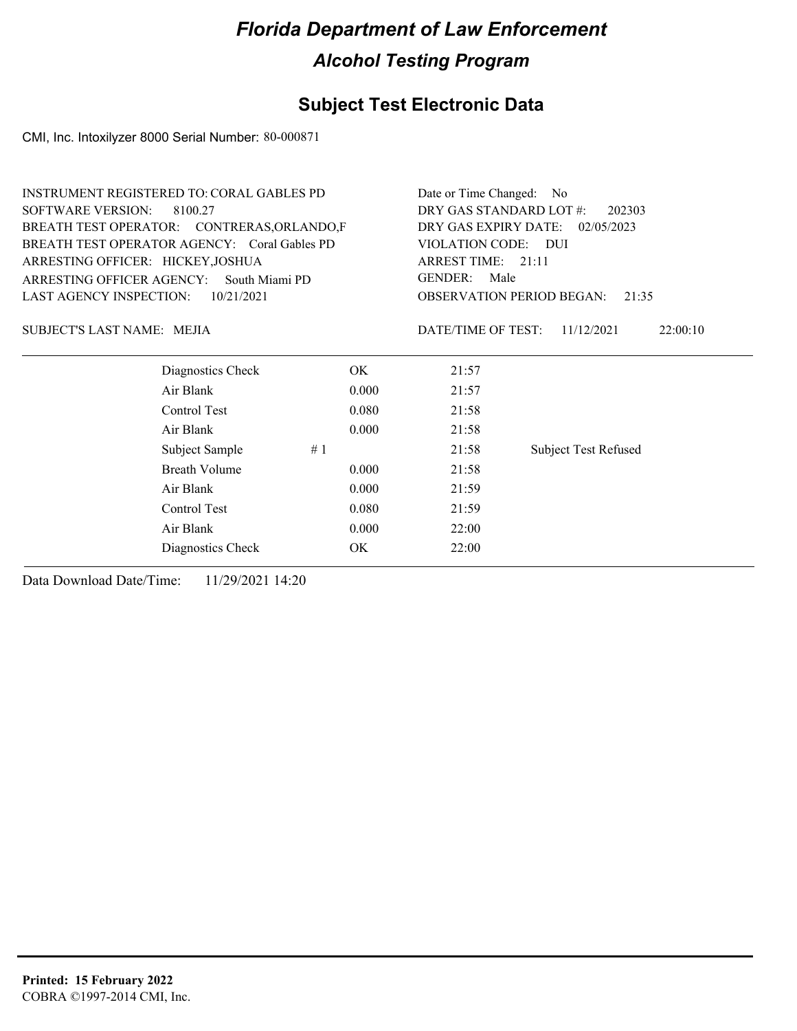# Florida Department of Law Enforcement

## Alcohol Testing Program

## Subject Test Electronic Data

CMI, Inc. Intoxilyzer 8000 Serial Number: 80-000871

INSTRUMENT REGISTERED TO: CORAL GABLES PD
SOFTWARE VERSION: 8100.27
BREATH TEST OPERATOR: CONTRERAS,ORLANDO,F
BREATH TEST OPERATOR AGENCY: Coral Gables PD
ARRESTING OFFICER: HICKEY,JOSHUA
ARRESTING OFFICER AGENCY: South Miami PD
LAST AGENCY INSPECTION: 10/21/2021

Date or Time Changed: No
DRY GAS STANDARD LOT #: 202303
DRY GAS EXPIRY DATE: 02/05/2023
VIOLATION CODE: DUI
ARREST TIME: 21:11
GENDER: Male
OBSERVATION PERIOD BEGAN: 21:35

SUBJECT'S LAST NAME: MEJIA

DATE/TIME OF TEST: 11/12/2021 22:00:10

| | | | |
|---|---|---|---|
| Diagnostics Check | OK | 21:57 | |
| Air Blank | 0.000 | 21:57 | |
| Control Test | 0.080 | 21:58 | |
| Air Blank | 0.000 | 21:58 | |
| Subject Sample | # 1 | 21:58 | Subject Test Refused |
| Breath Volume | 0.000 | 21:58 | |
| Air Blank | 0.000 | 21:59 | |
| Control Test | 0.080 | 21:59 | |
| Air Blank | 0.000 | 22:00 | |
| Diagnostics Check | OK | 22:00 | |

Data Download Date/Time: 11/29/2021 14:20

**Printed: 15 February 2022**
COBRA ©1997-2014 CMI, Inc.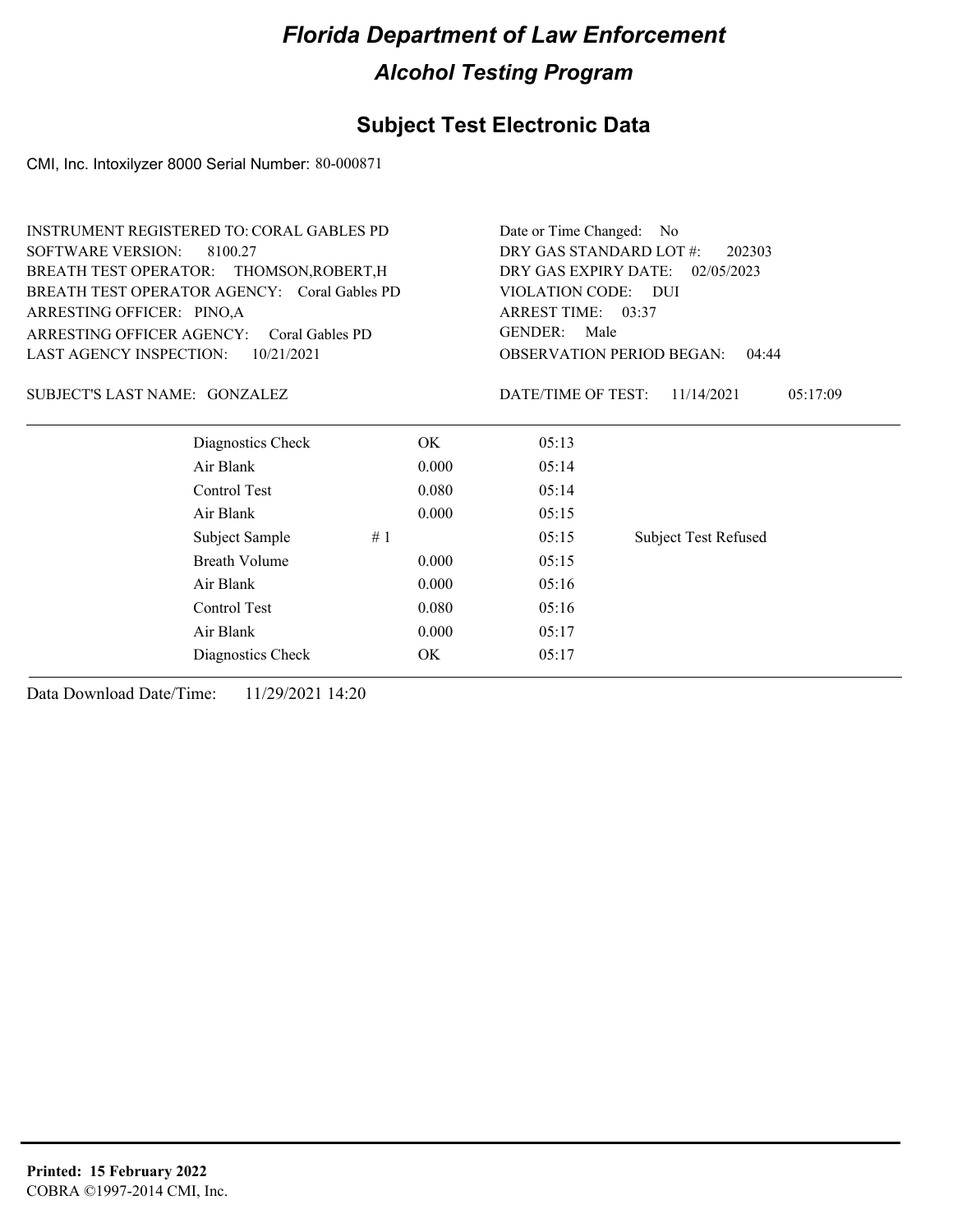# Florida Department of Law Enforcement

## Alcohol Testing Program

### Subject Test Electronic Data

CMI, Inc. Intoxilyzer 8000 Serial Number: 80-000871

INSTRUMENT REGISTERED TO: CORAL GABLES PD
SOFTWARE VERSION: 8100.27
BREATH TEST OPERATOR: THOMSON,ROBERT,H
BREATH TEST OPERATOR AGENCY: Coral Gables PD
ARRESTING OFFICER: PINO,A
ARRESTING OFFICER AGENCY: Coral Gables PD
LAST AGENCY INSPECTION: 10/21/2021

Date or Time Changed: No
DRY GAS STANDARD LOT #: 202303
DRY GAS EXPIRY DATE: 02/05/2023
VIOLATION CODE: DUI
ARREST TIME: 03:37
GENDER: Male
OBSERVATION PERIOD BEGAN: 04:44

SUBJECT'S LAST NAME: GONZALEZ

DATE/TIME OF TEST: 11/14/2021 05:17:09

| | | | | |
|---|---|---|---|---|
| Diagnostics Check | | OK | 05:13 | |
| Air Blank | | 0.000 | 05:14 | |
| Control Test | | 0.080 | 05:14 | |
| Air Blank | | 0.000 | 05:15 | |
| Subject Sample | # 1 | | 05:15 | Subject Test Refused |
| Breath Volume | | 0.000 | 05:15 | |
| Air Blank | | 0.000 | 05:16 | |
| Control Test | | 0.080 | 05:16 | |
| Air Blank | | 0.000 | 05:17 | |
| Diagnostics Check | | OK | 05:17 | |

Data Download Date/Time: 11/29/2021 14:20

**Printed: 15 February 2022**
COBRA ©1997-2014 CMI, Inc.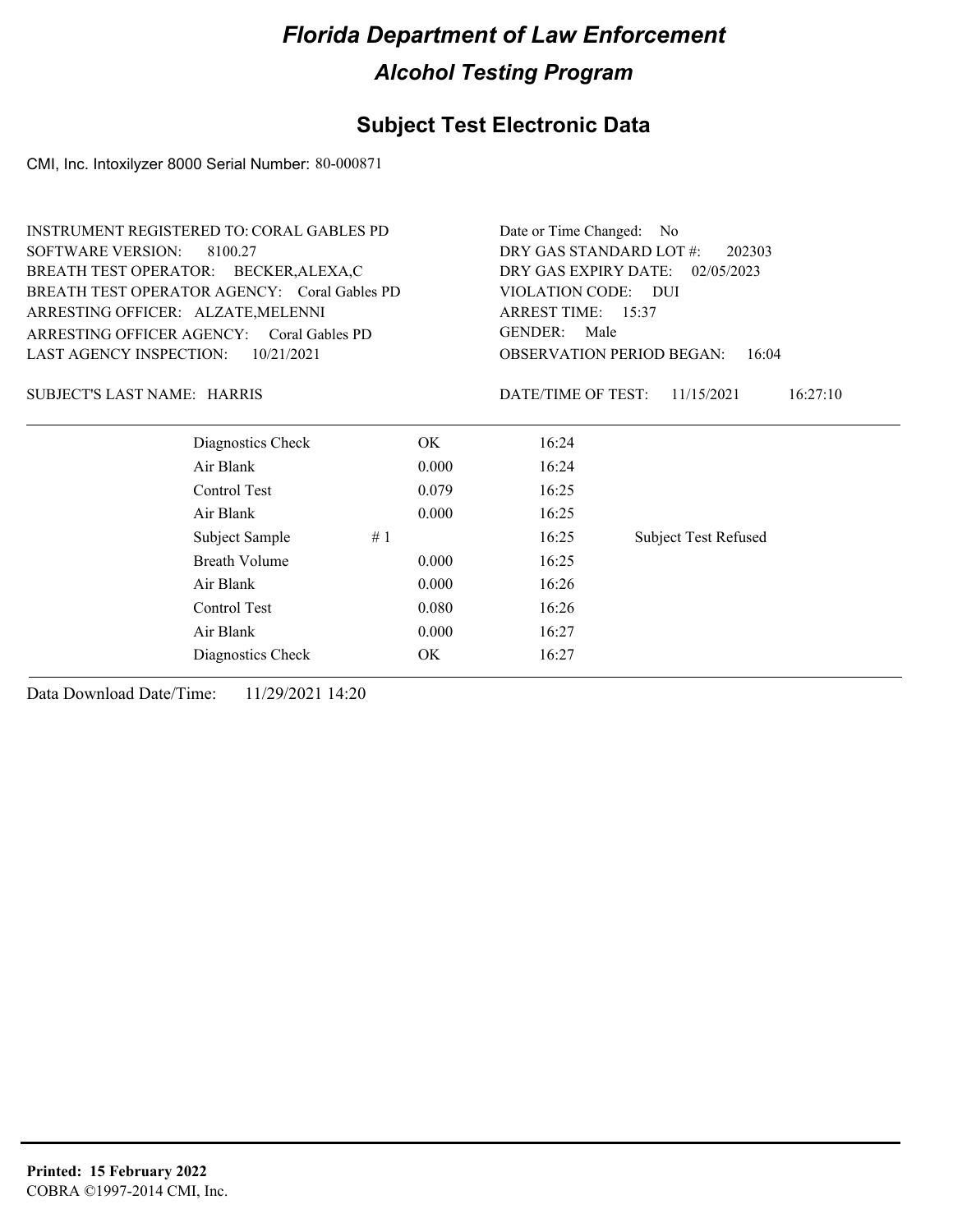# Florida Department of Law Enforcement

## Alcohol Testing Program

### Subject Test Electronic Data

CMI, Inc. Intoxilyzer 8000 Serial Number: 80-000871

INSTRUMENT REGISTERED TO: CORAL GABLES PD
SOFTWARE VERSION: 8100.27
BREATH TEST OPERATOR: BECKER,ALEXA,C
BREATH TEST OPERATOR AGENCY: Coral Gables PD
ARRESTING OFFICER: ALZATE,MELENNI
ARRESTING OFFICER AGENCY: Coral Gables PD
LAST AGENCY INSPECTION: 10/21/2021

Date or Time Changed: No
DRY GAS STANDARD LOT #: 202303
DRY GAS EXPIRY DATE: 02/05/2023
VIOLATION CODE: DUI
ARREST TIME: 15:37
GENDER: Male
OBSERVATION PERIOD BEGAN: 16:04

SUBJECT'S LAST NAME: HARRIS

DATE/TIME OF TEST: 11/15/2021 16:27:10

| | | | | |
|---|---|---|---|---|
| Diagnostics Check | | OK | 16:24 | |
| Air Blank | | 0.000 | 16:24 | |
| Control Test | | 0.079 | 16:25 | |
| Air Blank | | 0.000 | 16:25 | |
| Subject Sample | # 1 | | 16:25 | Subject Test Refused |
| Breath Volume | | 0.000 | 16:25 | |
| Air Blank | | 0.000 | 16:26 | |
| Control Test | | 0.080 | 16:26 | |
| Air Blank | | 0.000 | 16:27 | |
| Diagnostics Check | | OK | 16:27 | |

Data Download Date/Time: 11/29/2021 14:20

**Printed: 15 February 2022**
COBRA ©1997-2014 CMI, Inc.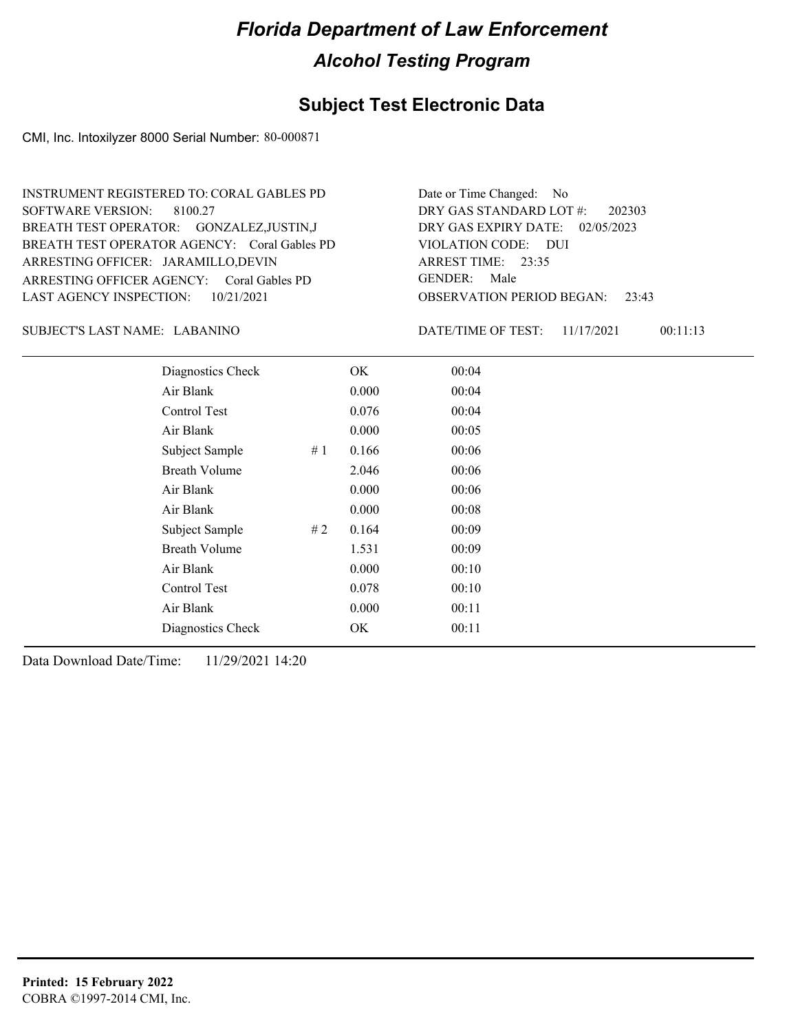# Florida Department of Law Enforcement

## Alcohol Testing Program

## Subject Test Electronic Data

CMI, Inc. Intoxilyzer 8000 Serial Number: 80-000871

INSTRUMENT REGISTERED TO: CORAL GABLES PD
SOFTWARE VERSION: 8100.27
BREATH TEST OPERATOR: GONZALEZ,JUSTIN,J
BREATH TEST OPERATOR AGENCY: Coral Gables PD
ARRESTING OFFICER: JARAMILLO,DEVIN
ARRESTING OFFICER AGENCY: Coral Gables PD
LAST AGENCY INSPECTION: 10/21/2021

Date or Time Changed: No
DRY GAS STANDARD LOT #: 202303
DRY GAS EXPIRY DATE: 02/05/2023
VIOLATION CODE: DUI
ARREST TIME: 23:35
GENDER: Male
OBSERVATION PERIOD BEGAN: 23:43

SUBJECT'S LAST NAME: LABANINO

DATE/TIME OF TEST: 11/17/2021 00:11:13

| | | | |
|---|---|---|---|
| Diagnostics Check | | OK | 00:04 |
| Air Blank | | 0.000 | 00:04 |
| Control Test | | 0.076 | 00:04 |
| Air Blank | | 0.000 | 00:05 |
| Subject Sample | # 1 | 0.166 | 00:06 |
| Breath Volume | | 2.046 | 00:06 |
| Air Blank | | 0.000 | 00:06 |
| Air Blank | | 0.000 | 00:08 |
| Subject Sample | # 2 | 0.164 | 00:09 |
| Breath Volume | | 1.531 | 00:09 |
| Air Blank | | 0.000 | 00:10 |
| Control Test | | 0.078 | 00:10 |
| Air Blank | | 0.000 | 00:11 |
| Diagnostics Check | | OK | 00:11 |

Data Download Date/Time: 11/29/2021 14:20

**Printed: 15 February 2022**
COBRA ©1997-2014 CMI, Inc.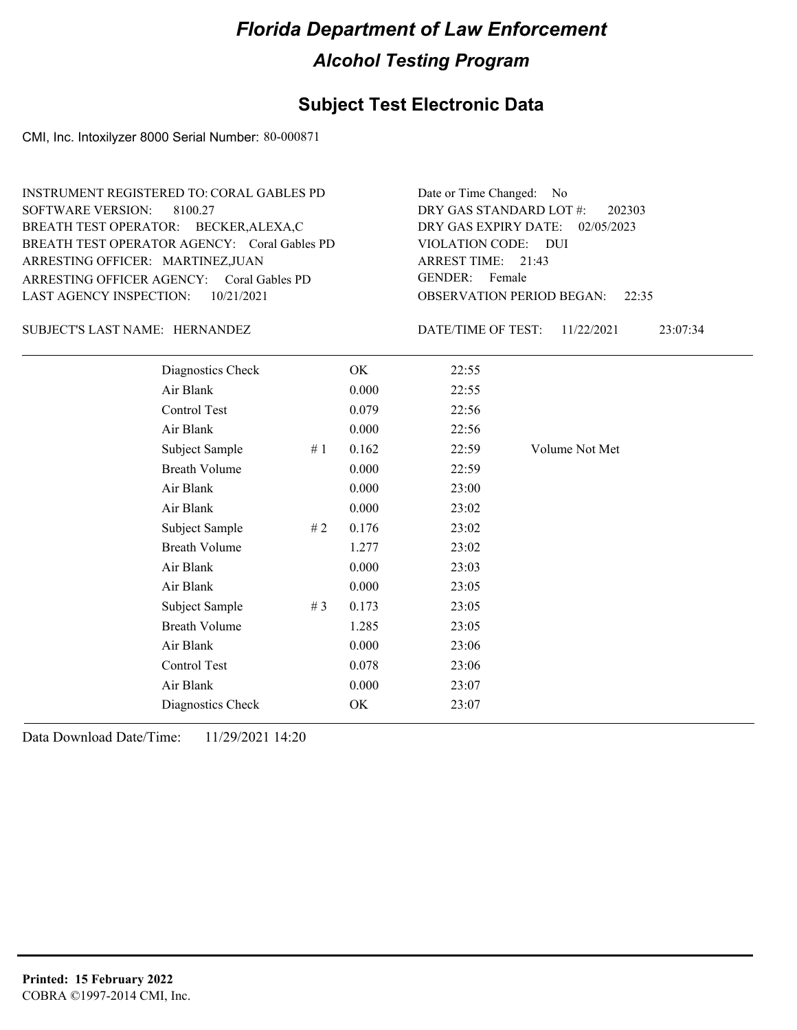# Florida Department of Law Enforcement

## Alcohol Testing Program

### Subject Test Electronic Data

CMI, Inc. Intoxilyzer 8000 Serial Number: 80-000871

INSTRUMENT REGISTERED TO: CORAL GABLES PD
SOFTWARE VERSION: 8100.27
BREATH TEST OPERATOR: BECKER,ALEXA,C
BREATH TEST OPERATOR AGENCY: Coral Gables PD
ARRESTING OFFICER: MARTINEZ,JUAN
ARRESTING OFFICER AGENCY: Coral Gables PD
LAST AGENCY INSPECTION: 10/21/2021

Date or Time Changed: No
DRY GAS STANDARD LOT #: 202303
DRY GAS EXPIRY DATE: 02/05/2023
VIOLATION CODE: DUI
ARREST TIME: 21:43
GENDER: Female
OBSERVATION PERIOD BEGAN: 22:35

SUBJECT'S LAST NAME: HERNANDEZ

DATE/TIME OF TEST: 11/22/2021 23:07:34

| | | | | |
|---|---|---|---|---|
| Diagnostics Check | | OK | 22:55 | |
| Air Blank | | 0.000 | 22:55 | |
| Control Test | | 0.079 | 22:56 | |
| Air Blank | | 0.000 | 22:56 | |
| Subject Sample | # 1 | 0.162 | 22:59 | Volume Not Met |
| Breath Volume | | 0.000 | 22:59 | |
| Air Blank | | 0.000 | 23:00 | |
| Air Blank | | 0.000 | 23:02 | |
| Subject Sample | # 2 | 0.176 | 23:02 | |
| Breath Volume | | 1.277 | 23:02 | |
| Air Blank | | 0.000 | 23:03 | |
| Air Blank | | 0.000 | 23:05 | |
| Subject Sample | # 3 | 0.173 | 23:05 | |
| Breath Volume | | 1.285 | 23:05 | |
| Air Blank | | 0.000 | 23:06 | |
| Control Test | | 0.078 | 23:06 | |
| Air Blank | | 0.000 | 23:07 | |
| Diagnostics Check | | OK | 23:07 | |

Data Download Date/Time: 11/29/2021 14:20

**Printed: 15 February 2022**
COBRA ©1997-2014 CMI, Inc.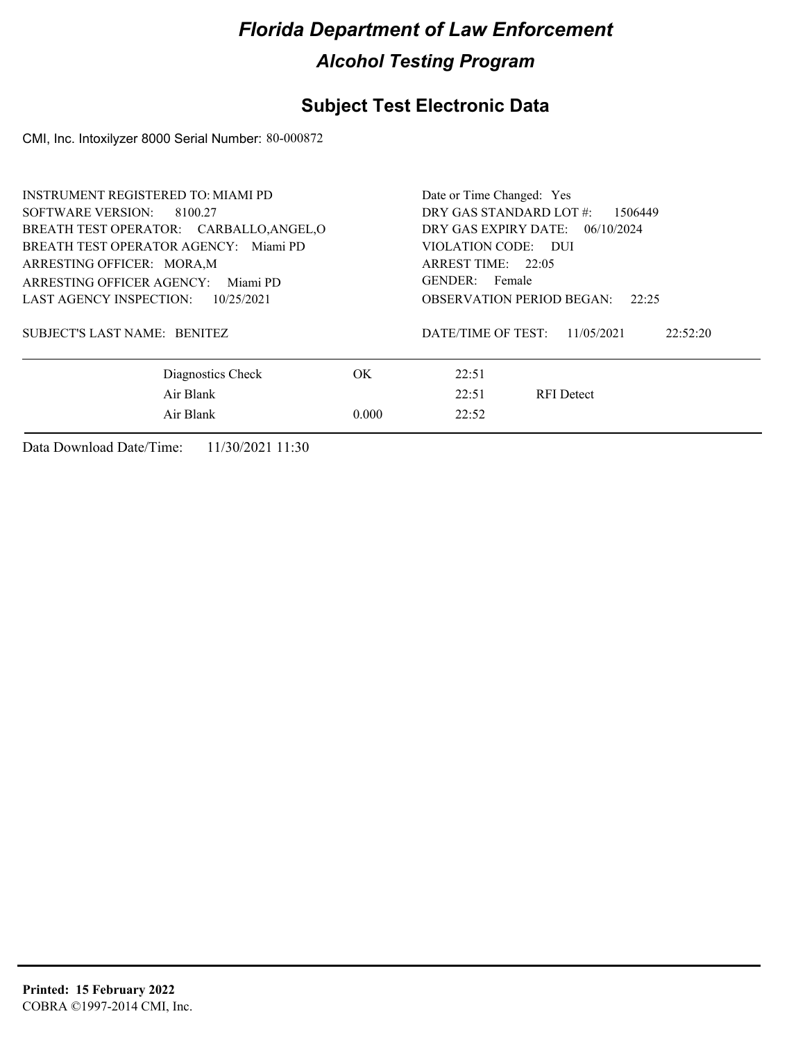# Florida Department of Law Enforcement

## Alcohol Testing Program

## Subject Test Electronic Data

CMI, Inc. Intoxilyzer 8000 Serial Number: 80-000872

INSTRUMENT REGISTERED TO: MIAMI PD
SOFTWARE VERSION: 8100.27
BREATH TEST OPERATOR: CARBALLO,ANGEL,O
BREATH TEST OPERATOR AGENCY: Miami PD
ARRESTING OFFICER: MORA,M
ARRESTING OFFICER AGENCY: Miami PD
LAST AGENCY INSPECTION: 10/25/2021

Date or Time Changed: Yes
DRY GAS STANDARD LOT #: 1506449
DRY GAS EXPIRY DATE: 06/10/2024
VIOLATION CODE: DUI
ARREST TIME: 22:05
GENDER: Female
OBSERVATION PERIOD BEGAN: 22:25

SUBJECT'S LAST NAME: BENITEZ

DATE/TIME OF TEST: 11/05/2021 22:52:20

| | | | |
|---|---|---|---|
| Diagnostics Check | OK | 22:51 | |
| Air Blank | | 22:51 | RFI Detect |
| Air Blank | 0.000 | 22:52 | |

Data Download Date/Time: 11/30/2021 11:30

**Printed: 15 February 2022**
COBRA ©1997-2014 CMI, Inc.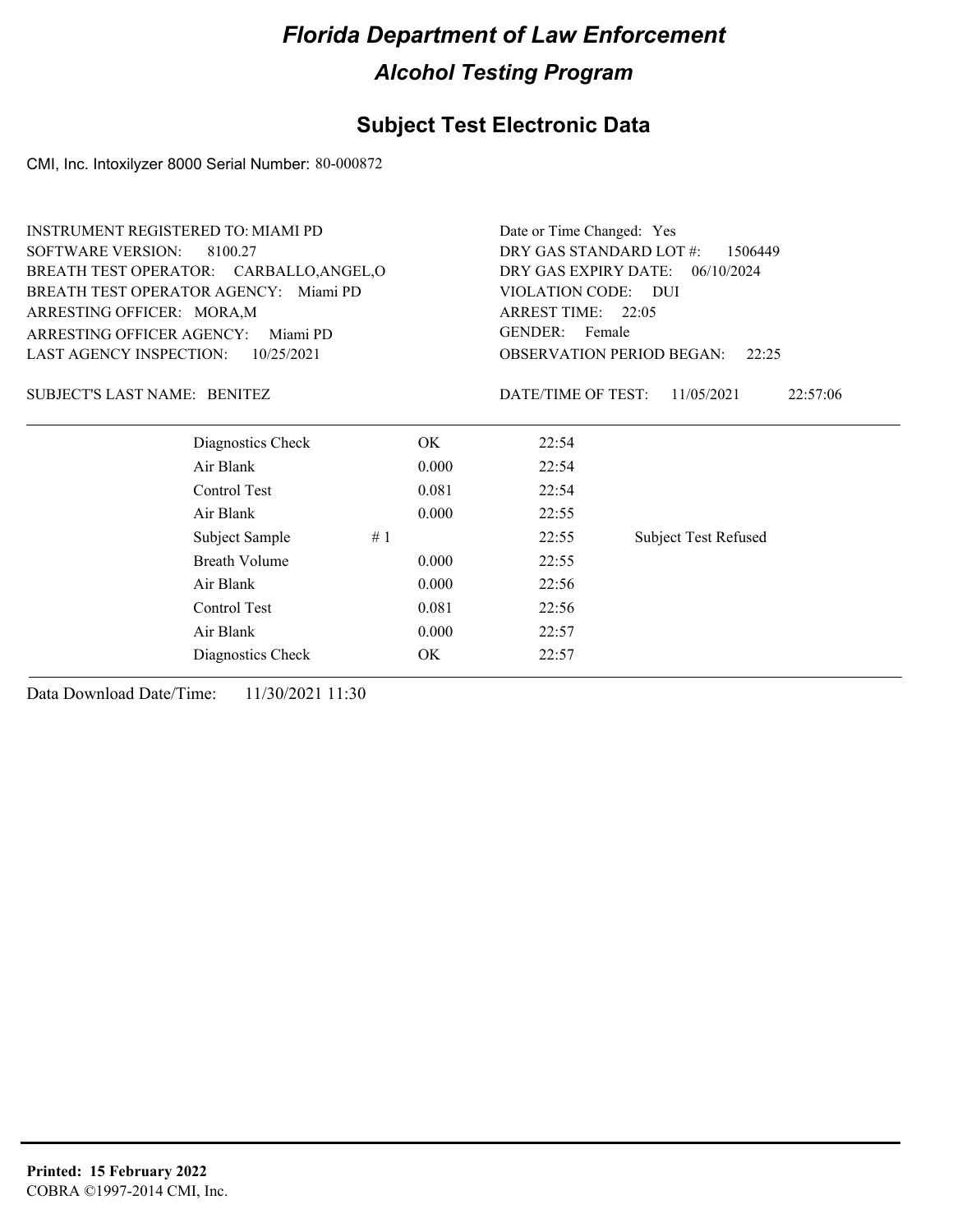# Florida Department of Law Enforcement

## Alcohol Testing Program

## Subject Test Electronic Data

CMI, Inc. Intoxilyzer 8000 Serial Number: 80-000872

INSTRUMENT REGISTERED TO: MIAMI PD
SOFTWARE VERSION: 8100.27
BREATH TEST OPERATOR: CARBALLO,ANGEL,O
BREATH TEST OPERATOR AGENCY: Miami PD
ARRESTING OFFICER: MORA,M
ARRESTING OFFICER AGENCY: Miami PD
LAST AGENCY INSPECTION: 10/25/2021

Date or Time Changed: Yes
DRY GAS STANDARD LOT #: 1506449
DRY GAS EXPIRY DATE: 06/10/2024
VIOLATION CODE: DUI
ARREST TIME: 22:05
GENDER: Female
OBSERVATION PERIOD BEGAN: 22:25

SUBJECT'S LAST NAME: BENITEZ

DATE/TIME OF TEST: 11/05/2021 22:57:06

| | | | | |
|---|---|---|---|---|
| Diagnostics Check | | OK | 22:54 | |
| Air Blank | | 0.000 | 22:54 | |
| Control Test | | 0.081 | 22:54 | |
| Air Blank | | 0.000 | 22:55 | |
| Subject Sample | # 1 | | 22:55 | Subject Test Refused |
| Breath Volume | | 0.000 | 22:55 | |
| Air Blank | | 0.000 | 22:56 | |
| Control Test | | 0.081 | 22:56 | |
| Air Blank | | 0.000 | 22:57 | |
| Diagnostics Check | | OK | 22:57 | |

Data Download Date/Time: 11/30/2021 11:30

**Printed: 15 February 2022**
COBRA ©1997-2014 CMI, Inc.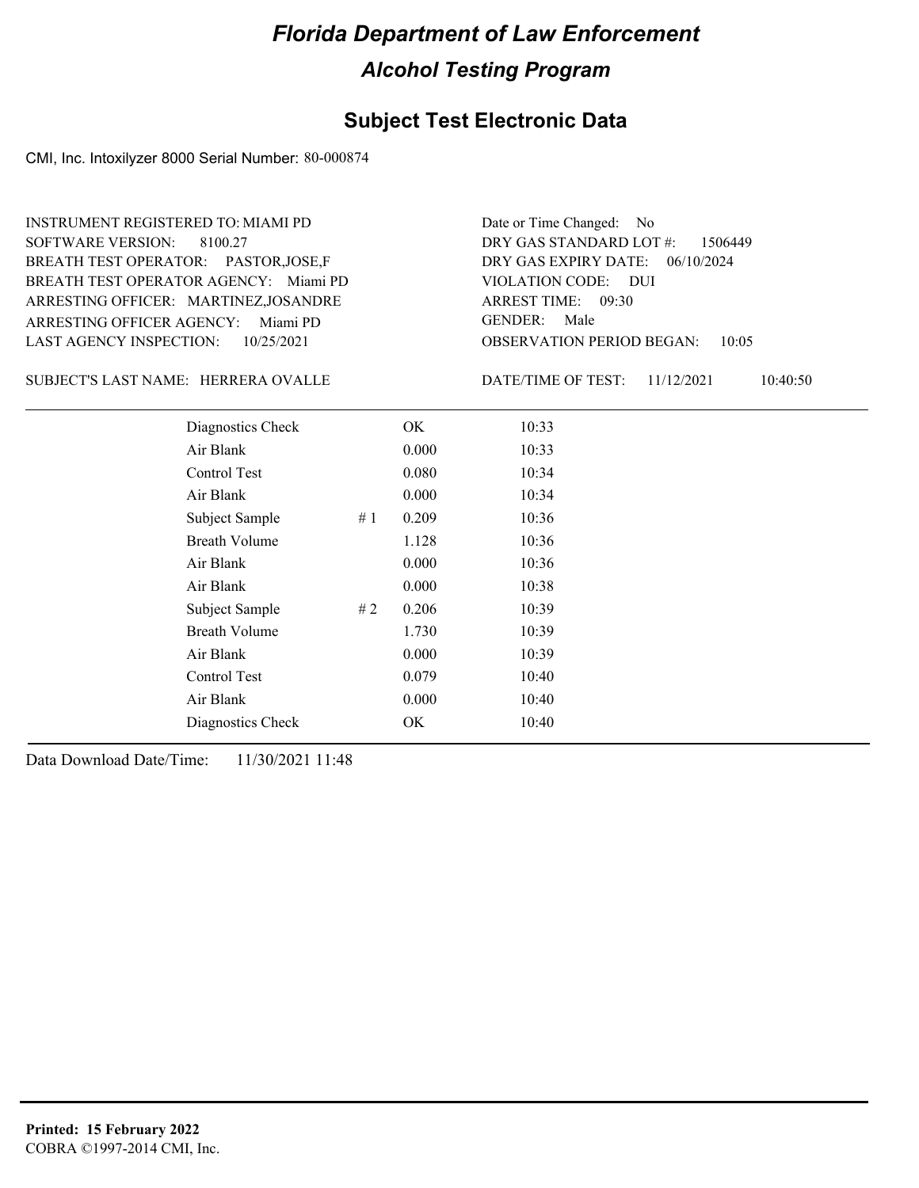# Florida Department of Law Enforcement

## Alcohol Testing Program

## Subject Test Electronic Data

CMI, Inc. Intoxilyzer 8000 Serial Number: 80-000874

INSTRUMENT REGISTERED TO: MIAMI PD
SOFTWARE VERSION: 8100.27
BREATH TEST OPERATOR: PASTOR,JOSE,F
BREATH TEST OPERATOR AGENCY: Miami PD
ARRESTING OFFICER: MARTINEZ,JOSANDRE
ARRESTING OFFICER AGENCY: Miami PD
LAST AGENCY INSPECTION: 10/25/2021

Date or Time Changed: No
DRY GAS STANDARD LOT #: 1506449
DRY GAS EXPIRY DATE: 06/10/2024
VIOLATION CODE: DUI
ARREST TIME: 09:30
GENDER: Male
OBSERVATION PERIOD BEGAN: 10:05

SUBJECT'S LAST NAME: HERRERA OVALLE

DATE/TIME OF TEST: 11/12/2021 10:40:50

| | | | |
|---|---|---|---|
| Diagnostics Check | | OK | 10:33 |
| Air Blank | | 0.000 | 10:33 |
| Control Test | | 0.080 | 10:34 |
| Air Blank | | 0.000 | 10:34 |
| Subject Sample | # 1 | 0.209 | 10:36 |
| Breath Volume | | 1.128 | 10:36 |
| Air Blank | | 0.000 | 10:36 |
| Air Blank | | 0.000 | 10:38 |
| Subject Sample | # 2 | 0.206 | 10:39 |
| Breath Volume | | 1.730 | 10:39 |
| Air Blank | | 0.000 | 10:39 |
| Control Test | | 0.079 | 10:40 |
| Air Blank | | 0.000 | 10:40 |
| Diagnostics Check | | OK | 10:40 |

Data Download Date/Time: 11/30/2021 11:48

**Printed: 15 February 2022**
COBRA ©1997-2014 CMI, Inc.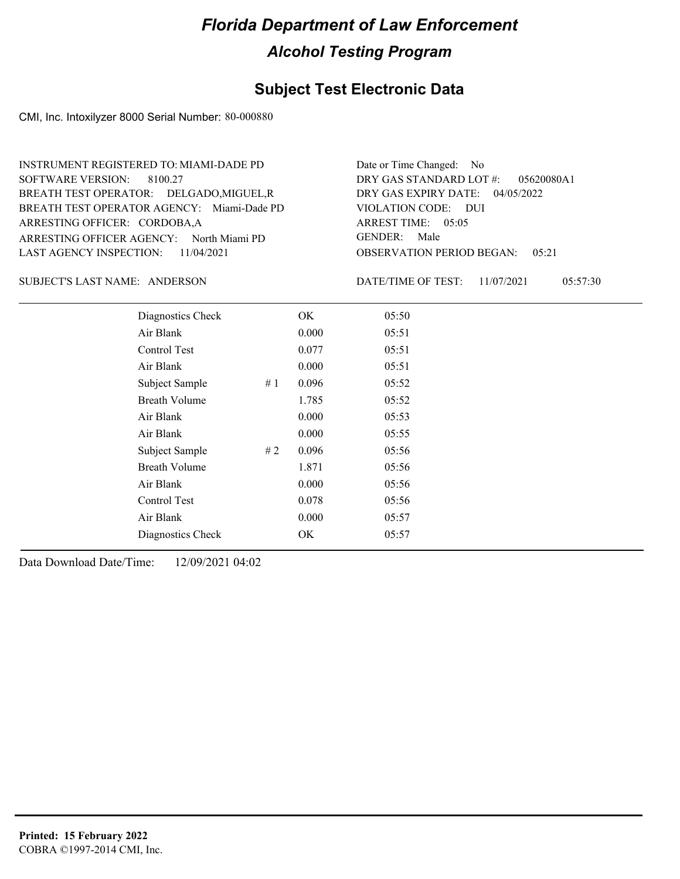# Florida Department of Law Enforcement

## Alcohol Testing Program

### Subject Test Electronic Data

CMI, Inc. Intoxilyzer 8000 Serial Number: 80-000880

INSTRUMENT REGISTERED TO: MIAMI-DADE PD
SOFTWARE VERSION: 8100.27
BREATH TEST OPERATOR: DELGADO,MIGUEL,R
BREATH TEST OPERATOR AGENCY: Miami-Dade PD
ARRESTING OFFICER: CORDOBA,A
ARRESTING OFFICER AGENCY: North Miami PD
LAST AGENCY INSPECTION: 11/04/2021

Date or Time Changed: No
DRY GAS STANDARD LOT #: 05620080A1
DRY GAS EXPIRY DATE: 04/05/2022
VIOLATION CODE: DUI
ARREST TIME: 05:05
GENDER: Male
OBSERVATION PERIOD BEGAN: 05:21

SUBJECT'S LAST NAME: ANDERSON

DATE/TIME OF TEST: 11/07/2021 05:57:30

| Test | # | Result | Time |
|---|---|---|---|
| Diagnostics Check | | OK | 05:50 |
| Air Blank | | 0.000 | 05:51 |
| Control Test | | 0.077 | 05:51 |
| Air Blank | | 0.000 | 05:51 |
| Subject Sample | # 1 | 0.096 | 05:52 |
| Breath Volume | | 1.785 | 05:52 |
| Air Blank | | 0.000 | 05:53 |
| Air Blank | | 0.000 | 05:55 |
| Subject Sample | # 2 | 0.096 | 05:56 |
| Breath Volume | | 1.871 | 05:56 |
| Air Blank | | 0.000 | 05:56 |
| Control Test | | 0.078 | 05:56 |
| Air Blank | | 0.000 | 05:57 |
| Diagnostics Check | | OK | 05:57 |

Data Download Date/Time: 12/09/2021 04:02

**Printed: 15 February 2022**
COBRA ©1997-2014 CMI, Inc.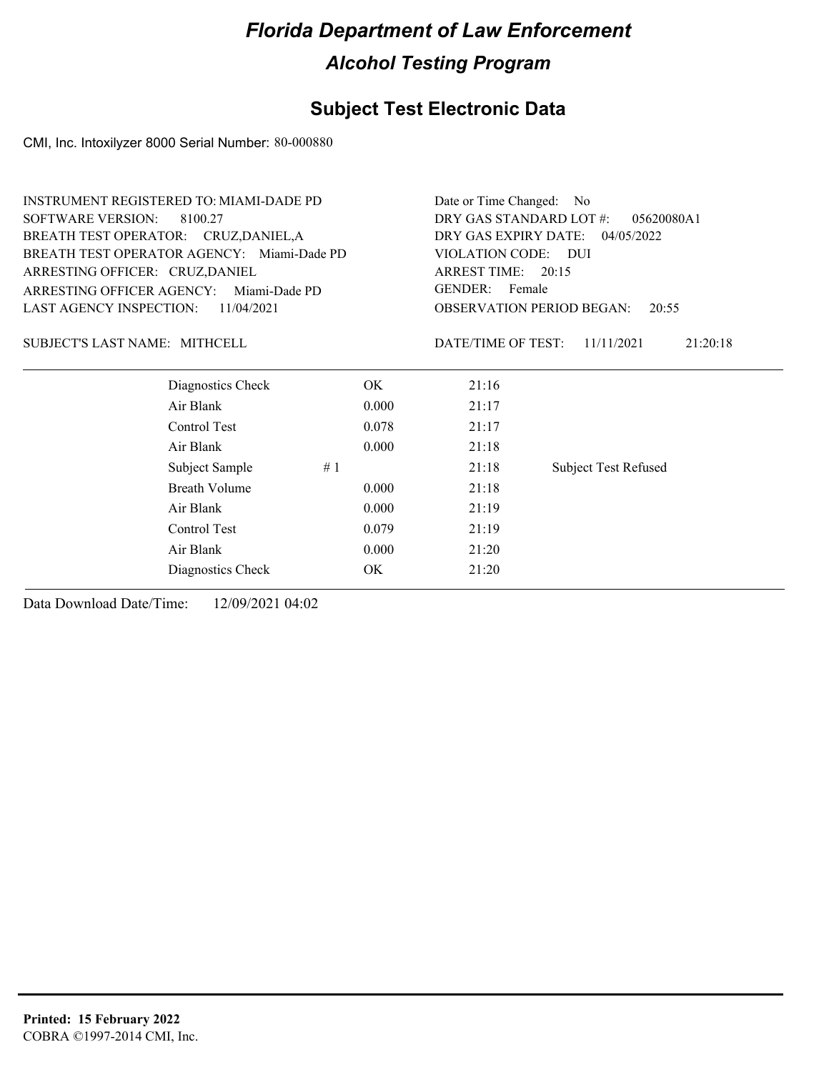# Florida Department of Law Enforcement

## Alcohol Testing Program

## Subject Test Electronic Data

CMI, Inc. Intoxilyzer 8000 Serial Number: 80-000880

INSTRUMENT REGISTERED TO: MIAMI-DADE PD
SOFTWARE VERSION: 8100.27
BREATH TEST OPERATOR: CRUZ,DANIEL,A
BREATH TEST OPERATOR AGENCY: Miami-Dade PD
ARRESTING OFFICER: CRUZ,DANIEL
ARRESTING OFFICER AGENCY: Miami-Dade PD
LAST AGENCY INSPECTION: 11/04/2021

Date or Time Changed: No
DRY GAS STANDARD LOT #: 05620080A1
DRY GAS EXPIRY DATE: 04/05/2022
VIOLATION CODE: DUI
ARREST TIME: 20:15
GENDER: Female
OBSERVATION PERIOD BEGAN: 20:55

SUBJECT'S LAST NAME: MITHCELL

DATE/TIME OF TEST: 11/11/2021 21:20:18

| | | | | |
|---|---|---|---|---|
| Diagnostics Check | | OK | 21:16 | |
| Air Blank | | 0.000 | 21:17 | |
| Control Test | | 0.078 | 21:17 | |
| Air Blank | | 0.000 | 21:18 | |
| Subject Sample | # 1 | | 21:18 | Subject Test Refused |
| Breath Volume | | 0.000 | 21:18 | |
| Air Blank | | 0.000 | 21:19 | |
| Control Test | | 0.079 | 21:19 | |
| Air Blank | | 0.000 | 21:20 | |
| Diagnostics Check | | OK | 21:20 | |

Data Download Date/Time: 12/09/2021 04:02

**Printed: 15 February 2022**
COBRA ©1997-2014 CMI, Inc.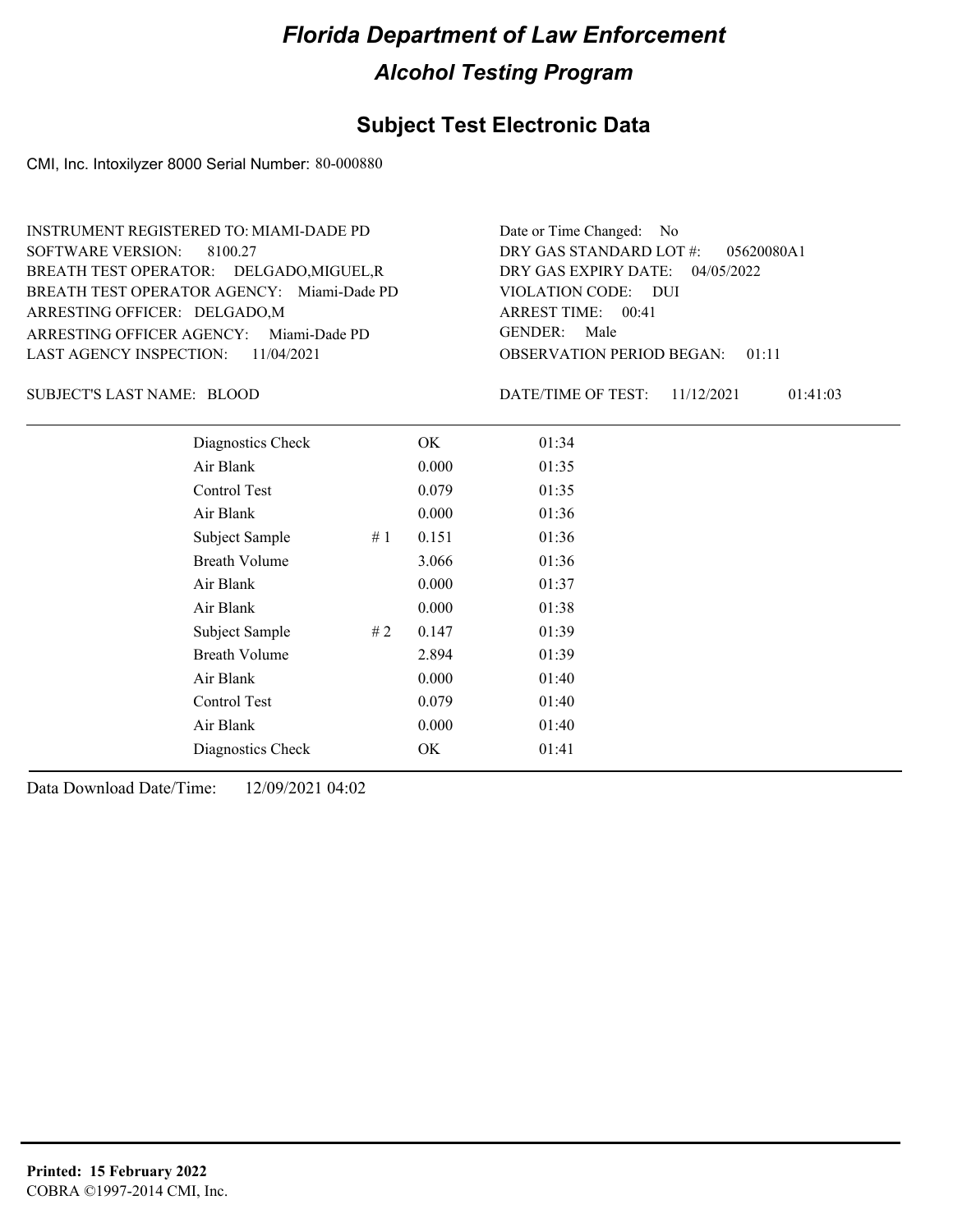# Florida Department of Law Enforcement

## Alcohol Testing Program

### Subject Test Electronic Data

CMI, Inc. Intoxilyzer 8000 Serial Number: 80-000880

INSTRUMENT REGISTERED TO: MIAMI-DADE PD
SOFTWARE VERSION: 8100.27
BREATH TEST OPERATOR: DELGADO,MIGUEL,R
BREATH TEST OPERATOR AGENCY: Miami-Dade PD
ARRESTING OFFICER: DELGADO,M
ARRESTING OFFICER AGENCY: Miami-Dade PD
LAST AGENCY INSPECTION: 11/04/2021

Date or Time Changed: No
DRY GAS STANDARD LOT #: 05620080A1
DRY GAS EXPIRY DATE: 04/05/2022
VIOLATION CODE: DUI
ARREST TIME: 00:41
GENDER: Male
OBSERVATION PERIOD BEGAN: 01:11

SUBJECT'S LAST NAME: BLOOD

DATE/TIME OF TEST: 11/12/2021 01:41:03

| | | | |
|---|---|---|---|
| Diagnostics Check | | OK | 01:34 |
| Air Blank | | 0.000 | 01:35 |
| Control Test | | 0.079 | 01:35 |
| Air Blank | | 0.000 | 01:36 |
| Subject Sample | # 1 | 0.151 | 01:36 |
| Breath Volume | | 3.066 | 01:36 |
| Air Blank | | 0.000 | 01:37 |
| Air Blank | | 0.000 | 01:38 |
| Subject Sample | # 2 | 0.147 | 01:39 |
| Breath Volume | | 2.894 | 01:39 |
| Air Blank | | 0.000 | 01:40 |
| Control Test | | 0.079 | 01:40 |
| Air Blank | | 0.000 | 01:40 |
| Diagnostics Check | | OK | 01:41 |

Data Download Date/Time: 12/09/2021 04:02

**Printed: 15 February 2022**
COBRA ©1997-2014 CMI, Inc.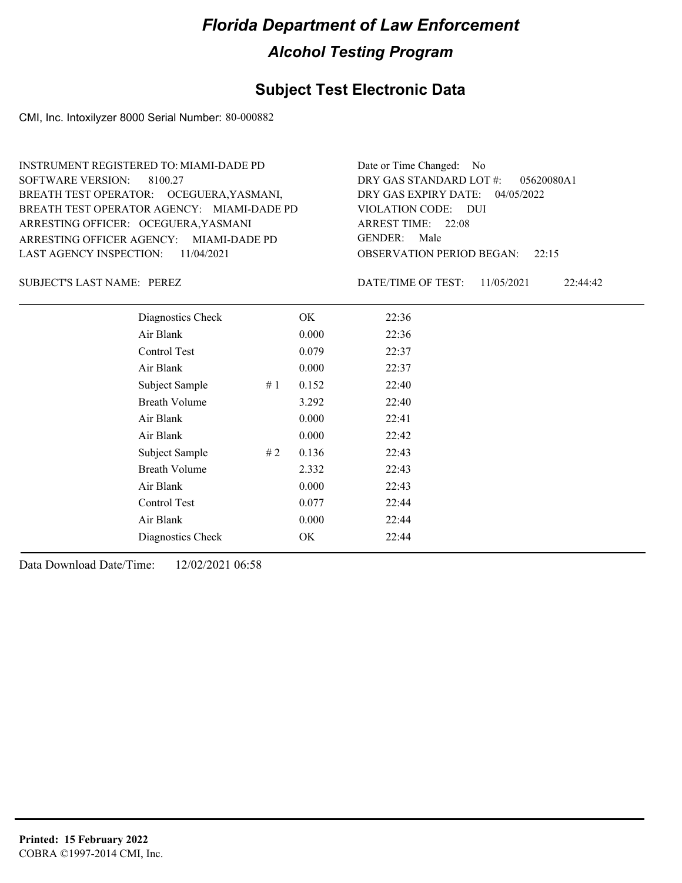# Florida Department of Law Enforcement

## Alcohol Testing Program

### Subject Test Electronic Data

CMI, Inc. Intoxilyzer 8000 Serial Number: 80-000882

INSTRUMENT REGISTERED TO: MIAMI-DADE PD
SOFTWARE VERSION: 8100.27
BREATH TEST OPERATOR: OCEGUERA,YASMANI,
BREATH TEST OPERATOR AGENCY: MIAMI-DADE PD
ARRESTING OFFICER: OCEGUERA,YASMANI
ARRESTING OFFICER AGENCY: MIAMI-DADE PD
LAST AGENCY INSPECTION: 11/04/2021

Date or Time Changed: No
DRY GAS STANDARD LOT #: 05620080A1
DRY GAS EXPIRY DATE: 04/05/2022
VIOLATION CODE: DUI
ARREST TIME: 22:08
GENDER: Male
OBSERVATION PERIOD BEGAN: 22:15

SUBJECT'S LAST NAME: PEREZ

DATE/TIME OF TEST: 11/05/2021 22:44:42

| | | | |
|---|---|---|---|
| Diagnostics Check | | OK | 22:36 |
| Air Blank | | 0.000 | 22:36 |
| Control Test | | 0.079 | 22:37 |
| Air Blank | | 0.000 | 22:37 |
| Subject Sample | # 1 | 0.152 | 22:40 |
| Breath Volume | | 3.292 | 22:40 |
| Air Blank | | 0.000 | 22:41 |
| Air Blank | | 0.000 | 22:42 |
| Subject Sample | # 2 | 0.136 | 22:43 |
| Breath Volume | | 2.332 | 22:43 |
| Air Blank | | 0.000 | 22:43 |
| Control Test | | 0.077 | 22:44 |
| Air Blank | | 0.000 | 22:44 |
| Diagnostics Check | | OK | 22:44 |

Data Download Date/Time: 12/02/2021 06:58

**Printed: 15 February 2022**
COBRA ©1997-2014 CMI, Inc.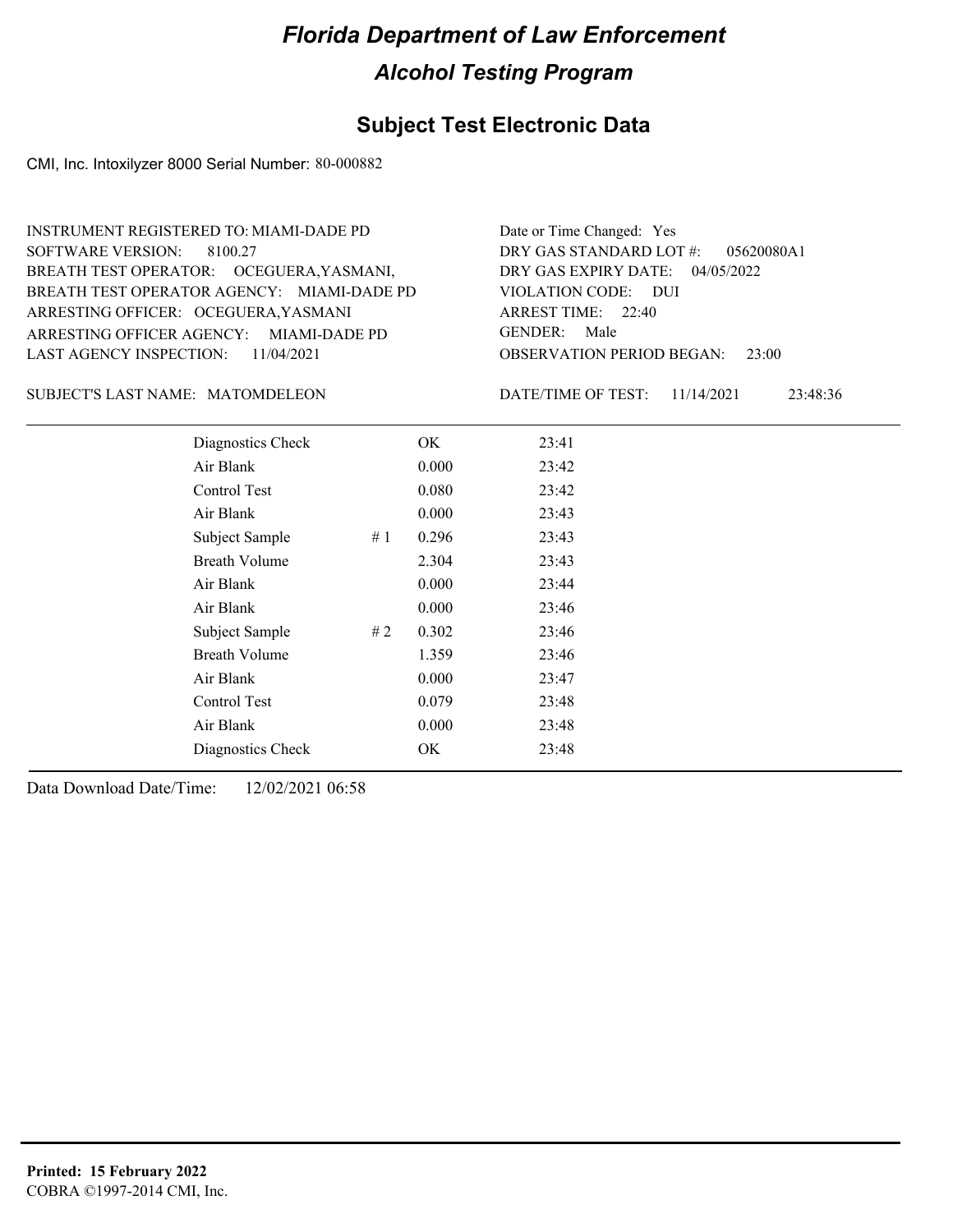# Florida Department of Law Enforcement

## Alcohol Testing Program

### Subject Test Electronic Data

CMI, Inc. Intoxilyzer 8000 Serial Number: 80-000882

INSTRUMENT REGISTERED TO: MIAMI-DADE PD
SOFTWARE VERSION: 8100.27
BREATH TEST OPERATOR: OCEGUERA,YASMANI,
BREATH TEST OPERATOR AGENCY: MIAMI-DADE PD
ARRESTING OFFICER: OCEGUERA,YASMANI
ARRESTING OFFICER AGENCY: MIAMI-DADE PD
LAST AGENCY INSPECTION: 11/04/2021

Date or Time Changed: Yes
DRY GAS STANDARD LOT #: 05620080A1
DRY GAS EXPIRY DATE: 04/05/2022
VIOLATION CODE: DUI
ARREST TIME: 22:40
GENDER: Male
OBSERVATION PERIOD BEGAN: 23:00

SUBJECT'S LAST NAME: MATOMDELEON

DATE/TIME OF TEST: 11/14/2021 23:48:36

| | | | |
|---|---|---|---|
| Diagnostics Check | | OK | 23:41 |
| Air Blank | | 0.000 | 23:42 |
| Control Test | | 0.080 | 23:42 |
| Air Blank | | 0.000 | 23:43 |
| Subject Sample | # 1 | 0.296 | 23:43 |
| Breath Volume | | 2.304 | 23:43 |
| Air Blank | | 0.000 | 23:44 |
| Air Blank | | 0.000 | 23:46 |
| Subject Sample | # 2 | 0.302 | 23:46 |
| Breath Volume | | 1.359 | 23:46 |
| Air Blank | | 0.000 | 23:47 |
| Control Test | | 0.079 | 23:48 |
| Air Blank | | 0.000 | 23:48 |
| Diagnostics Check | | OK | 23:48 |

Data Download Date/Time: 12/02/2021 06:58

**Printed: 15 February 2022**
COBRA ©1997-2014 CMI, Inc.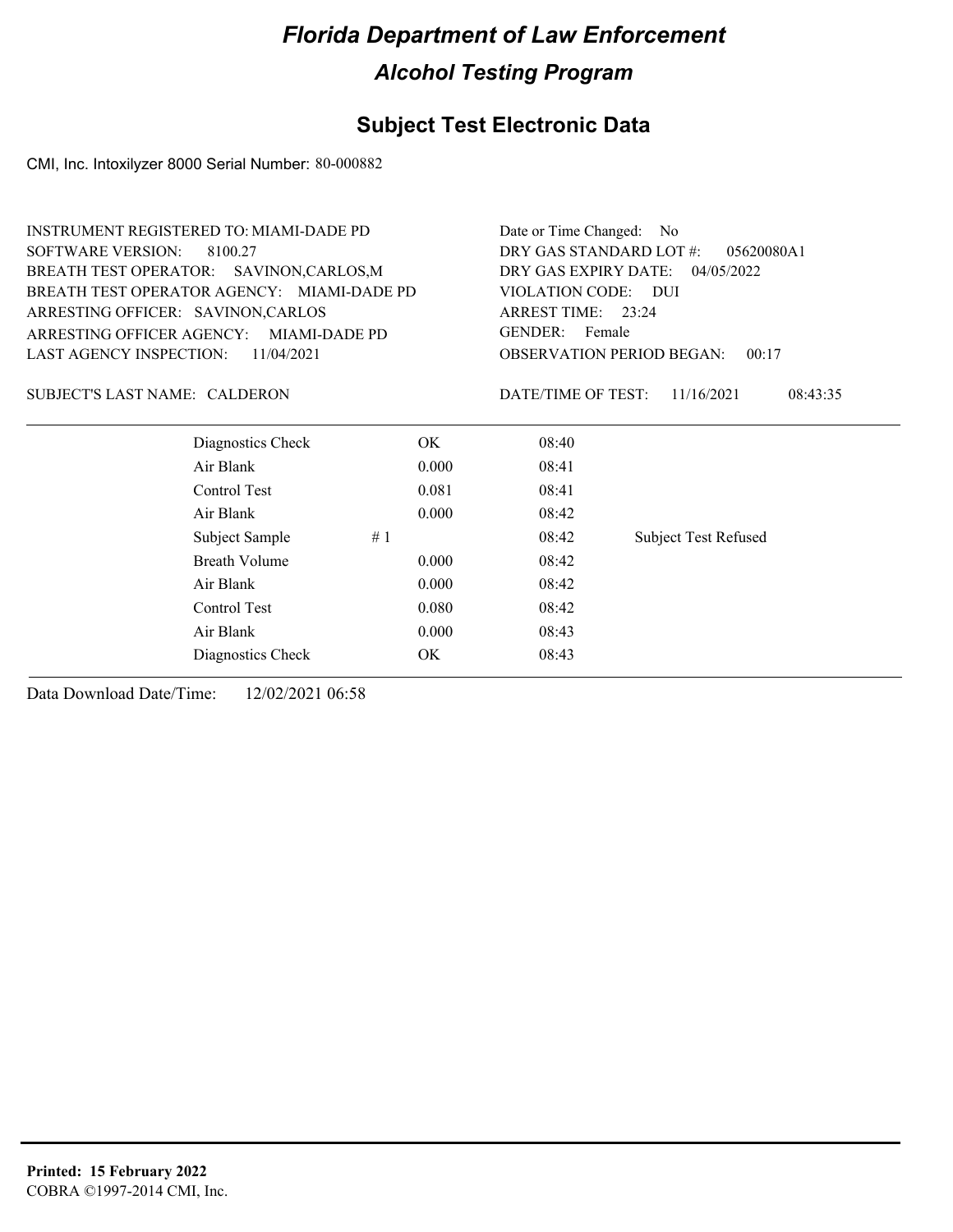# Florida Department of Law Enforcement

## Alcohol Testing Program

### Subject Test Electronic Data

CMI, Inc. Intoxilyzer 8000 Serial Number: 80-000882

INSTRUMENT REGISTERED TO: MIAMI-DADE PD
SOFTWARE VERSION: 8100.27
BREATH TEST OPERATOR: SAVINON,CARLOS,M
BREATH TEST OPERATOR AGENCY: MIAMI-DADE PD
ARRESTING OFFICER: SAVINON,CARLOS
ARRESTING OFFICER AGENCY: MIAMI-DADE PD
LAST AGENCY INSPECTION: 11/04/2021

Date or Time Changed: No
DRY GAS STANDARD LOT #: 05620080A1
DRY GAS EXPIRY DATE: 04/05/2022
VIOLATION CODE: DUI
ARREST TIME: 23:24
GENDER: Female
OBSERVATION PERIOD BEGAN: 00:17

SUBJECT'S LAST NAME: CALDERON

DATE/TIME OF TEST: 11/16/2021 08:43:35

| | | | | |
|---|---|---|---|---|
| Diagnostics Check | | OK | 08:40 | |
| Air Blank | | 0.000 | 08:41 | |
| Control Test | | 0.081 | 08:41 | |
| Air Blank | | 0.000 | 08:42 | |
| Subject Sample | # 1 | | 08:42 | Subject Test Refused |
| Breath Volume | | 0.000 | 08:42 | |
| Air Blank | | 0.000 | 08:42 | |
| Control Test | | 0.080 | 08:42 | |
| Air Blank | | 0.000 | 08:43 | |
| Diagnostics Check | | OK | 08:43 | |

Data Download Date/Time: 12/02/2021 06:58

**Printed: 15 February 2022**
COBRA ©1997-2014 CMI, Inc.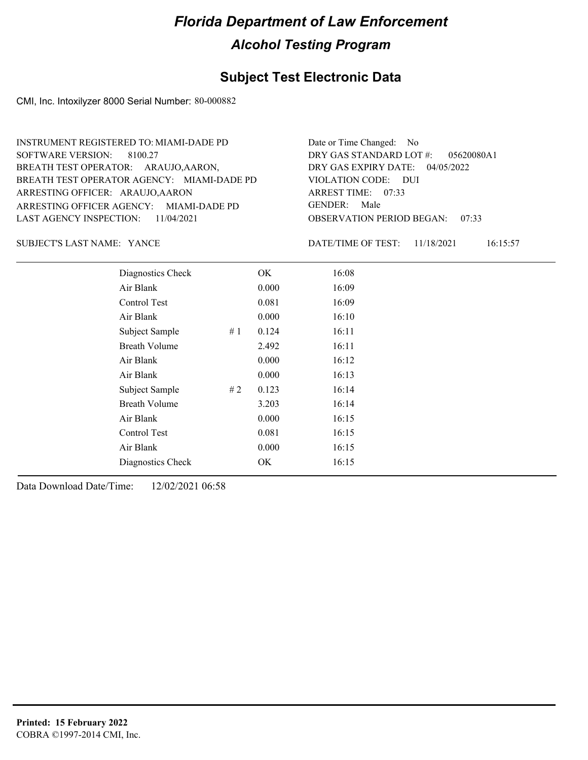# Florida Department of Law Enforcement

## Alcohol Testing Program

### Subject Test Electronic Data

CMI, Inc. Intoxilyzer 8000 Serial Number: 80-000882

INSTRUMENT REGISTERED TO: MIAMI-DADE PD
SOFTWARE VERSION: 8100.27
BREATH TEST OPERATOR: ARAUJO,AARON,
BREATH TEST OPERATOR AGENCY: MIAMI-DADE PD
ARRESTING OFFICER: ARAUJO,AARON
ARRESTING OFFICER AGENCY: MIAMI-DADE PD
LAST AGENCY INSPECTION: 11/04/2021

Date or Time Changed: No
DRY GAS STANDARD LOT #: 05620080A1
DRY GAS EXPIRY DATE: 04/05/2022
VIOLATION CODE: DUI
ARREST TIME: 07:33
GENDER: Male
OBSERVATION PERIOD BEGAN: 07:33

SUBJECT'S LAST NAME: YANCE

DATE/TIME OF TEST: 11/18/2021 16:15:57

| Test | # | Result | Time |
|---|---|---|---|
| Diagnostics Check | | OK | 16:08 |
| Air Blank | | 0.000 | 16:09 |
| Control Test | | 0.081 | 16:09 |
| Air Blank | | 0.000 | 16:10 |
| Subject Sample | # 1 | 0.124 | 16:11 |
| Breath Volume | | 2.492 | 16:11 |
| Air Blank | | 0.000 | 16:12 |
| Air Blank | | 0.000 | 16:13 |
| Subject Sample | # 2 | 0.123 | 16:14 |
| Breath Volume | | 3.203 | 16:14 |
| Air Blank | | 0.000 | 16:15 |
| Control Test | | 0.081 | 16:15 |
| Air Blank | | 0.000 | 16:15 |
| Diagnostics Check | | OK | 16:15 |

Data Download Date/Time: 12/02/2021 06:58

**Printed: 15 February 2022**
COBRA ©1997-2014 CMI, Inc.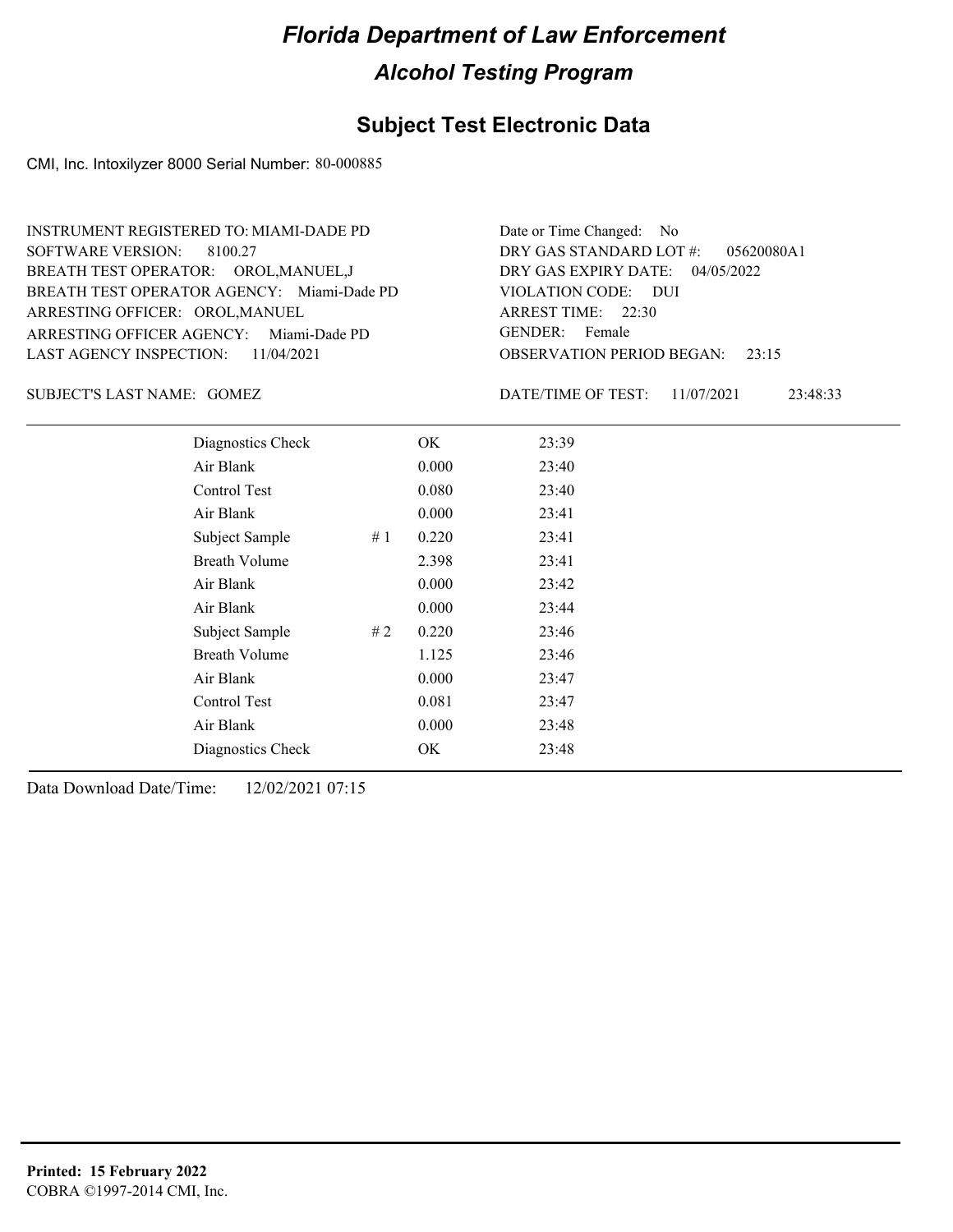# Florida Department of Law Enforcement

## Alcohol Testing Program

### Subject Test Electronic Data

CMI, Inc. Intoxilyzer 8000 Serial Number: 80-000885

INSTRUMENT REGISTERED TO: MIAMI-DADE PD
SOFTWARE VERSION: 8100.27
BREATH TEST OPERATOR: OROL,MANUEL,J
BREATH TEST OPERATOR AGENCY: Miami-Dade PD
ARRESTING OFFICER: OROL,MANUEL
ARRESTING OFFICER AGENCY: Miami-Dade PD
LAST AGENCY INSPECTION: 11/04/2021

Date or Time Changed: No
DRY GAS STANDARD LOT #: 05620080A1
DRY GAS EXPIRY DATE: 04/05/2022
VIOLATION CODE: DUI
ARREST TIME: 22:30
GENDER: Female
OBSERVATION PERIOD BEGAN: 23:15

SUBJECT'S LAST NAME: GOMEZ

DATE/TIME OF TEST: 11/07/2021 23:48:33

| | | | |
|---|---|---|---|
| Diagnostics Check | | OK | 23:39 |
| Air Blank | | 0.000 | 23:40 |
| Control Test | | 0.080 | 23:40 |
| Air Blank | | 0.000 | 23:41 |
| Subject Sample | # 1 | 0.220 | 23:41 |
| Breath Volume | | 2.398 | 23:41 |
| Air Blank | | 0.000 | 23:42 |
| Air Blank | | 0.000 | 23:44 |
| Subject Sample | # 2 | 0.220 | 23:46 |
| Breath Volume | | 1.125 | 23:46 |
| Air Blank | | 0.000 | 23:47 |
| Control Test | | 0.081 | 23:47 |
| Air Blank | | 0.000 | 23:48 |
| Diagnostics Check | | OK | 23:48 |

Data Download Date/Time: 12/02/2021 07:15

**Printed: 15 February 2022**
COBRA ©1997-2014 CMI, Inc.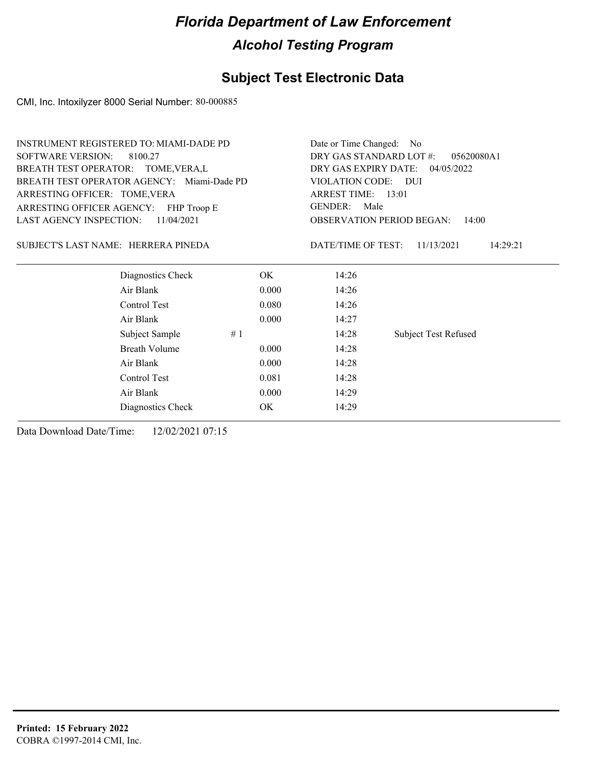# Florida Department of Law Enforcement

## Alcohol Testing Program

### Subject Test Electronic Data

CMI, Inc. Intoxilyzer 8000 Serial Number: 80-000885

INSTRUMENT REGISTERED TO: MIAMI-DADE PD
SOFTWARE VERSION: 8100.27
BREATH TEST OPERATOR: TOME,VERA,L
BREATH TEST OPERATOR AGENCY: Miami-Dade PD
ARRESTING OFFICER: TOME,VERA
ARRESTING OFFICER AGENCY: FHP Troop E
LAST AGENCY INSPECTION: 11/04/2021

Date or Time Changed: No
DRY GAS STANDARD LOT #: 05620080A1
DRY GAS EXPIRY DATE: 04/05/2022
VIOLATION CODE: DUI
ARREST TIME: 13:01
GENDER: Male
OBSERVATION PERIOD BEGAN: 14:00

SUBJECT'S LAST NAME: HERRERA PINEDA

DATE/TIME OF TEST: 11/13/2021 14:29:21

| | | | | |
|---|---|---|---|---|
| Diagnostics Check | | OK | 14:26 | |
| Air Blank | | 0.000 | 14:26 | |
| Control Test | | 0.080 | 14:26 | |
| Air Blank | | 0.000 | 14:27 | |
| Subject Sample | # 1 | | 14:28 | Subject Test Refused |
| Breath Volume | | 0.000 | 14:28 | |
| Air Blank | | 0.000 | 14:28 | |
| Control Test | | 0.081 | 14:28 | |
| Air Blank | | 0.000 | 14:29 | |
| Diagnostics Check | | OK | 14:29 | |

Data Download Date/Time: 12/02/2021 07:15

**Printed: 15 February 2022**
COBRA ©1997-2014 CMI, Inc.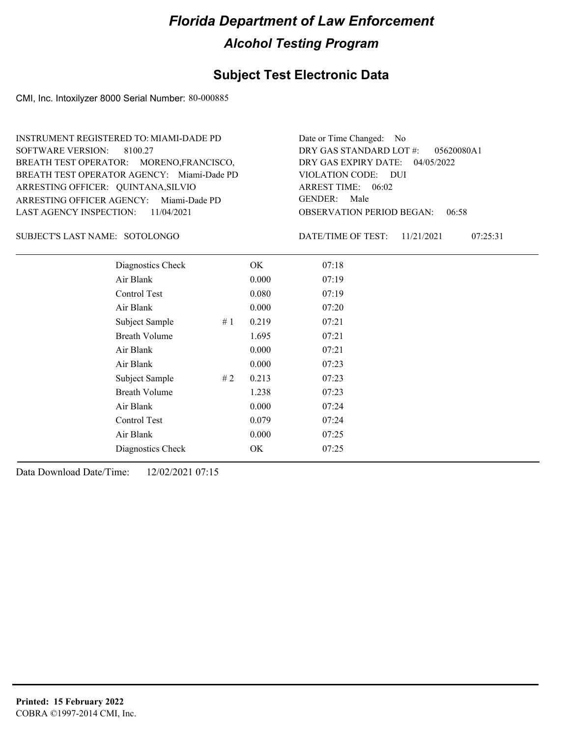# Florida Department of Law Enforcement

## Alcohol Testing Program

## Subject Test Electronic Data

CMI, Inc. Intoxilyzer 8000 Serial Number: 80-000885

INSTRUMENT REGISTERED TO: MIAMI-DADE PD
SOFTWARE VERSION: 8100.27
BREATH TEST OPERATOR: MORENO,FRANCISCO,
BREATH TEST OPERATOR AGENCY: Miami-Dade PD
ARRESTING OFFICER: QUINTANA,SILVIO
ARRESTING OFFICER AGENCY: Miami-Dade PD
LAST AGENCY INSPECTION: 11/04/2021

Date or Time Changed: No
DRY GAS STANDARD LOT #: 05620080A1
DRY GAS EXPIRY DATE: 04/05/2022
VIOLATION CODE: DUI
ARREST TIME: 06:02
GENDER: Male
OBSERVATION PERIOD BEGAN: 06:58

SUBJECT'S LAST NAME: SOTOLONGO

DATE/TIME OF TEST: 11/21/2021 07:25:31

| Test | # | Result | Time |
|---|---|---|---|
| Diagnostics Check | | OK | 07:18 |
| Air Blank | | 0.000 | 07:19 |
| Control Test | | 0.080 | 07:19 |
| Air Blank | | 0.000 | 07:20 |
| Subject Sample | # 1 | 0.219 | 07:21 |
| Breath Volume | | 1.695 | 07:21 |
| Air Blank | | 0.000 | 07:21 |
| Air Blank | | 0.000 | 07:23 |
| Subject Sample | # 2 | 0.213 | 07:23 |
| Breath Volume | | 1.238 | 07:23 |
| Air Blank | | 0.000 | 07:24 |
| Control Test | | 0.079 | 07:24 |
| Air Blank | | 0.000 | 07:25 |
| Diagnostics Check | | OK | 07:25 |

Data Download Date/Time: 12/02/2021 07:15

**Printed: 15 February 2022**
COBRA ©1997-2014 CMI, Inc.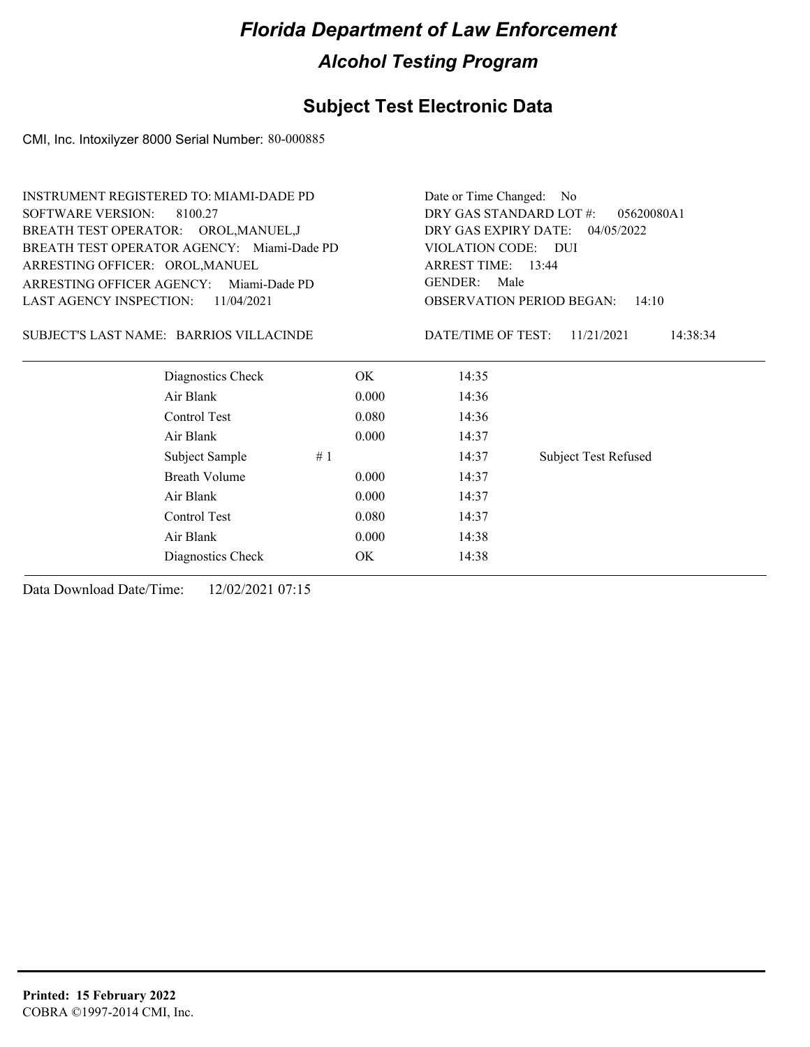# Florida Department of Law Enforcement

## Alcohol Testing Program

### Subject Test Electronic Data

CMI, Inc. Intoxilyzer 8000 Serial Number: 80-000885

INSTRUMENT REGISTERED TO: MIAMI-DADE PD
SOFTWARE VERSION: 8100.27
BREATH TEST OPERATOR: OROL,MANUEL,J
BREATH TEST OPERATOR AGENCY: Miami-Dade PD
ARRESTING OFFICER: OROL,MANUEL
ARRESTING OFFICER AGENCY: Miami-Dade PD
LAST AGENCY INSPECTION: 11/04/2021

Date or Time Changed: No
DRY GAS STANDARD LOT #: 05620080A1
DRY GAS EXPIRY DATE: 04/05/2022
VIOLATION CODE: DUI
ARREST TIME: 13:44
GENDER: Male
OBSERVATION PERIOD BEGAN: 14:10

SUBJECT'S LAST NAME: BARRIOS VILLACINDE

DATE/TIME OF TEST: 11/21/2021 14:38:34

| | | | | |
|---|---|---|---|---|
| Diagnostics Check | | OK | 14:35 | |
| Air Blank | | 0.000 | 14:36 | |
| Control Test | | 0.080 | 14:36 | |
| Air Blank | | 0.000 | 14:37 | |
| Subject Sample | # 1 | | 14:37 | Subject Test Refused |
| Breath Volume | | 0.000 | 14:37 | |
| Air Blank | | 0.000 | 14:37 | |
| Control Test | | 0.080 | 14:37 | |
| Air Blank | | 0.000 | 14:38 | |
| Diagnostics Check | | OK | 14:38 | |

Data Download Date/Time: 12/02/2021 07:15

**Printed: 15 February 2022**
COBRA ©1997-2014 CMI, Inc.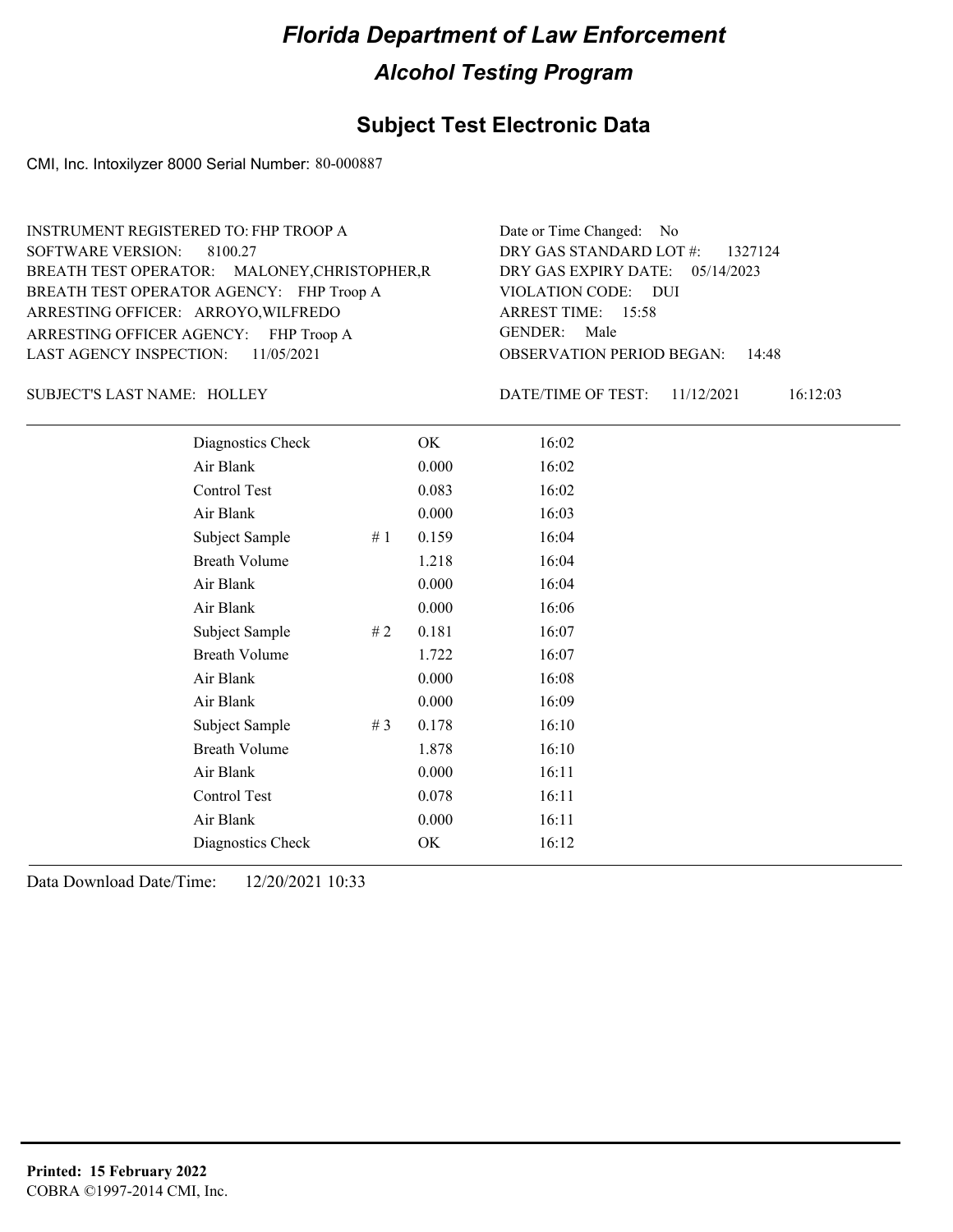# Florida Department of Law Enforcement

## Alcohol Testing Program

### Subject Test Electronic Data

CMI, Inc. Intoxilyzer 8000 Serial Number: 80-000887

INSTRUMENT REGISTERED TO: FHP TROOP A
SOFTWARE VERSION: 8100.27
BREATH TEST OPERATOR: MALONEY,CHRISTOPHER,R
BREATH TEST OPERATOR AGENCY: FHP Troop A
ARRESTING OFFICER: ARROYO,WILFREDO
ARRESTING OFFICER AGENCY: FHP Troop A
LAST AGENCY INSPECTION: 11/05/2021

Date or Time Changed: No
DRY GAS STANDARD LOT #: 1327124
DRY GAS EXPIRY DATE: 05/14/2023
VIOLATION CODE: DUI
ARREST TIME: 15:58
GENDER: Male
OBSERVATION PERIOD BEGAN: 14:48

SUBJECT'S LAST NAME: HOLLEY

DATE/TIME OF TEST: 11/12/2021 16:12:03

| | | | |
|---|---|---|---|
| Diagnostics Check | | OK | 16:02 |
| Air Blank | | 0.000 | 16:02 |
| Control Test | | 0.083 | 16:02 |
| Air Blank | | 0.000 | 16:03 |
| Subject Sample | # 1 | 0.159 | 16:04 |
| Breath Volume | | 1.218 | 16:04 |
| Air Blank | | 0.000 | 16:04 |
| Air Blank | | 0.000 | 16:06 |
| Subject Sample | # 2 | 0.181 | 16:07 |
| Breath Volume | | 1.722 | 16:07 |
| Air Blank | | 0.000 | 16:08 |
| Air Blank | | 0.000 | 16:09 |
| Subject Sample | # 3 | 0.178 | 16:10 |
| Breath Volume | | 1.878 | 16:10 |
| Air Blank | | 0.000 | 16:11 |
| Control Test | | 0.078 | 16:11 |
| Air Blank | | 0.000 | 16:11 |
| Diagnostics Check | | OK | 16:12 |

Data Download Date/Time: 12/20/2021 10:33

**Printed: 15 February 2022**
COBRA ©1997-2014 CMI, Inc.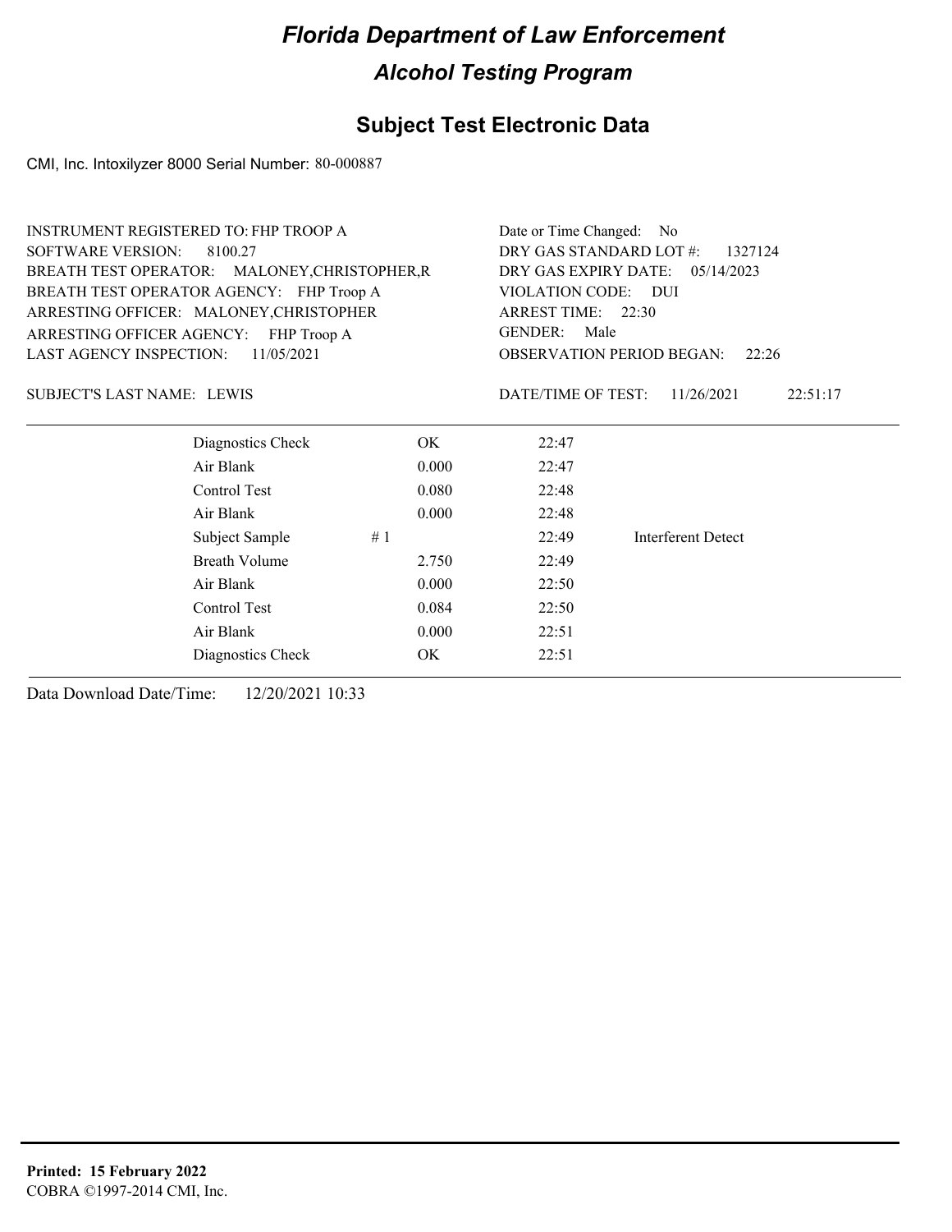# *Florida Department of Law Enforcement*

## *Alcohol Testing Program*

## Subject Test Electronic Data

CMI, Inc. Intoxilyzer 8000 Serial Number: 80-000887

INSTRUMENT REGISTERED TO: FHP TROOP A
SOFTWARE VERSION: 8100.27
BREATH TEST OPERATOR: MALONEY,CHRISTOPHER,R
BREATH TEST OPERATOR AGENCY: FHP Troop A
ARRESTING OFFICER: MALONEY,CHRISTOPHER
ARRESTING OFFICER AGENCY: FHP Troop A
LAST AGENCY INSPECTION: 11/05/2021

Date or Time Changed: No
DRY GAS STANDARD LOT #: 1327124
DRY GAS EXPIRY DATE: 05/14/2023
VIOLATION CODE: DUI
ARREST TIME: 22:30
GENDER: Male
OBSERVATION PERIOD BEGAN: 22:26

SUBJECT'S LAST NAME: LEWIS

DATE/TIME OF TEST: 11/26/2021 22:51:17

| | | | |
|---|---|---|---|
| Diagnostics Check | OK | 22:47 | |
| Air Blank | 0.000 | 22:47 | |
| Control Test | 0.080 | 22:48 | |
| Air Blank | 0.000 | 22:48 | |
| Subject Sample # 1 | | 22:49 | Interferent Detect |
| Breath Volume | 2.750 | 22:49 | |
| Air Blank | 0.000 | 22:50 | |
| Control Test | 0.084 | 22:50 | |
| Air Blank | 0.000 | 22:51 | |
| Diagnostics Check | OK | 22:51 | |

Data Download Date/Time: 12/20/2021 10:33

**Printed: 15 February 2022**
COBRA ©1997-2014 CMI, Inc.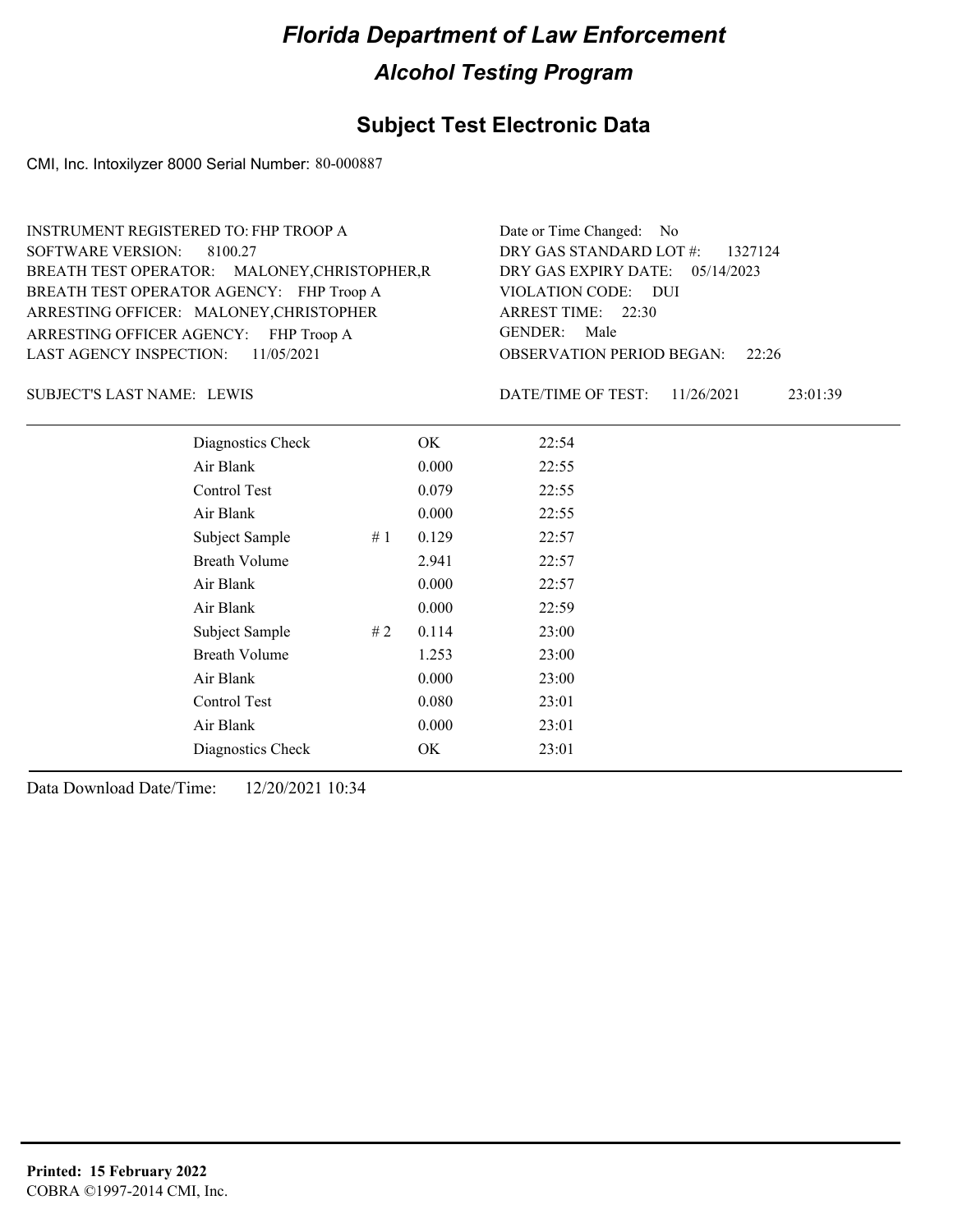# Florida Department of Law Enforcement

## Alcohol Testing Program

### Subject Test Electronic Data

CMI, Inc. Intoxilyzer 8000 Serial Number: 80-000887

INSTRUMENT REGISTERED TO: FHP TROOP A
SOFTWARE VERSION: 8100.27
BREATH TEST OPERATOR: MALONEY,CHRISTOPHER,R
BREATH TEST OPERATOR AGENCY: FHP Troop A
ARRESTING OFFICER: MALONEY,CHRISTOPHER
ARRESTING OFFICER AGENCY: FHP Troop A
LAST AGENCY INSPECTION: 11/05/2021

Date or Time Changed: No
DRY GAS STANDARD LOT #: 1327124
DRY GAS EXPIRY DATE: 05/14/2023
VIOLATION CODE: DUI
ARREST TIME: 22:30
GENDER: Male
OBSERVATION PERIOD BEGAN: 22:26

SUBJECT'S LAST NAME: LEWIS

DATE/TIME OF TEST: 11/26/2021 23:01:39

| | | | |
|---|---|---|---|
| Diagnostics Check | | OK | 22:54 |
| Air Blank | | 0.000 | 22:55 |
| Control Test | | 0.079 | 22:55 |
| Air Blank | | 0.000 | 22:55 |
| Subject Sample | # 1 | 0.129 | 22:57 |
| Breath Volume | | 2.941 | 22:57 |
| Air Blank | | 0.000 | 22:57 |
| Air Blank | | 0.000 | 22:59 |
| Subject Sample | # 2 | 0.114 | 23:00 |
| Breath Volume | | 1.253 | 23:00 |
| Air Blank | | 0.000 | 23:00 |
| Control Test | | 0.080 | 23:01 |
| Air Blank | | 0.000 | 23:01 |
| Diagnostics Check | | OK | 23:01 |

Data Download Date/Time: 12/20/2021 10:34

**Printed: 15 February 2022**
COBRA ©1997-2014 CMI, Inc.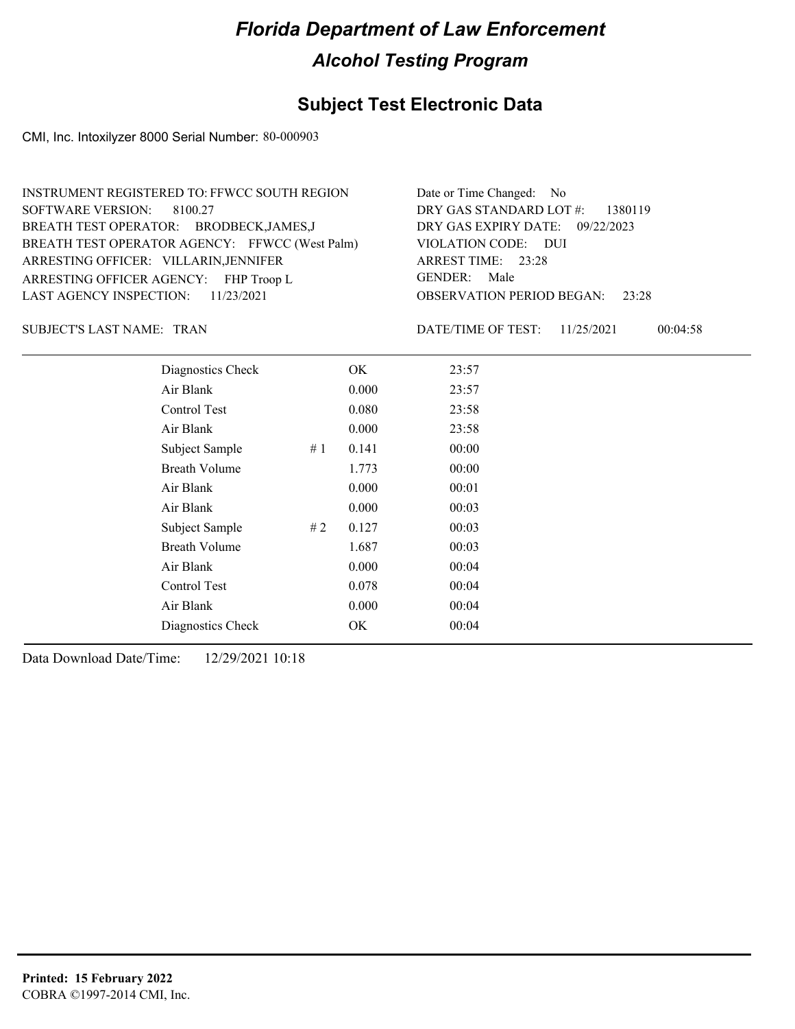# Florida Department of Law Enforcement

## Alcohol Testing Program

### Subject Test Electronic Data

CMI, Inc. Intoxilyzer 8000 Serial Number: 80-000903

INSTRUMENT REGISTERED TO: FFWCC SOUTH REGION
SOFTWARE VERSION: 8100.27
BREATH TEST OPERATOR: BRODBECK,JAMES,J
BREATH TEST OPERATOR AGENCY: FFWCC (West Palm)
ARRESTING OFFICER: VILLARIN,JENNIFER
ARRESTING OFFICER AGENCY: FHP Troop L
LAST AGENCY INSPECTION: 11/23/2021

Date or Time Changed: No
DRY GAS STANDARD LOT #: 1380119
DRY GAS EXPIRY DATE: 09/22/2023
VIOLATION CODE: DUI
ARREST TIME: 23:28
GENDER: Male
OBSERVATION PERIOD BEGAN: 23:28

SUBJECT'S LAST NAME: TRAN

DATE/TIME OF TEST: 11/25/2021 00:04:58

| | | | |
|---|---|---|---|
| Diagnostics Check | | OK | 23:57 |
| Air Blank | | 0.000 | 23:57 |
| Control Test | | 0.080 | 23:58 |
| Air Blank | | 0.000 | 23:58 |
| Subject Sample | # 1 | 0.141 | 00:00 |
| Breath Volume | | 1.773 | 00:00 |
| Air Blank | | 0.000 | 00:01 |
| Air Blank | | 0.000 | 00:03 |
| Subject Sample | # 2 | 0.127 | 00:03 |
| Breath Volume | | 1.687 | 00:03 |
| Air Blank | | 0.000 | 00:04 |
| Control Test | | 0.078 | 00:04 |
| Air Blank | | 0.000 | 00:04 |
| Diagnostics Check | | OK | 00:04 |

Data Download Date/Time: 12/29/2021 10:18

**Printed: 15 February 2022**
COBRA ©1997-2014 CMI, Inc.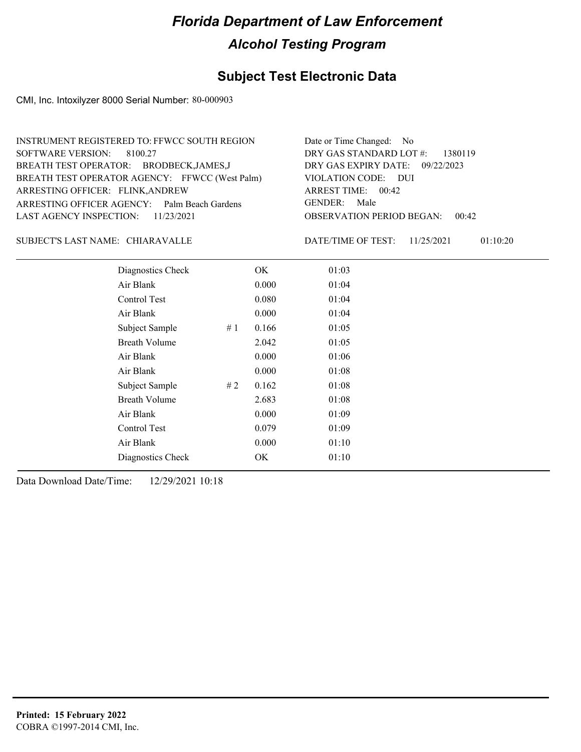# Florida Department of Law Enforcement

## Alcohol Testing Program

## Subject Test Electronic Data

CMI, Inc. Intoxilyzer 8000 Serial Number: 80-000903

INSTRUMENT REGISTERED TO: FFWCC SOUTH REGION
SOFTWARE VERSION: 8100.27
BREATH TEST OPERATOR: BRODBECK,JAMES,J
BREATH TEST OPERATOR AGENCY: FFWCC (West Palm)
ARRESTING OFFICER: FLINK,ANDREW
ARRESTING OFFICER AGENCY: Palm Beach Gardens
LAST AGENCY INSPECTION: 11/23/2021

Date or Time Changed: No
DRY GAS STANDARD LOT #: 1380119
DRY GAS EXPIRY DATE: 09/22/2023
VIOLATION CODE: DUI
ARREST TIME: 00:42
GENDER: Male
OBSERVATION PERIOD BEGAN: 00:42

SUBJECT'S LAST NAME: CHIARAVALLE

DATE/TIME OF TEST: 11/25/2021 01:10:20

| | | | |
|---|---|---|---|
| Diagnostics Check | | OK | 01:03 |
| Air Blank | | 0.000 | 01:04 |
| Control Test | | 0.080 | 01:04 |
| Air Blank | | 0.000 | 01:04 |
| Subject Sample | # 1 | 0.166 | 01:05 |
| Breath Volume | | 2.042 | 01:05 |
| Air Blank | | 0.000 | 01:06 |
| Air Blank | | 0.000 | 01:08 |
| Subject Sample | # 2 | 0.162 | 01:08 |
| Breath Volume | | 2.683 | 01:08 |
| Air Blank | | 0.000 | 01:09 |
| Control Test | | 0.079 | 01:09 |
| Air Blank | | 0.000 | 01:10 |
| Diagnostics Check | | OK | 01:10 |

Data Download Date/Time: 12/29/2021 10:18

**Printed: 15 February 2022**
COBRA ©1997-2014 CMI, Inc.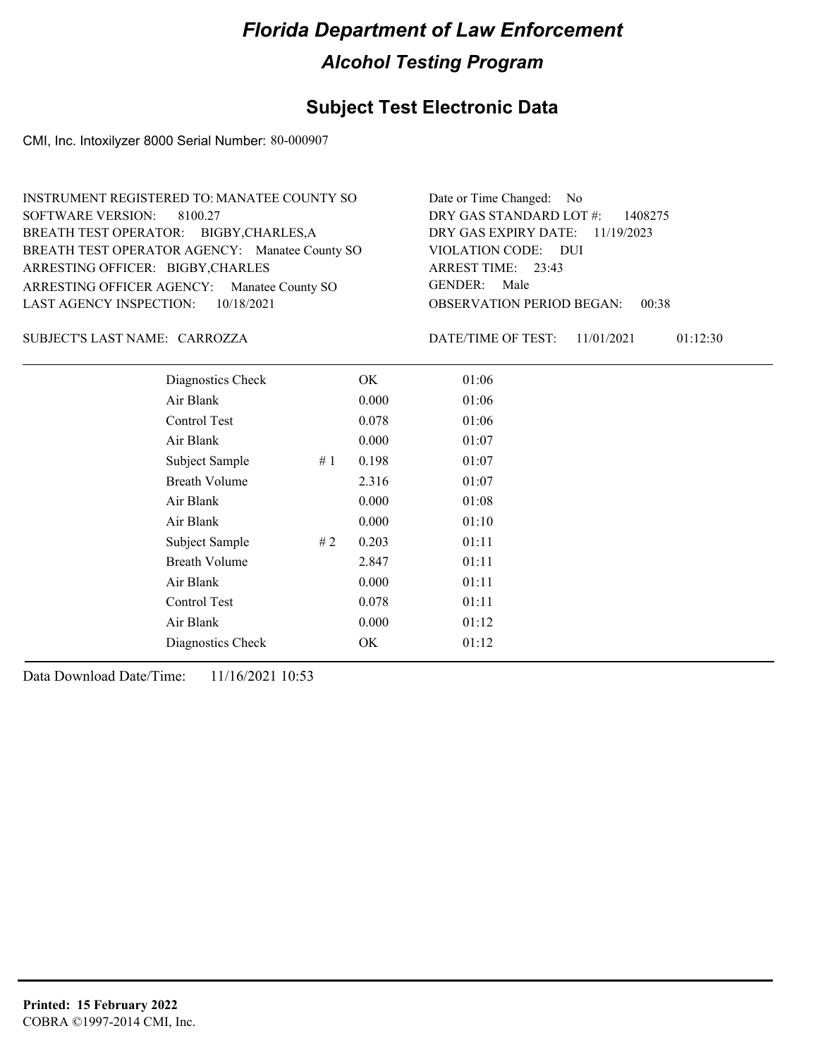# Florida Department of Law Enforcement

## Alcohol Testing Program

### Subject Test Electronic Data

CMI, Inc. Intoxilyzer 8000 Serial Number: 80-000907

INSTRUMENT REGISTERED TO: MANATEE COUNTY SO
SOFTWARE VERSION: 8100.27
BREATH TEST OPERATOR: BIGBY,CHARLES,A
BREATH TEST OPERATOR AGENCY: Manatee County SO
ARRESTING OFFICER: BIGBY,CHARLES
ARRESTING OFFICER AGENCY: Manatee County SO
LAST AGENCY INSPECTION: 10/18/2021

Date or Time Changed: No
DRY GAS STANDARD LOT #: 1408275
DRY GAS EXPIRY DATE: 11/19/2023
VIOLATION CODE: DUI
ARREST TIME: 23:43
GENDER: Male
OBSERVATION PERIOD BEGAN: 00:38

SUBJECT'S LAST NAME: CARROZZA

DATE/TIME OF TEST: 11/01/2021 01:12:30

| | | | |
|---|---|---|---|
| Diagnostics Check | | OK | 01:06 |
| Air Blank | | 0.000 | 01:06 |
| Control Test | | 0.078 | 01:06 |
| Air Blank | | 0.000 | 01:07 |
| Subject Sample | # 1 | 0.198 | 01:07 |
| Breath Volume | | 2.316 | 01:07 |
| Air Blank | | 0.000 | 01:08 |
| Air Blank | | 0.000 | 01:10 |
| Subject Sample | # 2 | 0.203 | 01:11 |
| Breath Volume | | 2.847 | 01:11 |
| Air Blank | | 0.000 | 01:11 |
| Control Test | | 0.078 | 01:11 |
| Air Blank | | 0.000 | 01:12 |
| Diagnostics Check | | OK | 01:12 |

Data Download Date/Time: 11/16/2021 10:53

**Printed: 15 February 2022**
COBRA ©1997-2014 CMI, Inc.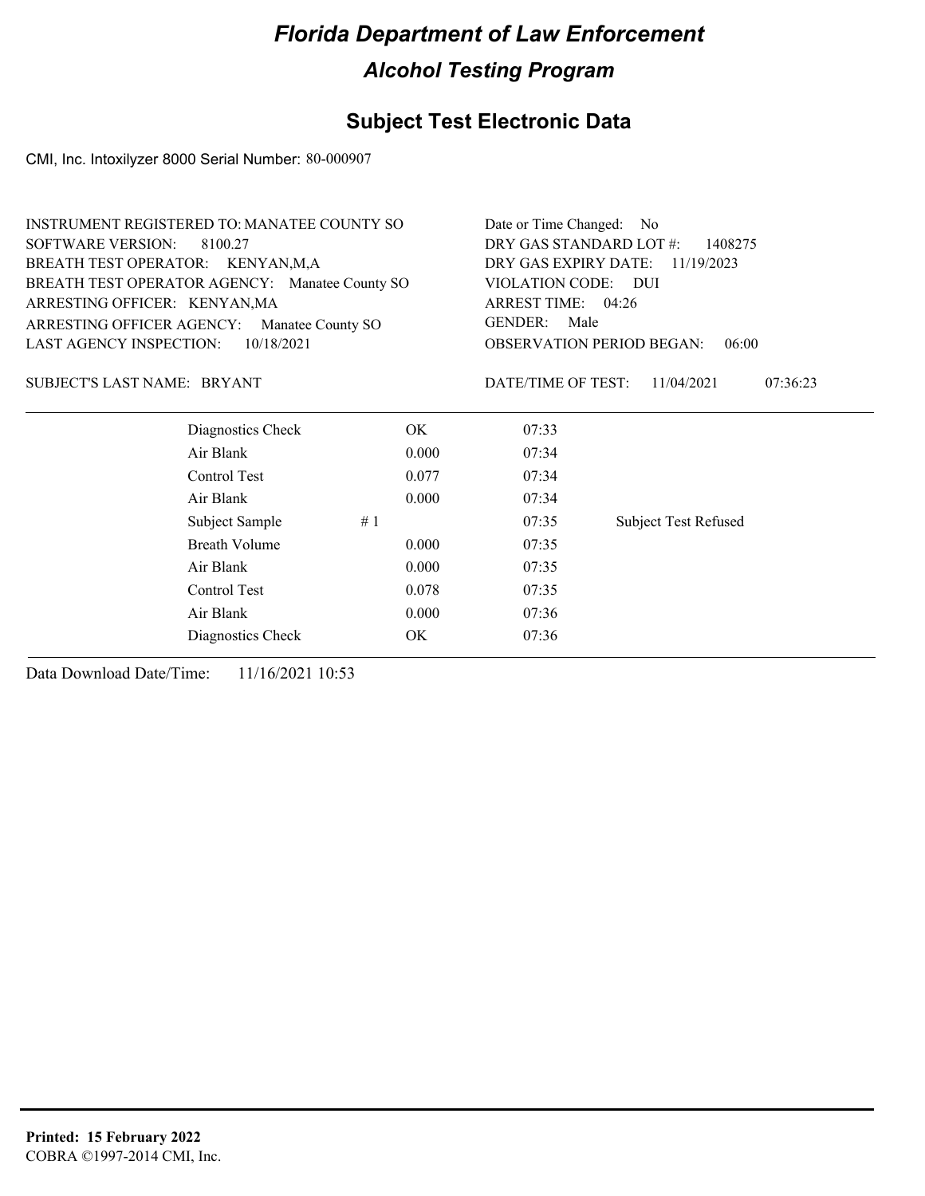# Florida Department of Law Enforcement

## Alcohol Testing Program

### Subject Test Electronic Data

CMI, Inc. Intoxilyzer 8000 Serial Number: 80-000907

INSTRUMENT REGISTERED TO: MANATEE COUNTY SO
SOFTWARE VERSION: 8100.27
BREATH TEST OPERATOR: KENYAN,M,A
BREATH TEST OPERATOR AGENCY: Manatee County SO
ARRESTING OFFICER: KENYAN,MA
ARRESTING OFFICER AGENCY: Manatee County SO
LAST AGENCY INSPECTION: 10/18/2021

Date or Time Changed: No
DRY GAS STANDARD LOT #: 1408275
DRY GAS EXPIRY DATE: 11/19/2023
VIOLATION CODE: DUI
ARREST TIME: 04:26
GENDER: Male
OBSERVATION PERIOD BEGAN: 06:00

SUBJECT'S LAST NAME: BRYANT

DATE/TIME OF TEST: 11/04/2021 07:36:23

| | | | |
|---|---|---|---|
| Diagnostics Check | OK | 07:33 | |
| Air Blank | 0.000 | 07:34 | |
| Control Test | 0.077 | 07:34 | |
| Air Blank | 0.000 | 07:34 | |
| Subject Sample # 1 | | 07:35 | Subject Test Refused |
| Breath Volume | 0.000 | 07:35 | |
| Air Blank | 0.000 | 07:35 | |
| Control Test | 0.078 | 07:35 | |
| Air Blank | 0.000 | 07:36 | |
| Diagnostics Check | OK | 07:36 | |

Data Download Date/Time: 11/16/2021 10:53

**Printed: 15 February 2022**
COBRA ©1997-2014 CMI, Inc.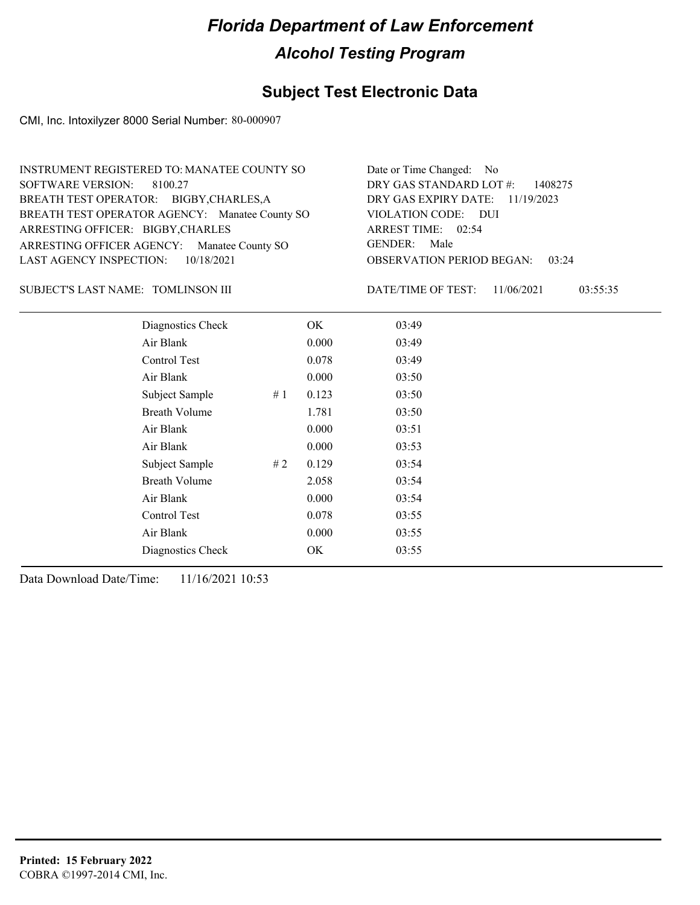# Florida Department of Law Enforcement

## Alcohol Testing Program

### Subject Test Electronic Data

CMI, Inc. Intoxilyzer 8000 Serial Number: 80-000907

INSTRUMENT REGISTERED TO: MANATEE COUNTY SO
SOFTWARE VERSION: 8100.27
BREATH TEST OPERATOR: BIGBY,CHARLES,A
BREATH TEST OPERATOR AGENCY: Manatee County SO
ARRESTING OFFICER: BIGBY,CHARLES
ARRESTING OFFICER AGENCY: Manatee County SO
LAST AGENCY INSPECTION: 10/18/2021

Date or Time Changed: No
DRY GAS STANDARD LOT #: 1408275
DRY GAS EXPIRY DATE: 11/19/2023
VIOLATION CODE: DUI
ARREST TIME: 02:54
GENDER: Male
OBSERVATION PERIOD BEGAN: 03:24

SUBJECT'S LAST NAME: TOMLINSON III

DATE/TIME OF TEST: 11/06/2021 03:55:35

| | | | |
|---|---|---|---|
| Diagnostics Check | | OK | 03:49 |
| Air Blank | | 0.000 | 03:49 |
| Control Test | | 0.078 | 03:49 |
| Air Blank | | 0.000 | 03:50 |
| Subject Sample | # 1 | 0.123 | 03:50 |
| Breath Volume | | 1.781 | 03:50 |
| Air Blank | | 0.000 | 03:51 |
| Air Blank | | 0.000 | 03:53 |
| Subject Sample | # 2 | 0.129 | 03:54 |
| Breath Volume | | 2.058 | 03:54 |
| Air Blank | | 0.000 | 03:54 |
| Control Test | | 0.078 | 03:55 |
| Air Blank | | 0.000 | 03:55 |
| Diagnostics Check | | OK | 03:55 |

Data Download Date/Time: 11/16/2021 10:53

**Printed: 15 February 2022**
COBRA ©1997-2014 CMI, Inc.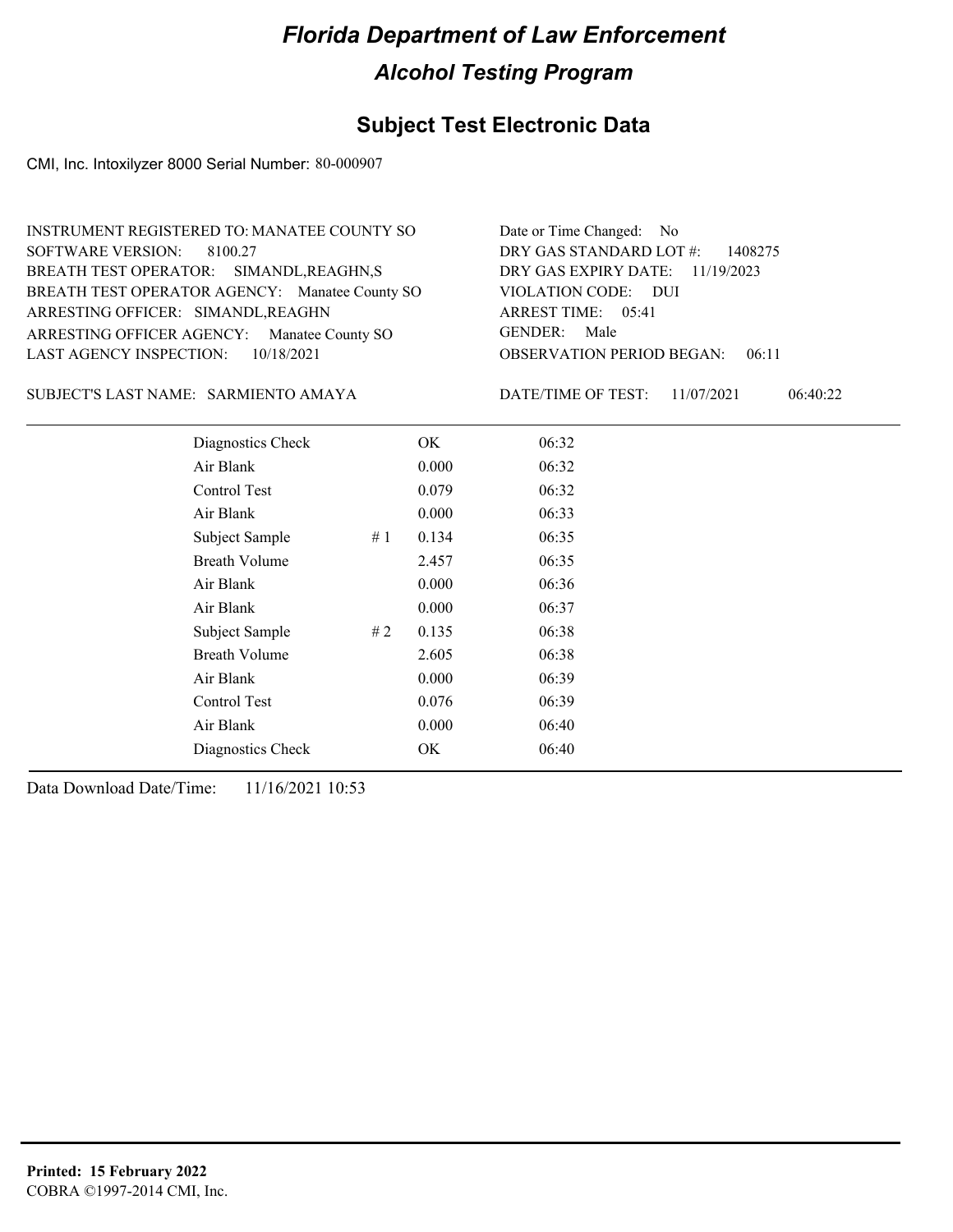# Florida Department of Law Enforcement

## Alcohol Testing Program

### Subject Test Electronic Data

CMI, Inc. Intoxilyzer 8000 Serial Number: 80-000907

INSTRUMENT REGISTERED TO: MANATEE COUNTY SO
SOFTWARE VERSION: 8100.27
BREATH TEST OPERATOR: SIMANDL,REAGHN,S
BREATH TEST OPERATOR AGENCY: Manatee County SO
ARRESTING OFFICER: SIMANDL,REAGHN
ARRESTING OFFICER AGENCY: Manatee County SO
LAST AGENCY INSPECTION: 10/18/2021

Date or Time Changed: No
DRY GAS STANDARD LOT #: 1408275
DRY GAS EXPIRY DATE: 11/19/2023
VIOLATION CODE: DUI
ARREST TIME: 05:41
GENDER: Male
OBSERVATION PERIOD BEGAN: 06:11

SUBJECT'S LAST NAME: SARMIENTO AMAYA

DATE/TIME OF TEST: 11/07/2021 06:40:22

| | | | |
|---|---|---|---|
| Diagnostics Check | | OK | 06:32 |
| Air Blank | | 0.000 | 06:32 |
| Control Test | | 0.079 | 06:32 |
| Air Blank | | 0.000 | 06:33 |
| Subject Sample | # 1 | 0.134 | 06:35 |
| Breath Volume | | 2.457 | 06:35 |
| Air Blank | | 0.000 | 06:36 |
| Air Blank | | 0.000 | 06:37 |
| Subject Sample | # 2 | 0.135 | 06:38 |
| Breath Volume | | 2.605 | 06:38 |
| Air Blank | | 0.000 | 06:39 |
| Control Test | | 0.076 | 06:39 |
| Air Blank | | 0.000 | 06:40 |
| Diagnostics Check | | OK | 06:40 |

Data Download Date/Time: 11/16/2021 10:53

**Printed: 15 February 2022**
COBRA ©1997-2014 CMI, Inc.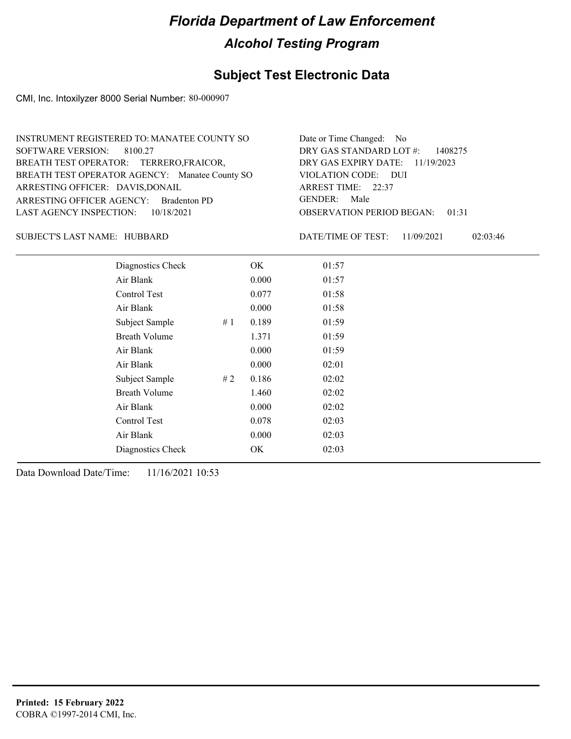# Florida Department of Law Enforcement

## Alcohol Testing Program

## Subject Test Electronic Data

CMI, Inc. Intoxilyzer 8000 Serial Number: 80-000907

INSTRUMENT REGISTERED TO: MANATEE COUNTY SO
SOFTWARE VERSION: 8100.27
BREATH TEST OPERATOR: TERRERO,FRAICOR,
BREATH TEST OPERATOR AGENCY: Manatee County SO
ARRESTING OFFICER: DAVIS,DONAIL
ARRESTING OFFICER AGENCY: Bradenton PD
LAST AGENCY INSPECTION: 10/18/2021

Date or Time Changed: No
DRY GAS STANDARD LOT #: 1408275
DRY GAS EXPIRY DATE: 11/19/2023
VIOLATION CODE: DUI
ARREST TIME: 22:37
GENDER: Male
OBSERVATION PERIOD BEGAN: 01:31

SUBJECT'S LAST NAME: HUBBARD

DATE/TIME OF TEST: 11/09/2021 02:03:46

| | | | |
|---|---|---|---|
| Diagnostics Check | | OK | 01:57 |
| Air Blank | | 0.000 | 01:57 |
| Control Test | | 0.077 | 01:58 |
| Air Blank | | 0.000 | 01:58 |
| Subject Sample | # 1 | 0.189 | 01:59 |
| Breath Volume | | 1.371 | 01:59 |
| Air Blank | | 0.000 | 01:59 |
| Air Blank | | 0.000 | 02:01 |
| Subject Sample | # 2 | 0.186 | 02:02 |
| Breath Volume | | 1.460 | 02:02 |
| Air Blank | | 0.000 | 02:02 |
| Control Test | | 0.078 | 02:03 |
| Air Blank | | 0.000 | 02:03 |
| Diagnostics Check | | OK | 02:03 |

Data Download Date/Time: 11/16/2021 10:53

**Printed: 15 February 2022**
COBRA ©1997-2014 CMI, Inc.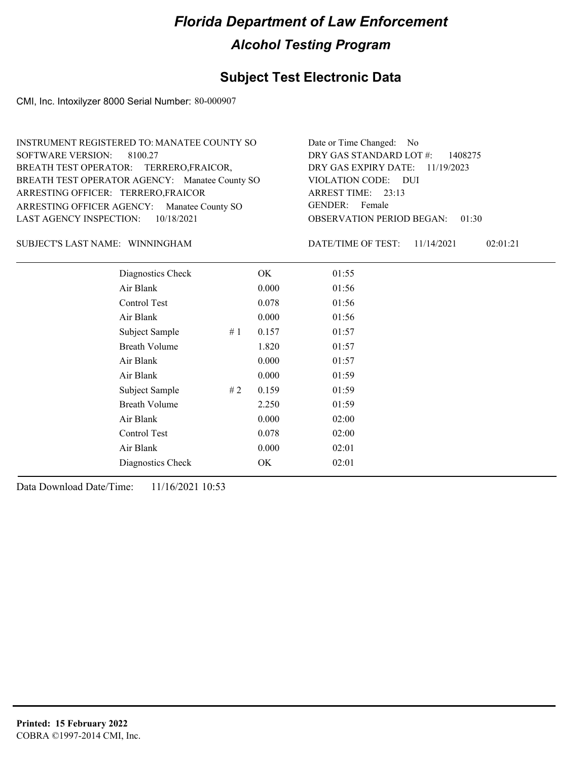# Florida Department of Law Enforcement

## Alcohol Testing Program

### Subject Test Electronic Data

CMI, Inc. Intoxilyzer 8000 Serial Number: 80-000907

INSTRUMENT REGISTERED TO: MANATEE COUNTY SO
SOFTWARE VERSION: 8100.27
BREATH TEST OPERATOR: TERRERO,FRAICOR,
BREATH TEST OPERATOR AGENCY: Manatee County SO
ARRESTING OFFICER: TERRERO,FRAICOR
ARRESTING OFFICER AGENCY: Manatee County SO
LAST AGENCY INSPECTION: 10/18/2021

Date or Time Changed: No
DRY GAS STANDARD LOT #: 1408275
DRY GAS EXPIRY DATE: 11/19/2023
VIOLATION CODE: DUI
ARREST TIME: 23:13
GENDER: Female
OBSERVATION PERIOD BEGAN: 01:30

SUBJECT'S LAST NAME: WINNINGHAM

DATE/TIME OF TEST: 11/14/2021 02:01:21

| Test | # | Result | Time |
|---|---|---|---|
| Diagnostics Check | | OK | 01:55 |
| Air Blank | | 0.000 | 01:56 |
| Control Test | | 0.078 | 01:56 |
| Air Blank | | 0.000 | 01:56 |
| Subject Sample | # 1 | 0.157 | 01:57 |
| Breath Volume | | 1.820 | 01:57 |
| Air Blank | | 0.000 | 01:57 |
| Air Blank | | 0.000 | 01:59 |
| Subject Sample | # 2 | 0.159 | 01:59 |
| Breath Volume | | 2.250 | 01:59 |
| Air Blank | | 0.000 | 02:00 |
| Control Test | | 0.078 | 02:00 |
| Air Blank | | 0.000 | 02:01 |
| Diagnostics Check | | OK | 02:01 |

Data Download Date/Time: 11/16/2021 10:53

**Printed: 15 February 2022**
COBRA ©1997-2014 CMI, Inc.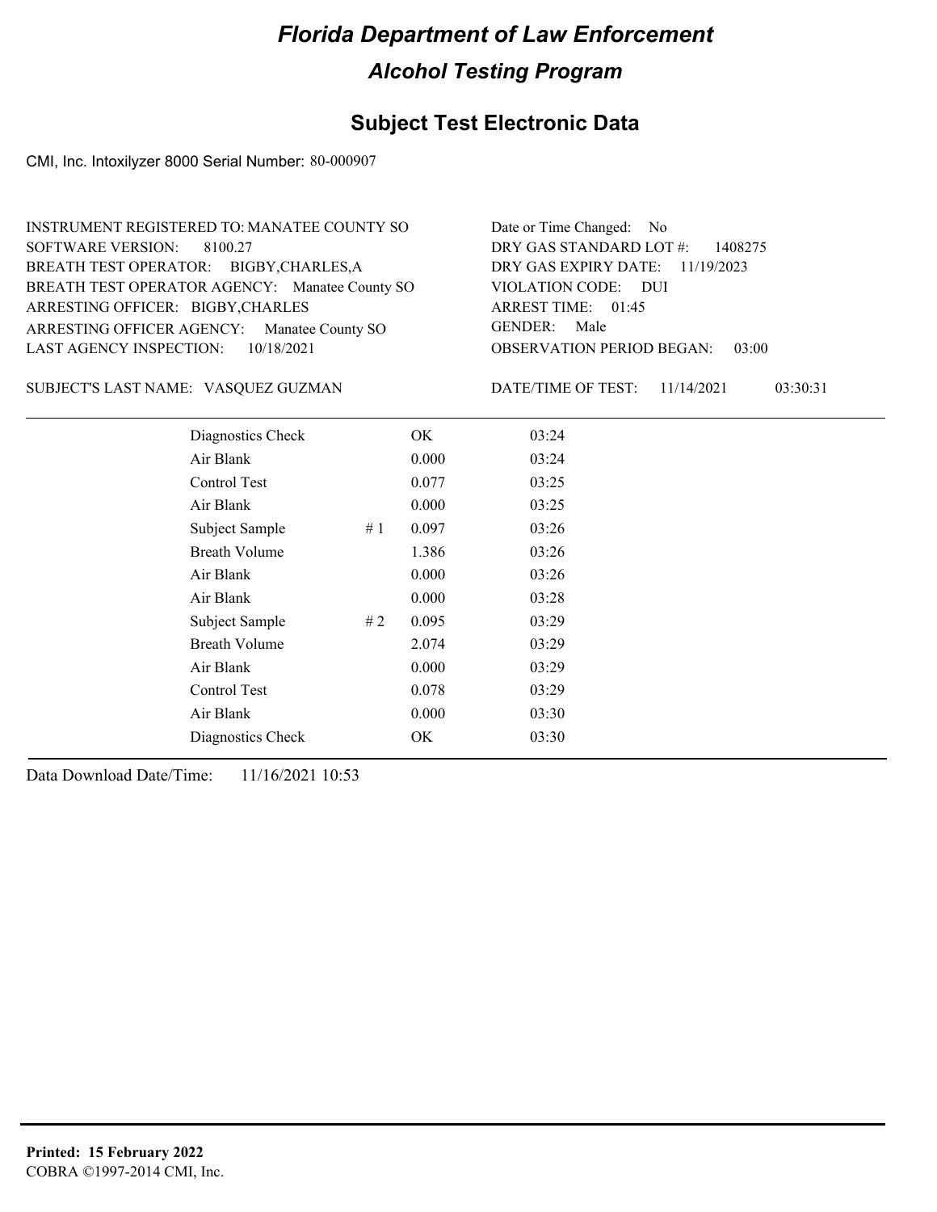# Florida Department of Law Enforcement

## Alcohol Testing Program

## Subject Test Electronic Data

CMI, Inc. Intoxilyzer 8000 Serial Number: 80-000907

INSTRUMENT REGISTERED TO: MANATEE COUNTY SO
SOFTWARE VERSION: 8100.27
BREATH TEST OPERATOR: BIGBY,CHARLES,A
BREATH TEST OPERATOR AGENCY: Manatee County SO
ARRESTING OFFICER: BIGBY,CHARLES
ARRESTING OFFICER AGENCY: Manatee County SO
LAST AGENCY INSPECTION: 10/18/2021

Date or Time Changed: No
DRY GAS STANDARD LOT #: 1408275
DRY GAS EXPIRY DATE: 11/19/2023
VIOLATION CODE: DUI
ARREST TIME: 01:45
GENDER: Male
OBSERVATION PERIOD BEGAN: 03:00

SUBJECT'S LAST NAME: VASQUEZ GUZMAN

DATE/TIME OF TEST: 11/14/2021 03:30:31

| | | | |
|---|---|---|---|
| Diagnostics Check | | OK | 03:24 |
| Air Blank | | 0.000 | 03:24 |
| Control Test | | 0.077 | 03:25 |
| Air Blank | | 0.000 | 03:25 |
| Subject Sample | # 1 | 0.097 | 03:26 |
| Breath Volume | | 1.386 | 03:26 |
| Air Blank | | 0.000 | 03:26 |
| Air Blank | | 0.000 | 03:28 |
| Subject Sample | # 2 | 0.095 | 03:29 |
| Breath Volume | | 2.074 | 03:29 |
| Air Blank | | 0.000 | 03:29 |
| Control Test | | 0.078 | 03:29 |
| Air Blank | | 0.000 | 03:30 |
| Diagnostics Check | | OK | 03:30 |

Data Download Date/Time: 11/16/2021 10:53

**Printed: 15 February 2022**
COBRA ©1997-2014 CMI, Inc.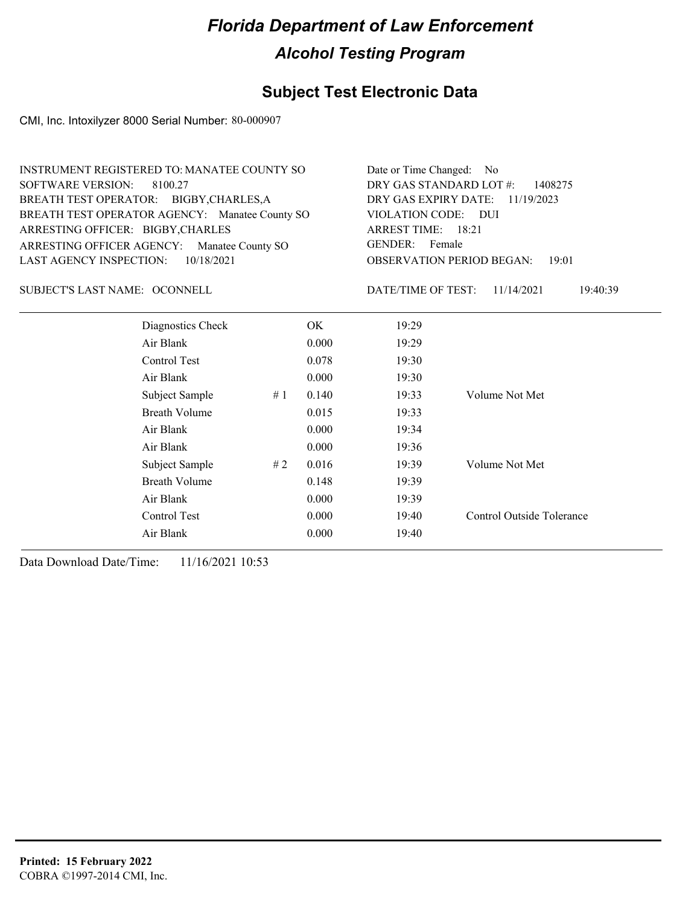# Florida Department of Law Enforcement

## Alcohol Testing Program

### Subject Test Electronic Data

CMI, Inc. Intoxilyzer 8000 Serial Number: 80-000907

INSTRUMENT REGISTERED TO: MANATEE COUNTY SO
SOFTWARE VERSION: 8100.27
BREATH TEST OPERATOR: BIGBY,CHARLES,A
BREATH TEST OPERATOR AGENCY: Manatee County SO
ARRESTING OFFICER: BIGBY,CHARLES
ARRESTING OFFICER AGENCY: Manatee County SO
LAST AGENCY INSPECTION: 10/18/2021

Date or Time Changed: No
DRY GAS STANDARD LOT #: 1408275
DRY GAS EXPIRY DATE: 11/19/2023
VIOLATION CODE: DUI
ARREST TIME: 18:21
GENDER: Female
OBSERVATION PERIOD BEGAN: 19:01

SUBJECT'S LAST NAME: OCONNELL

DATE/TIME OF TEST: 11/14/2021 19:40:39

| Test | # | Result | Time | Note |
|---|---|---|---|---|
| Diagnostics Check | | OK | 19:29 | |
| Air Blank | | 0.000 | 19:29 | |
| Control Test | | 0.078 | 19:30 | |
| Air Blank | | 0.000 | 19:30 | |
| Subject Sample | # 1 | 0.140 | 19:33 | Volume Not Met |
| Breath Volume | | 0.015 | 19:33 | |
| Air Blank | | 0.000 | 19:34 | |
| Air Blank | | 0.000 | 19:36 | |
| Subject Sample | # 2 | 0.016 | 19:39 | Volume Not Met |
| Breath Volume | | 0.148 | 19:39 | |
| Air Blank | | 0.000 | 19:39 | |
| Control Test | | 0.000 | 19:40 | Control Outside Tolerance |
| Air Blank | | 0.000 | 19:40 | |

Data Download Date/Time: 11/16/2021 10:53

**Printed: 15 February 2022**
COBRA ©1997-2014 CMI, Inc.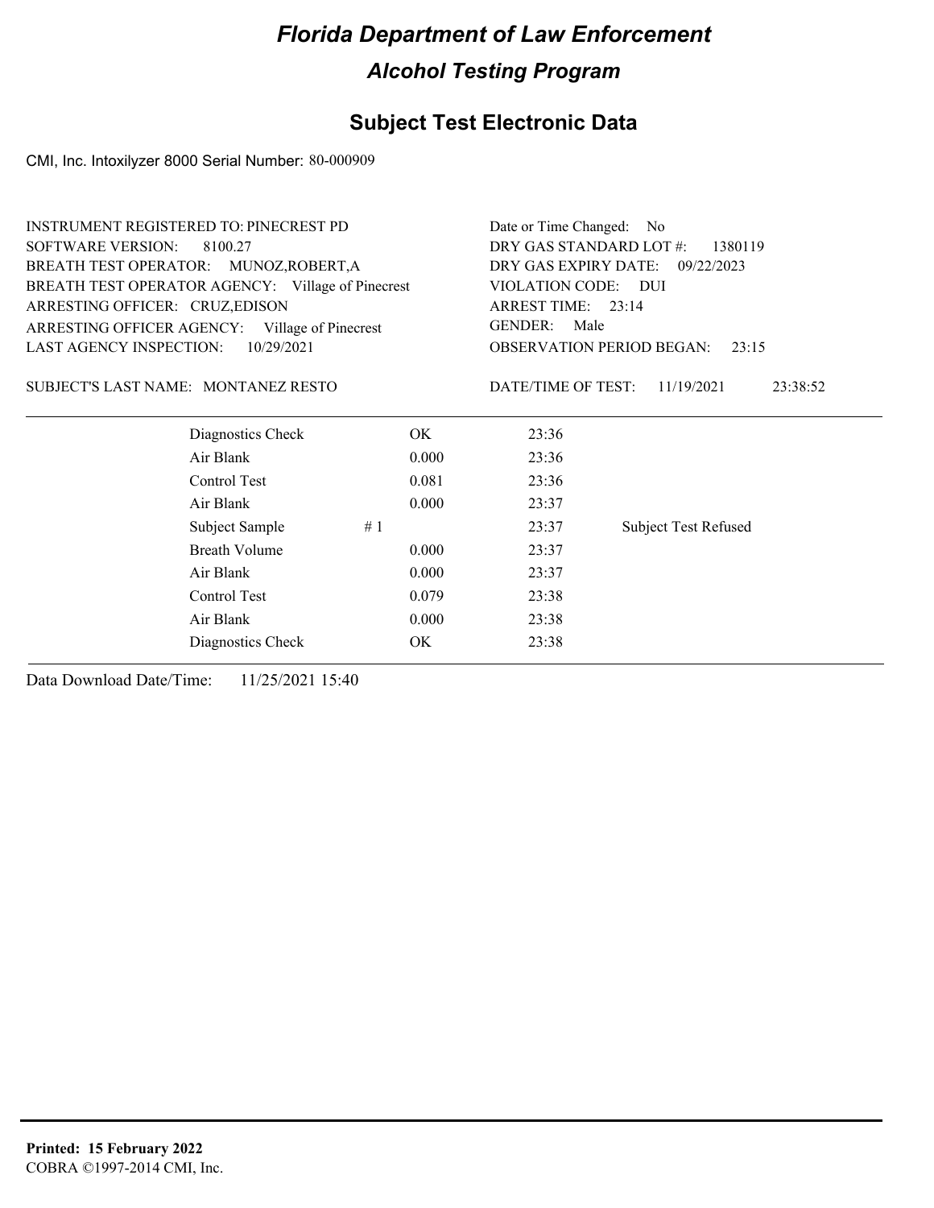# Florida Department of Law Enforcement

## Alcohol Testing Program

## Subject Test Electronic Data

CMI, Inc. Intoxilyzer 8000 Serial Number: 80-000909

INSTRUMENT REGISTERED TO: PINECREST PD
SOFTWARE VERSION: 8100.27
BREATH TEST OPERATOR: MUNOZ,ROBERT,A
BREATH TEST OPERATOR AGENCY: Village of Pinecrest
ARRESTING OFFICER: CRUZ,EDISON
ARRESTING OFFICER AGENCY: Village of Pinecrest
LAST AGENCY INSPECTION: 10/29/2021

Date or Time Changed: No
DRY GAS STANDARD LOT #: 1380119
DRY GAS EXPIRY DATE: 09/22/2023
VIOLATION CODE: DUI
ARREST TIME: 23:14
GENDER: Male
OBSERVATION PERIOD BEGAN: 23:15

SUBJECT'S LAST NAME: MONTANEZ RESTO

DATE/TIME OF TEST: 11/19/2021 23:38:52

| | | | | |
|---|---|---|---|---|
| Diagnostics Check | | OK | 23:36 | |
| Air Blank | | 0.000 | 23:36 | |
| Control Test | | 0.081 | 23:36 | |
| Air Blank | | 0.000 | 23:37 | |
| Subject Sample | # 1 | | 23:37 | Subject Test Refused |
| Breath Volume | | 0.000 | 23:37 | |
| Air Blank | | 0.000 | 23:37 | |
| Control Test | | 0.079 | 23:38 | |
| Air Blank | | 0.000 | 23:38 | |
| Diagnostics Check | | OK | 23:38 | |

Data Download Date/Time: 11/25/2021 15:40

**Printed: 15 February 2022**
COBRA ©1997-2014 CMI, Inc.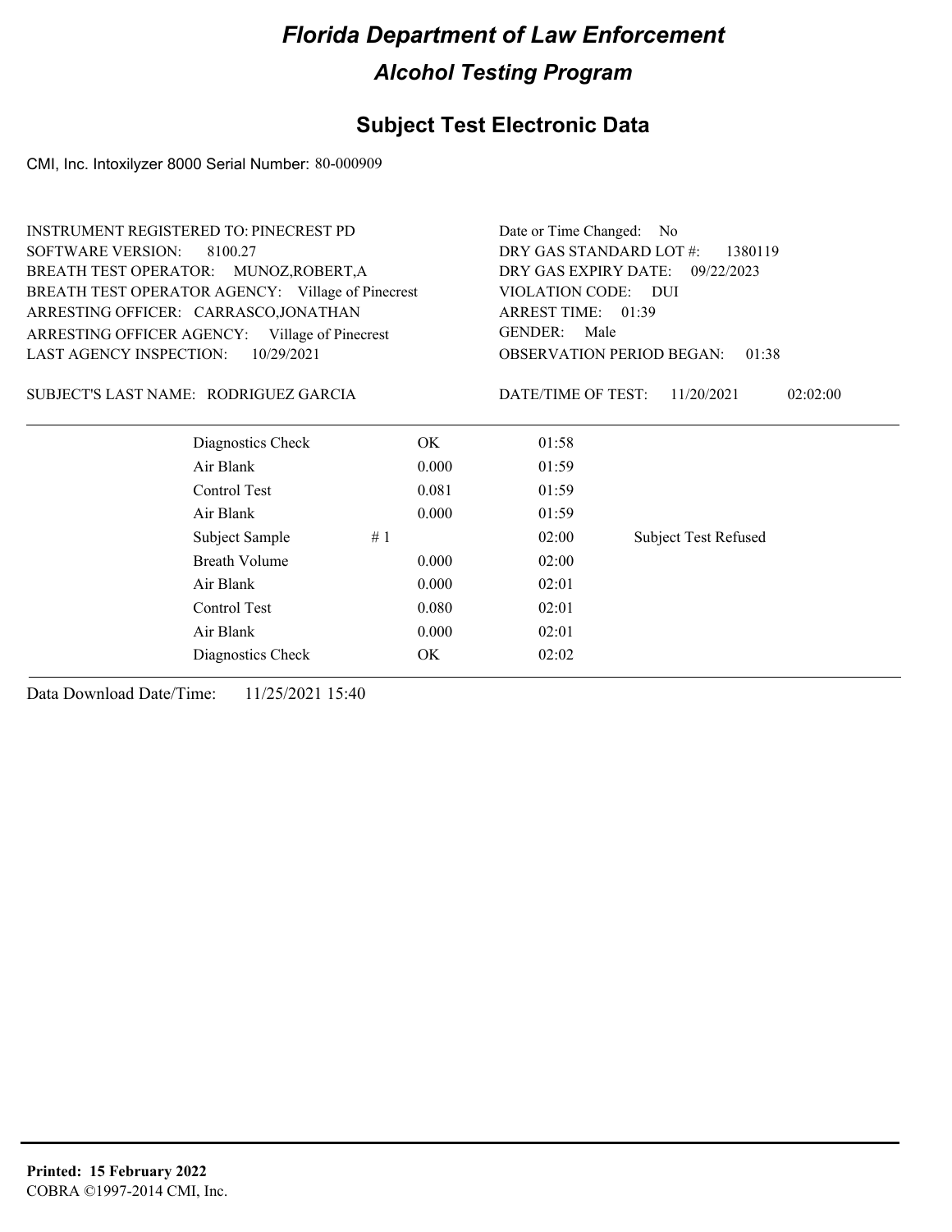# Florida Department of Law Enforcement

## Alcohol Testing Program

### Subject Test Electronic Data

CMI, Inc. Intoxilyzer 8000 Serial Number: 80-000909

INSTRUMENT REGISTERED TO: PINECREST PD
SOFTWARE VERSION: 8100.27
BREATH TEST OPERATOR: MUNOZ,ROBERT,A
BREATH TEST OPERATOR AGENCY: Village of Pinecrest
ARRESTING OFFICER: CARRASCO,JONATHAN
ARRESTING OFFICER AGENCY: Village of Pinecrest
LAST AGENCY INSPECTION: 10/29/2021

Date or Time Changed: No
DRY GAS STANDARD LOT #: 1380119
DRY GAS EXPIRY DATE: 09/22/2023
VIOLATION CODE: DUI
ARREST TIME: 01:39
GENDER: Male
OBSERVATION PERIOD BEGAN: 01:38

SUBJECT'S LAST NAME: RODRIGUEZ GARCIA

DATE/TIME OF TEST: 11/20/2021 02:02:00

| | | | |
|---|---|---|---|
| Diagnostics Check | OK | 01:58 | |
| Air Blank | 0.000 | 01:59 | |
| Control Test | 0.081 | 01:59 | |
| Air Blank | 0.000 | 01:59 | |
| Subject Sample | # 1 | 02:00 | Subject Test Refused |
| Breath Volume | 0.000 | 02:00 | |
| Air Blank | 0.000 | 02:01 | |
| Control Test | 0.080 | 02:01 | |
| Air Blank | 0.000 | 02:01 | |
| Diagnostics Check | OK | 02:02 | |

Data Download Date/Time: 11/25/2021 15:40

**Printed: 15 February 2022**
COBRA ©1997-2014 CMI, Inc.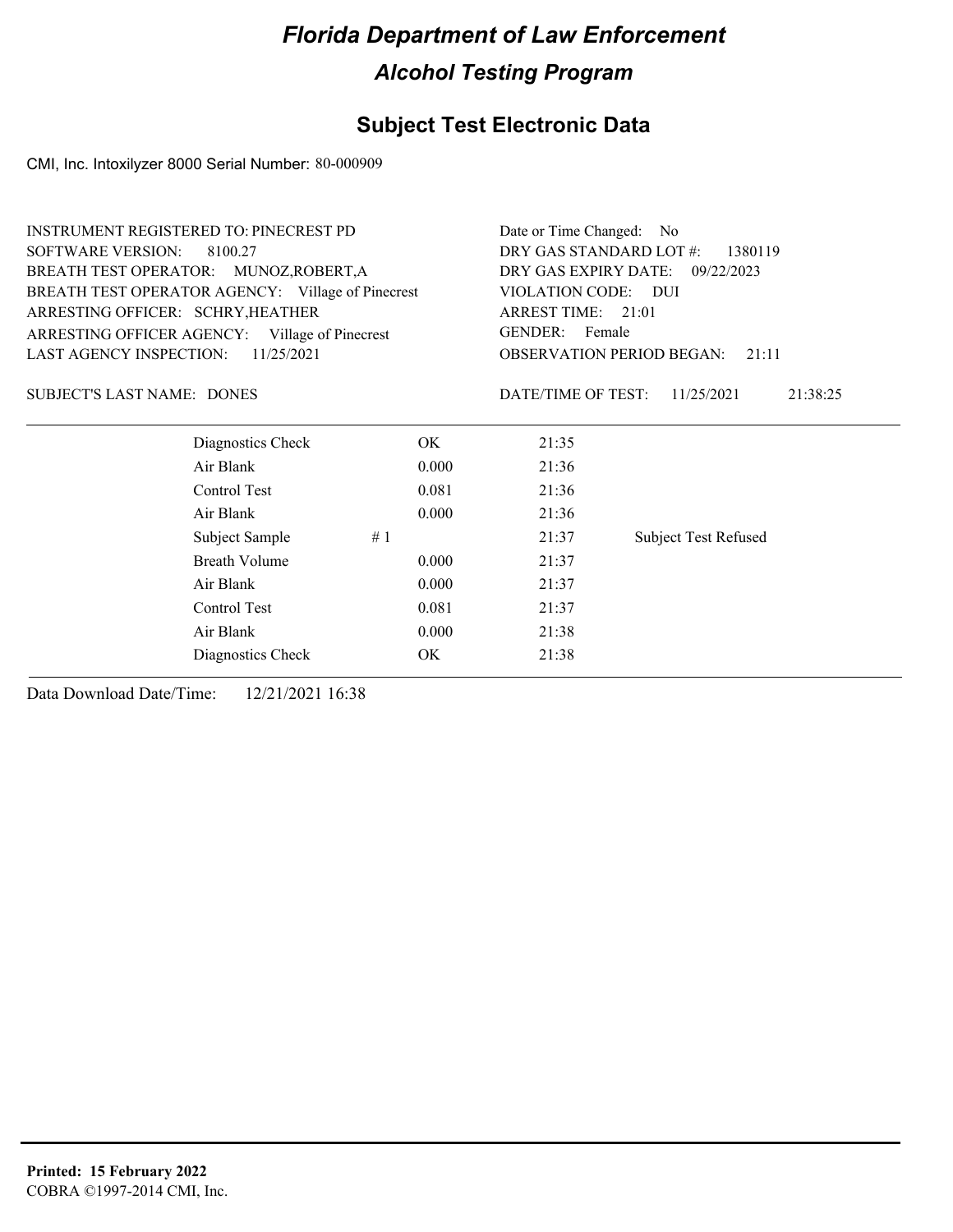# Florida Department of Law Enforcement

## Alcohol Testing Program

### Subject Test Electronic Data

CMI, Inc. Intoxilyzer 8000 Serial Number: 80-000909

INSTRUMENT REGISTERED TO: PINECREST PD
SOFTWARE VERSION: 8100.27
BREATH TEST OPERATOR: MUNOZ,ROBERT,A
BREATH TEST OPERATOR AGENCY: Village of Pinecrest
ARRESTING OFFICER: SCHRY,HEATHER
ARRESTING OFFICER AGENCY: Village of Pinecrest
LAST AGENCY INSPECTION: 11/25/2021

Date or Time Changed: No
DRY GAS STANDARD LOT #: 1380119
DRY GAS EXPIRY DATE: 09/22/2023
VIOLATION CODE: DUI
ARREST TIME: 21:01
GENDER: Female
OBSERVATION PERIOD BEGAN: 21:11

SUBJECT'S LAST NAME: DONES

DATE/TIME OF TEST: 11/25/2021 21:38:25

| | | | | |
|---|---|---|---|---|
| Diagnostics Check | | OK | 21:35 | |
| Air Blank | | 0.000 | 21:36 | |
| Control Test | | 0.081 | 21:36 | |
| Air Blank | | 0.000 | 21:36 | |
| Subject Sample | # 1 | | 21:37 | Subject Test Refused |
| Breath Volume | | 0.000 | 21:37 | |
| Air Blank | | 0.000 | 21:37 | |
| Control Test | | 0.081 | 21:37 | |
| Air Blank | | 0.000 | 21:38 | |
| Diagnostics Check | | OK | 21:38 | |

Data Download Date/Time: 12/21/2021 16:38

**Printed: 15 February 2022**
COBRA ©1997-2014 CMI, Inc.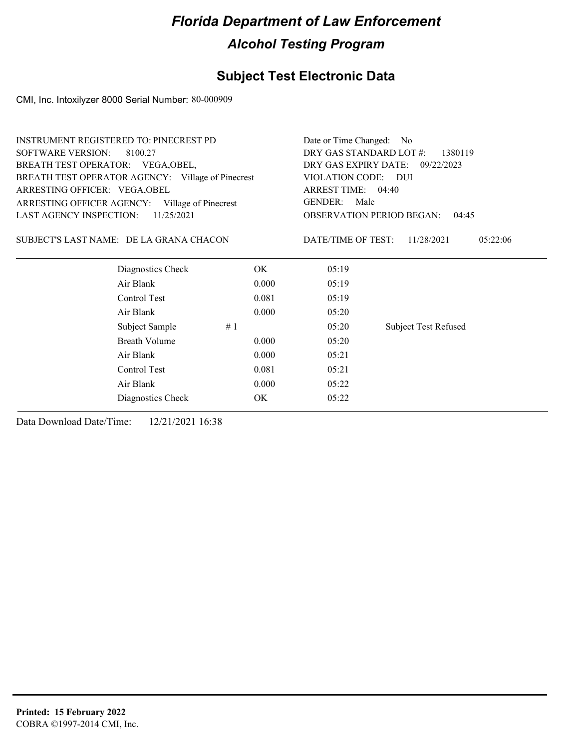# Florida Department of Law Enforcement

## Alcohol Testing Program

### Subject Test Electronic Data

CMI, Inc. Intoxilyzer 8000 Serial Number: 80-000909

INSTRUMENT REGISTERED TO: PINECREST PD
SOFTWARE VERSION: 8100.27
BREATH TEST OPERATOR: VEGA,OBEL,
BREATH TEST OPERATOR AGENCY: Village of Pinecrest
ARRESTING OFFICER: VEGA,OBEL
ARRESTING OFFICER AGENCY: Village of Pinecrest
LAST AGENCY INSPECTION: 11/25/2021

Date or Time Changed: No
DRY GAS STANDARD LOT #: 1380119
DRY GAS EXPIRY DATE: 09/22/2023
VIOLATION CODE: DUI
ARREST TIME: 04:40
GENDER: Male
OBSERVATION PERIOD BEGAN: 04:45

SUBJECT'S LAST NAME: DE LA GRANA CHACON

DATE/TIME OF TEST: 11/28/2021 05:22:06

| | | | |
|---|---|---|---|
| Diagnostics Check | OK | 05:19 | |
| Air Blank | 0.000 | 05:19 | |
| Control Test | 0.081 | 05:19 | |
| Air Blank | 0.000 | 05:20 | |
| Subject Sample # 1 | | 05:20 | Subject Test Refused |
| Breath Volume | 0.000 | 05:20 | |
| Air Blank | 0.000 | 05:21 | |
| Control Test | 0.081 | 05:21 | |
| Air Blank | 0.000 | 05:22 | |
| Diagnostics Check | OK | 05:22 | |

Data Download Date/Time: 12/21/2021 16:38

**Printed: 15 February 2022**
COBRA ©1997-2014 CMI, Inc.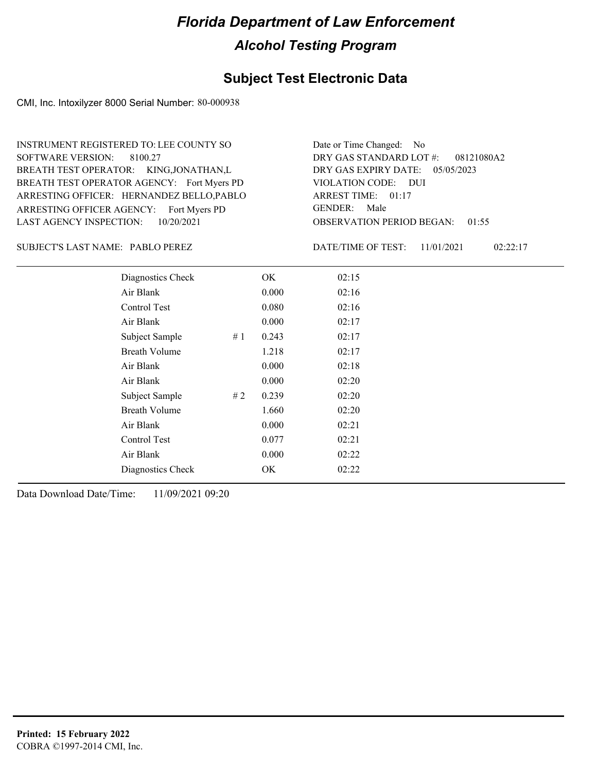# Florida Department of Law Enforcement

## Alcohol Testing Program

## Subject Test Electronic Data

CMI, Inc. Intoxilyzer 8000 Serial Number: 80-000938

INSTRUMENT REGISTERED TO: LEE COUNTY SO
SOFTWARE VERSION: 8100.27
BREATH TEST OPERATOR: KING,JONATHAN,L
BREATH TEST OPERATOR AGENCY: Fort Myers PD
ARRESTING OFFICER: HERNANDEZ BELLO,PABLO
ARRESTING OFFICER AGENCY: Fort Myers PD
LAST AGENCY INSPECTION: 10/20/2021

Date or Time Changed: No
DRY GAS STANDARD LOT #: 08121080A2
DRY GAS EXPIRY DATE: 05/05/2023
VIOLATION CODE: DUI
ARREST TIME: 01:17
GENDER: Male
OBSERVATION PERIOD BEGAN: 01:55

SUBJECT'S LAST NAME: PABLO PEREZ

DATE/TIME OF TEST: 11/01/2021 02:22:17

| | | | |
|---|---|---|---|
| Diagnostics Check | | OK | 02:15 |
| Air Blank | | 0.000 | 02:16 |
| Control Test | | 0.080 | 02:16 |
| Air Blank | | 0.000 | 02:17 |
| Subject Sample | # 1 | 0.243 | 02:17 |
| Breath Volume | | 1.218 | 02:17 |
| Air Blank | | 0.000 | 02:18 |
| Air Blank | | 0.000 | 02:20 |
| Subject Sample | # 2 | 0.239 | 02:20 |
| Breath Volume | | 1.660 | 02:20 |
| Air Blank | | 0.000 | 02:21 |
| Control Test | | 0.077 | 02:21 |
| Air Blank | | 0.000 | 02:22 |
| Diagnostics Check | | OK | 02:22 |

Data Download Date/Time: 11/09/2021 09:20

**Printed: 15 February 2022**
COBRA ©1997-2014 CMI, Inc.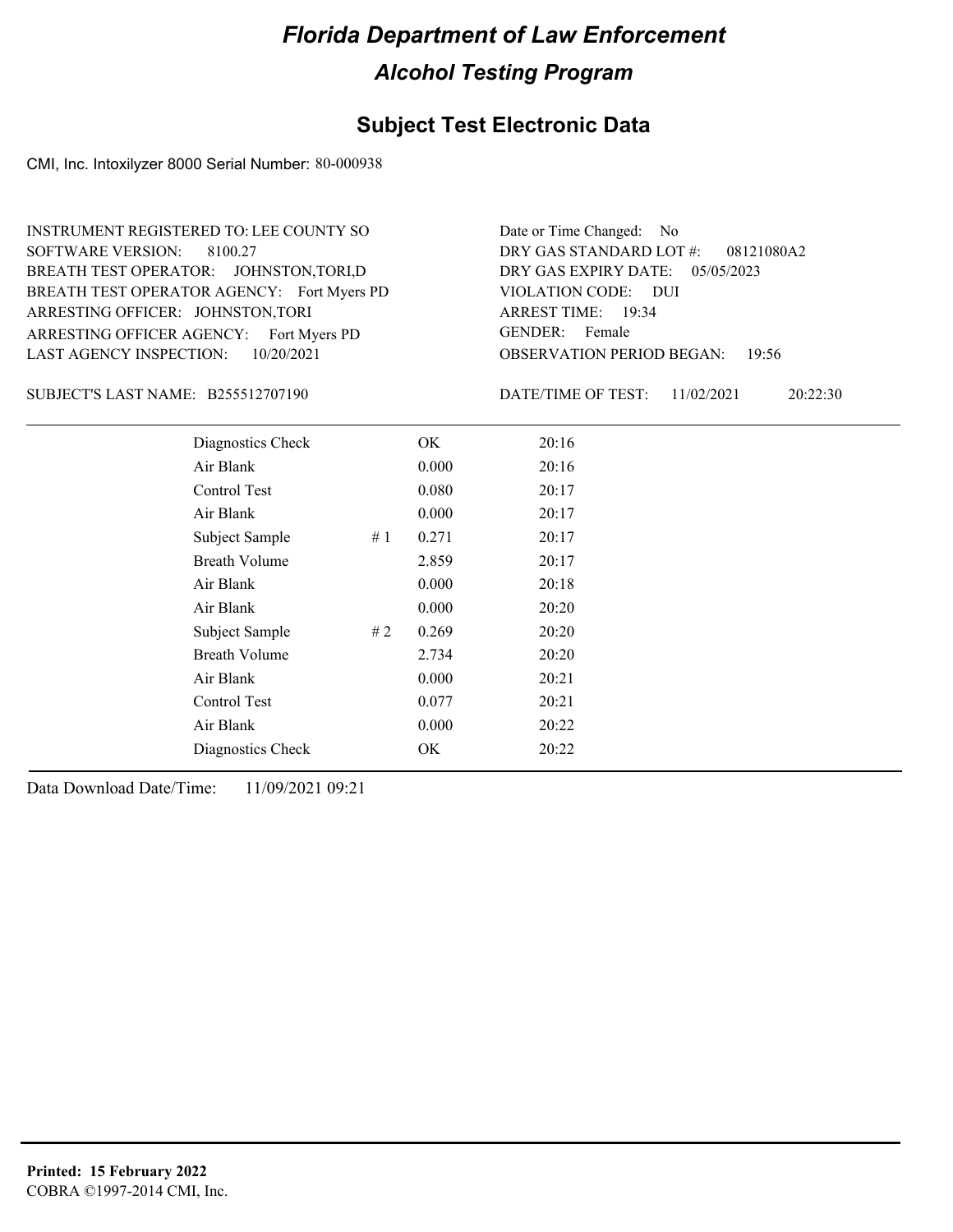# Florida Department of Law Enforcement

## Alcohol Testing Program

## Subject Test Electronic Data

CMI, Inc. Intoxilyzer 8000 Serial Number: 80-000938

INSTRUMENT REGISTERED TO: LEE COUNTY SO
SOFTWARE VERSION: 8100.27
BREATH TEST OPERATOR: JOHNSTON,TORI,D
BREATH TEST OPERATOR AGENCY: Fort Myers PD
ARRESTING OFFICER: JOHNSTON,TORI
ARRESTING OFFICER AGENCY: Fort Myers PD
LAST AGENCY INSPECTION: 10/20/2021

Date or Time Changed: No
DRY GAS STANDARD LOT #: 08121080A2
DRY GAS EXPIRY DATE: 05/05/2023
VIOLATION CODE: DUI
ARREST TIME: 19:34
GENDER: Female
OBSERVATION PERIOD BEGAN: 19:56

SUBJECT'S LAST NAME: B255512707190

DATE/TIME OF TEST: 11/02/2021 20:22:30

| | | | |
|---|---|---|---|
| Diagnostics Check | | OK | 20:16 |
| Air Blank | | 0.000 | 20:16 |
| Control Test | | 0.080 | 20:17 |
| Air Blank | | 0.000 | 20:17 |
| Subject Sample | # 1 | 0.271 | 20:17 |
| Breath Volume | | 2.859 | 20:17 |
| Air Blank | | 0.000 | 20:18 |
| Air Blank | | 0.000 | 20:20 |
| Subject Sample | # 2 | 0.269 | 20:20 |
| Breath Volume | | 2.734 | 20:20 |
| Air Blank | | 0.000 | 20:21 |
| Control Test | | 0.077 | 20:21 |
| Air Blank | | 0.000 | 20:22 |
| Diagnostics Check | | OK | 20:22 |

Data Download Date/Time: 11/09/2021 09:21

**Printed: 15 February 2022**
COBRA ©1997-2014 CMI, Inc.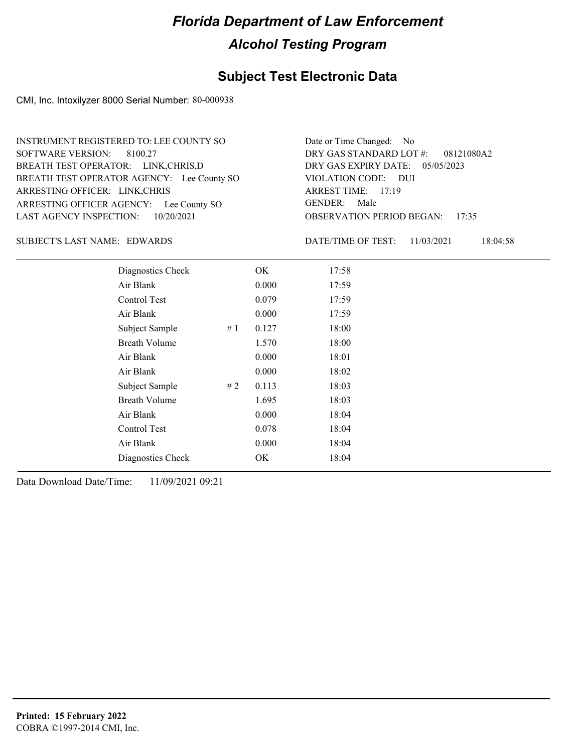# Florida Department of Law Enforcement

## Alcohol Testing Program

### Subject Test Electronic Data

CMI, Inc. Intoxilyzer 8000 Serial Number: 80-000938

INSTRUMENT REGISTERED TO: LEE COUNTY SO
SOFTWARE VERSION: 8100.27
BREATH TEST OPERATOR: LINK,CHRIS,D
BREATH TEST OPERATOR AGENCY: Lee County SO
ARRESTING OFFICER: LINK,CHRIS
ARRESTING OFFICER AGENCY: Lee County SO
LAST AGENCY INSPECTION: 10/20/2021

Date or Time Changed: No
DRY GAS STANDARD LOT #: 08121080A2
DRY GAS EXPIRY DATE: 05/05/2023
VIOLATION CODE: DUI
ARREST TIME: 17:19
GENDER: Male
OBSERVATION PERIOD BEGAN: 17:35

SUBJECT'S LAST NAME: EDWARDS

DATE/TIME OF TEST: 11/03/2021 18:04:58

| Test | | Result | Time |
|---|---|---|---|
| Diagnostics Check | | OK | 17:58 |
| Air Blank | | 0.000 | 17:59 |
| Control Test | | 0.079 | 17:59 |
| Air Blank | | 0.000 | 17:59 |
| Subject Sample | # 1 | 0.127 | 18:00 |
| Breath Volume | | 1.570 | 18:00 |
| Air Blank | | 0.000 | 18:01 |
| Air Blank | | 0.000 | 18:02 |
| Subject Sample | # 2 | 0.113 | 18:03 |
| Breath Volume | | 1.695 | 18:03 |
| Air Blank | | 0.000 | 18:04 |
| Control Test | | 0.078 | 18:04 |
| Air Blank | | 0.000 | 18:04 |
| Diagnostics Check | | OK | 18:04 |

Data Download Date/Time: 11/09/2021 09:21

**Printed: 15 February 2022**
COBRA ©1997-2014 CMI, Inc.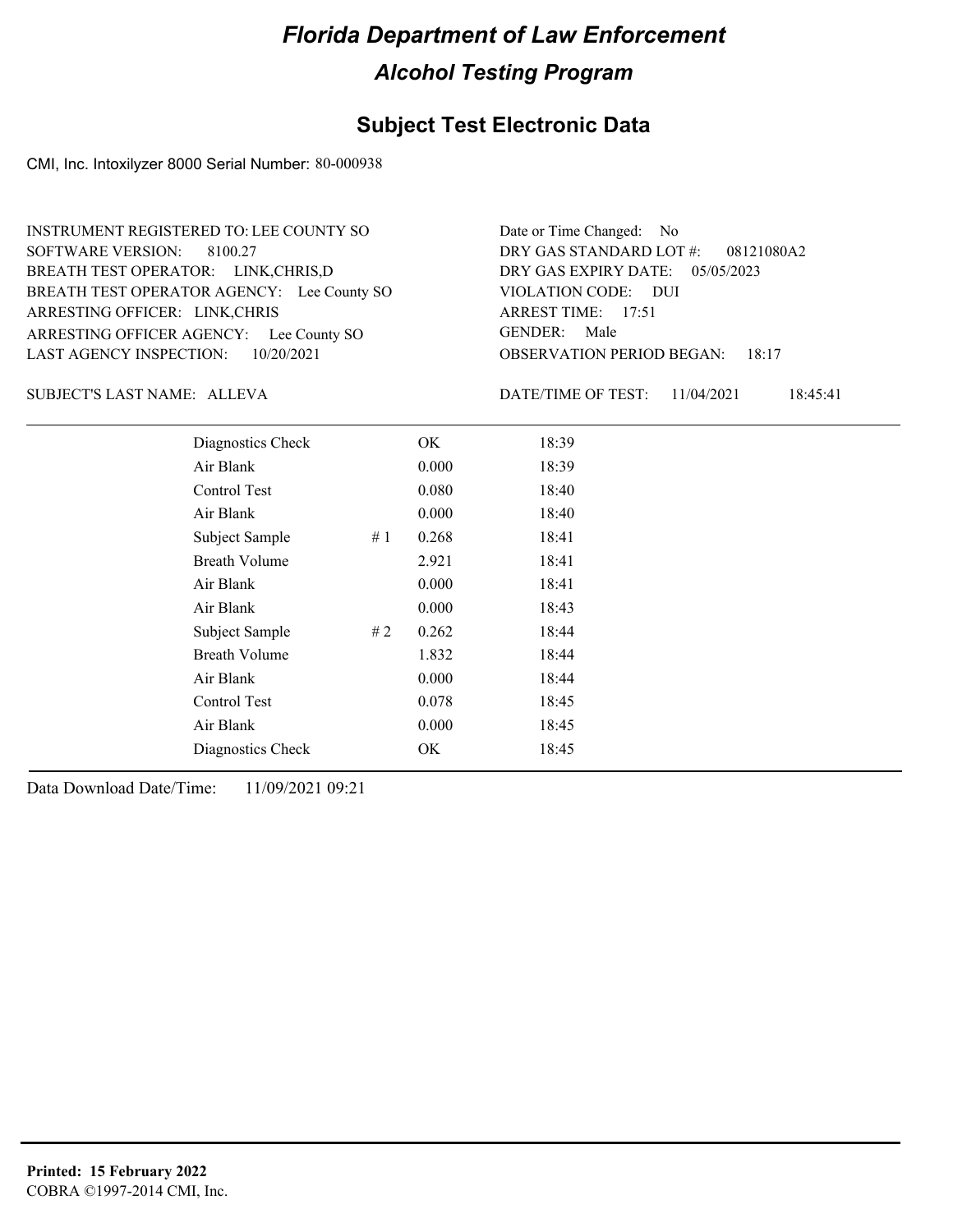# Florida Department of Law Enforcement

## Alcohol Testing Program

## Subject Test Electronic Data

CMI, Inc. Intoxilyzer 8000 Serial Number: 80-000938

INSTRUMENT REGISTERED TO: LEE COUNTY SO
SOFTWARE VERSION: 8100.27
BREATH TEST OPERATOR: LINK,CHRIS,D
BREATH TEST OPERATOR AGENCY: Lee County SO
ARRESTING OFFICER: LINK,CHRIS
ARRESTING OFFICER AGENCY: Lee County SO
LAST AGENCY INSPECTION: 10/20/2021

Date or Time Changed: No
DRY GAS STANDARD LOT #: 08121080A2
DRY GAS EXPIRY DATE: 05/05/2023
VIOLATION CODE: DUI
ARREST TIME: 17:51
GENDER: Male
OBSERVATION PERIOD BEGAN: 18:17

SUBJECT'S LAST NAME: ALLEVA

DATE/TIME OF TEST: 11/04/2021 18:45:41

| | | | |
|---|---|---|---|
| Diagnostics Check | | OK | 18:39 |
| Air Blank | | 0.000 | 18:39 |
| Control Test | | 0.080 | 18:40 |
| Air Blank | | 0.000 | 18:40 |
| Subject Sample | # 1 | 0.268 | 18:41 |
| Breath Volume | | 2.921 | 18:41 |
| Air Blank | | 0.000 | 18:41 |
| Air Blank | | 0.000 | 18:43 |
| Subject Sample | # 2 | 0.262 | 18:44 |
| Breath Volume | | 1.832 | 18:44 |
| Air Blank | | 0.000 | 18:44 |
| Control Test | | 0.078 | 18:45 |
| Air Blank | | 0.000 | 18:45 |
| Diagnostics Check | | OK | 18:45 |

Data Download Date/Time: 11/09/2021 09:21

**Printed: 15 February 2022**
COBRA ©1997-2014 CMI, Inc.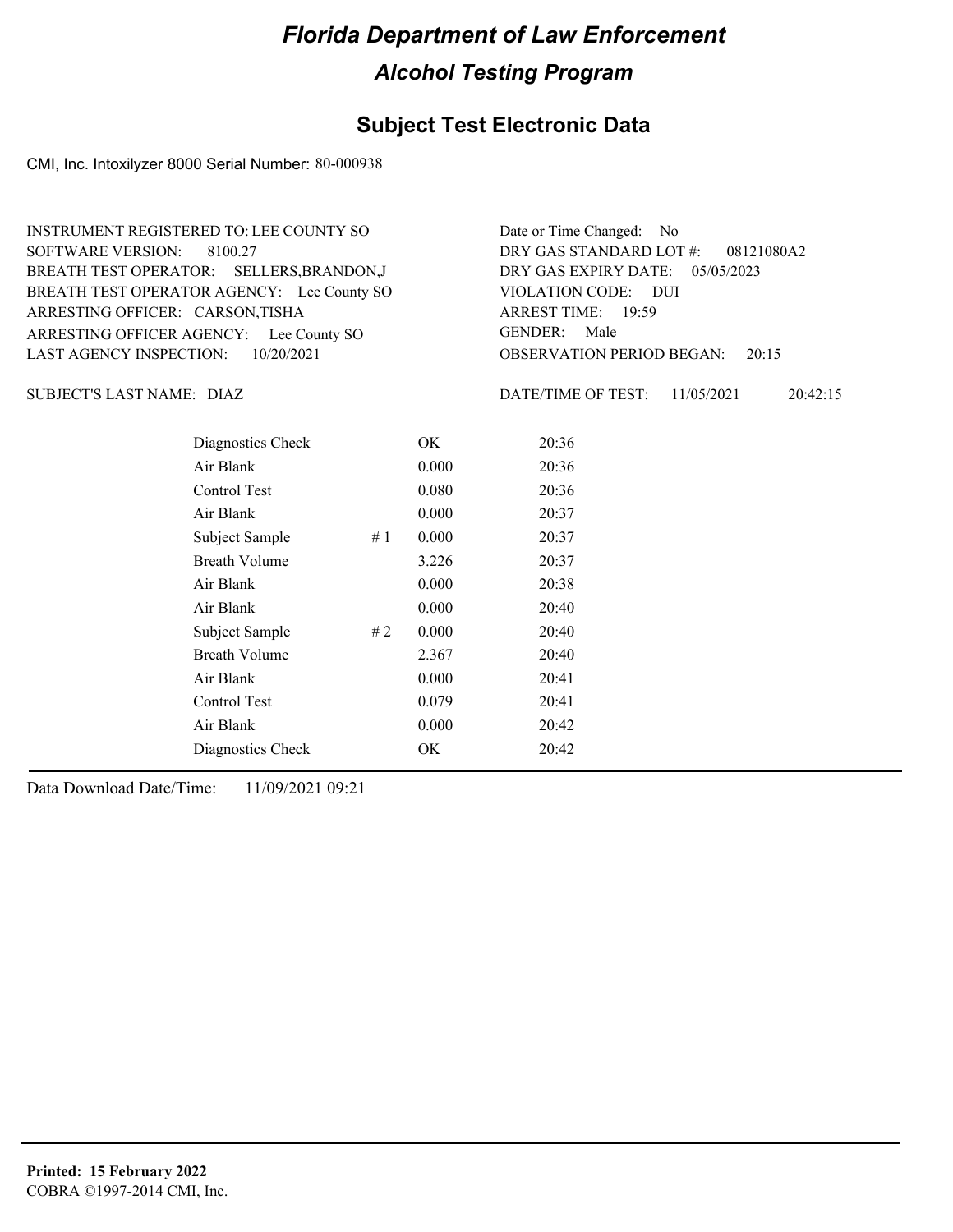# Florida Department of Law Enforcement

## Alcohol Testing Program

## Subject Test Electronic Data

CMI, Inc. Intoxilyzer 8000 Serial Number: 80-000938

INSTRUMENT REGISTERED TO: LEE COUNTY SO
SOFTWARE VERSION: 8100.27
BREATH TEST OPERATOR: SELLERS,BRANDON,J
BREATH TEST OPERATOR AGENCY: Lee County SO
ARRESTING OFFICER: CARSON,TISHA
ARRESTING OFFICER AGENCY: Lee County SO
LAST AGENCY INSPECTION: 10/20/2021

Date or Time Changed: No
DRY GAS STANDARD LOT #: 08121080A2
DRY GAS EXPIRY DATE: 05/05/2023
VIOLATION CODE: DUI
ARREST TIME: 19:59
GENDER: Male
OBSERVATION PERIOD BEGAN: 20:15

SUBJECT'S LAST NAME: DIAZ

DATE/TIME OF TEST: 11/05/2021 20:42:15

| | | | |
|---|---|---|---|
| Diagnostics Check | | OK | 20:36 |
| Air Blank | | 0.000 | 20:36 |
| Control Test | | 0.080 | 20:36 |
| Air Blank | | 0.000 | 20:37 |
| Subject Sample | # 1 | 0.000 | 20:37 |
| Breath Volume | | 3.226 | 20:37 |
| Air Blank | | 0.000 | 20:38 |
| Air Blank | | 0.000 | 20:40 |
| Subject Sample | # 2 | 0.000 | 20:40 |
| Breath Volume | | 2.367 | 20:40 |
| Air Blank | | 0.000 | 20:41 |
| Control Test | | 0.079 | 20:41 |
| Air Blank | | 0.000 | 20:42 |
| Diagnostics Check | | OK | 20:42 |

Data Download Date/Time: 11/09/2021 09:21

**Printed: 15 February 2022**
COBRA ©1997-2014 CMI, Inc.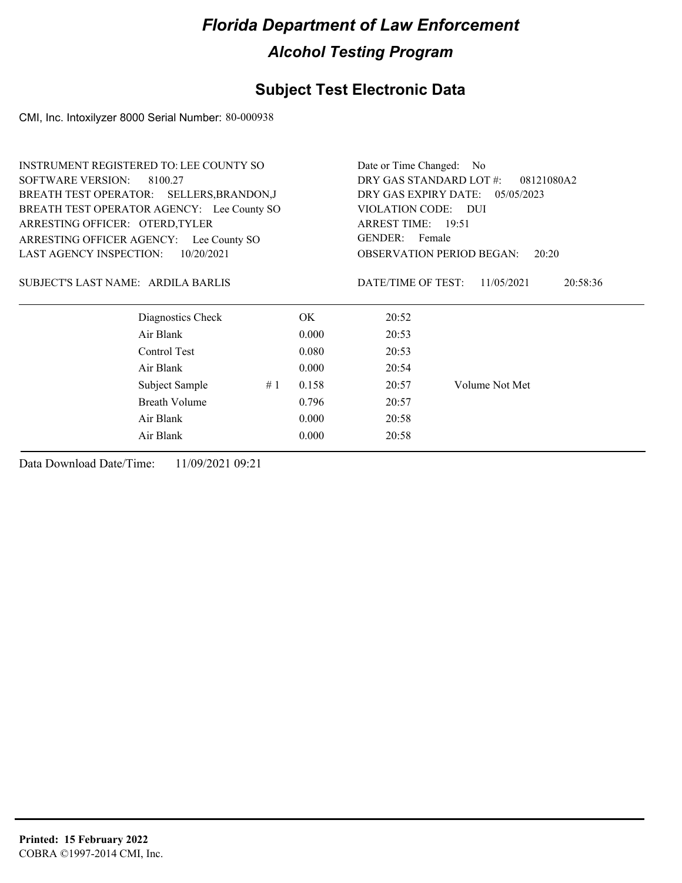# Florida Department of Law Enforcement

## Alcohol Testing Program

### Subject Test Electronic Data

CMI, Inc. Intoxilyzer 8000 Serial Number: 80-000938

INSTRUMENT REGISTERED TO: LEE COUNTY SO
SOFTWARE VERSION: 8100.27
BREATH TEST OPERATOR: SELLERS,BRANDON,J
BREATH TEST OPERATOR AGENCY: Lee County SO
ARRESTING OFFICER: OTERD,TYLER
ARRESTING OFFICER AGENCY: Lee County SO
LAST AGENCY INSPECTION: 10/20/2021

Date or Time Changed: No
DRY GAS STANDARD LOT #: 08121080A2
DRY GAS EXPIRY DATE: 05/05/2023
VIOLATION CODE: DUI
ARREST TIME: 19:51
GENDER: Female
OBSERVATION PERIOD BEGAN: 20:20

SUBJECT'S LAST NAME: ARDILA BARLIS

DATE/TIME OF TEST: 11/05/2021 20:58:36

| | | | | |
|---|---|---|---|---|
| Diagnostics Check | | OK | 20:52 | |
| Air Blank | | 0.000 | 20:53 | |
| Control Test | | 0.080 | 20:53 | |
| Air Blank | | 0.000 | 20:54 | |
| Subject Sample | # 1 | 0.158 | 20:57 | Volume Not Met |
| Breath Volume | | 0.796 | 20:57 | |
| Air Blank | | 0.000 | 20:58 | |
| Air Blank | | 0.000 | 20:58 | |

Data Download Date/Time: 11/09/2021 09:21

**Printed: 15 February 2022**
COBRA ©1997-2014 CMI, Inc.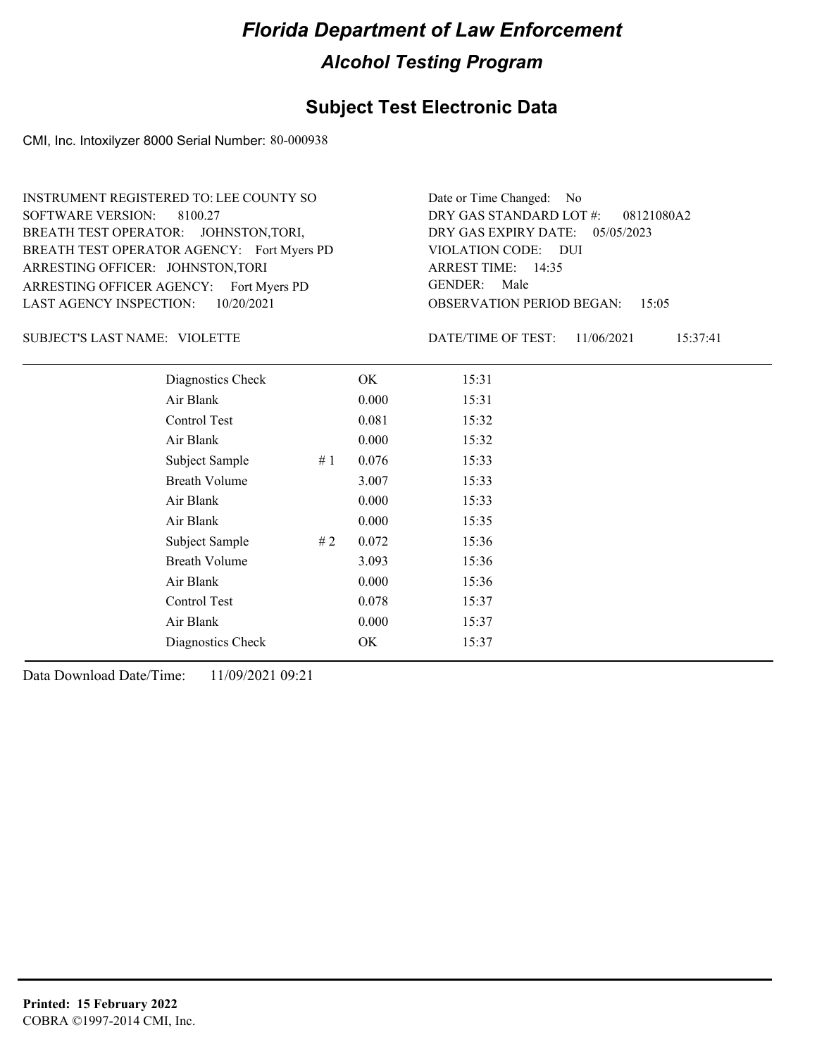# Florida Department of Law Enforcement

## Alcohol Testing Program

## Subject Test Electronic Data

CMI, Inc. Intoxilyzer 8000 Serial Number: 80-000938

INSTRUMENT REGISTERED TO: LEE COUNTY SO
SOFTWARE VERSION: 8100.27
BREATH TEST OPERATOR: JOHNSTON,TORI,
BREATH TEST OPERATOR AGENCY: Fort Myers PD
ARRESTING OFFICER: JOHNSTON,TORI
ARRESTING OFFICER AGENCY: Fort Myers PD
LAST AGENCY INSPECTION: 10/20/2021

Date or Time Changed: No
DRY GAS STANDARD LOT #: 08121080A2
DRY GAS EXPIRY DATE: 05/05/2023
VIOLATION CODE: DUI
ARREST TIME: 14:35
GENDER: Male
OBSERVATION PERIOD BEGAN: 15:05

SUBJECT'S LAST NAME: VIOLETTE

DATE/TIME OF TEST: 11/06/2021 15:37:41

| | | | |
|---|---|---|---|
| Diagnostics Check | | OK | 15:31 |
| Air Blank | | 0.000 | 15:31 |
| Control Test | | 0.081 | 15:32 |
| Air Blank | | 0.000 | 15:32 |
| Subject Sample | # 1 | 0.076 | 15:33 |
| Breath Volume | | 3.007 | 15:33 |
| Air Blank | | 0.000 | 15:33 |
| Air Blank | | 0.000 | 15:35 |
| Subject Sample | # 2 | 0.072 | 15:36 |
| Breath Volume | | 3.093 | 15:36 |
| Air Blank | | 0.000 | 15:36 |
| Control Test | | 0.078 | 15:37 |
| Air Blank | | 0.000 | 15:37 |
| Diagnostics Check | | OK | 15:37 |

Data Download Date/Time: 11/09/2021 09:21

**Printed: 15 February 2022**
COBRA ©1997-2014 CMI, Inc.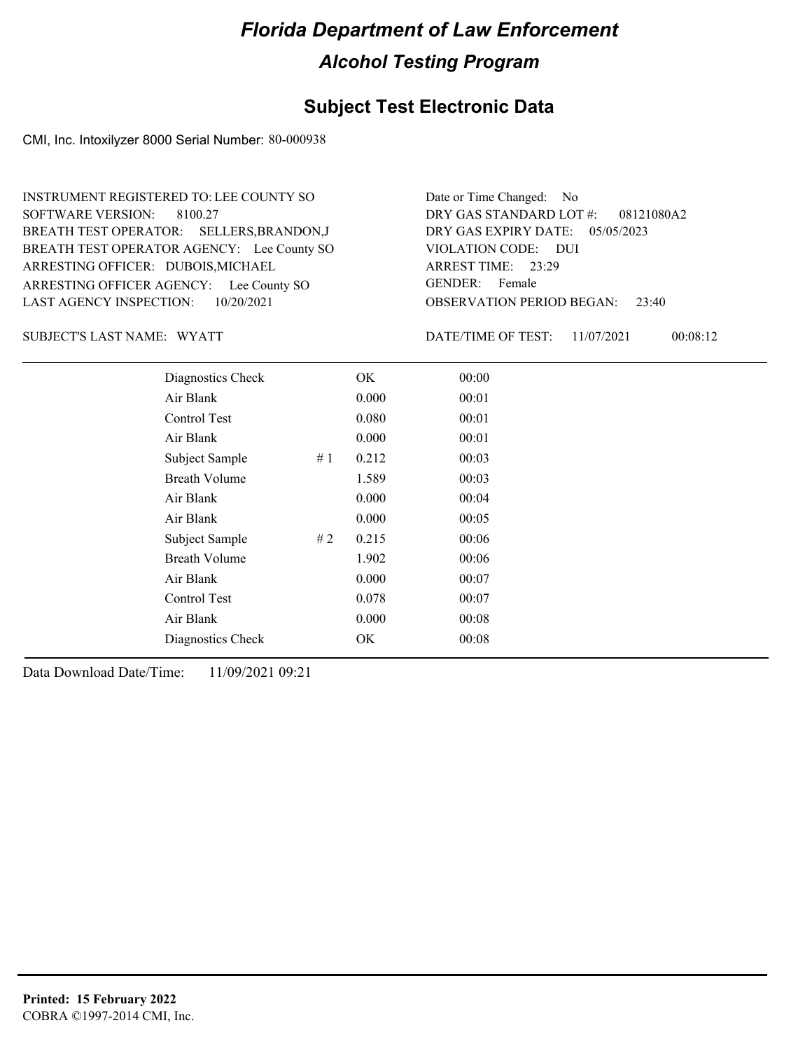# Florida Department of Law Enforcement

## Alcohol Testing Program

## Subject Test Electronic Data

CMI, Inc. Intoxilyzer 8000 Serial Number: 80-000938

INSTRUMENT REGISTERED TO: LEE COUNTY SO
SOFTWARE VERSION: 8100.27
BREATH TEST OPERATOR: SELLERS,BRANDON,J
BREATH TEST OPERATOR AGENCY: Lee County SO
ARRESTING OFFICER: DUBOIS,MICHAEL
ARRESTING OFFICER AGENCY: Lee County SO
LAST AGENCY INSPECTION: 10/20/2021

Date or Time Changed: No
DRY GAS STANDARD LOT #: 08121080A2
DRY GAS EXPIRY DATE: 05/05/2023
VIOLATION CODE: DUI
ARREST TIME: 23:29
GENDER: Female
OBSERVATION PERIOD BEGAN: 23:40

SUBJECT'S LAST NAME: WYATT

DATE/TIME OF TEST: 11/07/2021 00:08:12

| Test | # | Result | Time |
|---|---|---|---|
| Diagnostics Check | | OK | 00:00 |
| Air Blank | | 0.000 | 00:01 |
| Control Test | | 0.080 | 00:01 |
| Air Blank | | 0.000 | 00:01 |
| Subject Sample | # 1 | 0.212 | 00:03 |
| Breath Volume | | 1.589 | 00:03 |
| Air Blank | | 0.000 | 00:04 |
| Air Blank | | 0.000 | 00:05 |
| Subject Sample | # 2 | 0.215 | 00:06 |
| Breath Volume | | 1.902 | 00:06 |
| Air Blank | | 0.000 | 00:07 |
| Control Test | | 0.078 | 00:07 |
| Air Blank | | 0.000 | 00:08 |
| Diagnostics Check | | OK | 00:08 |

Data Download Date/Time: 11/09/2021 09:21

**Printed: 15 February 2022**
COBRA ©1997-2014 CMI, Inc.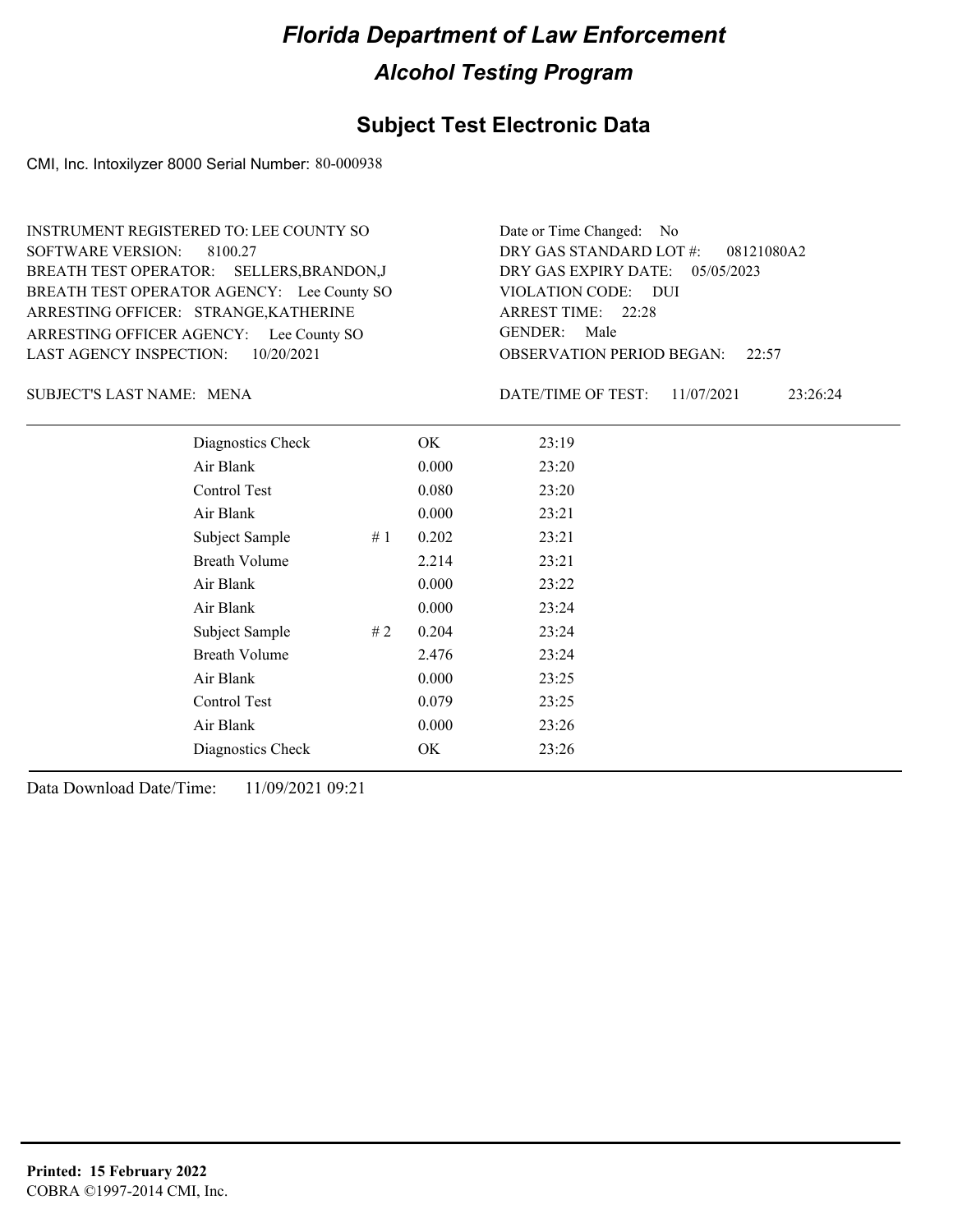# Florida Department of Law Enforcement

## Alcohol Testing Program

### Subject Test Electronic Data

CMI, Inc. Intoxilyzer 8000 Serial Number: 80-000938

INSTRUMENT REGISTERED TO: LEE COUNTY SO
SOFTWARE VERSION: 8100.27
BREATH TEST OPERATOR: SELLERS,BRANDON,J
BREATH TEST OPERATOR AGENCY: Lee County SO
ARRESTING OFFICER: STRANGE,KATHERINE
ARRESTING OFFICER AGENCY: Lee County SO
LAST AGENCY INSPECTION: 10/20/2021

Date or Time Changed: No
DRY GAS STANDARD LOT #: 08121080A2
DRY GAS EXPIRY DATE: 05/05/2023
VIOLATION CODE: DUI
ARREST TIME: 22:28
GENDER: Male
OBSERVATION PERIOD BEGAN: 22:57

SUBJECT'S LAST NAME: MENA

DATE/TIME OF TEST: 11/07/2021 23:26:24

| | | | |
|---|---|---|---|
| Diagnostics Check | | OK | 23:19 |
| Air Blank | | 0.000 | 23:20 |
| Control Test | | 0.080 | 23:20 |
| Air Blank | | 0.000 | 23:21 |
| Subject Sample | # 1 | 0.202 | 23:21 |
| Breath Volume | | 2.214 | 23:21 |
| Air Blank | | 0.000 | 23:22 |
| Air Blank | | 0.000 | 23:24 |
| Subject Sample | # 2 | 0.204 | 23:24 |
| Breath Volume | | 2.476 | 23:24 |
| Air Blank | | 0.000 | 23:25 |
| Control Test | | 0.079 | 23:25 |
| Air Blank | | 0.000 | 23:26 |
| Diagnostics Check | | OK | 23:26 |

Data Download Date/Time: 11/09/2021 09:21

**Printed: 15 February 2022**
COBRA ©1997-2014 CMI, Inc.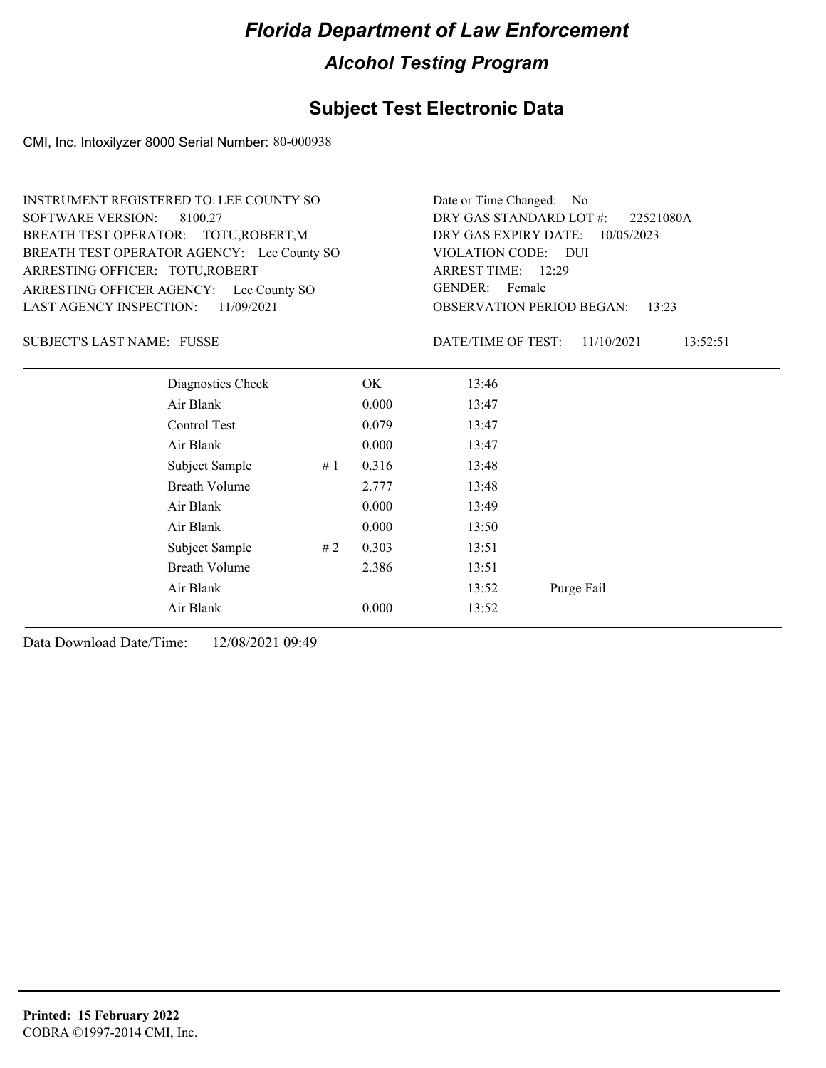# Florida Department of Law Enforcement

## Alcohol Testing Program

### Subject Test Electronic Data

CMI, Inc. Intoxilyzer 8000 Serial Number: 80-000938

INSTRUMENT REGISTERED TO: LEE COUNTY SO
SOFTWARE VERSION: 8100.27
BREATH TEST OPERATOR: TOTU,ROBERT,M
BREATH TEST OPERATOR AGENCY: Lee County SO
ARRESTING OFFICER: TOTU,ROBERT
ARRESTING OFFICER AGENCY: Lee County SO
LAST AGENCY INSPECTION: 11/09/2021

Date or Time Changed: No
DRY GAS STANDARD LOT #: 22521080A
DRY GAS EXPIRY DATE: 10/05/2023
VIOLATION CODE: DUI
ARREST TIME: 12:29
GENDER: Female
OBSERVATION PERIOD BEGAN: 13:23

SUBJECT'S LAST NAME: FUSSE

DATE/TIME OF TEST: 11/10/2021 13:52:51

| Test | # | Result | Time | Note |
|---|---|---|---|---|
| Diagnostics Check | | OK | 13:46 | |
| Air Blank | | 0.000 | 13:47 | |
| Control Test | | 0.079 | 13:47 | |
| Air Blank | | 0.000 | 13:47 | |
| Subject Sample | # 1 | 0.316 | 13:48 | |
| Breath Volume | | 2.777 | 13:48 | |
| Air Blank | | 0.000 | 13:49 | |
| Air Blank | | 0.000 | 13:50 | |
| Subject Sample | # 2 | 0.303 | 13:51 | |
| Breath Volume | | 2.386 | 13:51 | |
| Air Blank | | | 13:52 | Purge Fail |
| Air Blank | | 0.000 | 13:52 | |

Data Download Date/Time: 12/08/2021 09:49

**Printed: 15 February 2022**
COBRA ©1997-2014 CMI, Inc.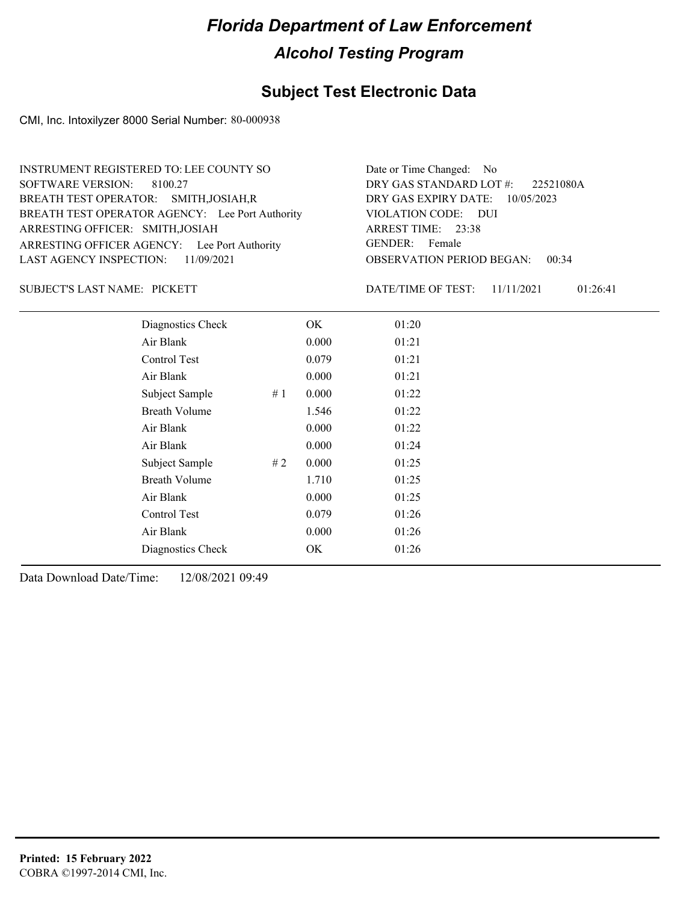# Florida Department of Law Enforcement

## Alcohol Testing Program

### Subject Test Electronic Data

CMI, Inc. Intoxilyzer 8000 Serial Number: 80-000938

INSTRUMENT REGISTERED TO: LEE COUNTY SO
SOFTWARE VERSION: 8100.27
BREATH TEST OPERATOR: SMITH,JOSIAH,R
BREATH TEST OPERATOR AGENCY: Lee Port Authority
ARRESTING OFFICER: SMITH,JOSIAH
ARRESTING OFFICER AGENCY: Lee Port Authority
LAST AGENCY INSPECTION: 11/09/2021

Date or Time Changed: No
DRY GAS STANDARD LOT #: 22521080A
DRY GAS EXPIRY DATE: 10/05/2023
VIOLATION CODE: DUI
ARREST TIME: 23:38
GENDER: Female
OBSERVATION PERIOD BEGAN: 00:34

SUBJECT'S LAST NAME: PICKETT

DATE/TIME OF TEST: 11/11/2021 01:26:41

| | | | |
|---|---|---|---|
| Diagnostics Check | | OK | 01:20 |
| Air Blank | | 0.000 | 01:21 |
| Control Test | | 0.079 | 01:21 |
| Air Blank | | 0.000 | 01:21 |
| Subject Sample | # 1 | 0.000 | 01:22 |
| Breath Volume | | 1.546 | 01:22 |
| Air Blank | | 0.000 | 01:22 |
| Air Blank | | 0.000 | 01:24 |
| Subject Sample | # 2 | 0.000 | 01:25 |
| Breath Volume | | 1.710 | 01:25 |
| Air Blank | | 0.000 | 01:25 |
| Control Test | | 0.079 | 01:26 |
| Air Blank | | 0.000 | 01:26 |
| Diagnostics Check | | OK | 01:26 |

Data Download Date/Time: 12/08/2021 09:49

**Printed: 15 February 2022**
COBRA ©1997-2014 CMI, Inc.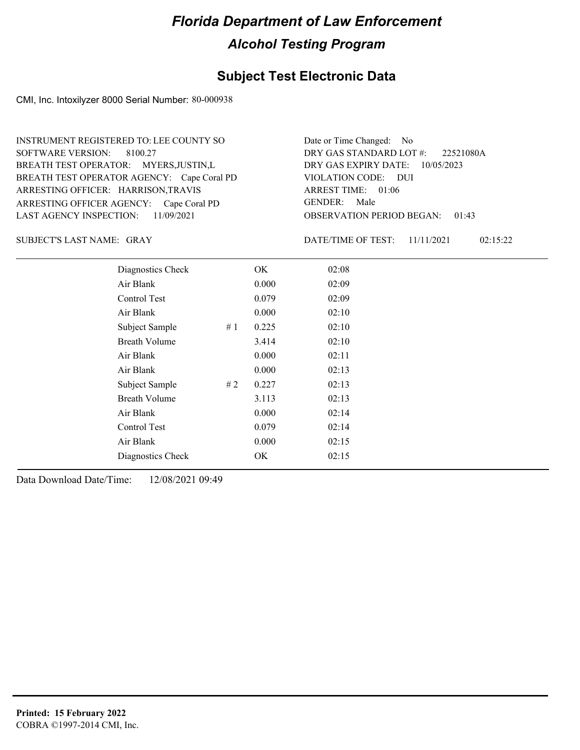# Florida Department of Law Enforcement

## Alcohol Testing Program

### Subject Test Electronic Data

CMI, Inc. Intoxilyzer 8000 Serial Number: 80-000938

INSTRUMENT REGISTERED TO: LEE COUNTY SO
SOFTWARE VERSION: 8100.27
BREATH TEST OPERATOR: MYERS,JUSTIN,L
BREATH TEST OPERATOR AGENCY: Cape Coral PD
ARRESTING OFFICER: HARRISON,TRAVIS
ARRESTING OFFICER AGENCY: Cape Coral PD
LAST AGENCY INSPECTION: 11/09/2021

Date or Time Changed: No
DRY GAS STANDARD LOT #: 22521080A
DRY GAS EXPIRY DATE: 10/05/2023
VIOLATION CODE: DUI
ARREST TIME: 01:06
GENDER: Male
OBSERVATION PERIOD BEGAN: 01:43

SUBJECT'S LAST NAME: GRAY

DATE/TIME OF TEST: 11/11/2021 02:15:22

| | | | |
|---|---|---|---|
| Diagnostics Check | | OK | 02:08 |
| Air Blank | | 0.000 | 02:09 |
| Control Test | | 0.079 | 02:09 |
| Air Blank | | 0.000 | 02:10 |
| Subject Sample | # 1 | 0.225 | 02:10 |
| Breath Volume | | 3.414 | 02:10 |
| Air Blank | | 0.000 | 02:11 |
| Air Blank | | 0.000 | 02:13 |
| Subject Sample | # 2 | 0.227 | 02:13 |
| Breath Volume | | 3.113 | 02:13 |
| Air Blank | | 0.000 | 02:14 |
| Control Test | | 0.079 | 02:14 |
| Air Blank | | 0.000 | 02:15 |
| Diagnostics Check | | OK | 02:15 |

Data Download Date/Time: 12/08/2021 09:49

**Printed: 15 February 2022**
COBRA ©1997-2014 CMI, Inc.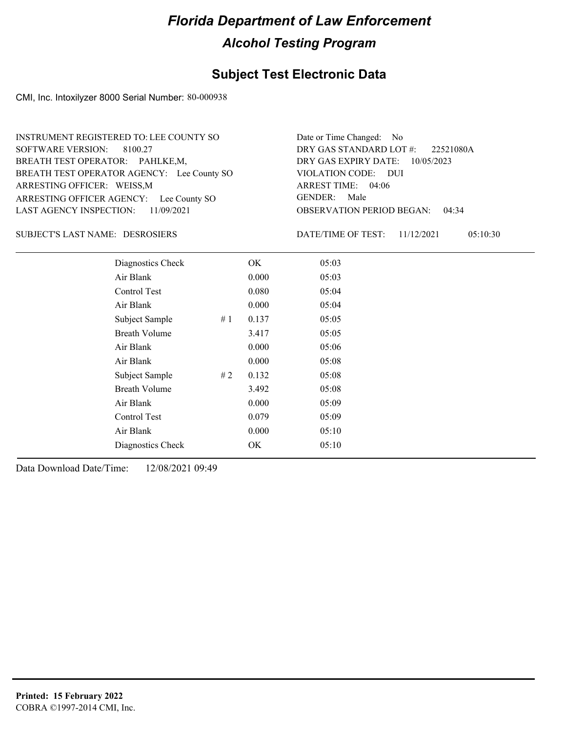# Florida Department of Law Enforcement

## Alcohol Testing Program

### Subject Test Electronic Data

CMI, Inc. Intoxilyzer 8000 Serial Number: 80-000938

INSTRUMENT REGISTERED TO: LEE COUNTY SO
SOFTWARE VERSION: 8100.27
BREATH TEST OPERATOR: PAHLKE,M,
BREATH TEST OPERATOR AGENCY: Lee County SO
ARRESTING OFFICER: WEISS,M
ARRESTING OFFICER AGENCY: Lee County SO
LAST AGENCY INSPECTION: 11/09/2021

Date or Time Changed: No
DRY GAS STANDARD LOT #: 22521080A
DRY GAS EXPIRY DATE: 10/05/2023
VIOLATION CODE: DUI
ARREST TIME: 04:06
GENDER: Male
OBSERVATION PERIOD BEGAN: 04:34

SUBJECT'S LAST NAME: DESROSIERS

DATE/TIME OF TEST: 11/12/2021 05:10:30

| Test | # | Result | Time |
|---|---|---|---|
| Diagnostics Check | | OK | 05:03 |
| Air Blank | | 0.000 | 05:03 |
| Control Test | | 0.080 | 05:04 |
| Air Blank | | 0.000 | 05:04 |
| Subject Sample | # 1 | 0.137 | 05:05 |
| Breath Volume | | 3.417 | 05:05 |
| Air Blank | | 0.000 | 05:06 |
| Air Blank | | 0.000 | 05:08 |
| Subject Sample | # 2 | 0.132 | 05:08 |
| Breath Volume | | 3.492 | 05:08 |
| Air Blank | | 0.000 | 05:09 |
| Control Test | | 0.079 | 05:09 |
| Air Blank | | 0.000 | 05:10 |
| Diagnostics Check | | OK | 05:10 |

Data Download Date/Time: 12/08/2021 09:49

**Printed: 15 February 2022**
COBRA ©1997-2014 CMI, Inc.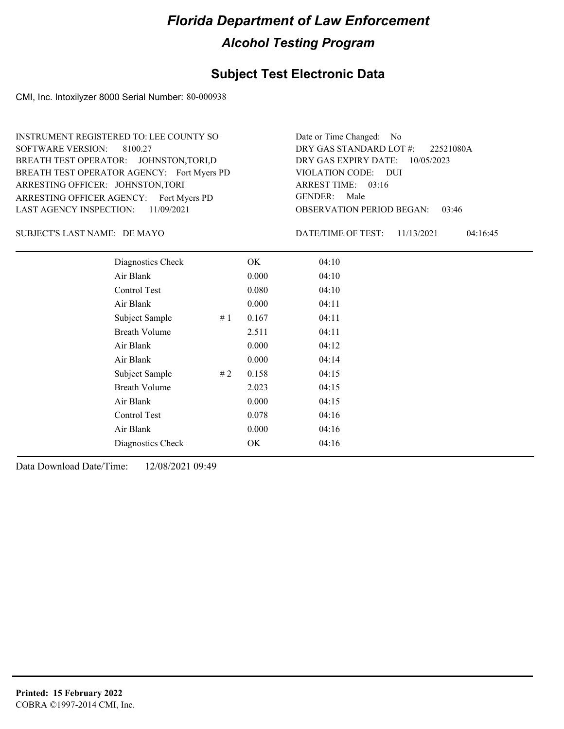# Florida Department of Law Enforcement

## Alcohol Testing Program

### Subject Test Electronic Data

CMI, Inc. Intoxilyzer 8000 Serial Number: 80-000938

INSTRUMENT REGISTERED TO: LEE COUNTY SO
SOFTWARE VERSION: 8100.27
BREATH TEST OPERATOR: JOHNSTON,TORI,D
BREATH TEST OPERATOR AGENCY: Fort Myers PD
ARRESTING OFFICER: JOHNSTON,TORI
ARRESTING OFFICER AGENCY: Fort Myers PD
LAST AGENCY INSPECTION: 11/09/2021

Date or Time Changed: No
DRY GAS STANDARD LOT #: 22521080A
DRY GAS EXPIRY DATE: 10/05/2023
VIOLATION CODE: DUI
ARREST TIME: 03:16
GENDER: Male
OBSERVATION PERIOD BEGAN: 03:46

SUBJECT'S LAST NAME: DE MAYO

DATE/TIME OF TEST: 11/13/2021 04:16:45

| | | | |
|---|---|---|---|
| Diagnostics Check | | OK | 04:10 |
| Air Blank | | 0.000 | 04:10 |
| Control Test | | 0.080 | 04:10 |
| Air Blank | | 0.000 | 04:11 |
| Subject Sample | # 1 | 0.167 | 04:11 |
| Breath Volume | | 2.511 | 04:11 |
| Air Blank | | 0.000 | 04:12 |
| Air Blank | | 0.000 | 04:14 |
| Subject Sample | # 2 | 0.158 | 04:15 |
| Breath Volume | | 2.023 | 04:15 |
| Air Blank | | 0.000 | 04:15 |
| Control Test | | 0.078 | 04:16 |
| Air Blank | | 0.000 | 04:16 |
| Diagnostics Check | | OK | 04:16 |

Data Download Date/Time: 12/08/2021 09:49

**Printed: 15 February 2022**
COBRA ©1997-2014 CMI, Inc.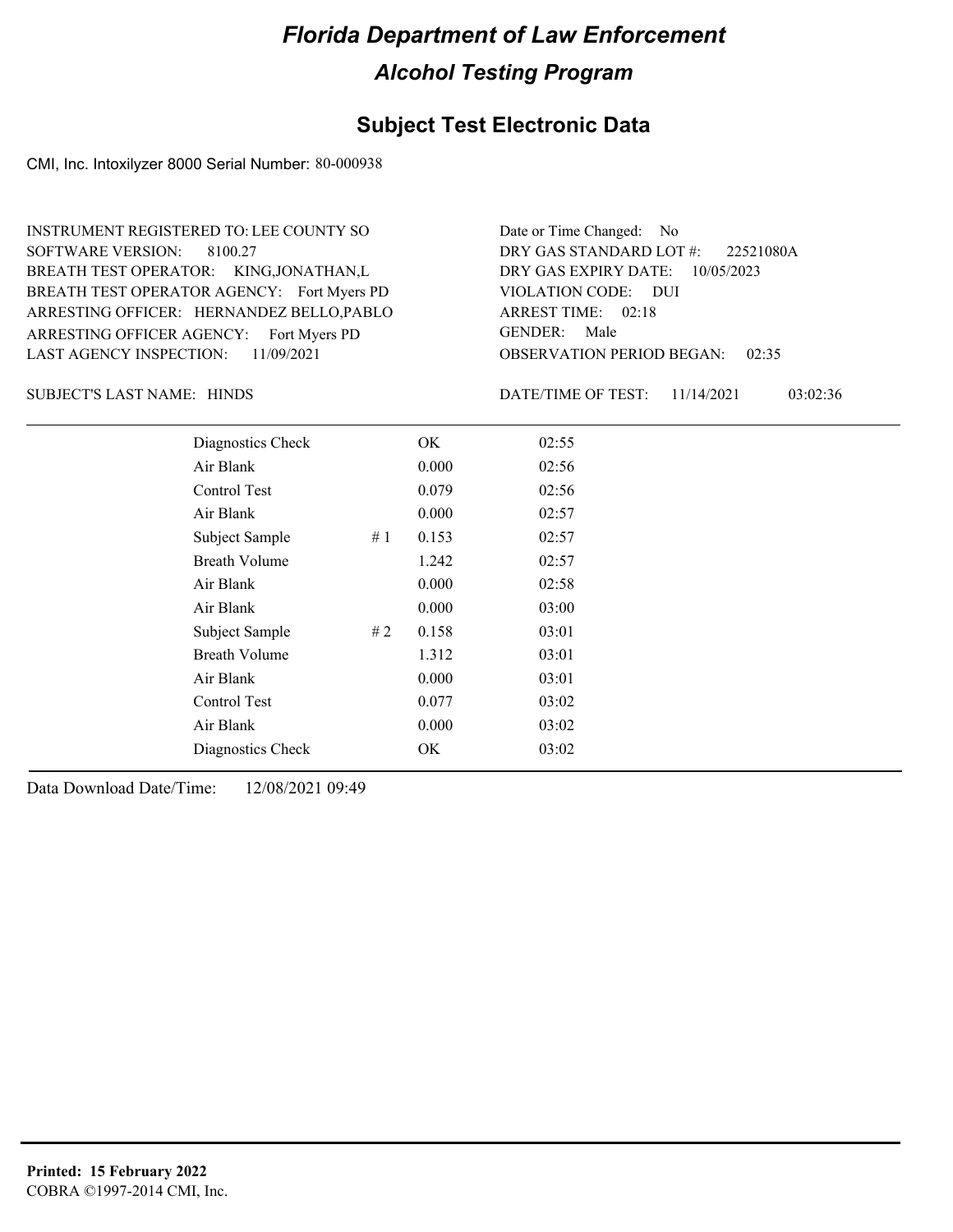# Florida Department of Law Enforcement

## Alcohol Testing Program

### Subject Test Electronic Data

CMI, Inc. Intoxilyzer 8000 Serial Number: 80-000938

INSTRUMENT REGISTERED TO: LEE COUNTY SO
SOFTWARE VERSION: 8100.27
BREATH TEST OPERATOR: KING,JONATHAN,L
BREATH TEST OPERATOR AGENCY: Fort Myers PD
ARRESTING OFFICER: HERNANDEZ BELLO,PABLO
ARRESTING OFFICER AGENCY: Fort Myers PD
LAST AGENCY INSPECTION: 11/09/2021

Date or Time Changed: No
DRY GAS STANDARD LOT #: 22521080A
DRY GAS EXPIRY DATE: 10/05/2023
VIOLATION CODE: DUI
ARREST TIME: 02:18
GENDER: Male
OBSERVATION PERIOD BEGAN: 02:35

SUBJECT'S LAST NAME: HINDS

DATE/TIME OF TEST: 11/14/2021 03:02:36

| Test | | Result | Time |
|---|---|---|---|
| Diagnostics Check | | OK | 02:55 |
| Air Blank | | 0.000 | 02:56 |
| Control Test | | 0.079 | 02:56 |
| Air Blank | | 0.000 | 02:57 |
| Subject Sample | # 1 | 0.153 | 02:57 |
| Breath Volume | | 1.242 | 02:57 |
| Air Blank | | 0.000 | 02:58 |
| Air Blank | | 0.000 | 03:00 |
| Subject Sample | # 2 | 0.158 | 03:01 |
| Breath Volume | | 1.312 | 03:01 |
| Air Blank | | 0.000 | 03:01 |
| Control Test | | 0.077 | 03:02 |
| Air Blank | | 0.000 | 03:02 |
| Diagnostics Check | | OK | 03:02 |

Data Download Date/Time: 12/08/2021 09:49

**Printed: 15 February 2022**
COBRA ©1997-2014 CMI, Inc.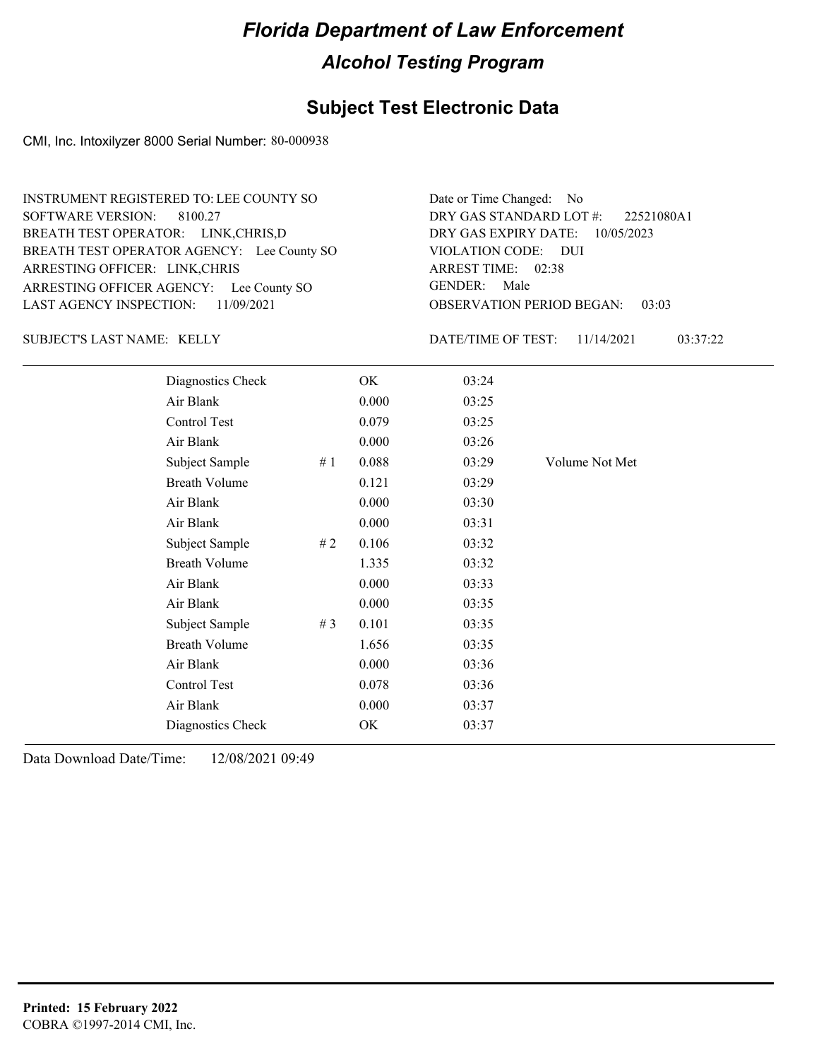# Florida Department of Law Enforcement

## Alcohol Testing Program

### Subject Test Electronic Data

CMI, Inc. Intoxilyzer 8000 Serial Number: 80-000938

INSTRUMENT REGISTERED TO: LEE COUNTY SO
SOFTWARE VERSION: 8100.27
BREATH TEST OPERATOR: LINK,CHRIS,D
BREATH TEST OPERATOR AGENCY: Lee County SO
ARRESTING OFFICER: LINK,CHRIS
ARRESTING OFFICER AGENCY: Lee County SO
LAST AGENCY INSPECTION: 11/09/2021

Date or Time Changed: No
DRY GAS STANDARD LOT #: 22521080A1
DRY GAS EXPIRY DATE: 10/05/2023
VIOLATION CODE: DUI
ARREST TIME: 02:38
GENDER: Male
OBSERVATION PERIOD BEGAN: 03:03

SUBJECT'S LAST NAME: KELLY

DATE/TIME OF TEST: 11/14/2021 03:37:22

| | | | | |
|---|---|---|---|---|
| Diagnostics Check | | OK | 03:24 | |
| Air Blank | | 0.000 | 03:25 | |
| Control Test | | 0.079 | 03:25 | |
| Air Blank | | 0.000 | 03:26 | |
| Subject Sample | # 1 | 0.088 | 03:29 | Volume Not Met |
| Breath Volume | | 0.121 | 03:29 | |
| Air Blank | | 0.000 | 03:30 | |
| Air Blank | | 0.000 | 03:31 | |
| Subject Sample | # 2 | 0.106 | 03:32 | |
| Breath Volume | | 1.335 | 03:32 | |
| Air Blank | | 0.000 | 03:33 | |
| Air Blank | | 0.000 | 03:35 | |
| Subject Sample | # 3 | 0.101 | 03:35 | |
| Breath Volume | | 1.656 | 03:35 | |
| Air Blank | | 0.000 | 03:36 | |
| Control Test | | 0.078 | 03:36 | |
| Air Blank | | 0.000 | 03:37 | |
| Diagnostics Check | | OK | 03:37 | |

Data Download Date/Time: 12/08/2021 09:49

**Printed: 15 February 2022**
COBRA ©1997-2014 CMI, Inc.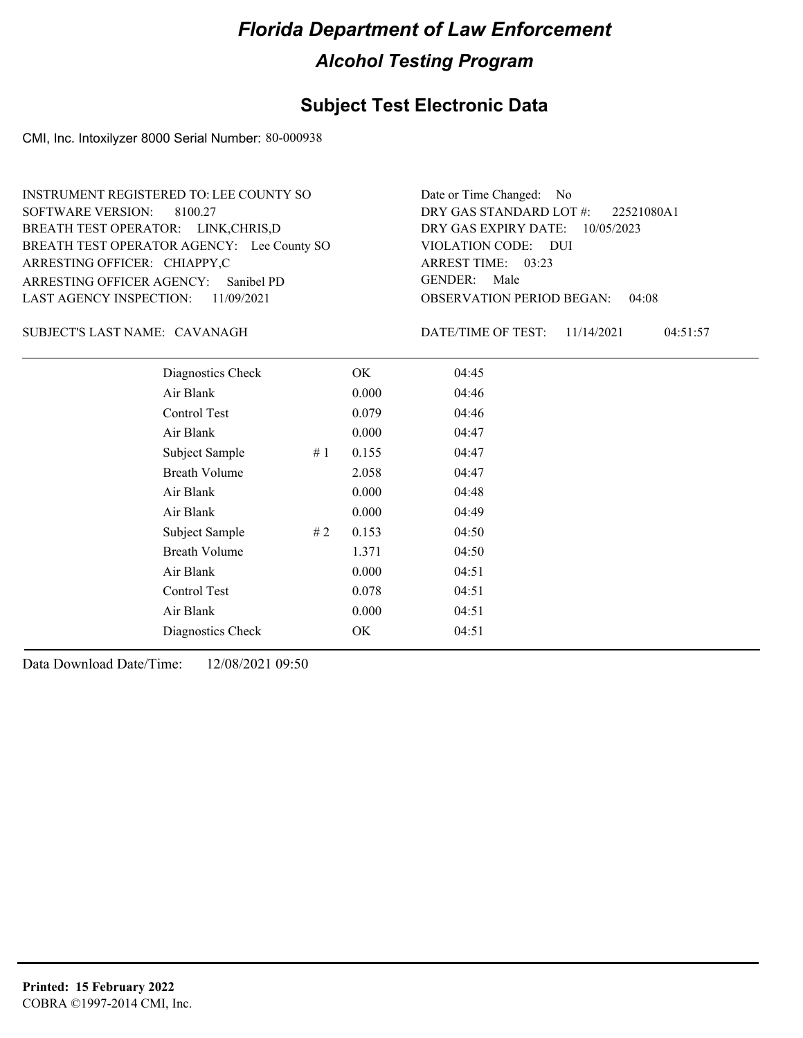# Florida Department of Law Enforcement

## Alcohol Testing Program

### Subject Test Electronic Data

CMI, Inc. Intoxilyzer 8000 Serial Number: 80-000938

INSTRUMENT REGISTERED TO: LEE COUNTY SO
SOFTWARE VERSION: 8100.27
BREATH TEST OPERATOR: LINK,CHRIS,D
BREATH TEST OPERATOR AGENCY: Lee County SO
ARRESTING OFFICER: CHIAPPY,C
ARRESTING OFFICER AGENCY: Sanibel PD
LAST AGENCY INSPECTION: 11/09/2021

Date or Time Changed: No
DRY GAS STANDARD LOT #: 22521080A1
DRY GAS EXPIRY DATE: 10/05/2023
VIOLATION CODE: DUI
ARREST TIME: 03:23
GENDER: Male
OBSERVATION PERIOD BEGAN: 04:08

SUBJECT'S LAST NAME: CAVANAGH

DATE/TIME OF TEST: 11/14/2021 04:51:57

| | | | |
|---|---|---|---|
| Diagnostics Check | | OK | 04:45 |
| Air Blank | | 0.000 | 04:46 |
| Control Test | | 0.079 | 04:46 |
| Air Blank | | 0.000 | 04:47 |
| Subject Sample | # 1 | 0.155 | 04:47 |
| Breath Volume | | 2.058 | 04:47 |
| Air Blank | | 0.000 | 04:48 |
| Air Blank | | 0.000 | 04:49 |
| Subject Sample | # 2 | 0.153 | 04:50 |
| Breath Volume | | 1.371 | 04:50 |
| Air Blank | | 0.000 | 04:51 |
| Control Test | | 0.078 | 04:51 |
| Air Blank | | 0.000 | 04:51 |
| Diagnostics Check | | OK | 04:51 |

Data Download Date/Time: 12/08/2021 09:50

**Printed: 15 February 2022**
COBRA ©1997-2014 CMI, Inc.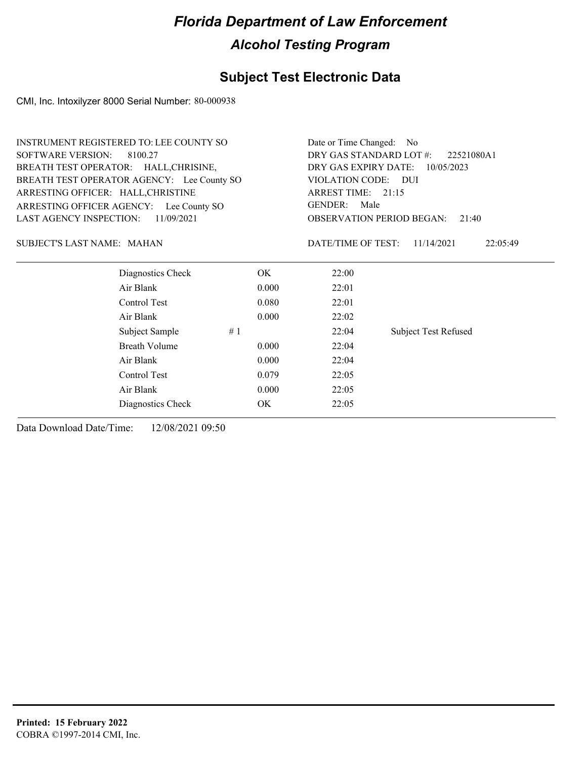# Florida Department of Law Enforcement

## Alcohol Testing Program

## Subject Test Electronic Data

CMI, Inc. Intoxilyzer 8000 Serial Number: 80-000938

INSTRUMENT REGISTERED TO: LEE COUNTY SO
SOFTWARE VERSION: 8100.27
BREATH TEST OPERATOR: HALL,CHRISINE,
BREATH TEST OPERATOR AGENCY: Lee County SO
ARRESTING OFFICER: HALL,CHRISTINE
ARRESTING OFFICER AGENCY: Lee County SO
LAST AGENCY INSPECTION: 11/09/2021

Date or Time Changed: No
DRY GAS STANDARD LOT #: 22521080A1
DRY GAS EXPIRY DATE: 10/05/2023
VIOLATION CODE: DUI
ARREST TIME: 21:15
GENDER: Male
OBSERVATION PERIOD BEGAN: 21:40

SUBJECT'S LAST NAME: MAHAN

DATE/TIME OF TEST: 11/14/2021 22:05:49

| | | | | |
|---|---|---|---|---|
| Diagnostics Check | | OK | 22:00 | |
| Air Blank | | 0.000 | 22:01 | |
| Control Test | | 0.080 | 22:01 | |
| Air Blank | | 0.000 | 22:02 | |
| Subject Sample | # 1 | | 22:04 | Subject Test Refused |
| Breath Volume | | 0.000 | 22:04 | |
| Air Blank | | 0.000 | 22:04 | |
| Control Test | | 0.079 | 22:05 | |
| Air Blank | | 0.000 | 22:05 | |
| Diagnostics Check | | OK | 22:05 | |

Data Download Date/Time: 12/08/2021 09:50

**Printed: 15 February 2022**
COBRA ©1997-2014 CMI, Inc.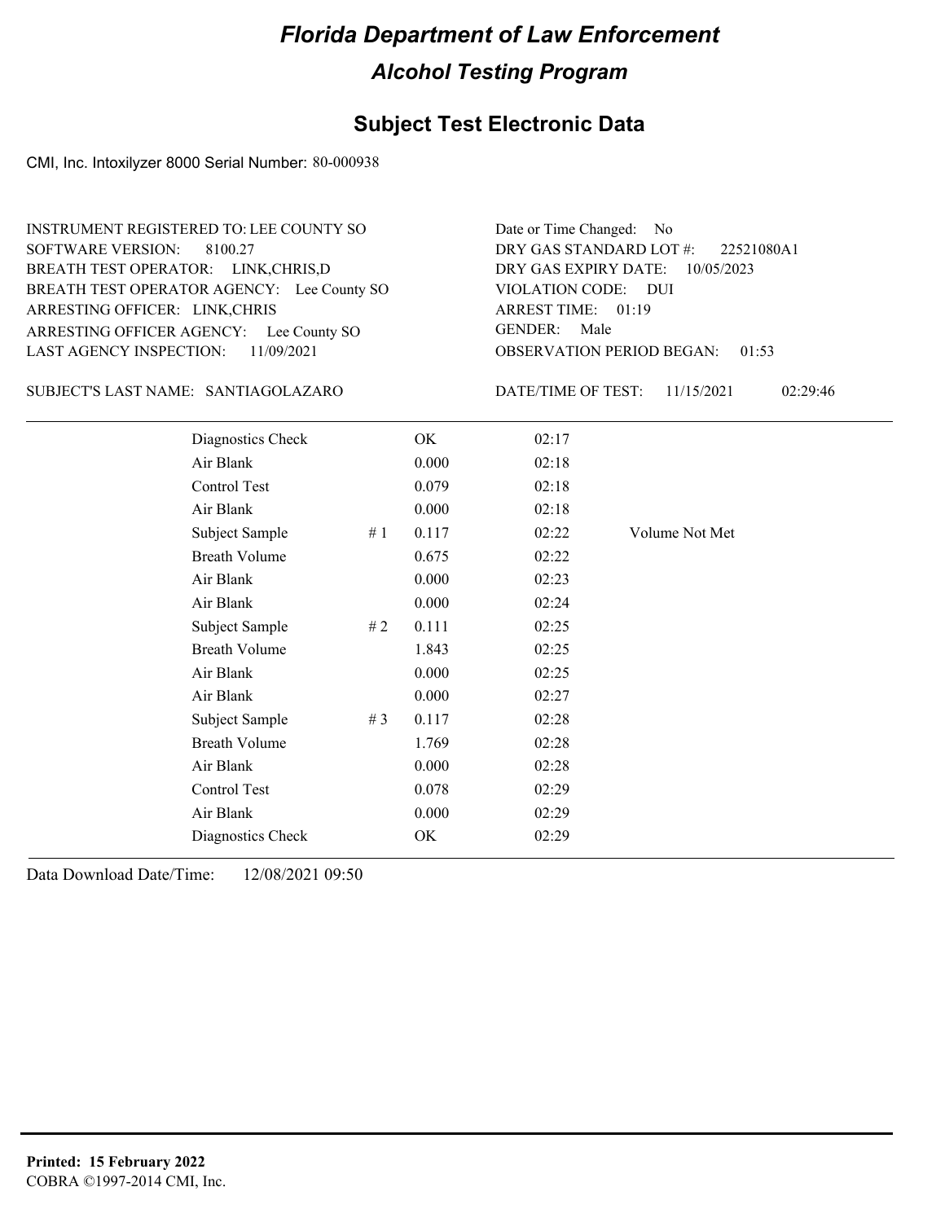# Florida Department of Law Enforcement

## Alcohol Testing Program

### Subject Test Electronic Data

CMI, Inc. Intoxilyzer 8000 Serial Number: 80-000938

INSTRUMENT REGISTERED TO: LEE COUNTY SO
SOFTWARE VERSION: 8100.27
BREATH TEST OPERATOR: LINK,CHRIS,D
BREATH TEST OPERATOR AGENCY: Lee County SO
ARRESTING OFFICER: LINK,CHRIS
ARRESTING OFFICER AGENCY: Lee County SO
LAST AGENCY INSPECTION: 11/09/2021

Date or Time Changed: No
DRY GAS STANDARD LOT #: 22521080A1
DRY GAS EXPIRY DATE: 10/05/2023
VIOLATION CODE: DUI
ARREST TIME: 01:19
GENDER: Male
OBSERVATION PERIOD BEGAN: 01:53

SUBJECT'S LAST NAME: SANTIAGOLAZARO

DATE/TIME OF TEST: 11/15/2021 02:29:46

| | | | | |
|---|---|---|---|---|
| Diagnostics Check | | OK | 02:17 | |
| Air Blank | | 0.000 | 02:18 | |
| Control Test | | 0.079 | 02:18 | |
| Air Blank | | 0.000 | 02:18 | |
| Subject Sample | # 1 | 0.117 | 02:22 | Volume Not Met |
| Breath Volume | | 0.675 | 02:22 | |
| Air Blank | | 0.000 | 02:23 | |
| Air Blank | | 0.000 | 02:24 | |
| Subject Sample | # 2 | 0.111 | 02:25 | |
| Breath Volume | | 1.843 | 02:25 | |
| Air Blank | | 0.000 | 02:25 | |
| Air Blank | | 0.000 | 02:27 | |
| Subject Sample | # 3 | 0.117 | 02:28 | |
| Breath Volume | | 1.769 | 02:28 | |
| Air Blank | | 0.000 | 02:28 | |
| Control Test | | 0.078 | 02:29 | |
| Air Blank | | 0.000 | 02:29 | |
| Diagnostics Check | | OK | 02:29 | |

Data Download Date/Time: 12/08/2021 09:50

**Printed: 15 February 2022**
COBRA ©1997-2014 CMI, Inc.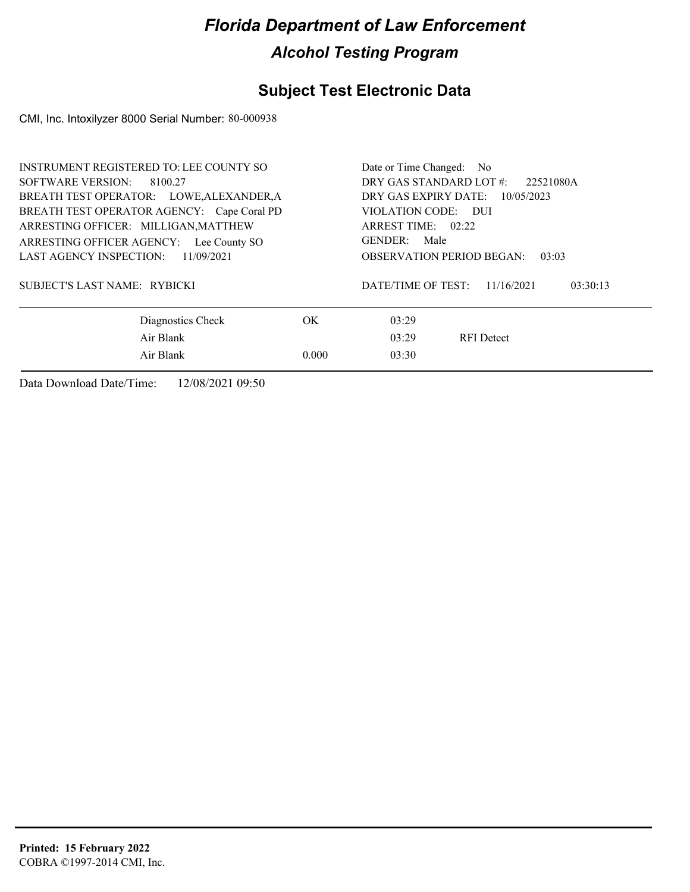# Florida Department of Law Enforcement

## Alcohol Testing Program

### Subject Test Electronic Data

CMI, Inc. Intoxilyzer 8000 Serial Number: 80-000938

INSTRUMENT REGISTERED TO: LEE COUNTY SO
SOFTWARE VERSION: 8100.27
BREATH TEST OPERATOR: LOWE,ALEXANDER,A
BREATH TEST OPERATOR AGENCY: Cape Coral PD
ARRESTING OFFICER: MILLIGAN,MATTHEW
ARRESTING OFFICER AGENCY: Lee County SO
LAST AGENCY INSPECTION: 11/09/2021

SUBJECT'S LAST NAME: RYBICKI

Date or Time Changed: No
DRY GAS STANDARD LOT #: 22521080A
DRY GAS EXPIRY DATE: 10/05/2023
VIOLATION CODE: DUI
ARREST TIME: 02:22
GENDER: Male
OBSERVATION PERIOD BEGAN: 03:03

DATE/TIME OF TEST: 11/16/2021 03:30:13

| | | | |
|---|---|---|---|
| Diagnostics Check | OK | 03:29 | |
| Air Blank | | 03:29 | RFI Detect |
| Air Blank | 0.000 | 03:30 | |

Data Download Date/Time: 12/08/2021 09:50

**Printed: 15 February 2022**
COBRA ©1997-2014 CMI, Inc.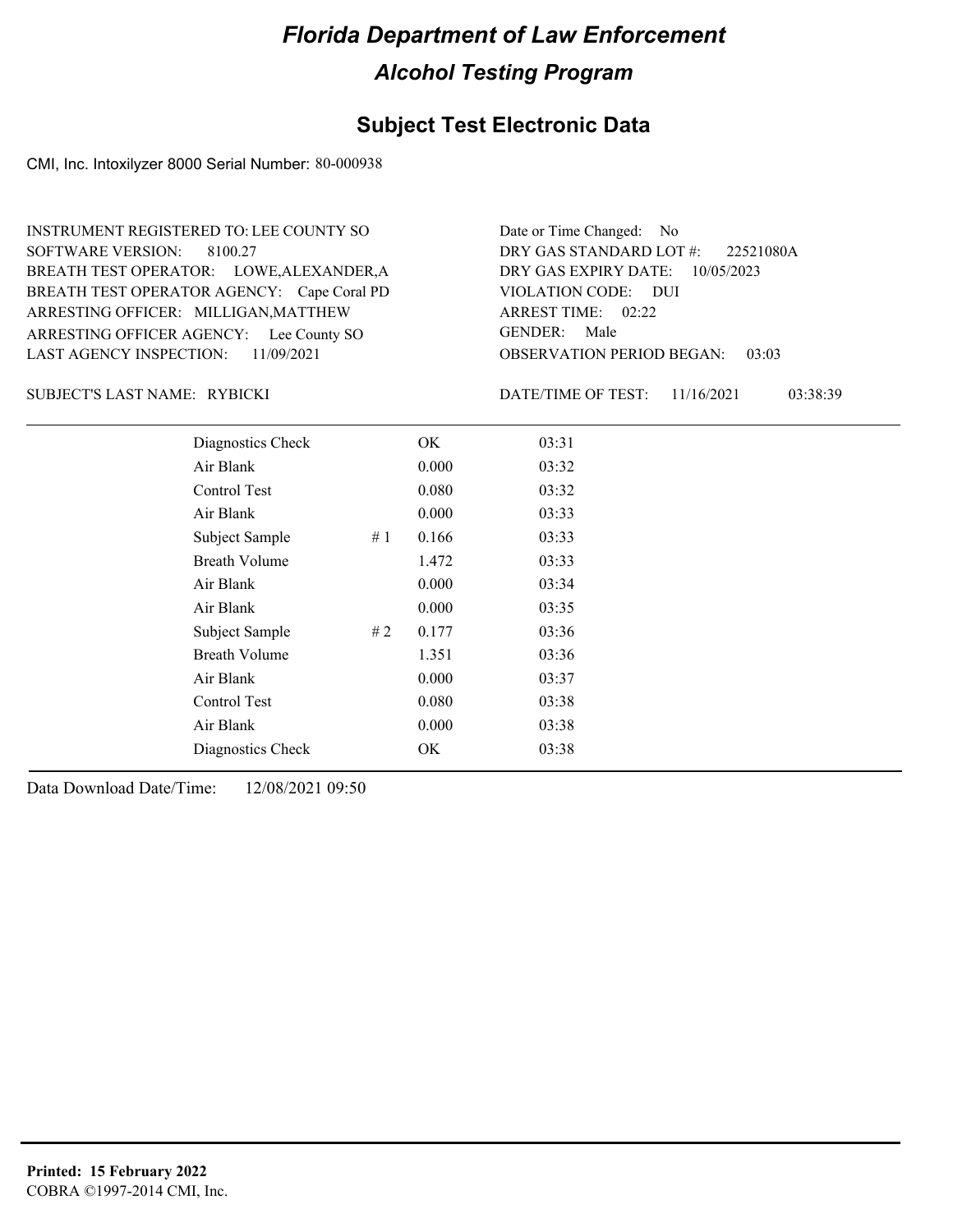# Florida Department of Law Enforcement

## Alcohol Testing Program

### Subject Test Electronic Data

CMI, Inc. Intoxilyzer 8000 Serial Number: 80-000938

INSTRUMENT REGISTERED TO: LEE COUNTY SO
SOFTWARE VERSION: 8100.27
BREATH TEST OPERATOR: LOWE,ALEXANDER,A
BREATH TEST OPERATOR AGENCY: Cape Coral PD
ARRESTING OFFICER: MILLIGAN,MATTHEW
ARRESTING OFFICER AGENCY: Lee County SO
LAST AGENCY INSPECTION: 11/09/2021

Date or Time Changed: No
DRY GAS STANDARD LOT #: 22521080A
DRY GAS EXPIRY DATE: 10/05/2023
VIOLATION CODE: DUI
ARREST TIME: 02:22
GENDER: Male
OBSERVATION PERIOD BEGAN: 03:03

SUBJECT'S LAST NAME: RYBICKI

DATE/TIME OF TEST: 11/16/2021 03:38:39

| | | | |
|---|---|---|---|
| Diagnostics Check | | OK | 03:31 |
| Air Blank | | 0.000 | 03:32 |
| Control Test | | 0.080 | 03:32 |
| Air Blank | | 0.000 | 03:33 |
| Subject Sample | # 1 | 0.166 | 03:33 |
| Breath Volume | | 1.472 | 03:33 |
| Air Blank | | 0.000 | 03:34 |
| Air Blank | | 0.000 | 03:35 |
| Subject Sample | # 2 | 0.177 | 03:36 |
| Breath Volume | | 1.351 | 03:36 |
| Air Blank | | 0.000 | 03:37 |
| Control Test | | 0.080 | 03:38 |
| Air Blank | | 0.000 | 03:38 |
| Diagnostics Check | | OK | 03:38 |

Data Download Date/Time: 12/08/2021 09:50

**Printed: 15 February 2022**
COBRA ©1997-2014 CMI, Inc.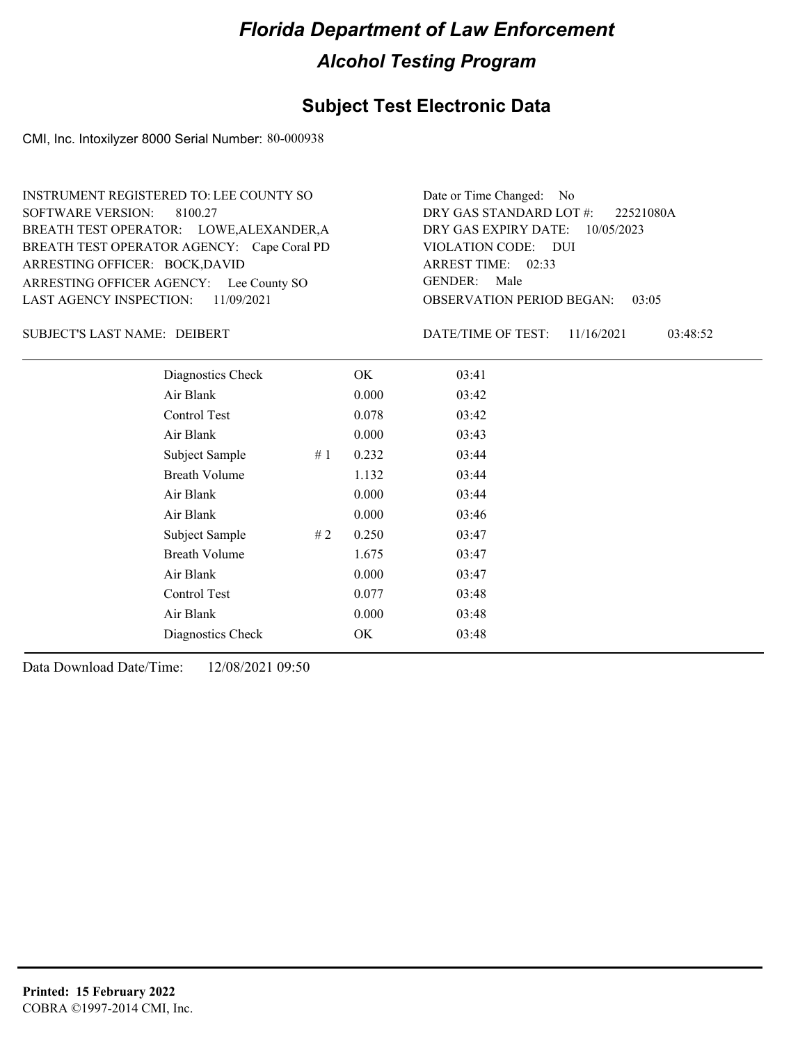# Florida Department of Law Enforcement

## Alcohol Testing Program

### Subject Test Electronic Data

CMI, Inc. Intoxilyzer 8000 Serial Number: 80-000938

INSTRUMENT REGISTERED TO: LEE COUNTY SO
SOFTWARE VERSION: 8100.27
BREATH TEST OPERATOR: LOWE,ALEXANDER,A
BREATH TEST OPERATOR AGENCY: Cape Coral PD
ARRESTING OFFICER: BOCK,DAVID
ARRESTING OFFICER AGENCY: Lee County SO
LAST AGENCY INSPECTION: 11/09/2021

Date or Time Changed: No
DRY GAS STANDARD LOT #: 22521080A
DRY GAS EXPIRY DATE: 10/05/2023
VIOLATION CODE: DUI
ARREST TIME: 02:33
GENDER: Male
OBSERVATION PERIOD BEGAN: 03:05

SUBJECT'S LAST NAME: DEIBERT

DATE/TIME OF TEST: 11/16/2021 03:48:52

| | | | |
|---|---|---|---|
| Diagnostics Check | | OK | 03:41 |
| Air Blank | | 0.000 | 03:42 |
| Control Test | | 0.078 | 03:42 |
| Air Blank | | 0.000 | 03:43 |
| Subject Sample | # 1 | 0.232 | 03:44 |
| Breath Volume | | 1.132 | 03:44 |
| Air Blank | | 0.000 | 03:44 |
| Air Blank | | 0.000 | 03:46 |
| Subject Sample | # 2 | 0.250 | 03:47 |
| Breath Volume | | 1.675 | 03:47 |
| Air Blank | | 0.000 | 03:47 |
| Control Test | | 0.077 | 03:48 |
| Air Blank | | 0.000 | 03:48 |
| Diagnostics Check | | OK | 03:48 |

Data Download Date/Time: 12/08/2021 09:50

**Printed: 15 February 2022**
COBRA ©1997-2014 CMI, Inc.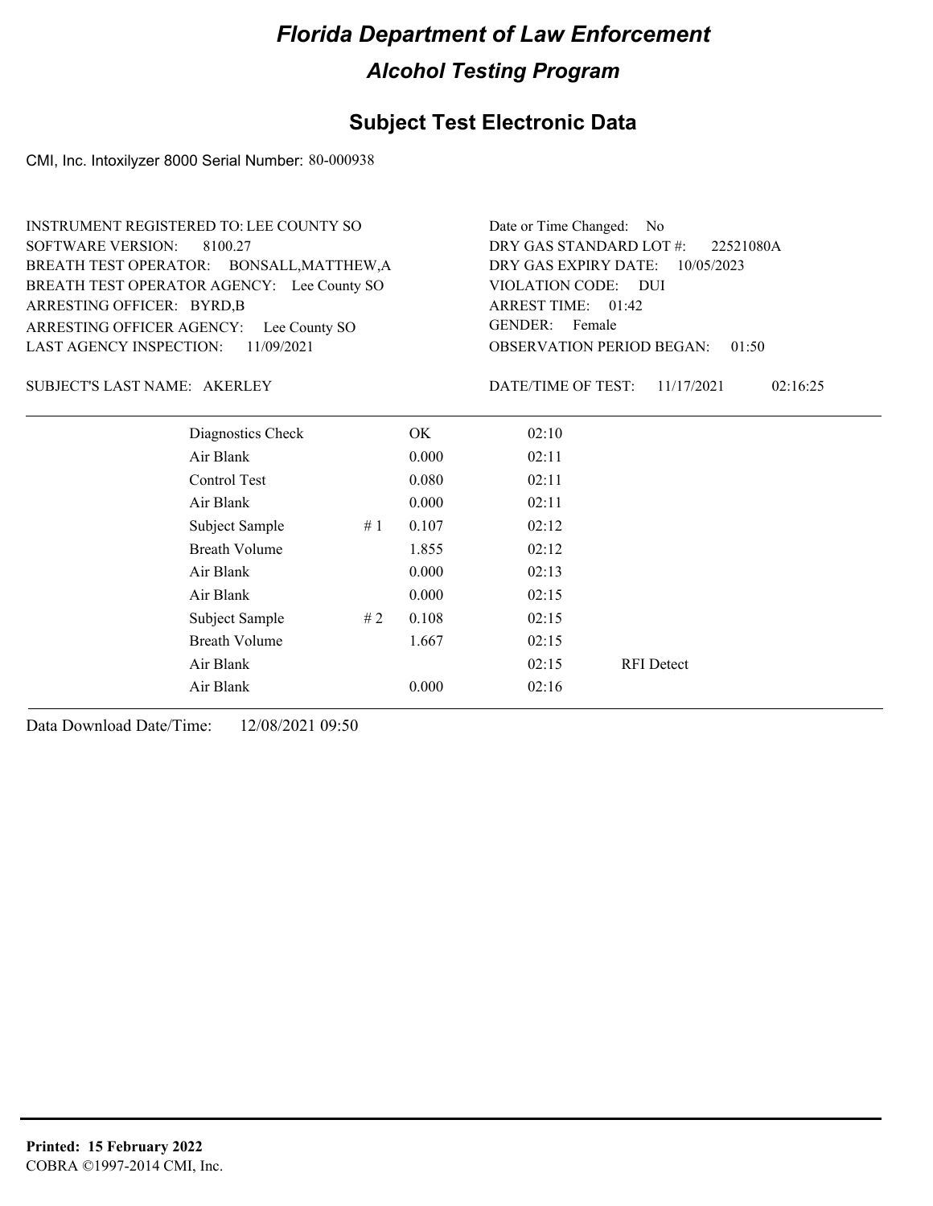# Florida Department of Law Enforcement

## Alcohol Testing Program

### Subject Test Electronic Data

CMI, Inc. Intoxilyzer 8000 Serial Number: 80-000938

INSTRUMENT REGISTERED TO: LEE COUNTY SO
SOFTWARE VERSION: 8100.27
BREATH TEST OPERATOR: BONSALL,MATTHEW,A
BREATH TEST OPERATOR AGENCY: Lee County SO
ARRESTING OFFICER: BYRD,B
ARRESTING OFFICER AGENCY: Lee County SO
LAST AGENCY INSPECTION: 11/09/2021

Date or Time Changed: No
DRY GAS STANDARD LOT #: 22521080A
DRY GAS EXPIRY DATE: 10/05/2023
VIOLATION CODE: DUI
ARREST TIME: 01:42
GENDER: Female
OBSERVATION PERIOD BEGAN: 01:50

SUBJECT'S LAST NAME: AKERLEY

DATE/TIME OF TEST: 11/17/2021 02:16:25

| | | | | |
|---|---|---|---|---|
| Diagnostics Check | | OK | 02:10 | |
| Air Blank | | 0.000 | 02:11 | |
| Control Test | | 0.080 | 02:11 | |
| Air Blank | | 0.000 | 02:11 | |
| Subject Sample | # 1 | 0.107 | 02:12 | |
| Breath Volume | | 1.855 | 02:12 | |
| Air Blank | | 0.000 | 02:13 | |
| Air Blank | | 0.000 | 02:15 | |
| Subject Sample | # 2 | 0.108 | 02:15 | |
| Breath Volume | | 1.667 | 02:15 | |
| Air Blank | | | 02:15 | RFI Detect |
| Air Blank | | 0.000 | 02:16 | |

Data Download Date/Time: 12/08/2021 09:50

**Printed: 15 February 2022**
COBRA ©1997-2014 CMI, Inc.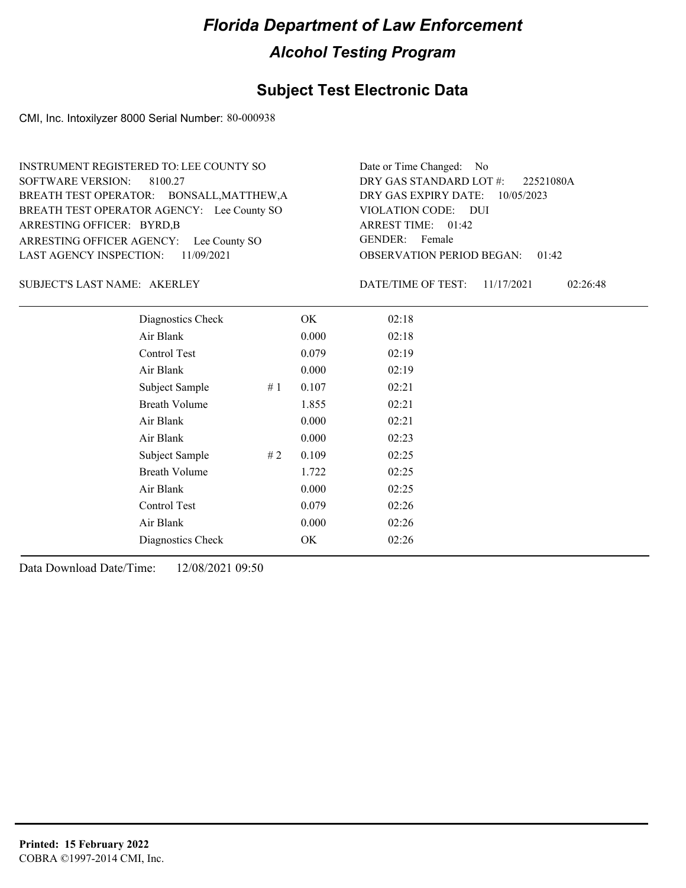# Florida Department of Law Enforcement

## Alcohol Testing Program

### Subject Test Electronic Data

CMI, Inc. Intoxilyzer 8000 Serial Number: 80-000938

INSTRUMENT REGISTERED TO: LEE COUNTY SO
SOFTWARE VERSION: 8100.27
BREATH TEST OPERATOR: BONSALL,MATTHEW,A
BREATH TEST OPERATOR AGENCY: Lee County SO
ARRESTING OFFICER: BYRD,B
ARRESTING OFFICER AGENCY: Lee County SO
LAST AGENCY INSPECTION: 11/09/2021

Date or Time Changed: No
DRY GAS STANDARD LOT #: 22521080A
DRY GAS EXPIRY DATE: 10/05/2023
VIOLATION CODE: DUI
ARREST TIME: 01:42
GENDER: Female
OBSERVATION PERIOD BEGAN: 01:42

SUBJECT'S LAST NAME: AKERLEY

DATE/TIME OF TEST: 11/17/2021 02:26:48

| | | | |
|---|---|---|---|
| Diagnostics Check | | OK | 02:18 |
| Air Blank | | 0.000 | 02:18 |
| Control Test | | 0.079 | 02:19 |
| Air Blank | | 0.000 | 02:19 |
| Subject Sample | # 1 | 0.107 | 02:21 |
| Breath Volume | | 1.855 | 02:21 |
| Air Blank | | 0.000 | 02:21 |
| Air Blank | | 0.000 | 02:23 |
| Subject Sample | # 2 | 0.109 | 02:25 |
| Breath Volume | | 1.722 | 02:25 |
| Air Blank | | 0.000 | 02:25 |
| Control Test | | 0.079 | 02:26 |
| Air Blank | | 0.000 | 02:26 |
| Diagnostics Check | | OK | 02:26 |

Data Download Date/Time: 12/08/2021 09:50

**Printed: 15 February 2022**
COBRA ©1997-2014 CMI, Inc.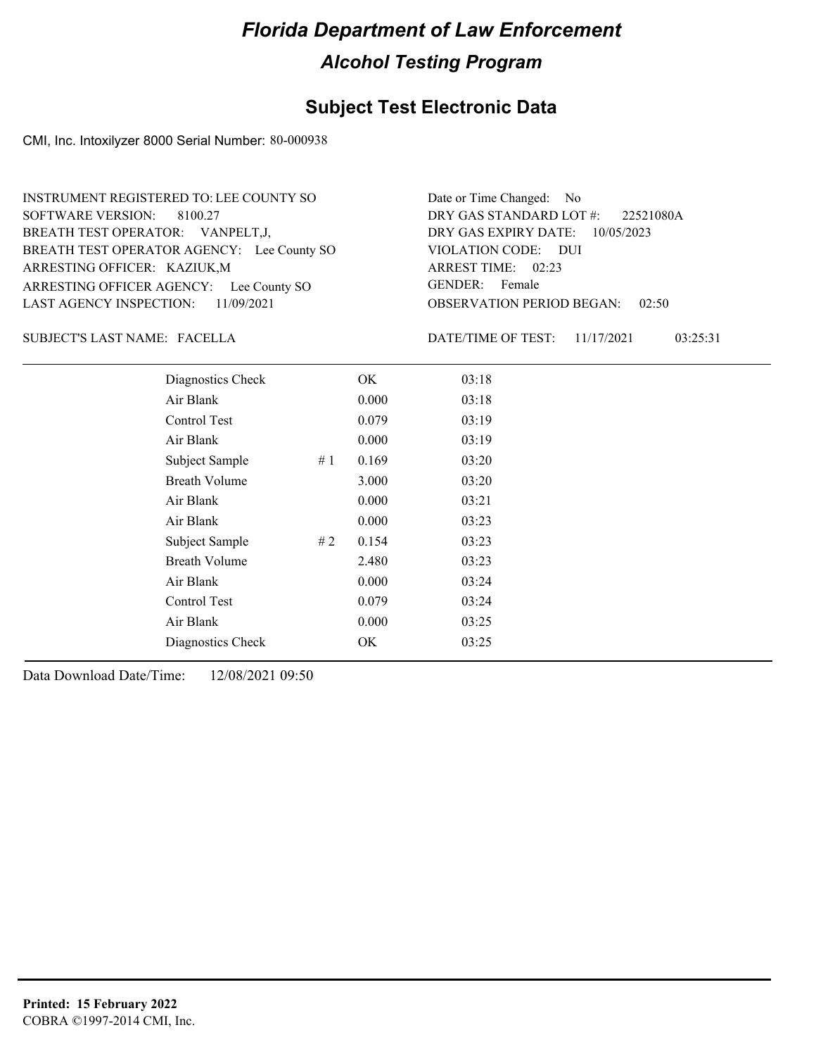# Florida Department of Law Enforcement

## Alcohol Testing Program

### Subject Test Electronic Data

CMI, Inc. Intoxilyzer 8000 Serial Number: 80-000938

INSTRUMENT REGISTERED TO: LEE COUNTY SO
SOFTWARE VERSION: 8100.27
BREATH TEST OPERATOR: VANPELT,J,
BREATH TEST OPERATOR AGENCY: Lee County SO
ARRESTING OFFICER: KAZIUK,M
ARRESTING OFFICER AGENCY: Lee County SO
LAST AGENCY INSPECTION: 11/09/2021

Date or Time Changed: No
DRY GAS STANDARD LOT #: 22521080A
DRY GAS EXPIRY DATE: 10/05/2023
VIOLATION CODE: DUI
ARREST TIME: 02:23
GENDER: Female
OBSERVATION PERIOD BEGAN: 02:50

SUBJECT'S LAST NAME: FACELLA

DATE/TIME OF TEST: 11/17/2021 03:25:31

| | | | |
|---|---|---|---|
| Diagnostics Check | | OK | 03:18 |
| Air Blank | | 0.000 | 03:18 |
| Control Test | | 0.079 | 03:19 |
| Air Blank | | 0.000 | 03:19 |
| Subject Sample | # 1 | 0.169 | 03:20 |
| Breath Volume | | 3.000 | 03:20 |
| Air Blank | | 0.000 | 03:21 |
| Air Blank | | 0.000 | 03:23 |
| Subject Sample | # 2 | 0.154 | 03:23 |
| Breath Volume | | 2.480 | 03:23 |
| Air Blank | | 0.000 | 03:24 |
| Control Test | | 0.079 | 03:24 |
| Air Blank | | 0.000 | 03:25 |
| Diagnostics Check | | OK | 03:25 |

Data Download Date/Time: 12/08/2021 09:50

**Printed: 15 February 2022**
COBRA ©1997-2014 CMI, Inc.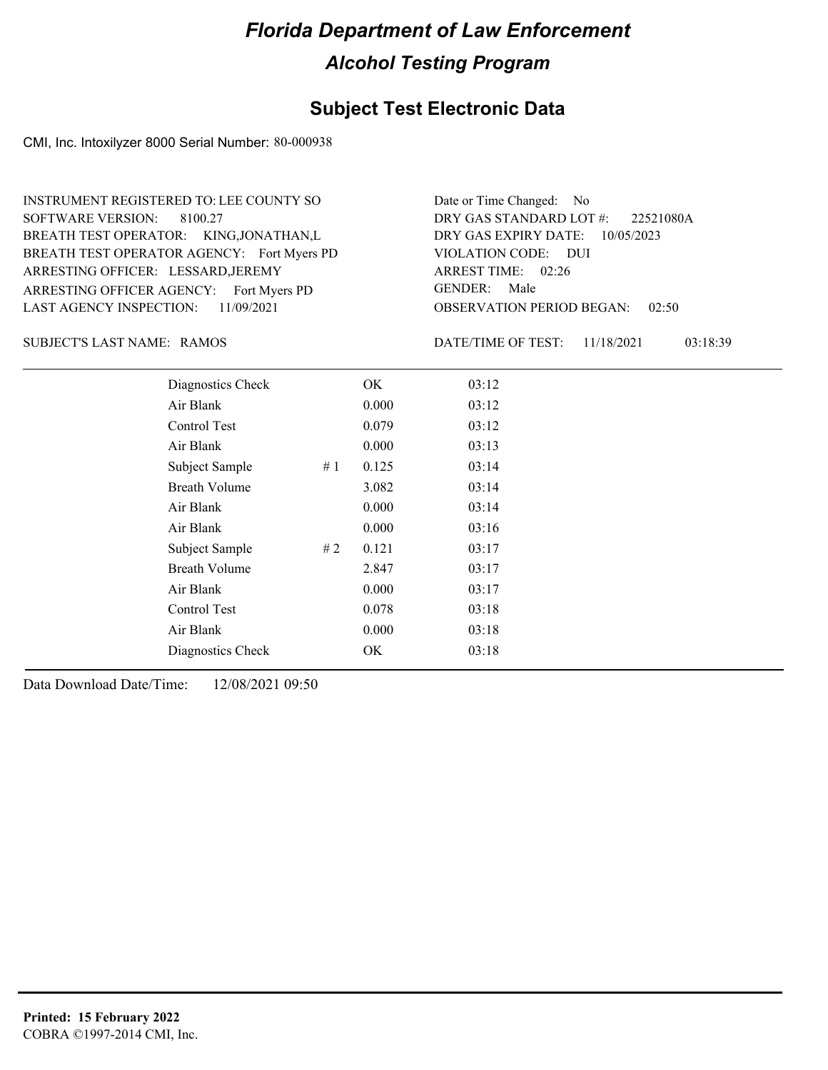# Florida Department of Law Enforcement

## Alcohol Testing Program

### Subject Test Electronic Data

CMI, Inc. Intoxilyzer 8000 Serial Number: 80-000938

INSTRUMENT REGISTERED TO: LEE COUNTY SO
SOFTWARE VERSION: 8100.27
BREATH TEST OPERATOR: KING,JONATHAN,L
BREATH TEST OPERATOR AGENCY: Fort Myers PD
ARRESTING OFFICER: LESSARD,JEREMY
ARRESTING OFFICER AGENCY: Fort Myers PD
LAST AGENCY INSPECTION: 11/09/2021

Date or Time Changed: No
DRY GAS STANDARD LOT #: 22521080A
DRY GAS EXPIRY DATE: 10/05/2023
VIOLATION CODE: DUI
ARREST TIME: 02:26
GENDER: Male
OBSERVATION PERIOD BEGAN: 02:50

SUBJECT'S LAST NAME: RAMOS

DATE/TIME OF TEST: 11/18/2021 03:18:39

| | | | |
|---|---|---|---|
| Diagnostics Check | | OK | 03:12 |
| Air Blank | | 0.000 | 03:12 |
| Control Test | | 0.079 | 03:12 |
| Air Blank | | 0.000 | 03:13 |
| Subject Sample | # 1 | 0.125 | 03:14 |
| Breath Volume | | 3.082 | 03:14 |
| Air Blank | | 0.000 | 03:14 |
| Air Blank | | 0.000 | 03:16 |
| Subject Sample | # 2 | 0.121 | 03:17 |
| Breath Volume | | 2.847 | 03:17 |
| Air Blank | | 0.000 | 03:17 |
| Control Test | | 0.078 | 03:18 |
| Air Blank | | 0.000 | 03:18 |
| Diagnostics Check | | OK | 03:18 |

Data Download Date/Time: 12/08/2021 09:50

**Printed: 15 February 2022**
COBRA ©1997-2014 CMI, Inc.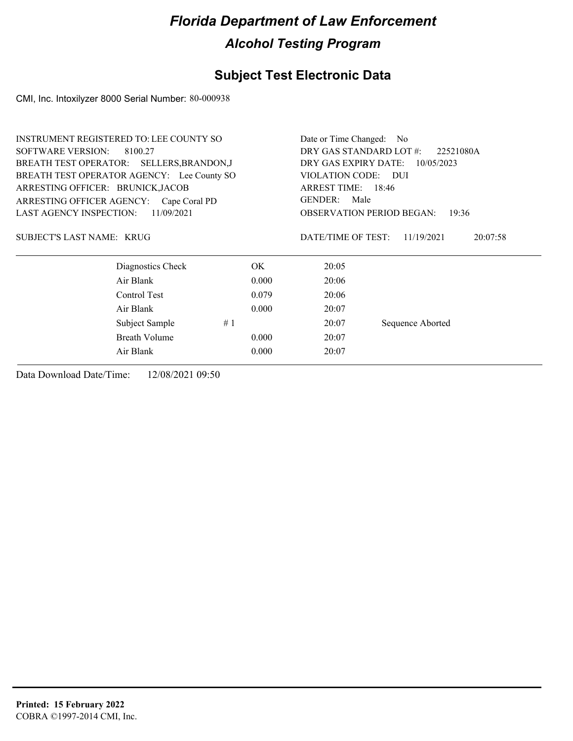# Florida Department of Law Enforcement

## Alcohol Testing Program

## Subject Test Electronic Data

CMI, Inc. Intoxilyzer 8000 Serial Number: 80-000938

INSTRUMENT REGISTERED TO: LEE COUNTY SO
SOFTWARE VERSION: 8100.27
BREATH TEST OPERATOR: SELLERS,BRANDON,J
BREATH TEST OPERATOR AGENCY: Lee County SO
ARRESTING OFFICER: BRUNICK,JACOB
ARRESTING OFFICER AGENCY: Cape Coral PD
LAST AGENCY INSPECTION: 11/09/2021

Date or Time Changed: No
DRY GAS STANDARD LOT #: 22521080A
DRY GAS EXPIRY DATE: 10/05/2023
VIOLATION CODE: DUI
ARREST TIME: 18:46
GENDER: Male
OBSERVATION PERIOD BEGAN: 19:36

SUBJECT'S LAST NAME: KRUG

DATE/TIME OF TEST: 11/19/2021 20:07:58

| | | | | |
|---|---|---|---|---|
| Diagnostics Check | | OK | 20:05 | |
| Air Blank | | 0.000 | 20:06 | |
| Control Test | | 0.079 | 20:06 | |
| Air Blank | | 0.000 | 20:07 | |
| Subject Sample | # 1 | | 20:07 | Sequence Aborted |
| Breath Volume | | 0.000 | 20:07 | |
| Air Blank | | 0.000 | 20:07 | |

Data Download Date/Time: 12/08/2021 09:50

**Printed: 15 February 2022**
COBRA ©1997-2014 CMI, Inc.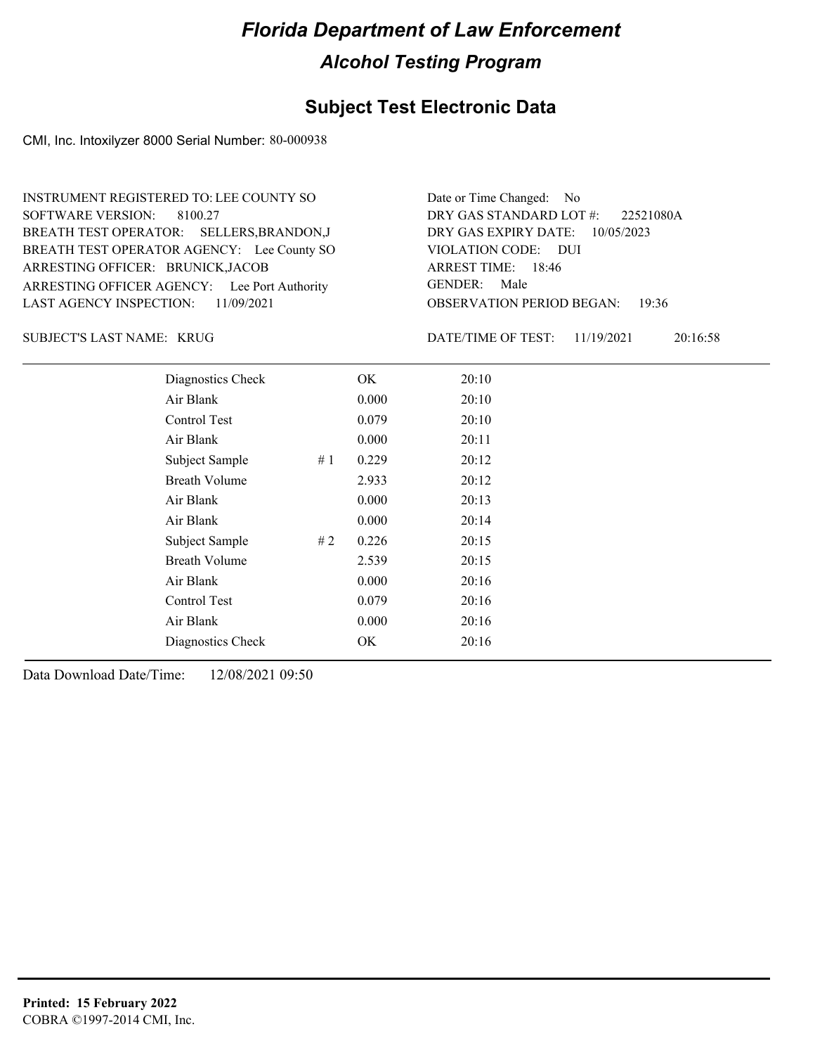# Florida Department of Law Enforcement

## Alcohol Testing Program

### Subject Test Electronic Data

CMI, Inc. Intoxilyzer 8000 Serial Number: 80-000938

INSTRUMENT REGISTERED TO: LEE COUNTY SO
SOFTWARE VERSION: 8100.27
BREATH TEST OPERATOR: SELLERS,BRANDON,J
BREATH TEST OPERATOR AGENCY: Lee County SO
ARRESTING OFFICER: BRUNICK,JACOB
ARRESTING OFFICER AGENCY: Lee Port Authority
LAST AGENCY INSPECTION: 11/09/2021

Date or Time Changed: No
DRY GAS STANDARD LOT #: 22521080A
DRY GAS EXPIRY DATE: 10/05/2023
VIOLATION CODE: DUI
ARREST TIME: 18:46
GENDER: Male
OBSERVATION PERIOD BEGAN: 19:36

SUBJECT'S LAST NAME: KRUG

DATE/TIME OF TEST: 11/19/2021 20:16:58

| Test | # | Result | Time |
|---|---|---|---|
| Diagnostics Check | | OK | 20:10 |
| Air Blank | | 0.000 | 20:10 |
| Control Test | | 0.079 | 20:10 |
| Air Blank | | 0.000 | 20:11 |
| Subject Sample | # 1 | 0.229 | 20:12 |
| Breath Volume | | 2.933 | 20:12 |
| Air Blank | | 0.000 | 20:13 |
| Air Blank | | 0.000 | 20:14 |
| Subject Sample | # 2 | 0.226 | 20:15 |
| Breath Volume | | 2.539 | 20:15 |
| Air Blank | | 0.000 | 20:16 |
| Control Test | | 0.079 | 20:16 |
| Air Blank | | 0.000 | 20:16 |
| Diagnostics Check | | OK | 20:16 |

Data Download Date/Time: 12/08/2021 09:50

**Printed: 15 February 2022**
COBRA ©1997-2014 CMI, Inc.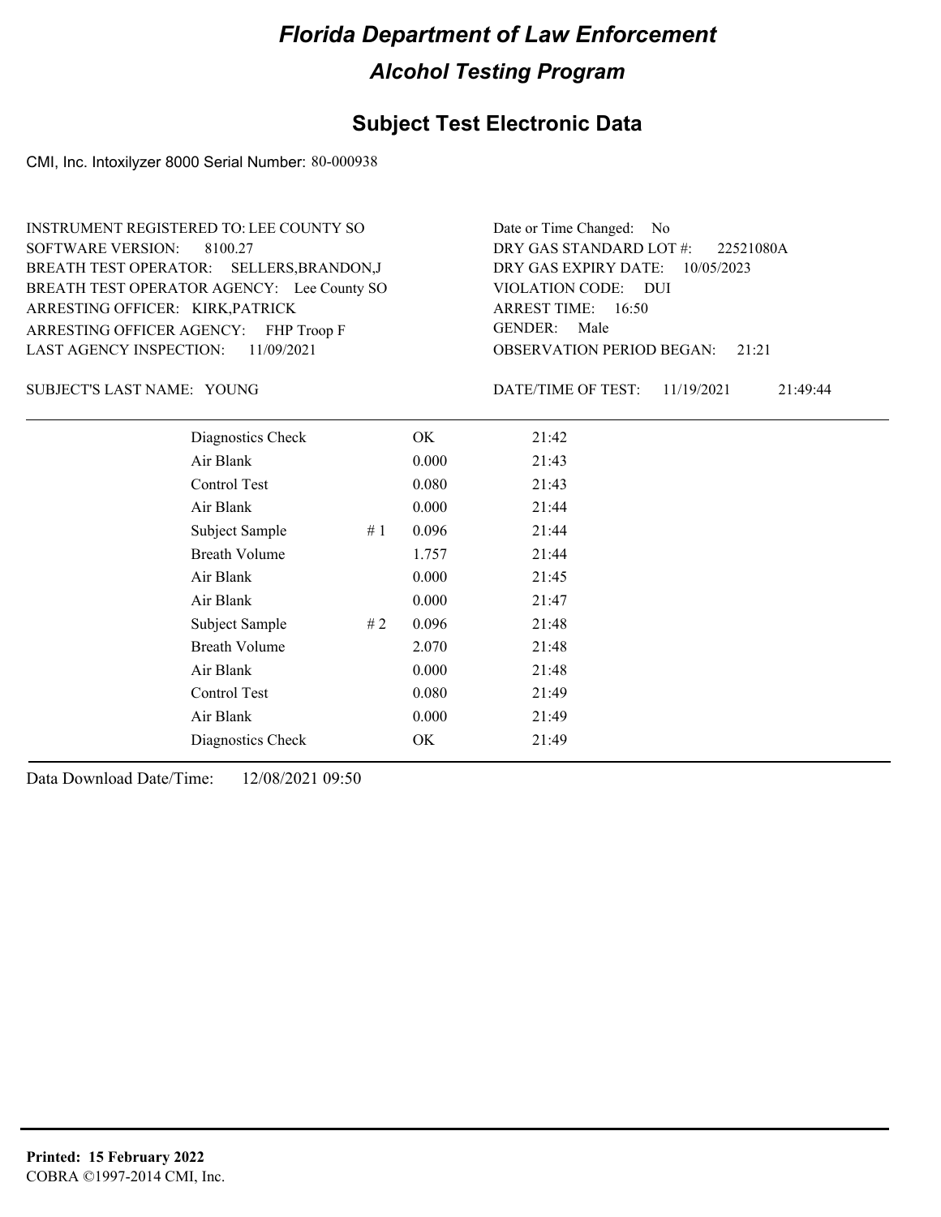# Florida Department of Law Enforcement

## Alcohol Testing Program

### Subject Test Electronic Data

CMI, Inc. Intoxilyzer 8000 Serial Number: 80-000938

INSTRUMENT REGISTERED TO: LEE COUNTY SO
SOFTWARE VERSION: 8100.27
BREATH TEST OPERATOR: SELLERS,BRANDON,J
BREATH TEST OPERATOR AGENCY: Lee County SO
ARRESTING OFFICER: KIRK,PATRICK
ARRESTING OFFICER AGENCY: FHP Troop F
LAST AGENCY INSPECTION: 11/09/2021

Date or Time Changed: No
DRY GAS STANDARD LOT #: 22521080A
DRY GAS EXPIRY DATE: 10/05/2023
VIOLATION CODE: DUI
ARREST TIME: 16:50
GENDER: Male
OBSERVATION PERIOD BEGAN: 21:21

SUBJECT'S LAST NAME: YOUNG

DATE/TIME OF TEST: 11/19/2021 21:49:44

| | | | |
|---|---|---|---|
| Diagnostics Check | | OK | 21:42 |
| Air Blank | | 0.000 | 21:43 |
| Control Test | | 0.080 | 21:43 |
| Air Blank | | 0.000 | 21:44 |
| Subject Sample | # 1 | 0.096 | 21:44 |
| Breath Volume | | 1.757 | 21:44 |
| Air Blank | | 0.000 | 21:45 |
| Air Blank | | 0.000 | 21:47 |
| Subject Sample | # 2 | 0.096 | 21:48 |
| Breath Volume | | 2.070 | 21:48 |
| Air Blank | | 0.000 | 21:48 |
| Control Test | | 0.080 | 21:49 |
| Air Blank | | 0.000 | 21:49 |
| Diagnostics Check | | OK | 21:49 |

Data Download Date/Time: 12/08/2021 09:50

**Printed: 15 February 2022**
COBRA ©1997-2014 CMI, Inc.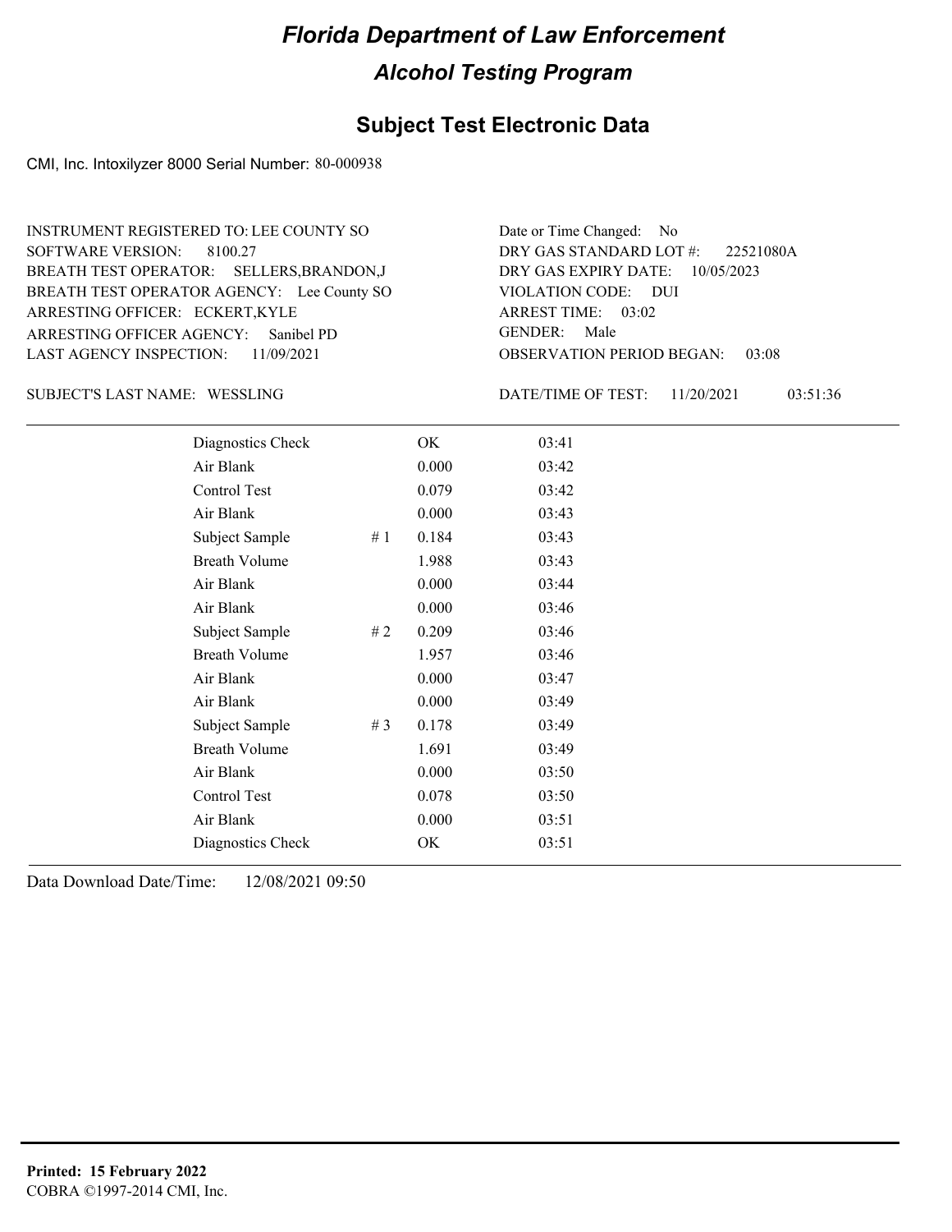# Florida Department of Law Enforcement

## Alcohol Testing Program

### Subject Test Electronic Data

CMI, Inc. Intoxilyzer 8000 Serial Number: 80-000938

INSTRUMENT REGISTERED TO: LEE COUNTY SO
SOFTWARE VERSION: 8100.27
BREATH TEST OPERATOR: SELLERS,BRANDON,J
BREATH TEST OPERATOR AGENCY: Lee County SO
ARRESTING OFFICER: ECKERT,KYLE
ARRESTING OFFICER AGENCY: Sanibel PD
LAST AGENCY INSPECTION: 11/09/2021

Date or Time Changed: No
DRY GAS STANDARD LOT #: 22521080A
DRY GAS EXPIRY DATE: 10/05/2023
VIOLATION CODE: DUI
ARREST TIME: 03:02
GENDER: Male
OBSERVATION PERIOD BEGAN: 03:08

SUBJECT'S LAST NAME: WESSLING

DATE/TIME OF TEST: 11/20/2021 03:51:36

| | | | |
|---|---|---|---|
| Diagnostics Check | | OK | 03:41 |
| Air Blank | | 0.000 | 03:42 |
| Control Test | | 0.079 | 03:42 |
| Air Blank | | 0.000 | 03:43 |
| Subject Sample | # 1 | 0.184 | 03:43 |
| Breath Volume | | 1.988 | 03:43 |
| Air Blank | | 0.000 | 03:44 |
| Air Blank | | 0.000 | 03:46 |
| Subject Sample | # 2 | 0.209 | 03:46 |
| Breath Volume | | 1.957 | 03:46 |
| Air Blank | | 0.000 | 03:47 |
| Air Blank | | 0.000 | 03:49 |
| Subject Sample | # 3 | 0.178 | 03:49 |
| Breath Volume | | 1.691 | 03:49 |
| Air Blank | | 0.000 | 03:50 |
| Control Test | | 0.078 | 03:50 |
| Air Blank | | 0.000 | 03:51 |
| Diagnostics Check | | OK | 03:51 |

Data Download Date/Time: 12/08/2021 09:50

**Printed: 15 February 2022**
COBRA ©1997-2014 CMI, Inc.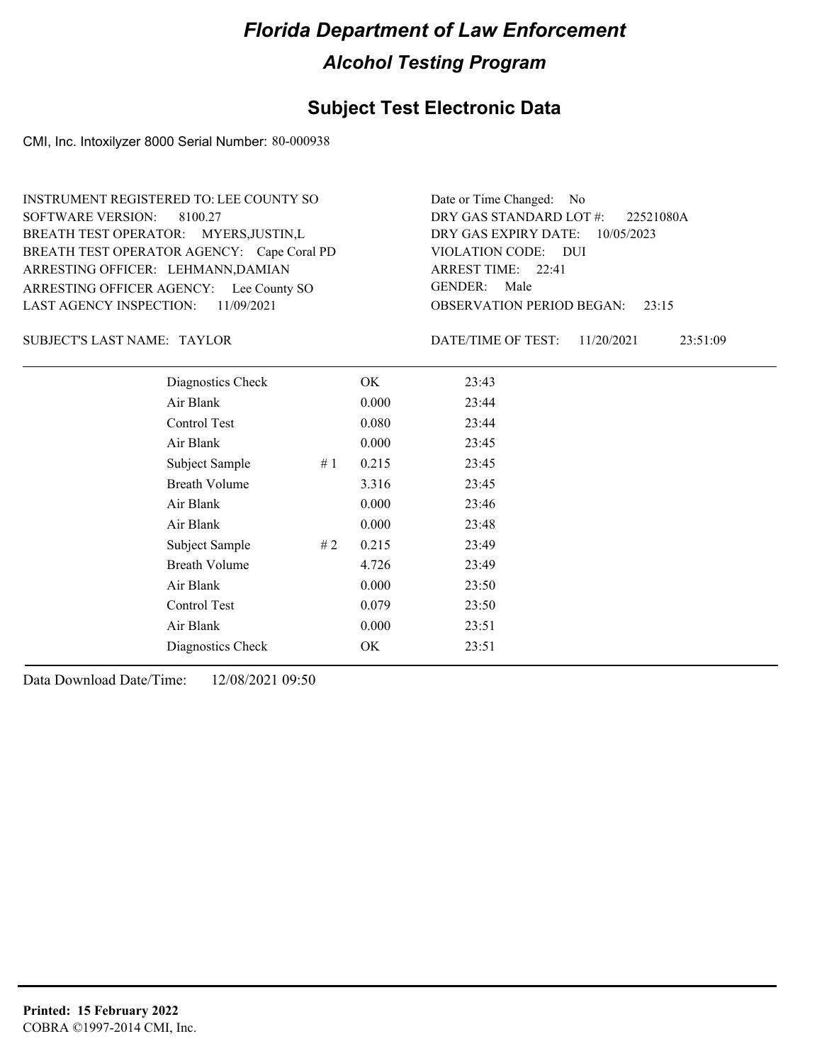# Florida Department of Law Enforcement

## Alcohol Testing Program

### Subject Test Electronic Data

CMI, Inc. Intoxilyzer 8000 Serial Number: 80-000938

INSTRUMENT REGISTERED TO: LEE COUNTY SO
SOFTWARE VERSION: 8100.27
BREATH TEST OPERATOR: MYERS,JUSTIN,L
BREATH TEST OPERATOR AGENCY: Cape Coral PD
ARRESTING OFFICER: LEHMANN,DAMIAN
ARRESTING OFFICER AGENCY: Lee County SO
LAST AGENCY INSPECTION: 11/09/2021

Date or Time Changed: No
DRY GAS STANDARD LOT #: 22521080A
DRY GAS EXPIRY DATE: 10/05/2023
VIOLATION CODE: DUI
ARREST TIME: 22:41
GENDER: Male
OBSERVATION PERIOD BEGAN: 23:15

SUBJECT'S LAST NAME: TAYLOR

DATE/TIME OF TEST: 11/20/2021 23:51:09

| Test | | Result | Time |
|---|---|---|---|
| Diagnostics Check | | OK | 23:43 |
| Air Blank | | 0.000 | 23:44 |
| Control Test | | 0.080 | 23:44 |
| Air Blank | | 0.000 | 23:45 |
| Subject Sample | # 1 | 0.215 | 23:45 |
| Breath Volume | | 3.316 | 23:45 |
| Air Blank | | 0.000 | 23:46 |
| Air Blank | | 0.000 | 23:48 |
| Subject Sample | # 2 | 0.215 | 23:49 |
| Breath Volume | | 4.726 | 23:49 |
| Air Blank | | 0.000 | 23:50 |
| Control Test | | 0.079 | 23:50 |
| Air Blank | | 0.000 | 23:51 |
| Diagnostics Check | | OK | 23:51 |

Data Download Date/Time: 12/08/2021 09:50

**Printed: 15 February 2022**
COBRA ©1997-2014 CMI, Inc.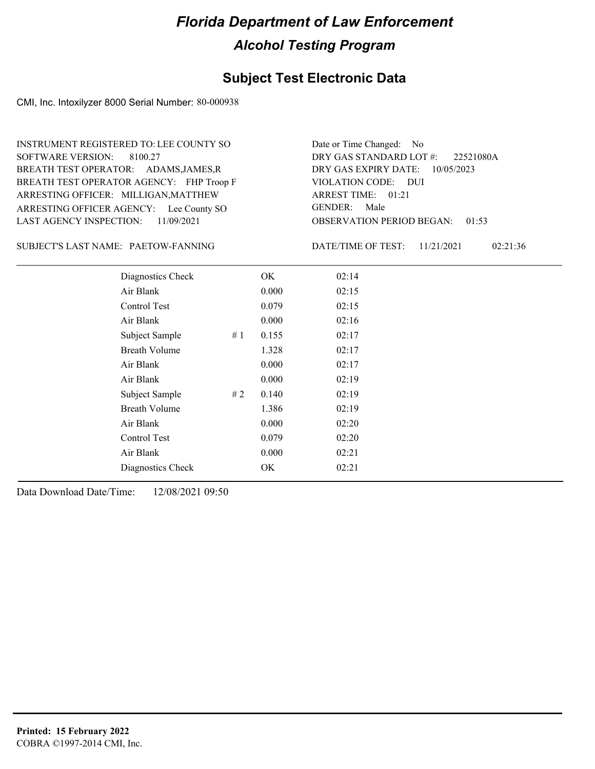# Florida Department of Law Enforcement

## Alcohol Testing Program

### Subject Test Electronic Data

CMI, Inc. Intoxilyzer 8000 Serial Number: 80-000938

INSTRUMENT REGISTERED TO: LEE COUNTY SO
SOFTWARE VERSION: 8100.27
BREATH TEST OPERATOR: ADAMS,JAMES,R
BREATH TEST OPERATOR AGENCY: FHP Troop F
ARRESTING OFFICER: MILLIGAN,MATTHEW
ARRESTING OFFICER AGENCY: Lee County SO
LAST AGENCY INSPECTION: 11/09/2021

Date or Time Changed: No
DRY GAS STANDARD LOT #: 22521080A
DRY GAS EXPIRY DATE: 10/05/2023
VIOLATION CODE: DUI
ARREST TIME: 01:21
GENDER: Male
OBSERVATION PERIOD BEGAN: 01:53

SUBJECT'S LAST NAME: PAETOW-FANNING

DATE/TIME OF TEST: 11/21/2021 02:21:36

| Test | # | Result | Time |
|---|---|---|---|
| Diagnostics Check | | OK | 02:14 |
| Air Blank | | 0.000 | 02:15 |
| Control Test | | 0.079 | 02:15 |
| Air Blank | | 0.000 | 02:16 |
| Subject Sample | # 1 | 0.155 | 02:17 |
| Breath Volume | | 1.328 | 02:17 |
| Air Blank | | 0.000 | 02:17 |
| Air Blank | | 0.000 | 02:19 |
| Subject Sample | # 2 | 0.140 | 02:19 |
| Breath Volume | | 1.386 | 02:19 |
| Air Blank | | 0.000 | 02:20 |
| Control Test | | 0.079 | 02:20 |
| Air Blank | | 0.000 | 02:21 |
| Diagnostics Check | | OK | 02:21 |

Data Download Date/Time: 12/08/2021 09:50

**Printed: 15 February 2022**
COBRA ©1997-2014 CMI, Inc.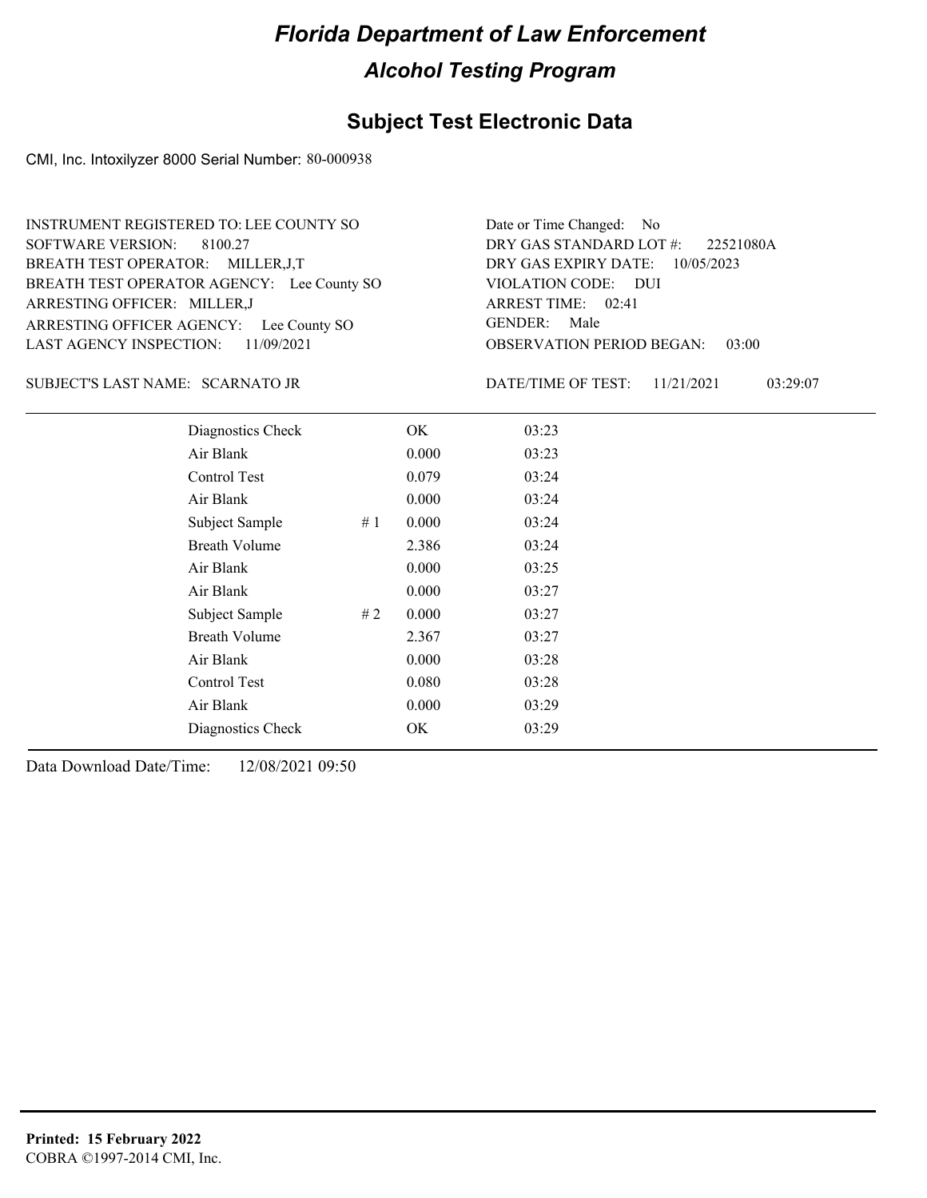# Florida Department of Law Enforcement

## Alcohol Testing Program

### Subject Test Electronic Data

CMI, Inc. Intoxilyzer 8000 Serial Number: 80-000938

INSTRUMENT REGISTERED TO: LEE COUNTY SO
SOFTWARE VERSION: 8100.27
BREATH TEST OPERATOR: MILLER,J,T
BREATH TEST OPERATOR AGENCY: Lee County SO
ARRESTING OFFICER: MILLER,J
ARRESTING OFFICER AGENCY: Lee County SO
LAST AGENCY INSPECTION: 11/09/2021

Date or Time Changed: No
DRY GAS STANDARD LOT #: 22521080A
DRY GAS EXPIRY DATE: 10/05/2023
VIOLATION CODE: DUI
ARREST TIME: 02:41
GENDER: Male
OBSERVATION PERIOD BEGAN: 03:00

SUBJECT'S LAST NAME: SCARNATO JR

DATE/TIME OF TEST: 11/21/2021 03:29:07

| Test | # | Result | Time |
|---|---|---|---|
| Diagnostics Check | | OK | 03:23 |
| Air Blank | | 0.000 | 03:23 |
| Control Test | | 0.079 | 03:24 |
| Air Blank | | 0.000 | 03:24 |
| Subject Sample | # 1 | 0.000 | 03:24 |
| Breath Volume | | 2.386 | 03:24 |
| Air Blank | | 0.000 | 03:25 |
| Air Blank | | 0.000 | 03:27 |
| Subject Sample | # 2 | 0.000 | 03:27 |
| Breath Volume | | 2.367 | 03:27 |
| Air Blank | | 0.000 | 03:28 |
| Control Test | | 0.080 | 03:28 |
| Air Blank | | 0.000 | 03:29 |
| Diagnostics Check | | OK | 03:29 |

Data Download Date/Time: 12/08/2021 09:50

**Printed: 15 February 2022**
COBRA ©1997-2014 CMI, Inc.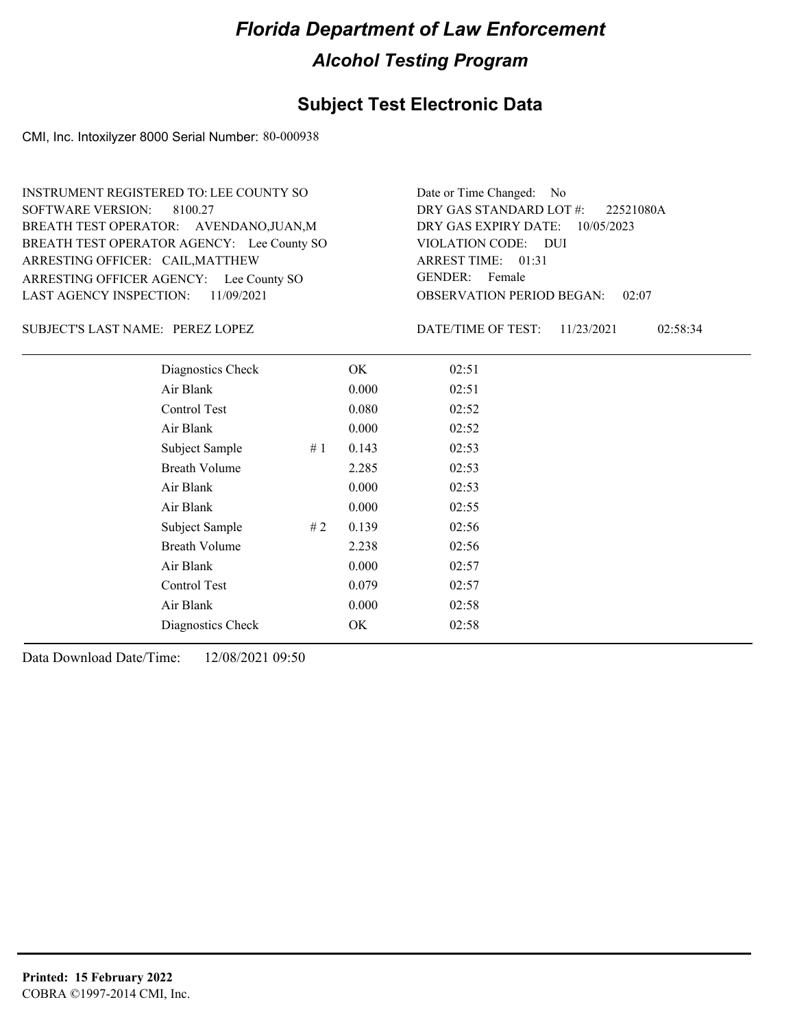# *Florida Department of Law Enforcement*

## *Alcohol Testing Program*

## Subject Test Electronic Data

CMI, Inc. Intoxilyzer 8000 Serial Number: 80-000938

INSTRUMENT REGISTERED TO: LEE COUNTY SO
SOFTWARE VERSION: 8100.27
BREATH TEST OPERATOR: AVENDANO,JUAN,M
BREATH TEST OPERATOR AGENCY: Lee County SO
ARRESTING OFFICER: CAIL,MATTHEW
ARRESTING OFFICER AGENCY: Lee County SO
LAST AGENCY INSPECTION: 11/09/2021

Date or Time Changed: No
DRY GAS STANDARD LOT #: 22521080A
DRY GAS EXPIRY DATE: 10/05/2023
VIOLATION CODE: DUI
ARREST TIME: 01:31
GENDER: Female
OBSERVATION PERIOD BEGAN: 02:07

SUBJECT'S LAST NAME: PEREZ LOPEZ

DATE/TIME OF TEST: 11/23/2021 02:58:34

| | | | |
|---|---|---|---|
| Diagnostics Check | | OK | 02:51 |
| Air Blank | | 0.000 | 02:51 |
| Control Test | | 0.080 | 02:52 |
| Air Blank | | 0.000 | 02:52 |
| Subject Sample | # 1 | 0.143 | 02:53 |
| Breath Volume | | 2.285 | 02:53 |
| Air Blank | | 0.000 | 02:53 |
| Air Blank | | 0.000 | 02:55 |
| Subject Sample | # 2 | 0.139 | 02:56 |
| Breath Volume | | 2.238 | 02:56 |
| Air Blank | | 0.000 | 02:57 |
| Control Test | | 0.079 | 02:57 |
| Air Blank | | 0.000 | 02:58 |
| Diagnostics Check | | OK | 02:58 |

Data Download Date/Time: 12/08/2021 09:50

**Printed: 15 February 2022**
COBRA ©1997-2014 CMI, Inc.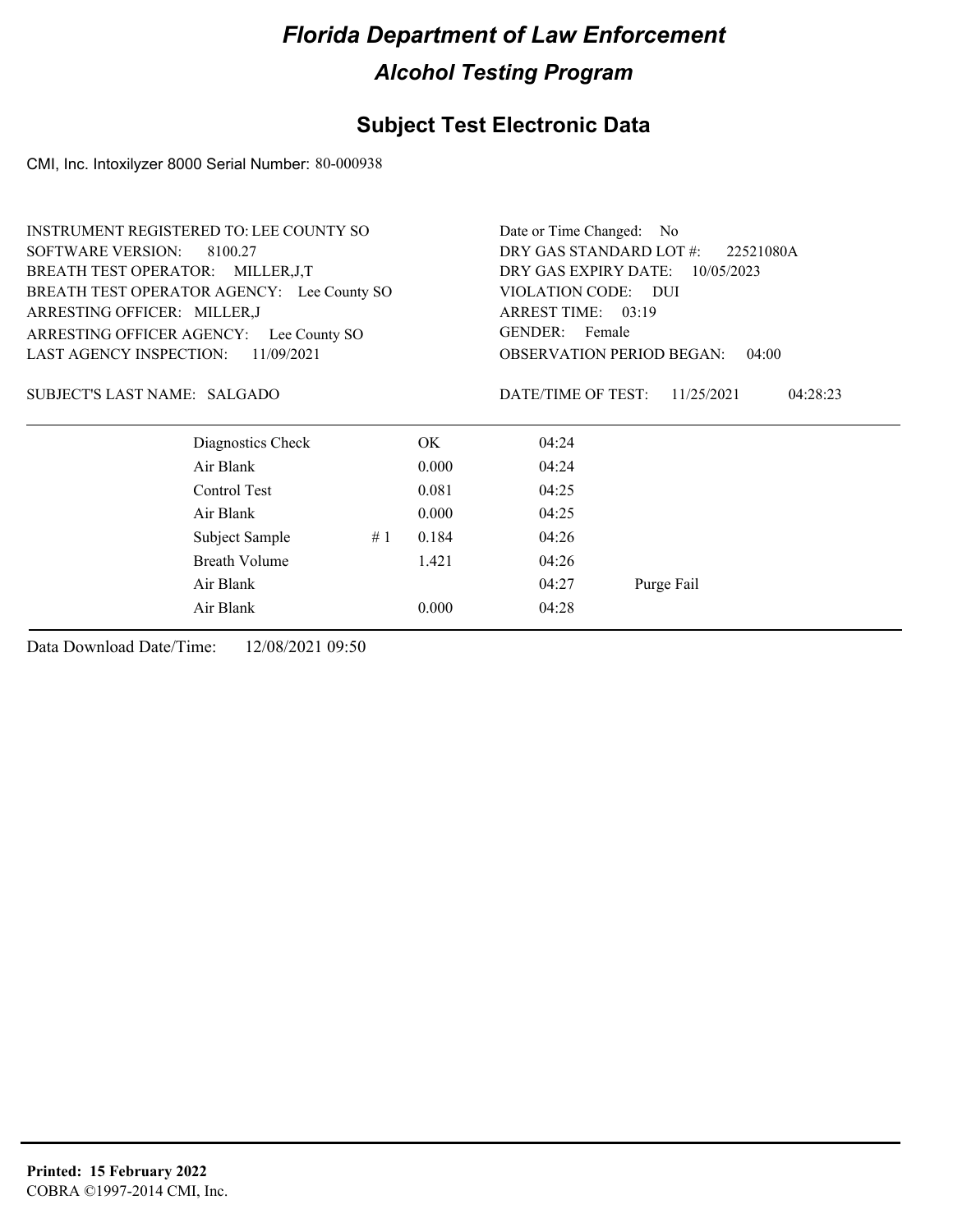# Florida Department of Law Enforcement

## Alcohol Testing Program

## Subject Test Electronic Data

CMI, Inc. Intoxilyzer 8000 Serial Number: 80-000938

INSTRUMENT REGISTERED TO: LEE COUNTY SO
SOFTWARE VERSION: 8100.27
BREATH TEST OPERATOR: MILLER,J,T
BREATH TEST OPERATOR AGENCY: Lee County SO
ARRESTING OFFICER: MILLER,J
ARRESTING OFFICER AGENCY: Lee County SO
LAST AGENCY INSPECTION: 11/09/2021

Date or Time Changed: No
DRY GAS STANDARD LOT #: 22521080A
DRY GAS EXPIRY DATE: 10/05/2023
VIOLATION CODE: DUI
ARREST TIME: 03:19
GENDER: Female
OBSERVATION PERIOD BEGAN: 04:00

SUBJECT'S LAST NAME: SALGADO

DATE/TIME OF TEST: 11/25/2021 04:28:23

| | | | | |
|---|---|---|---|---|
| Diagnostics Check | | OK | 04:24 | |
| Air Blank | | 0.000 | 04:24 | |
| Control Test | | 0.081 | 04:25 | |
| Air Blank | | 0.000 | 04:25 | |
| Subject Sample | # 1 | 0.184 | 04:26 | |
| Breath Volume | | 1.421 | 04:26 | |
| Air Blank | | | 04:27 | Purge Fail |
| Air Blank | | 0.000 | 04:28 | |

Data Download Date/Time: 12/08/2021 09:50

**Printed: 15 February 2022**
COBRA ©1997-2014 CMI, Inc.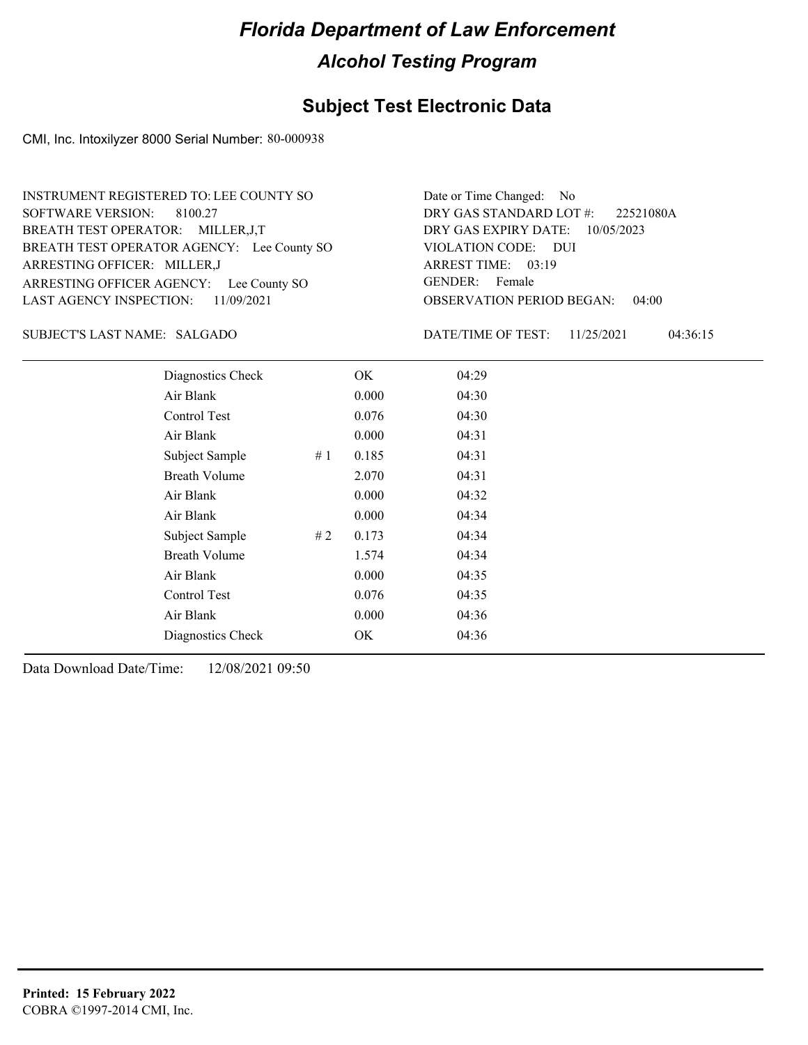# Florida Department of Law Enforcement

## Alcohol Testing Program

## Subject Test Electronic Data

CMI, Inc. Intoxilyzer 8000 Serial Number: 80-000938

INSTRUMENT REGISTERED TO: LEE COUNTY SO
SOFTWARE VERSION: 8100.27
BREATH TEST OPERATOR: MILLER,J,T
BREATH TEST OPERATOR AGENCY: Lee County SO
ARRESTING OFFICER: MILLER,J
ARRESTING OFFICER AGENCY: Lee County SO
LAST AGENCY INSPECTION: 11/09/2021

Date or Time Changed: No
DRY GAS STANDARD LOT #: 22521080A
DRY GAS EXPIRY DATE: 10/05/2023
VIOLATION CODE: DUI
ARREST TIME: 03:19
GENDER: Female
OBSERVATION PERIOD BEGAN: 04:00

SUBJECT'S LAST NAME: SALGADO

DATE/TIME OF TEST: 11/25/2021 04:36:15

| Test | # | Result | Time |
|---|---|---|---|
| Diagnostics Check | | OK | 04:29 |
| Air Blank | | 0.000 | 04:30 |
| Control Test | | 0.076 | 04:30 |
| Air Blank | | 0.000 | 04:31 |
| Subject Sample | # 1 | 0.185 | 04:31 |
| Breath Volume | | 2.070 | 04:31 |
| Air Blank | | 0.000 | 04:32 |
| Air Blank | | 0.000 | 04:34 |
| Subject Sample | # 2 | 0.173 | 04:34 |
| Breath Volume | | 1.574 | 04:34 |
| Air Blank | | 0.000 | 04:35 |
| Control Test | | 0.076 | 04:35 |
| Air Blank | | 0.000 | 04:36 |
| Diagnostics Check | | OK | 04:36 |

Data Download Date/Time: 12/08/2021 09:50

**Printed: 15 February 2022**
COBRA ©1997-2014 CMI, Inc.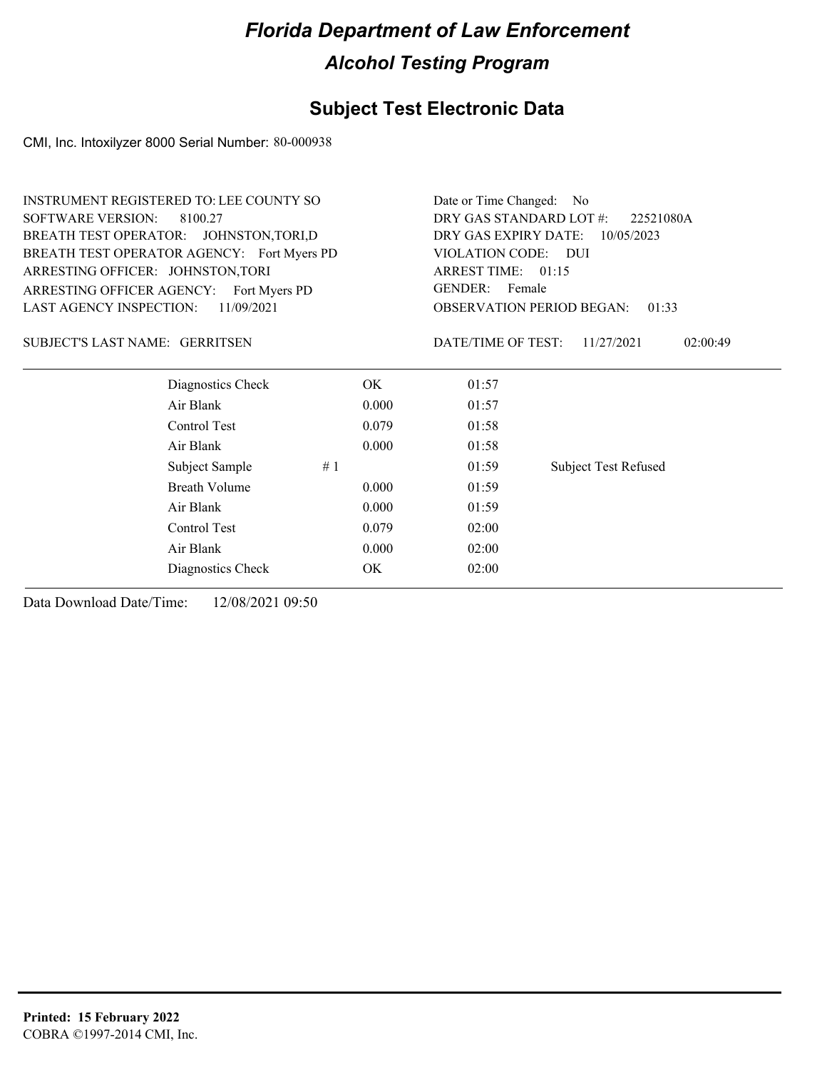# Florida Department of Law Enforcement

## Alcohol Testing Program

### Subject Test Electronic Data

CMI, Inc. Intoxilyzer 8000 Serial Number: 80-000938

INSTRUMENT REGISTERED TO: LEE COUNTY SO
SOFTWARE VERSION: 8100.27
BREATH TEST OPERATOR: JOHNSTON,TORI,D
BREATH TEST OPERATOR AGENCY: Fort Myers PD
ARRESTING OFFICER: JOHNSTON,TORI
ARRESTING OFFICER AGENCY: Fort Myers PD
LAST AGENCY INSPECTION: 11/09/2021

Date or Time Changed: No
DRY GAS STANDARD LOT #: 22521080A
DRY GAS EXPIRY DATE: 10/05/2023
VIOLATION CODE: DUI
ARREST TIME: 01:15
GENDER: Female
OBSERVATION PERIOD BEGAN: 01:33

SUBJECT'S LAST NAME: GERRITSEN

DATE/TIME OF TEST: 11/27/2021 02:00:49

| | | | | |
|---|---|---|---|---|
| Diagnostics Check | | OK | 01:57 | |
| Air Blank | | 0.000 | 01:57 | |
| Control Test | | 0.079 | 01:58 | |
| Air Blank | | 0.000 | 01:58 | |
| Subject Sample | # 1 | | 01:59 | Subject Test Refused |
| Breath Volume | | 0.000 | 01:59 | |
| Air Blank | | 0.000 | 01:59 | |
| Control Test | | 0.079 | 02:00 | |
| Air Blank | | 0.000 | 02:00 | |
| Diagnostics Check | | OK | 02:00 | |

Data Download Date/Time: 12/08/2021 09:50

**Printed: 15 February 2022**
COBRA ©1997-2014 CMI, Inc.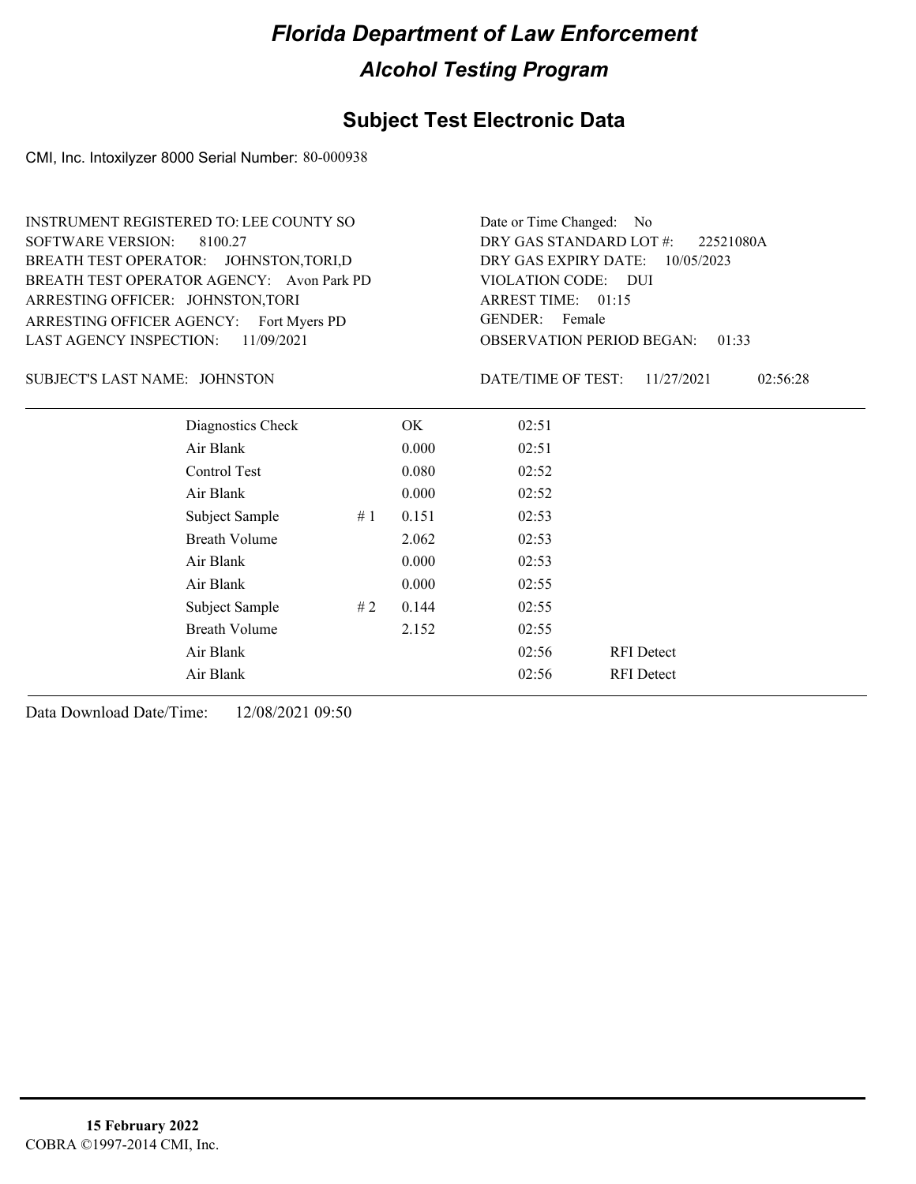# Florida Department of Law Enforcement

## Alcohol Testing Program

### Subject Test Electronic Data

CMI, Inc. Intoxilyzer 8000 Serial Number: 80-000938

INSTRUMENT REGISTERED TO: LEE COUNTY SO
SOFTWARE VERSION: 8100.27
BREATH TEST OPERATOR: JOHNSTON,TORI,D
BREATH TEST OPERATOR AGENCY: Avon Park PD
ARRESTING OFFICER: JOHNSTON,TORI
ARRESTING OFFICER AGENCY: Fort Myers PD
LAST AGENCY INSPECTION: 11/09/2021

Date or Time Changed: No
DRY GAS STANDARD LOT #: 22521080A
DRY GAS EXPIRY DATE: 10/05/2023
VIOLATION CODE: DUI
ARREST TIME: 01:15
GENDER: Female
OBSERVATION PERIOD BEGAN: 01:33

SUBJECT'S LAST NAME: JOHNSTON

DATE/TIME OF TEST: 11/27/2021 02:56:28

| | | | | |
|---|---|---|---|---|
| Diagnostics Check | | OK | 02:51 | |
| Air Blank | | 0.000 | 02:51 | |
| Control Test | | 0.080 | 02:52 | |
| Air Blank | | 0.000 | 02:52 | |
| Subject Sample | # 1 | 0.151 | 02:53 | |
| Breath Volume | | 2.062 | 02:53 | |
| Air Blank | | 0.000 | 02:53 | |
| Air Blank | | 0.000 | 02:55 | |
| Subject Sample | # 2 | 0.144 | 02:55 | |
| Breath Volume | | 2.152 | 02:55 | |
| Air Blank | | | 02:56 | RFI Detect |
| Air Blank | | | 02:56 | RFI Detect |

Data Download Date/Time: 12/08/2021 09:50

**15 February 2022**
COBRA ©1997-2014 CMI, Inc.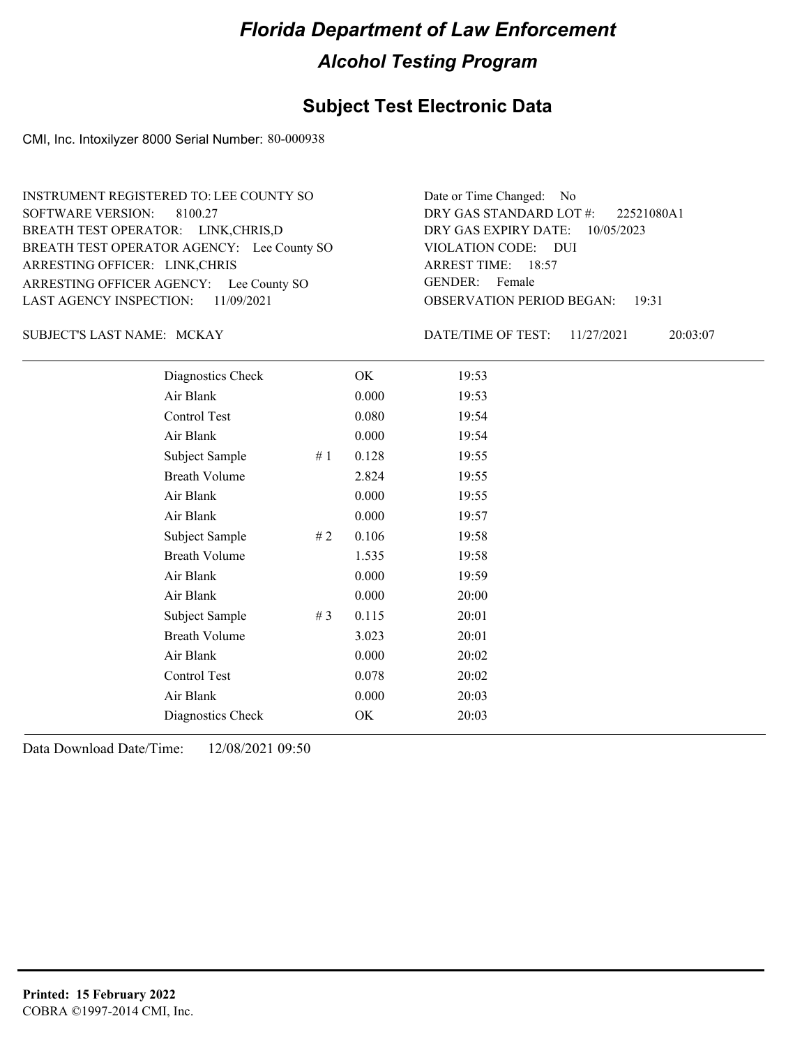# Florida Department of Law Enforcement

## Alcohol Testing Program

### Subject Test Electronic Data

CMI, Inc. Intoxilyzer 8000 Serial Number: 80-000938

INSTRUMENT REGISTERED TO: LEE COUNTY SO
SOFTWARE VERSION: 8100.27
BREATH TEST OPERATOR: LINK,CHRIS,D
BREATH TEST OPERATOR AGENCY: Lee County SO
ARRESTING OFFICER: LINK,CHRIS
ARRESTING OFFICER AGENCY: Lee County SO
LAST AGENCY INSPECTION: 11/09/2021

Date or Time Changed: No
DRY GAS STANDARD LOT #: 22521080A1
DRY GAS EXPIRY DATE: 10/05/2023
VIOLATION CODE: DUI
ARREST TIME: 18:57
GENDER: Female
OBSERVATION PERIOD BEGAN: 19:31

SUBJECT'S LAST NAME: MCKAY

DATE/TIME OF TEST: 11/27/2021 20:03:07

| | | | |
|---|---|---|---|
| Diagnostics Check | | OK | 19:53 |
| Air Blank | | 0.000 | 19:53 |
| Control Test | | 0.080 | 19:54 |
| Air Blank | | 0.000 | 19:54 |
| Subject Sample | # 1 | 0.128 | 19:55 |
| Breath Volume | | 2.824 | 19:55 |
| Air Blank | | 0.000 | 19:55 |
| Air Blank | | 0.000 | 19:57 |
| Subject Sample | # 2 | 0.106 | 19:58 |
| Breath Volume | | 1.535 | 19:58 |
| Air Blank | | 0.000 | 19:59 |
| Air Blank | | 0.000 | 20:00 |
| Subject Sample | # 3 | 0.115 | 20:01 |
| Breath Volume | | 3.023 | 20:01 |
| Air Blank | | 0.000 | 20:02 |
| Control Test | | 0.078 | 20:02 |
| Air Blank | | 0.000 | 20:03 |
| Diagnostics Check | | OK | 20:03 |

Data Download Date/Time: 12/08/2021 09:50

**Printed: 15 February 2022**
COBRA ©1997-2014 CMI, Inc.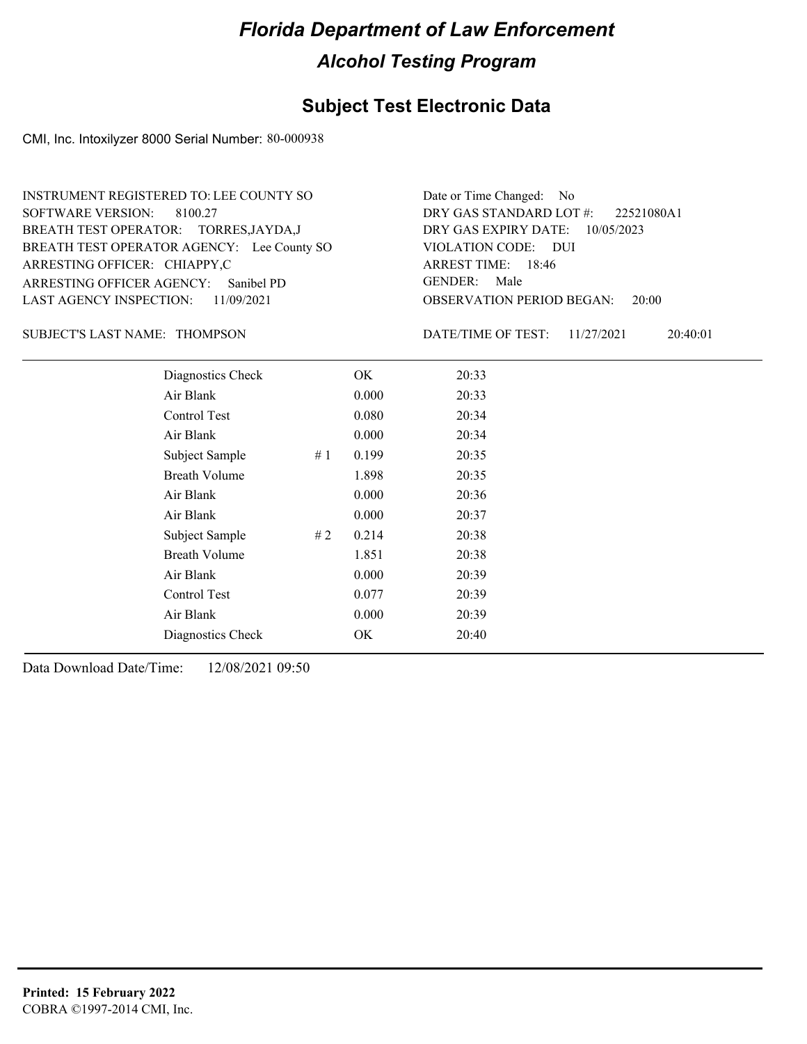# Florida Department of Law Enforcement

## Alcohol Testing Program

## Subject Test Electronic Data

CMI, Inc. Intoxilyzer 8000 Serial Number: 80-000938

INSTRUMENT REGISTERED TO: LEE COUNTY SO
SOFTWARE VERSION: 8100.27
BREATH TEST OPERATOR: TORRES,JAYDA,J
BREATH TEST OPERATOR AGENCY: Lee County SO
ARRESTING OFFICER: CHIAPPY,C
ARRESTING OFFICER AGENCY: Sanibel PD
LAST AGENCY INSPECTION: 11/09/2021

Date or Time Changed: No
DRY GAS STANDARD LOT #: 22521080A1
DRY GAS EXPIRY DATE: 10/05/2023
VIOLATION CODE: DUI
ARREST TIME: 18:46
GENDER: Male
OBSERVATION PERIOD BEGAN: 20:00

SUBJECT'S LAST NAME: THOMPSON

DATE/TIME OF TEST: 11/27/2021 20:40:01

| Test | # | Result | Time |
|---|---|---|---|
| Diagnostics Check | | OK | 20:33 |
| Air Blank | | 0.000 | 20:33 |
| Control Test | | 0.080 | 20:34 |
| Air Blank | | 0.000 | 20:34 |
| Subject Sample | # 1 | 0.199 | 20:35 |
| Breath Volume | | 1.898 | 20:35 |
| Air Blank | | 0.000 | 20:36 |
| Air Blank | | 0.000 | 20:37 |
| Subject Sample | # 2 | 0.214 | 20:38 |
| Breath Volume | | 1.851 | 20:38 |
| Air Blank | | 0.000 | 20:39 |
| Control Test | | 0.077 | 20:39 |
| Air Blank | | 0.000 | 20:39 |
| Diagnostics Check | | OK | 20:40 |

Data Download Date/Time: 12/08/2021 09:50

**Printed: 15 February 2022**
COBRA ©1997-2014 CMI, Inc.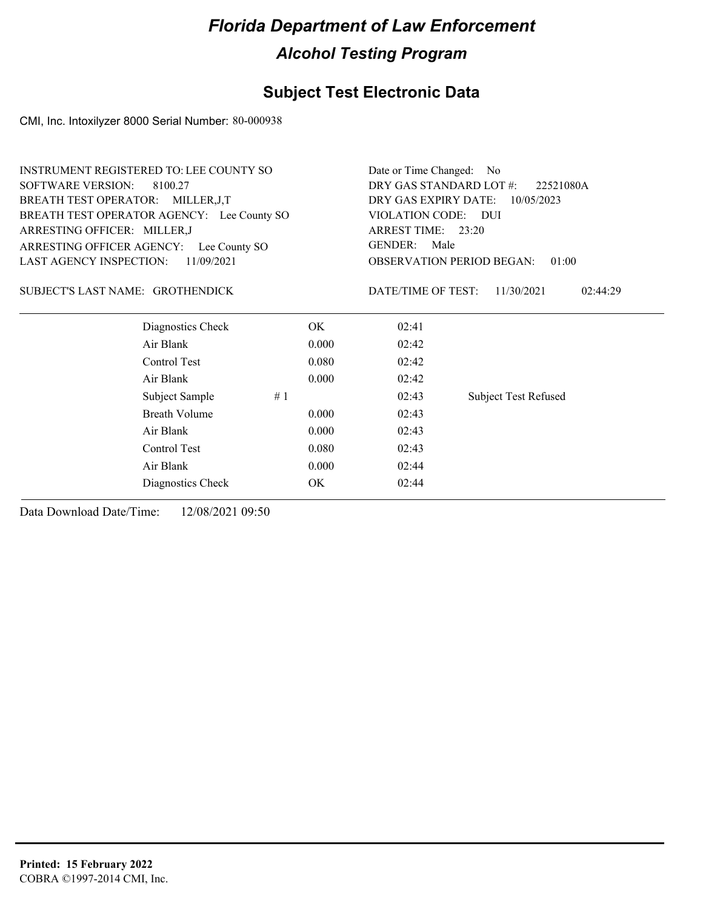# Florida Department of Law Enforcement

## Alcohol Testing Program

### Subject Test Electronic Data

CMI, Inc. Intoxilyzer 8000 Serial Number: 80-000938

INSTRUMENT REGISTERED TO: LEE COUNTY SO
SOFTWARE VERSION: 8100.27
BREATH TEST OPERATOR: MILLER,J,T
BREATH TEST OPERATOR AGENCY: Lee County SO
ARRESTING OFFICER: MILLER,J
ARRESTING OFFICER AGENCY: Lee County SO
LAST AGENCY INSPECTION: 11/09/2021

Date or Time Changed: No
DRY GAS STANDARD LOT #: 22521080A
DRY GAS EXPIRY DATE: 10/05/2023
VIOLATION CODE: DUI
ARREST TIME: 23:20
GENDER: Male
OBSERVATION PERIOD BEGAN: 01:00

SUBJECT'S LAST NAME: GROTHENDICK

DATE/TIME OF TEST: 11/30/2021 02:44:29

| | | | | |
|---|---|---|---|---|
| Diagnostics Check | | OK | 02:41 | |
| Air Blank | | 0.000 | 02:42 | |
| Control Test | | 0.080 | 02:42 | |
| Air Blank | | 0.000 | 02:42 | |
| Subject Sample | # 1 | | 02:43 | Subject Test Refused |
| Breath Volume | | 0.000 | 02:43 | |
| Air Blank | | 0.000 | 02:43 | |
| Control Test | | 0.080 | 02:43 | |
| Air Blank | | 0.000 | 02:44 | |
| Diagnostics Check | | OK | 02:44 | |

Data Download Date/Time: 12/08/2021 09:50

**Printed: 15 February 2022**
COBRA ©1997-2014 CMI, Inc.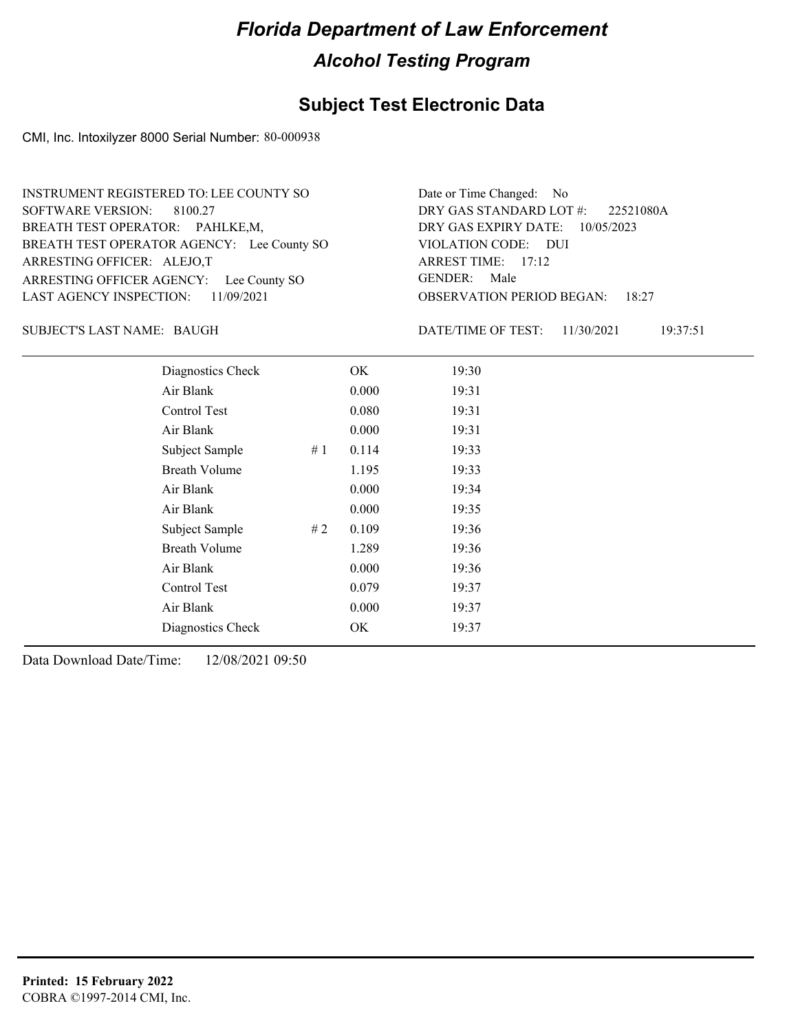# Florida Department of Law Enforcement

## Alcohol Testing Program

### Subject Test Electronic Data

CMI, Inc. Intoxilyzer 8000 Serial Number: 80-000938

INSTRUMENT REGISTERED TO: LEE COUNTY SO
SOFTWARE VERSION: 8100.27
BREATH TEST OPERATOR: PAHLKE,M,
BREATH TEST OPERATOR AGENCY: Lee County SO
ARRESTING OFFICER: ALEJO,T
ARRESTING OFFICER AGENCY: Lee County SO
LAST AGENCY INSPECTION: 11/09/2021

Date or Time Changed: No
DRY GAS STANDARD LOT #: 22521080A
DRY GAS EXPIRY DATE: 10/05/2023
VIOLATION CODE: DUI
ARREST TIME: 17:12
GENDER: Male
OBSERVATION PERIOD BEGAN: 18:27

SUBJECT'S LAST NAME: BAUGH

DATE/TIME OF TEST: 11/30/2021 19:37:51

| | | | |
|---|---|---|---|
| Diagnostics Check | | OK | 19:30 |
| Air Blank | | 0.000 | 19:31 |
| Control Test | | 0.080 | 19:31 |
| Air Blank | | 0.000 | 19:31 |
| Subject Sample | # 1 | 0.114 | 19:33 |
| Breath Volume | | 1.195 | 19:33 |
| Air Blank | | 0.000 | 19:34 |
| Air Blank | | 0.000 | 19:35 |
| Subject Sample | # 2 | 0.109 | 19:36 |
| Breath Volume | | 1.289 | 19:36 |
| Air Blank | | 0.000 | 19:36 |
| Control Test | | 0.079 | 19:37 |
| Air Blank | | 0.000 | 19:37 |
| Diagnostics Check | | OK | 19:37 |

Data Download Date/Time: 12/08/2021 09:50

**Printed: 15 February 2022**
COBRA ©1997-2014 CMI, Inc.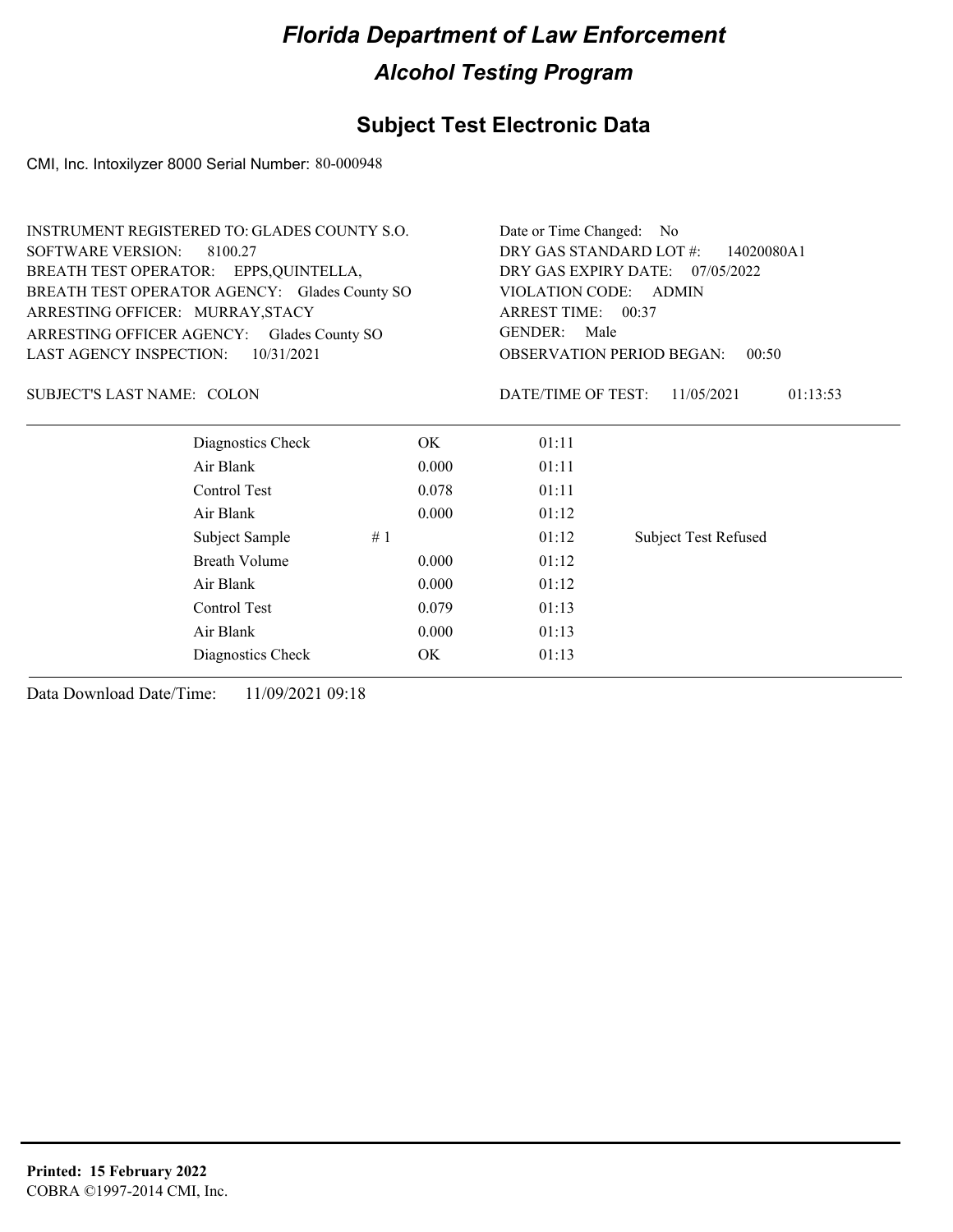# Florida Department of Law Enforcement

## Alcohol Testing Program

## Subject Test Electronic Data

CMI, Inc. Intoxilyzer 8000 Serial Number: 80-000948

INSTRUMENT REGISTERED TO: GLADES COUNTY S.O.
SOFTWARE VERSION: 8100.27
BREATH TEST OPERATOR: EPPS,QUINTELLA,
BREATH TEST OPERATOR AGENCY: Glades County SO
ARRESTING OFFICER: MURRAY,STACY
ARRESTING OFFICER AGENCY: Glades County SO
LAST AGENCY INSPECTION: 10/31/2021

Date or Time Changed: No
DRY GAS STANDARD LOT #: 14020080A1
DRY GAS EXPIRY DATE: 07/05/2022
VIOLATION CODE: ADMIN
ARREST TIME: 00:37
GENDER: Male
OBSERVATION PERIOD BEGAN: 00:50

SUBJECT'S LAST NAME: COLON

DATE/TIME OF TEST: 11/05/2021 01:13:53

| | | | | |
|---|---|---|---|---|
| Diagnostics Check | | OK | 01:11 | |
| Air Blank | | 0.000 | 01:11 | |
| Control Test | | 0.078 | 01:11 | |
| Air Blank | | 0.000 | 01:12 | |
| Subject Sample | # 1 | | 01:12 | Subject Test Refused |
| Breath Volume | | 0.000 | 01:12 | |
| Air Blank | | 0.000 | 01:12 | |
| Control Test | | 0.079 | 01:13 | |
| Air Blank | | 0.000 | 01:13 | |
| Diagnostics Check | | OK | 01:13 | |

Data Download Date/Time: 11/09/2021 09:18

**Printed: 15 February 2022**
COBRA ©1997-2014 CMI, Inc.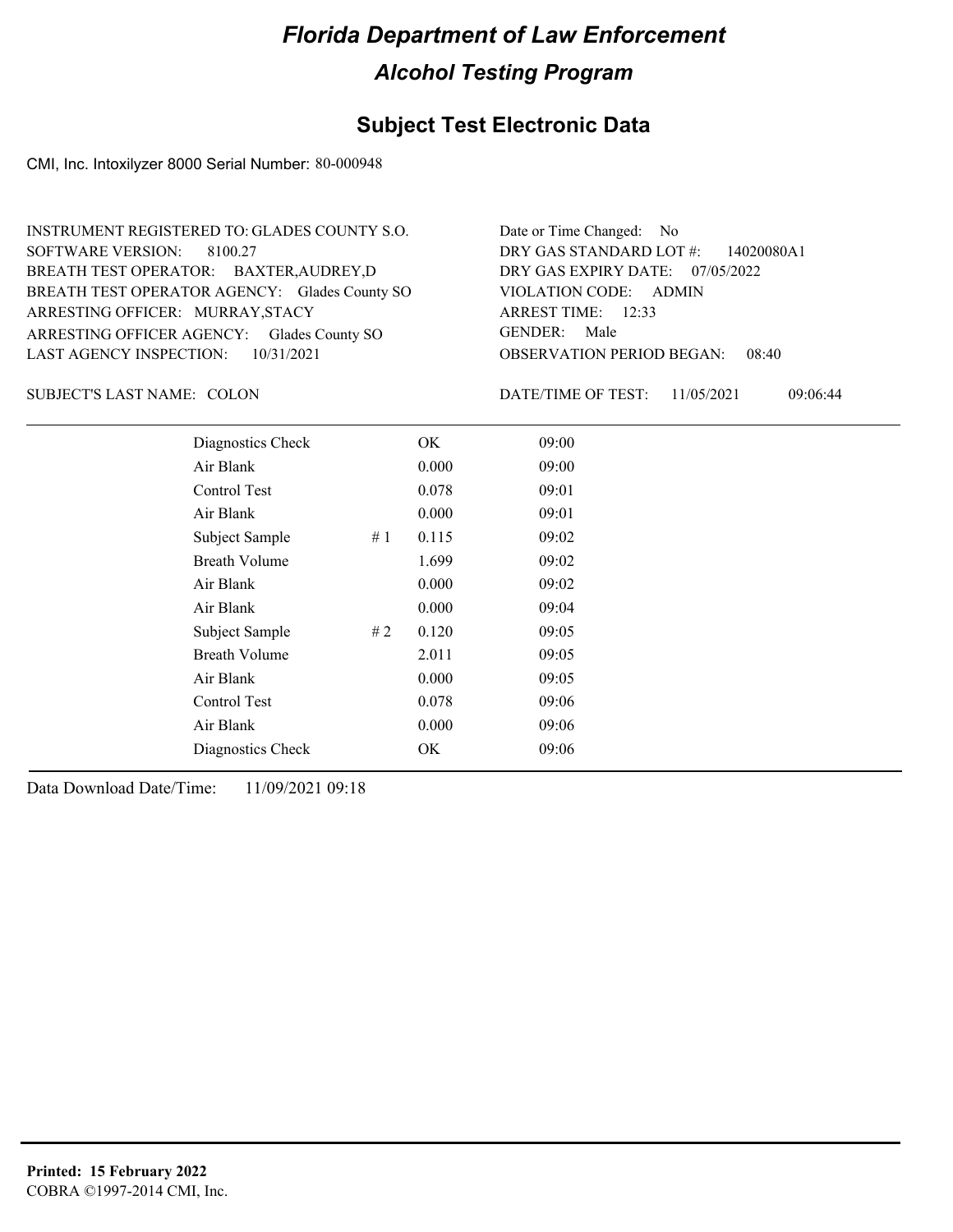# Florida Department of Law Enforcement

## Alcohol Testing Program

## Subject Test Electronic Data

CMI, Inc. Intoxilyzer 8000 Serial Number: 80-000948

INSTRUMENT REGISTERED TO: GLADES COUNTY S.O.
SOFTWARE VERSION: 8100.27
BREATH TEST OPERATOR: BAXTER,AUDREY,D
BREATH TEST OPERATOR AGENCY: Glades County SO
ARRESTING OFFICER: MURRAY,STACY
ARRESTING OFFICER AGENCY: Glades County SO
LAST AGENCY INSPECTION: 10/31/2021

Date or Time Changed: No
DRY GAS STANDARD LOT #: 14020080A1
DRY GAS EXPIRY DATE: 07/05/2022
VIOLATION CODE: ADMIN
ARREST TIME: 12:33
GENDER: Male
OBSERVATION PERIOD BEGAN: 08:40

SUBJECT'S LAST NAME: COLON

DATE/TIME OF TEST: 11/05/2021 09:06:44

| | | | |
|---|---|---|---|
| Diagnostics Check | | OK | 09:00 |
| Air Blank | | 0.000 | 09:00 |
| Control Test | | 0.078 | 09:01 |
| Air Blank | | 0.000 | 09:01 |
| Subject Sample | # 1 | 0.115 | 09:02 |
| Breath Volume | | 1.699 | 09:02 |
| Air Blank | | 0.000 | 09:02 |
| Air Blank | | 0.000 | 09:04 |
| Subject Sample | # 2 | 0.120 | 09:05 |
| Breath Volume | | 2.011 | 09:05 |
| Air Blank | | 0.000 | 09:05 |
| Control Test | | 0.078 | 09:06 |
| Air Blank | | 0.000 | 09:06 |
| Diagnostics Check | | OK | 09:06 |

Data Download Date/Time: 11/09/2021 09:18

**Printed: 15 February 2022**
COBRA ©1997-2014 CMI, Inc.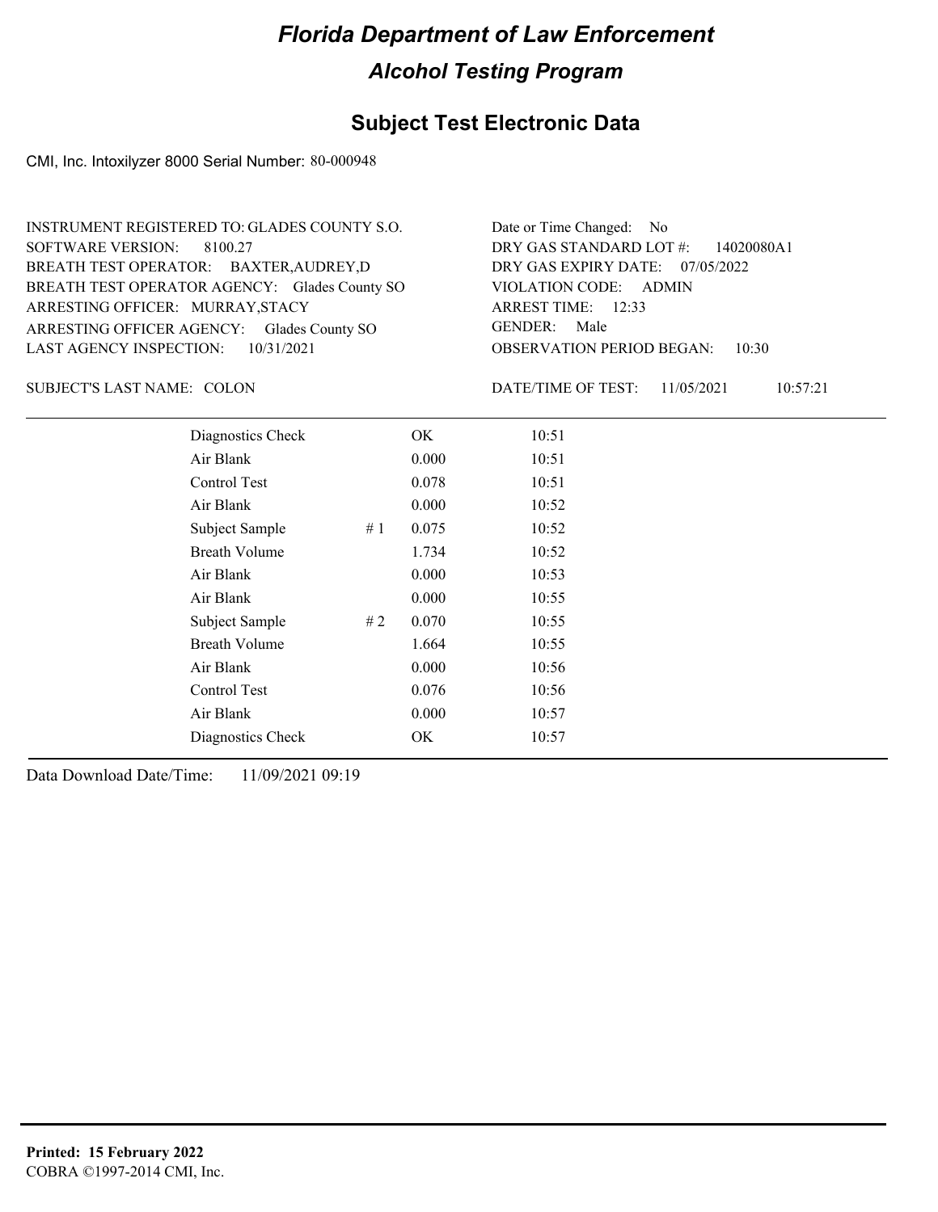# Florida Department of Law Enforcement

## Alcohol Testing Program

## Subject Test Electronic Data

CMI, Inc. Intoxilyzer 8000 Serial Number: 80-000948

INSTRUMENT REGISTERED TO: GLADES COUNTY S.O.
SOFTWARE VERSION: 8100.27
BREATH TEST OPERATOR: BAXTER,AUDREY,D
BREATH TEST OPERATOR AGENCY: Glades County SO
ARRESTING OFFICER: MURRAY,STACY
ARRESTING OFFICER AGENCY: Glades County SO
LAST AGENCY INSPECTION: 10/31/2021

Date or Time Changed: No
DRY GAS STANDARD LOT #: 14020080A1
DRY GAS EXPIRY DATE: 07/05/2022
VIOLATION CODE: ADMIN
ARREST TIME: 12:33
GENDER: Male
OBSERVATION PERIOD BEGAN: 10:30

SUBJECT'S LAST NAME: COLON

DATE/TIME OF TEST: 11/05/2021 10:57:21

| | | | |
|---|---|---|---|
| Diagnostics Check | | OK | 10:51 |
| Air Blank | | 0.000 | 10:51 |
| Control Test | | 0.078 | 10:51 |
| Air Blank | | 0.000 | 10:52 |
| Subject Sample | # 1 | 0.075 | 10:52 |
| Breath Volume | | 1.734 | 10:52 |
| Air Blank | | 0.000 | 10:53 |
| Air Blank | | 0.000 | 10:55 |
| Subject Sample | # 2 | 0.070 | 10:55 |
| Breath Volume | | 1.664 | 10:55 |
| Air Blank | | 0.000 | 10:56 |
| Control Test | | 0.076 | 10:56 |
| Air Blank | | 0.000 | 10:57 |
| Diagnostics Check | | OK | 10:57 |

Data Download Date/Time: 11/09/2021 09:19

**Printed: 15 February 2022**
COBRA ©1997-2014 CMI, Inc.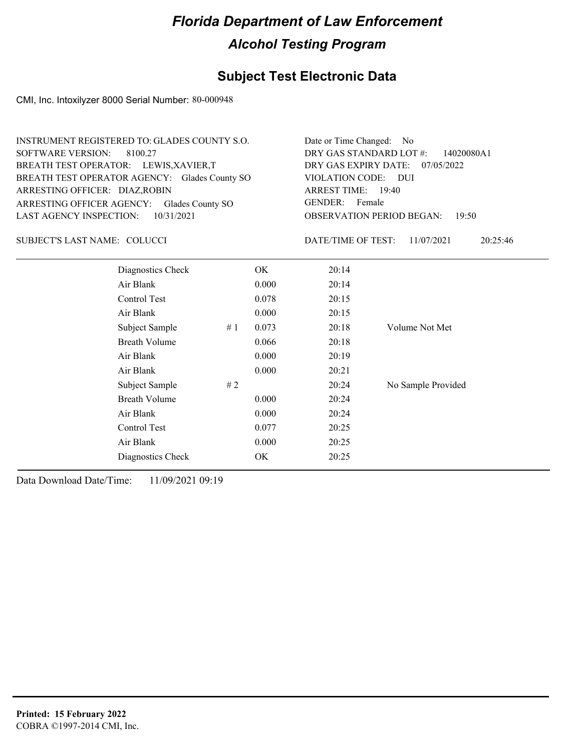# Florida Department of Law Enforcement

## Alcohol Testing Program

### Subject Test Electronic Data

CMI, Inc. Intoxilyzer 8000 Serial Number: 80-000948

INSTRUMENT REGISTERED TO: GLADES COUNTY S.O.
SOFTWARE VERSION: 8100.27
BREATH TEST OPERATOR: LEWIS,XAVIER,T
BREATH TEST OPERATOR AGENCY: Glades County SO
ARRESTING OFFICER: DIAZ,ROBIN
ARRESTING OFFICER AGENCY: Glades County SO
LAST AGENCY INSPECTION: 10/31/2021

Date or Time Changed: No
DRY GAS STANDARD LOT #: 14020080A1
DRY GAS EXPIRY DATE: 07/05/2022
VIOLATION CODE: DUI
ARREST TIME: 19:40
GENDER: Female
OBSERVATION PERIOD BEGAN: 19:50

SUBJECT'S LAST NAME: COLUCCI

DATE/TIME OF TEST: 11/07/2021 20:25:46

| | | | | |
|---|---|---|---|---|
| Diagnostics Check | | OK | 20:14 | |
| Air Blank | | 0.000 | 20:14 | |
| Control Test | | 0.078 | 20:15 | |
| Air Blank | | 0.000 | 20:15 | |
| Subject Sample | # 1 | 0.073 | 20:18 | Volume Not Met |
| Breath Volume | | 0.066 | 20:18 | |
| Air Blank | | 0.000 | 20:19 | |
| Air Blank | | 0.000 | 20:21 | |
| Subject Sample | # 2 | | 20:24 | No Sample Provided |
| Breath Volume | | 0.000 | 20:24 | |
| Air Blank | | 0.000 | 20:24 | |
| Control Test | | 0.077 | 20:25 | |
| Air Blank | | 0.000 | 20:25 | |
| Diagnostics Check | | OK | 20:25 | |

Data Download Date/Time: 11/09/2021 09:19

**Printed: 15 February 2022**
COBRA ©1997-2014 CMI, Inc.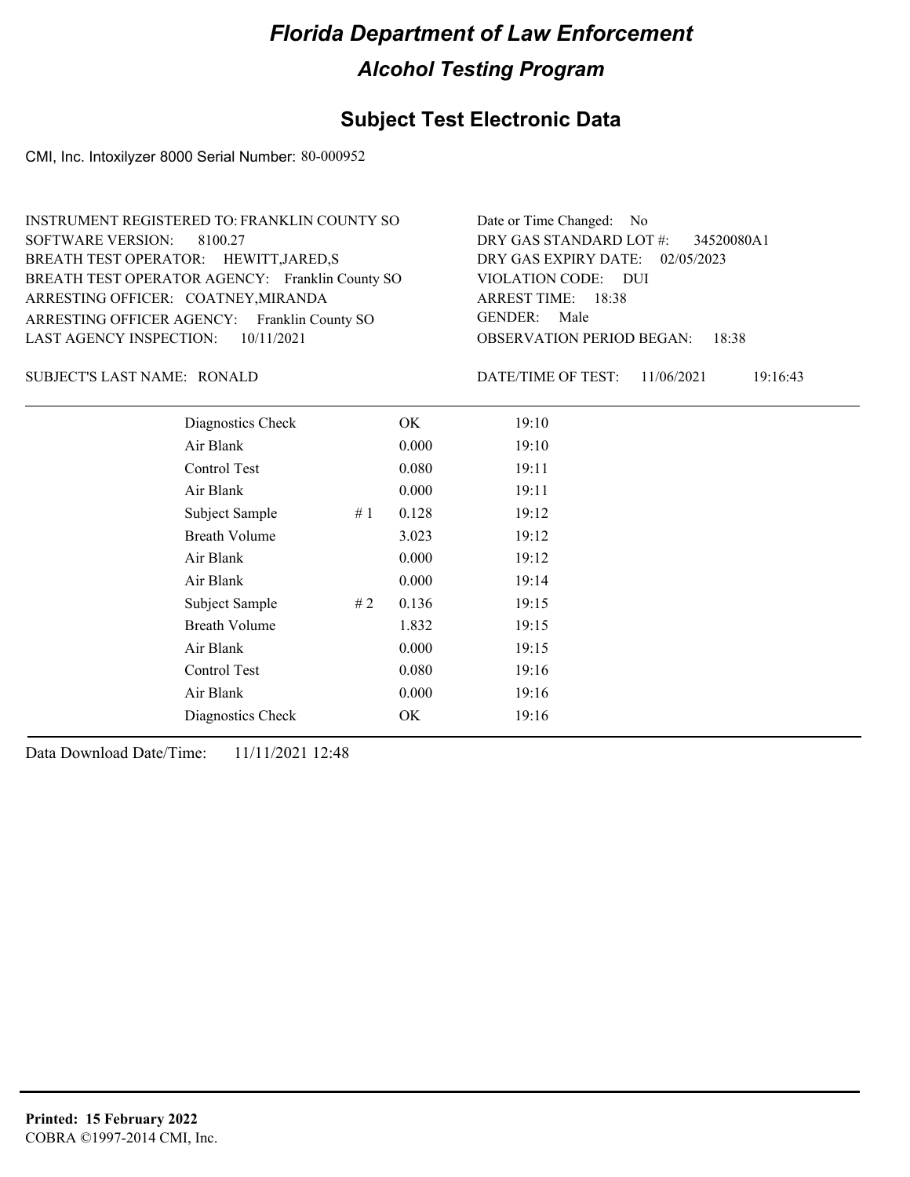# Florida Department of Law Enforcement

## Alcohol Testing Program

### Subject Test Electronic Data

CMI, Inc. Intoxilyzer 8000 Serial Number: 80-000952

INSTRUMENT REGISTERED TO: FRANKLIN COUNTY SO
SOFTWARE VERSION: 8100.27
BREATH TEST OPERATOR: HEWITT,JARED,S
BREATH TEST OPERATOR AGENCY: Franklin County SO
ARRESTING OFFICER: COATNEY,MIRANDA
ARRESTING OFFICER AGENCY: Franklin County SO
LAST AGENCY INSPECTION: 10/11/2021

Date or Time Changed: No
DRY GAS STANDARD LOT #: 34520080A1
DRY GAS EXPIRY DATE: 02/05/2023
VIOLATION CODE: DUI
ARREST TIME: 18:38
GENDER: Male
OBSERVATION PERIOD BEGAN: 18:38

SUBJECT'S LAST NAME: RONALD

DATE/TIME OF TEST: 11/06/2021 19:16:43

| | | | |
|---|---|---|---|
| Diagnostics Check | | OK | 19:10 |
| Air Blank | | 0.000 | 19:10 |
| Control Test | | 0.080 | 19:11 |
| Air Blank | | 0.000 | 19:11 |
| Subject Sample | # 1 | 0.128 | 19:12 |
| Breath Volume | | 3.023 | 19:12 |
| Air Blank | | 0.000 | 19:12 |
| Air Blank | | 0.000 | 19:14 |
| Subject Sample | # 2 | 0.136 | 19:15 |
| Breath Volume | | 1.832 | 19:15 |
| Air Blank | | 0.000 | 19:15 |
| Control Test | | 0.080 | 19:16 |
| Air Blank | | 0.000 | 19:16 |
| Diagnostics Check | | OK | 19:16 |

Data Download Date/Time: 11/11/2021 12:48

**Printed: 15 February 2022**
COBRA ©1997-2014 CMI, Inc.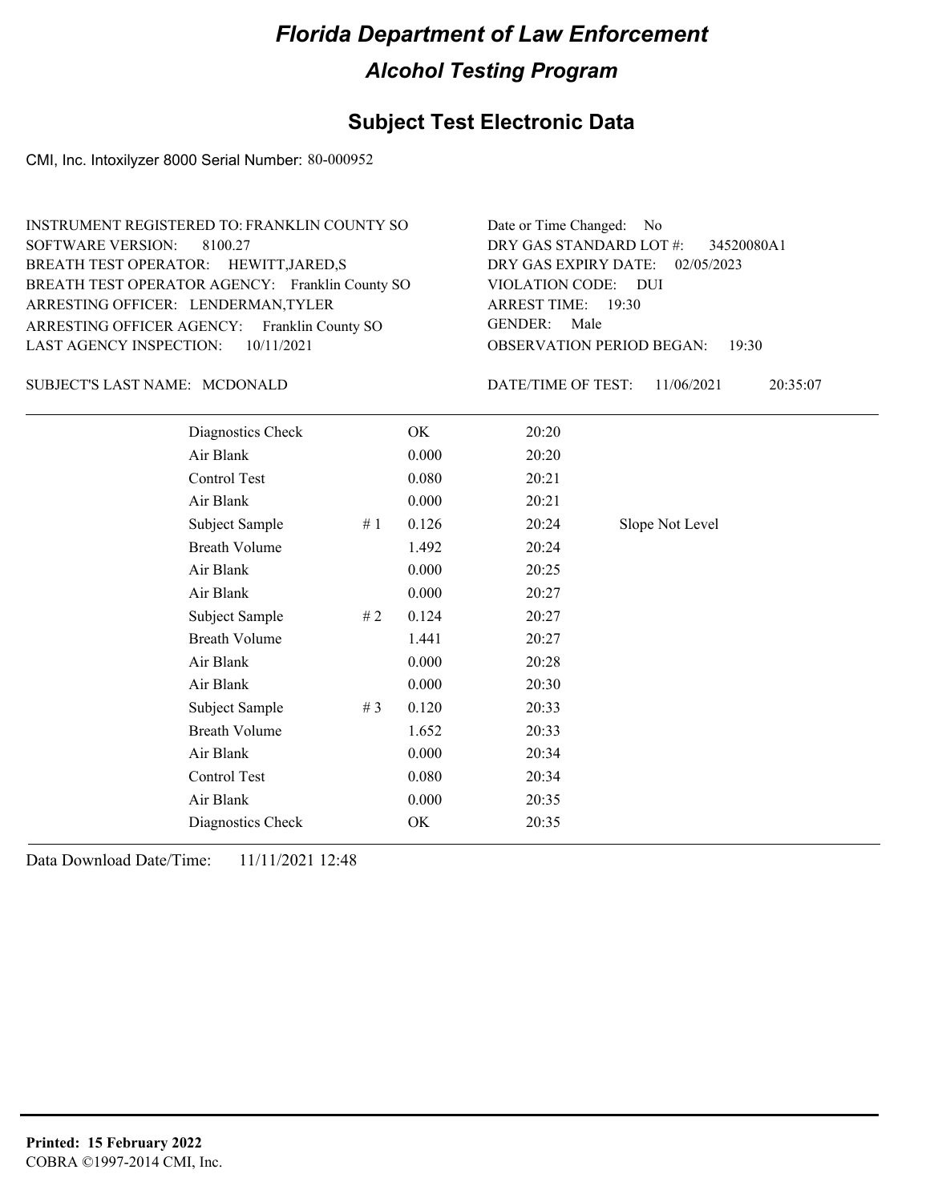# Florida Department of Law Enforcement

## Alcohol Testing Program

### Subject Test Electronic Data

CMI, Inc. Intoxilyzer 8000 Serial Number: 80-000952

INSTRUMENT REGISTERED TO: FRANKLIN COUNTY SO
SOFTWARE VERSION: 8100.27
BREATH TEST OPERATOR: HEWITT,JARED,S
BREATH TEST OPERATOR AGENCY: Franklin County SO
ARRESTING OFFICER: LENDERMAN,TYLER
ARRESTING OFFICER AGENCY: Franklin County SO
LAST AGENCY INSPECTION: 10/11/2021

Date or Time Changed: No
DRY GAS STANDARD LOT #: 34520080A1
DRY GAS EXPIRY DATE: 02/05/2023
VIOLATION CODE: DUI
ARREST TIME: 19:30
GENDER: Male
OBSERVATION PERIOD BEGAN: 19:30

SUBJECT'S LAST NAME: MCDONALD

DATE/TIME OF TEST: 11/06/2021 20:35:07

| Test | # | Result | Time | Note |
|---|---|---|---|---|
| Diagnostics Check | | OK | 20:20 | |
| Air Blank | | 0.000 | 20:20 | |
| Control Test | | 0.080 | 20:21 | |
| Air Blank | | 0.000 | 20:21 | |
| Subject Sample | # 1 | 0.126 | 20:24 | Slope Not Level |
| Breath Volume | | 1.492 | 20:24 | |
| Air Blank | | 0.000 | 20:25 | |
| Air Blank | | 0.000 | 20:27 | |
| Subject Sample | # 2 | 0.124 | 20:27 | |
| Breath Volume | | 1.441 | 20:27 | |
| Air Blank | | 0.000 | 20:28 | |
| Air Blank | | 0.000 | 20:30 | |
| Subject Sample | # 3 | 0.120 | 20:33 | |
| Breath Volume | | 1.652 | 20:33 | |
| Air Blank | | 0.000 | 20:34 | |
| Control Test | | 0.080 | 20:34 | |
| Air Blank | | 0.000 | 20:35 | |
| Diagnostics Check | | OK | 20:35 | |

Data Download Date/Time: 11/11/2021 12:48

**Printed: 15 February 2022**
COBRA ©1997-2014 CMI, Inc.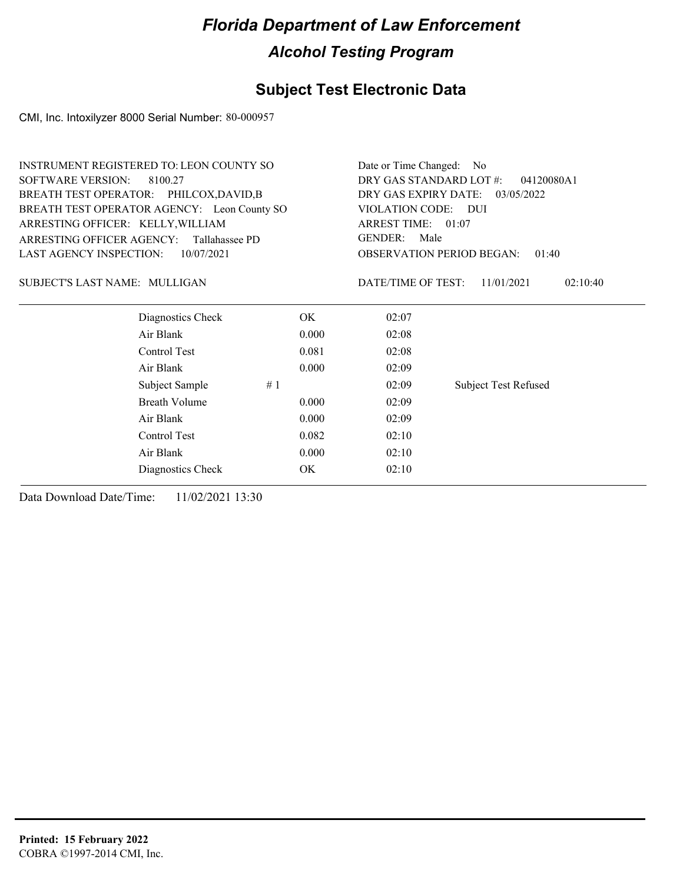# Florida Department of Law Enforcement

## Alcohol Testing Program

### Subject Test Electronic Data

CMI, Inc. Intoxilyzer 8000 Serial Number: 80-000957

INSTRUMENT REGISTERED TO: LEON COUNTY SO
SOFTWARE VERSION: 8100.27
BREATH TEST OPERATOR: PHILCOX,DAVID,B
BREATH TEST OPERATOR AGENCY: Leon County SO
ARRESTING OFFICER: KELLY,WILLIAM
ARRESTING OFFICER AGENCY: Tallahassee PD
LAST AGENCY INSPECTION: 10/07/2021

Date or Time Changed: No
DRY GAS STANDARD LOT #: 04120080A1
DRY GAS EXPIRY DATE: 03/05/2022
VIOLATION CODE: DUI
ARREST TIME: 01:07
GENDER: Male
OBSERVATION PERIOD BEGAN: 01:40

SUBJECT'S LAST NAME: MULLIGAN

DATE/TIME OF TEST: 11/01/2021 02:10:40

| Test | | Result | Time | Note |
|---|---|---|---|---|
| Diagnostics Check | | OK | 02:07 | |
| Air Blank | | 0.000 | 02:08 | |
| Control Test | | 0.081 | 02:08 | |
| Air Blank | | 0.000 | 02:09 | |
| Subject Sample | # 1 | | 02:09 | Subject Test Refused |
| Breath Volume | | 0.000 | 02:09 | |
| Air Blank | | 0.000 | 02:09 | |
| Control Test | | 0.082 | 02:10 | |
| Air Blank | | 0.000 | 02:10 | |
| Diagnostics Check | | OK | 02:10 | |

Data Download Date/Time: 11/02/2021 13:30

**Printed: 15 February 2022**
COBRA ©1997-2014 CMI, Inc.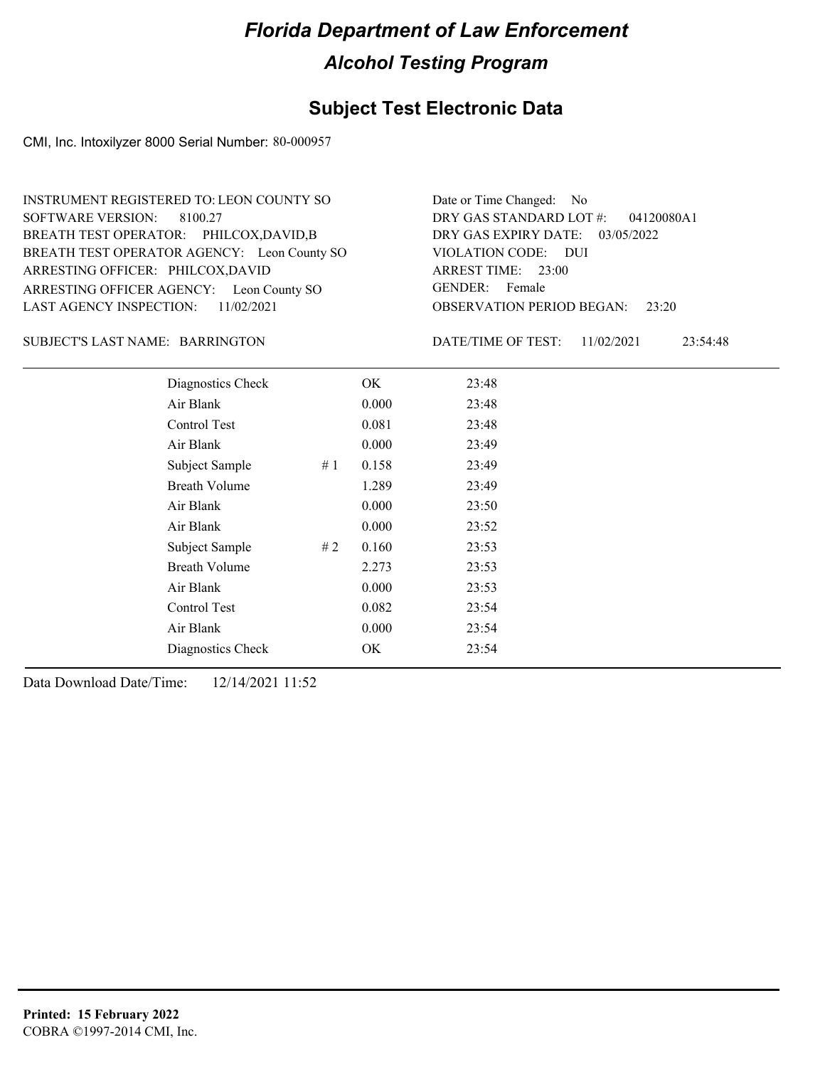# Florida Department of Law Enforcement

## Alcohol Testing Program

### Subject Test Electronic Data

CMI, Inc. Intoxilyzer 8000 Serial Number: 80-000957

INSTRUMENT REGISTERED TO: LEON COUNTY SO
SOFTWARE VERSION: 8100.27
BREATH TEST OPERATOR: PHILCOX,DAVID,B
BREATH TEST OPERATOR AGENCY: Leon County SO
ARRESTING OFFICER: PHILCOX,DAVID
ARRESTING OFFICER AGENCY: Leon County SO
LAST AGENCY INSPECTION: 11/02/2021

Date or Time Changed: No
DRY GAS STANDARD LOT #: 04120080A1
DRY GAS EXPIRY DATE: 03/05/2022
VIOLATION CODE: DUI
ARREST TIME: 23:00
GENDER: Female
OBSERVATION PERIOD BEGAN: 23:20

SUBJECT'S LAST NAME: BARRINGTON

DATE/TIME OF TEST: 11/02/2021 23:54:48

| | | | |
|---|---|---|---|
| Diagnostics Check | | OK | 23:48 |
| Air Blank | | 0.000 | 23:48 |
| Control Test | | 0.081 | 23:48 |
| Air Blank | | 0.000 | 23:49 |
| Subject Sample | # 1 | 0.158 | 23:49 |
| Breath Volume | | 1.289 | 23:49 |
| Air Blank | | 0.000 | 23:50 |
| Air Blank | | 0.000 | 23:52 |
| Subject Sample | # 2 | 0.160 | 23:53 |
| Breath Volume | | 2.273 | 23:53 |
| Air Blank | | 0.000 | 23:53 |
| Control Test | | 0.082 | 23:54 |
| Air Blank | | 0.000 | 23:54 |
| Diagnostics Check | | OK | 23:54 |

Data Download Date/Time: 12/14/2021 11:52

**Printed: 15 February 2022**
COBRA ©1997-2014 CMI, Inc.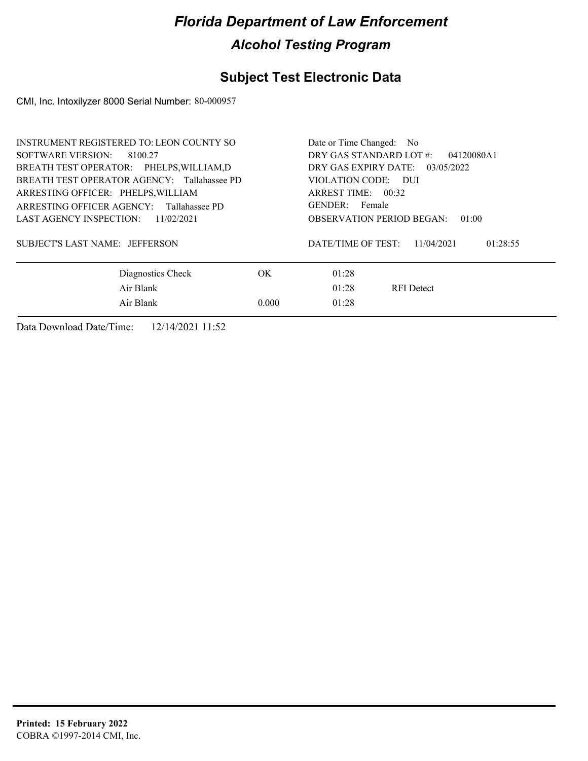# Florida Department of Law Enforcement

## Alcohol Testing Program

### Subject Test Electronic Data

CMI, Inc. Intoxilyzer 8000 Serial Number: 80-000957

INSTRUMENT REGISTERED TO: LEON COUNTY SO
SOFTWARE VERSION: 8100.27
BREATH TEST OPERATOR: PHELPS,WILLIAM,D
BREATH TEST OPERATOR AGENCY: Tallahassee PD
ARRESTING OFFICER: PHELPS,WILLIAM
ARRESTING OFFICER AGENCY: Tallahassee PD
LAST AGENCY INSPECTION: 11/02/2021

SUBJECT'S LAST NAME: JEFFERSON

Date or Time Changed: No
DRY GAS STANDARD LOT #: 04120080A1
DRY GAS EXPIRY DATE: 03/05/2022
VIOLATION CODE: DUI
ARREST TIME: 00:32
GENDER: Female
OBSERVATION PERIOD BEGAN: 01:00

DATE/TIME OF TEST: 11/04/2021 01:28:55

| Test | Result | Time | Note |
|---|---|---|---|
| Diagnostics Check | OK | 01:28 | |
| Air Blank | | 01:28 | RFI Detect |
| Air Blank | 0.000 | 01:28 | |

Data Download Date/Time: 12/14/2021 11:52

**Printed: 15 February 2022**
COBRA ©1997-2014 CMI, Inc.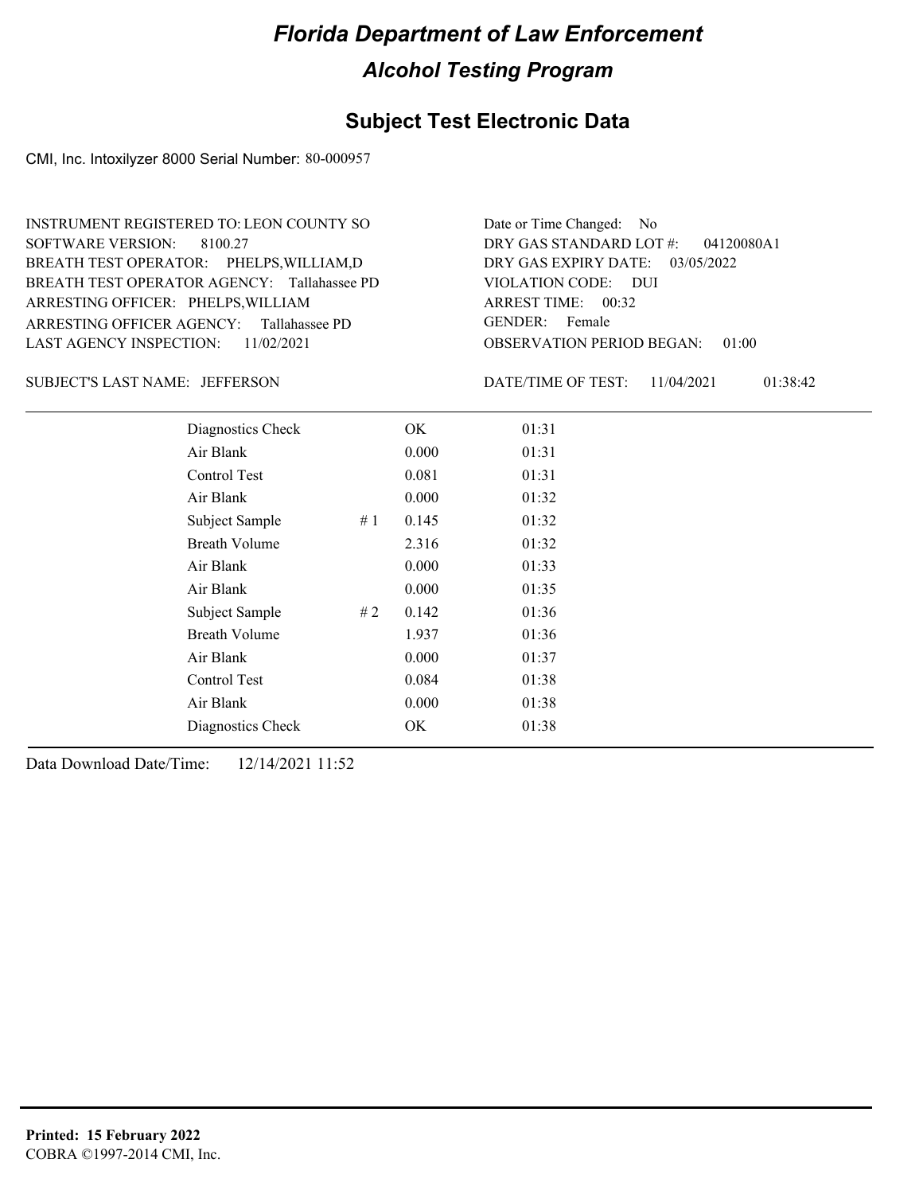# Florida Department of Law Enforcement

## Alcohol Testing Program

## Subject Test Electronic Data

CMI, Inc. Intoxilyzer 8000 Serial Number: 80-000957

INSTRUMENT REGISTERED TO: LEON COUNTY SO
SOFTWARE VERSION: 8100.27
BREATH TEST OPERATOR: PHELPS,WILLIAM,D
BREATH TEST OPERATOR AGENCY: Tallahassee PD
ARRESTING OFFICER: PHELPS,WILLIAM
ARRESTING OFFICER AGENCY: Tallahassee PD
LAST AGENCY INSPECTION: 11/02/2021

Date or Time Changed: No
DRY GAS STANDARD LOT #: 04120080A1
DRY GAS EXPIRY DATE: 03/05/2022
VIOLATION CODE: DUI
ARREST TIME: 00:32
GENDER: Female
OBSERVATION PERIOD BEGAN: 01:00

SUBJECT'S LAST NAME: JEFFERSON

DATE/TIME OF TEST: 11/04/2021 01:38:42

| Test | # | Result | Time |
|---|---|---|---|
| Diagnostics Check | | OK | 01:31 |
| Air Blank | | 0.000 | 01:31 |
| Control Test | | 0.081 | 01:31 |
| Air Blank | | 0.000 | 01:32 |
| Subject Sample | # 1 | 0.145 | 01:32 |
| Breath Volume | | 2.316 | 01:32 |
| Air Blank | | 0.000 | 01:33 |
| Air Blank | | 0.000 | 01:35 |
| Subject Sample | # 2 | 0.142 | 01:36 |
| Breath Volume | | 1.937 | 01:36 |
| Air Blank | | 0.000 | 01:37 |
| Control Test | | 0.084 | 01:38 |
| Air Blank | | 0.000 | 01:38 |
| Diagnostics Check | | OK | 01:38 |

Data Download Date/Time: 12/14/2021 11:52

**Printed: 15 February 2022**
COBRA ©1997-2014 CMI, Inc.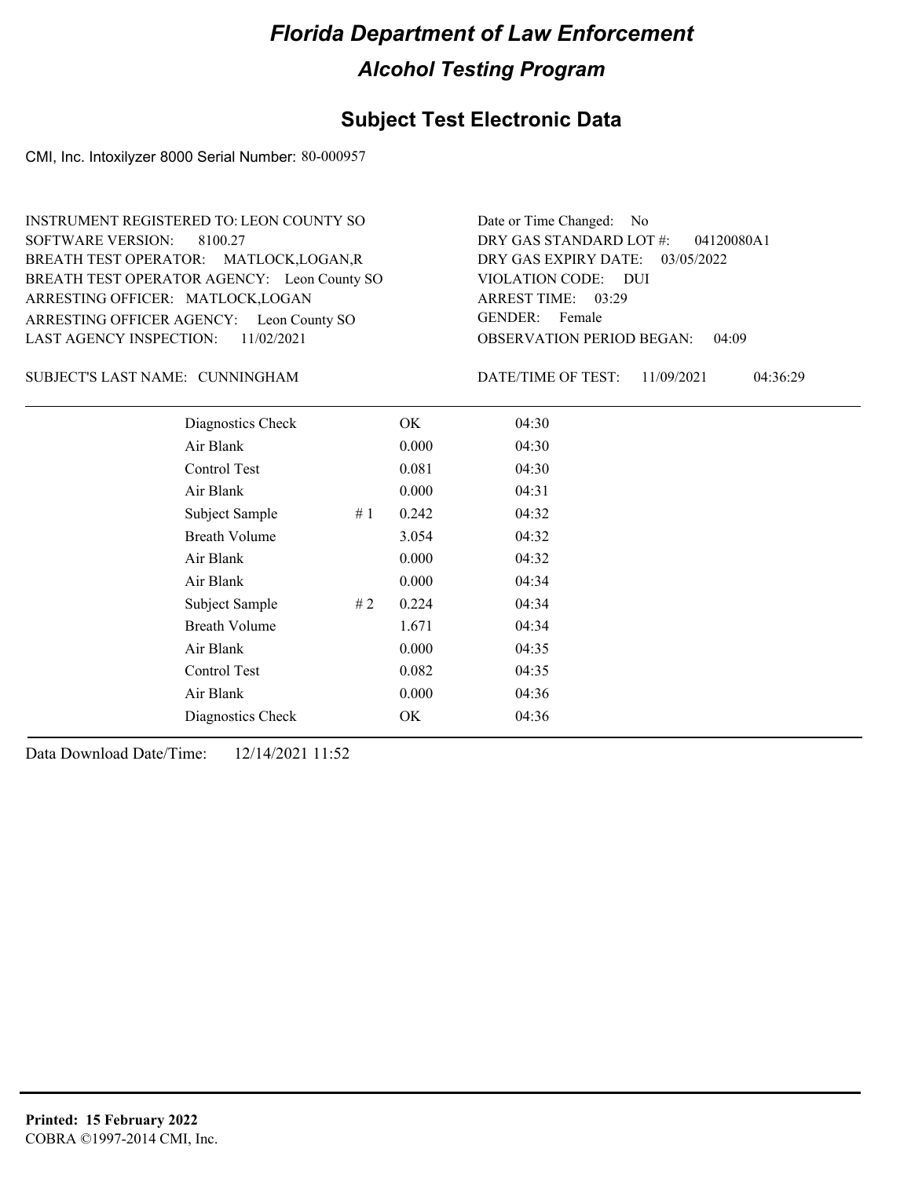# Florida Department of Law Enforcement

## Alcohol Testing Program

### Subject Test Electronic Data

CMI, Inc. Intoxilyzer 8000 Serial Number: 80-000957

INSTRUMENT REGISTERED TO: LEON COUNTY SO
SOFTWARE VERSION: 8100.27
BREATH TEST OPERATOR: MATLOCK,LOGAN,R
BREATH TEST OPERATOR AGENCY: Leon County SO
ARRESTING OFFICER: MATLOCK,LOGAN
ARRESTING OFFICER AGENCY: Leon County SO
LAST AGENCY INSPECTION: 11/02/2021

Date or Time Changed: No
DRY GAS STANDARD LOT #: 04120080A1
DRY GAS EXPIRY DATE: 03/05/2022
VIOLATION CODE: DUI
ARREST TIME: 03:29
GENDER: Female
OBSERVATION PERIOD BEGAN: 04:09

SUBJECT'S LAST NAME: CUNNINGHAM

DATE/TIME OF TEST: 11/09/2021 04:36:29

| | | | |
|---|---|---|---|
| Diagnostics Check | | OK | 04:30 |
| Air Blank | | 0.000 | 04:30 |
| Control Test | | 0.081 | 04:30 |
| Air Blank | | 0.000 | 04:31 |
| Subject Sample | # 1 | 0.242 | 04:32 |
| Breath Volume | | 3.054 | 04:32 |
| Air Blank | | 0.000 | 04:32 |
| Air Blank | | 0.000 | 04:34 |
| Subject Sample | # 2 | 0.224 | 04:34 |
| Breath Volume | | 1.671 | 04:34 |
| Air Blank | | 0.000 | 04:35 |
| Control Test | | 0.082 | 04:35 |
| Air Blank | | 0.000 | 04:36 |
| Diagnostics Check | | OK | 04:36 |

Data Download Date/Time: 12/14/2021 11:52

**Printed: 15 February 2022**
COBRA ©1997-2014 CMI, Inc.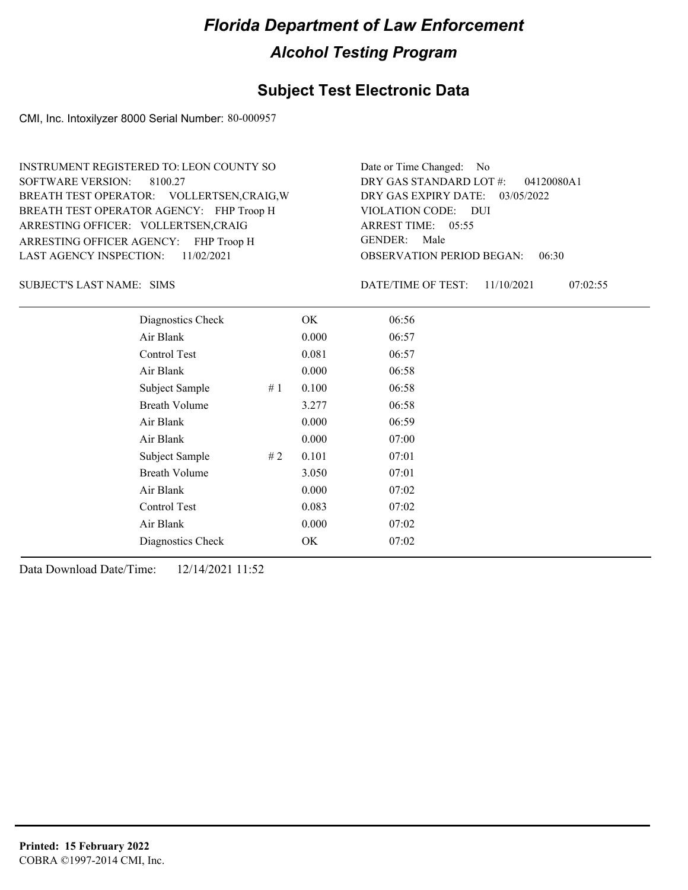# Florida Department of Law Enforcement

## Alcohol Testing Program

### Subject Test Electronic Data

CMI, Inc. Intoxilyzer 8000 Serial Number: 80-000957

INSTRUMENT REGISTERED TO: LEON COUNTY SO
SOFTWARE VERSION: 8100.27
BREATH TEST OPERATOR: VOLLERTSEN,CRAIG,W
BREATH TEST OPERATOR AGENCY: FHP Troop H
ARRESTING OFFICER: VOLLERTSEN,CRAIG
ARRESTING OFFICER AGENCY: FHP Troop H
LAST AGENCY INSPECTION: 11/02/2021

Date or Time Changed: No
DRY GAS STANDARD LOT #: 04120080A1
DRY GAS EXPIRY DATE: 03/05/2022
VIOLATION CODE: DUI
ARREST TIME: 05:55
GENDER: Male
OBSERVATION PERIOD BEGAN: 06:30

SUBJECT'S LAST NAME: SIMS

DATE/TIME OF TEST: 11/10/2021 07:02:55

| | | | |
|---|---|---|---|
| Diagnostics Check | | OK | 06:56 |
| Air Blank | | 0.000 | 06:57 |
| Control Test | | 0.081 | 06:57 |
| Air Blank | | 0.000 | 06:58 |
| Subject Sample | # 1 | 0.100 | 06:58 |
| Breath Volume | | 3.277 | 06:58 |
| Air Blank | | 0.000 | 06:59 |
| Air Blank | | 0.000 | 07:00 |
| Subject Sample | # 2 | 0.101 | 07:01 |
| Breath Volume | | 3.050 | 07:01 |
| Air Blank | | 0.000 | 07:02 |
| Control Test | | 0.083 | 07:02 |
| Air Blank | | 0.000 | 07:02 |
| Diagnostics Check | | OK | 07:02 |

Data Download Date/Time: 12/14/2021 11:52

**Printed: 15 February 2022**
COBRA ©1997-2014 CMI, Inc.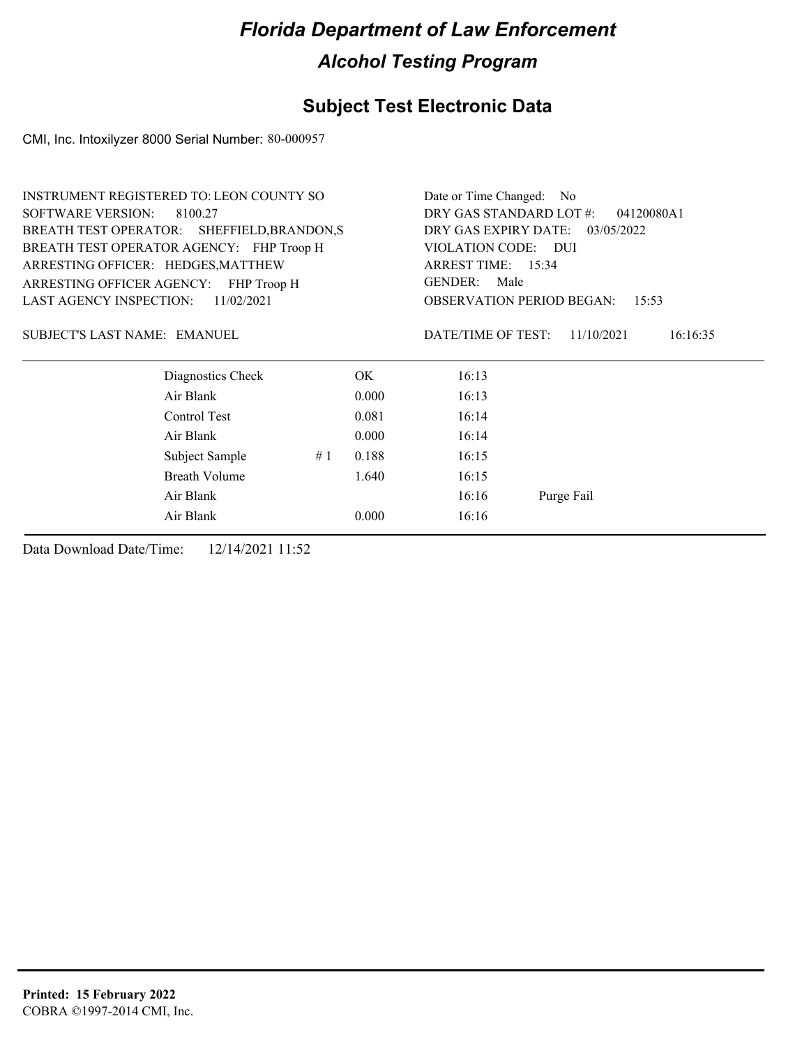# Florida Department of Law Enforcement

## Alcohol Testing Program

## Subject Test Electronic Data

CMI, Inc. Intoxilyzer 8000 Serial Number: 80-000957

INSTRUMENT REGISTERED TO: LEON COUNTY SO
SOFTWARE VERSION: 8100.27
BREATH TEST OPERATOR: SHEFFIELD,BRANDON,S
BREATH TEST OPERATOR AGENCY: FHP Troop H
ARRESTING OFFICER: HEDGES,MATTHEW
ARRESTING OFFICER AGENCY: FHP Troop H
LAST AGENCY INSPECTION: 11/02/2021

Date or Time Changed: No
DRY GAS STANDARD LOT #: 04120080A1
DRY GAS EXPIRY DATE: 03/05/2022
VIOLATION CODE: DUI
ARREST TIME: 15:34
GENDER: Male
OBSERVATION PERIOD BEGAN: 15:53

SUBJECT'S LAST NAME: EMANUEL

DATE/TIME OF TEST: 11/10/2021 16:16:35

| | | | | |
|---|---|---|---|---|
| Diagnostics Check | | OK | 16:13 | |
| Air Blank | | 0.000 | 16:13 | |
| Control Test | | 0.081 | 16:14 | |
| Air Blank | | 0.000 | 16:14 | |
| Subject Sample | # 1 | 0.188 | 16:15 | |
| Breath Volume | | 1.640 | 16:15 | |
| Air Blank | | | 16:16 | Purge Fail |
| Air Blank | | 0.000 | 16:16 | |

Data Download Date/Time: 12/14/2021 11:52

**Printed: 15 February 2022**
COBRA ©1997-2014 CMI, Inc.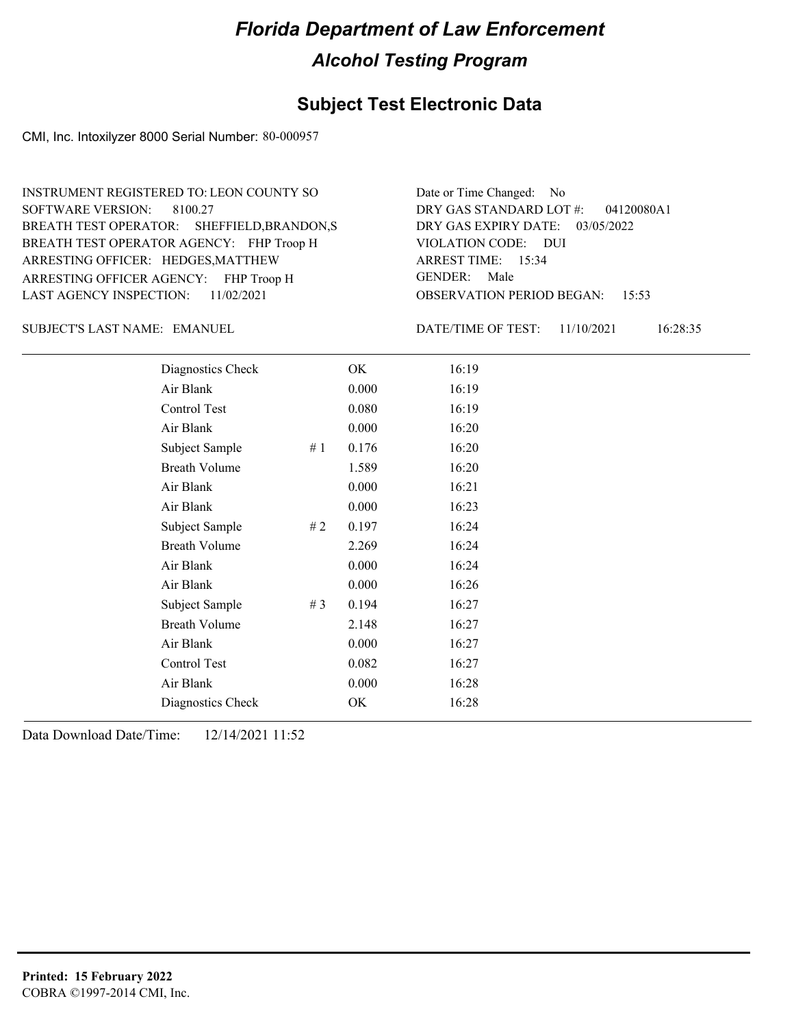# Florida Department of Law Enforcement

## Alcohol Testing Program

## Subject Test Electronic Data

CMI, Inc. Intoxilyzer 8000 Serial Number: 80-000957

INSTRUMENT REGISTERED TO: LEON COUNTY SO
SOFTWARE VERSION: 8100.27
BREATH TEST OPERATOR: SHEFFIELD,BRANDON,S
BREATH TEST OPERATOR AGENCY: FHP Troop H
ARRESTING OFFICER: HEDGES,MATTHEW
ARRESTING OFFICER AGENCY: FHP Troop H
LAST AGENCY INSPECTION: 11/02/2021

Date or Time Changed: No
DRY GAS STANDARD LOT #: 04120080A1
DRY GAS EXPIRY DATE: 03/05/2022
VIOLATION CODE: DUI
ARREST TIME: 15:34
GENDER: Male
OBSERVATION PERIOD BEGAN: 15:53

SUBJECT'S LAST NAME: EMANUEL

DATE/TIME OF TEST: 11/10/2021 16:28:35

| | | | |
|---|---|---|---|
| Diagnostics Check | | OK | 16:19 |
| Air Blank | | 0.000 | 16:19 |
| Control Test | | 0.080 | 16:19 |
| Air Blank | | 0.000 | 16:20 |
| Subject Sample | # 1 | 0.176 | 16:20 |
| Breath Volume | | 1.589 | 16:20 |
| Air Blank | | 0.000 | 16:21 |
| Air Blank | | 0.000 | 16:23 |
| Subject Sample | # 2 | 0.197 | 16:24 |
| Breath Volume | | 2.269 | 16:24 |
| Air Blank | | 0.000 | 16:24 |
| Air Blank | | 0.000 | 16:26 |
| Subject Sample | # 3 | 0.194 | 16:27 |
| Breath Volume | | 2.148 | 16:27 |
| Air Blank | | 0.000 | 16:27 |
| Control Test | | 0.082 | 16:27 |
| Air Blank | | 0.000 | 16:28 |
| Diagnostics Check | | OK | 16:28 |

Data Download Date/Time: 12/14/2021 11:52

**Printed: 15 February 2022**
COBRA ©1997-2014 CMI, Inc.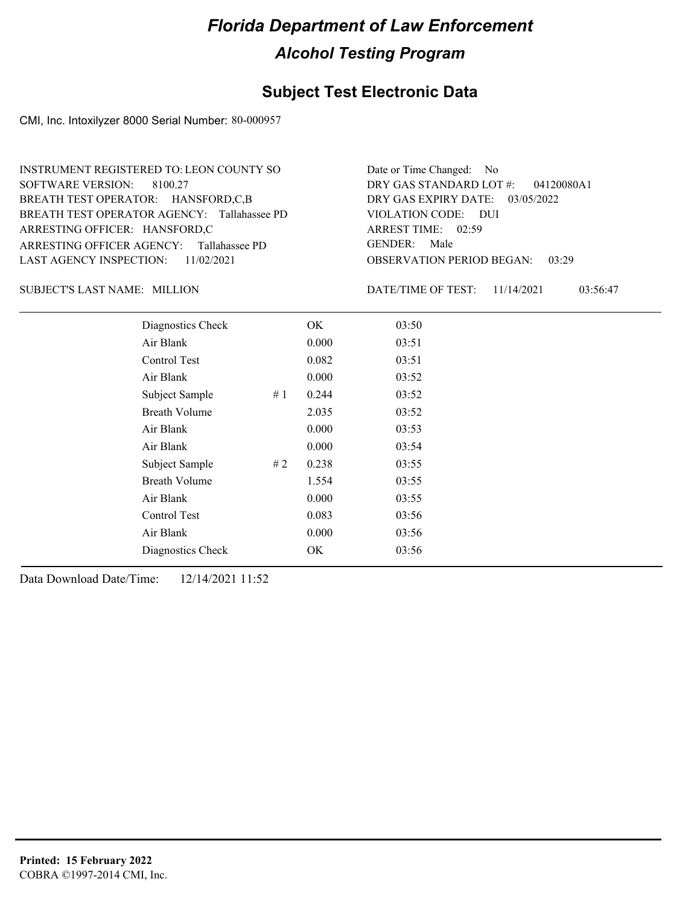# Florida Department of Law Enforcement

## Alcohol Testing Program

### Subject Test Electronic Data

CMI, Inc. Intoxilyzer 8000 Serial Number: 80-000957

INSTRUMENT REGISTERED TO: LEON COUNTY SO
SOFTWARE VERSION: 8100.27
BREATH TEST OPERATOR: HANSFORD,C,B
BREATH TEST OPERATOR AGENCY: Tallahassee PD
ARRESTING OFFICER: HANSFORD,C
ARRESTING OFFICER AGENCY: Tallahassee PD
LAST AGENCY INSPECTION: 11/02/2021

Date or Time Changed: No
DRY GAS STANDARD LOT #: 04120080A1
DRY GAS EXPIRY DATE: 03/05/2022
VIOLATION CODE: DUI
ARREST TIME: 02:59
GENDER: Male
OBSERVATION PERIOD BEGAN: 03:29

SUBJECT'S LAST NAME: MILLION

DATE/TIME OF TEST: 11/14/2021 03:56:47

| | | | |
|---|---|---|---|
| Diagnostics Check | | OK | 03:50 |
| Air Blank | | 0.000 | 03:51 |
| Control Test | | 0.082 | 03:51 |
| Air Blank | | 0.000 | 03:52 |
| Subject Sample | # 1 | 0.244 | 03:52 |
| Breath Volume | | 2.035 | 03:52 |
| Air Blank | | 0.000 | 03:53 |
| Air Blank | | 0.000 | 03:54 |
| Subject Sample | # 2 | 0.238 | 03:55 |
| Breath Volume | | 1.554 | 03:55 |
| Air Blank | | 0.000 | 03:55 |
| Control Test | | 0.083 | 03:56 |
| Air Blank | | 0.000 | 03:56 |
| Diagnostics Check | | OK | 03:56 |

Data Download Date/Time: 12/14/2021 11:52

**Printed: 15 February 2022**
COBRA ©1997-2014 CMI, Inc.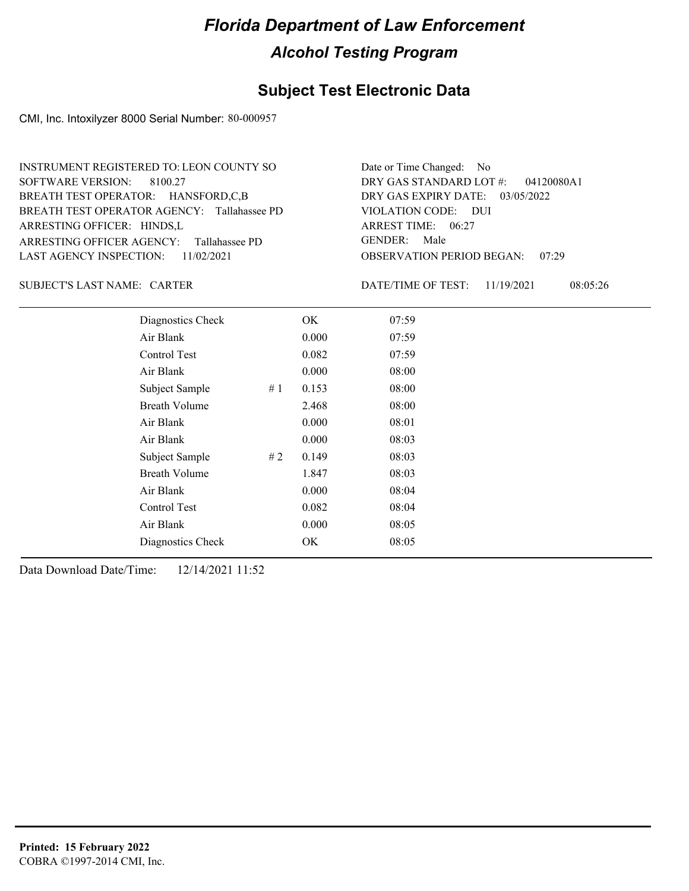# Florida Department of Law Enforcement

## Alcohol Testing Program

### Subject Test Electronic Data

CMI, Inc. Intoxilyzer 8000 Serial Number: 80-000957

INSTRUMENT REGISTERED TO: LEON COUNTY SO
SOFTWARE VERSION: 8100.27
BREATH TEST OPERATOR: HANSFORD,C,B
BREATH TEST OPERATOR AGENCY: Tallahassee PD
ARRESTING OFFICER: HINDS,L
ARRESTING OFFICER AGENCY: Tallahassee PD
LAST AGENCY INSPECTION: 11/02/2021

Date or Time Changed: No
DRY GAS STANDARD LOT #: 04120080A1
DRY GAS EXPIRY DATE: 03/05/2022
VIOLATION CODE: DUI
ARREST TIME: 06:27
GENDER: Male
OBSERVATION PERIOD BEGAN: 07:29

SUBJECT'S LAST NAME: CARTER

DATE/TIME OF TEST: 11/19/2021 08:05:26

| Test | # | Result | Time |
|---|---|---|---|
| Diagnostics Check | | OK | 07:59 |
| Air Blank | | 0.000 | 07:59 |
| Control Test | | 0.082 | 07:59 |
| Air Blank | | 0.000 | 08:00 |
| Subject Sample | # 1 | 0.153 | 08:00 |
| Breath Volume | | 2.468 | 08:00 |
| Air Blank | | 0.000 | 08:01 |
| Air Blank | | 0.000 | 08:03 |
| Subject Sample | # 2 | 0.149 | 08:03 |
| Breath Volume | | 1.847 | 08:03 |
| Air Blank | | 0.000 | 08:04 |
| Control Test | | 0.082 | 08:04 |
| Air Blank | | 0.000 | 08:05 |
| Diagnostics Check | | OK | 08:05 |

Data Download Date/Time: 12/14/2021 11:52

**Printed: 15 February 2022**
COBRA ©1997-2014 CMI, Inc.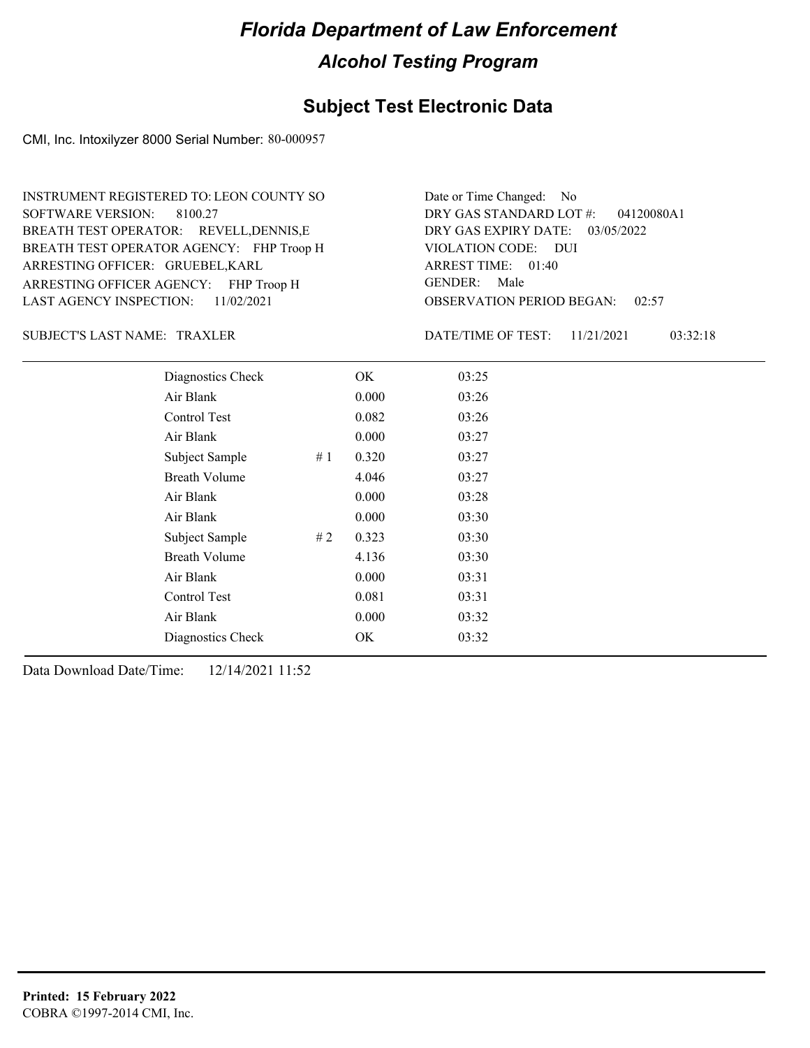# Florida Department of Law Enforcement

## Alcohol Testing Program

## Subject Test Electronic Data

CMI, Inc. Intoxilyzer 8000 Serial Number: 80-000957

INSTRUMENT REGISTERED TO: LEON COUNTY SO
SOFTWARE VERSION: 8100.27
BREATH TEST OPERATOR: REVELL,DENNIS,E
BREATH TEST OPERATOR AGENCY: FHP Troop H
ARRESTING OFFICER: GRUEBEL,KARL
ARRESTING OFFICER AGENCY: FHP Troop H
LAST AGENCY INSPECTION: 11/02/2021

Date or Time Changed: No
DRY GAS STANDARD LOT #: 04120080A1
DRY GAS EXPIRY DATE: 03/05/2022
VIOLATION CODE: DUI
ARREST TIME: 01:40
GENDER: Male
OBSERVATION PERIOD BEGAN: 02:57

SUBJECT'S LAST NAME: TRAXLER

DATE/TIME OF TEST: 11/21/2021 03:32:18

| | | | |
|---|---|---|---|
| Diagnostics Check | | OK | 03:25 |
| Air Blank | | 0.000 | 03:26 |
| Control Test | | 0.082 | 03:26 |
| Air Blank | | 0.000 | 03:27 |
| Subject Sample | # 1 | 0.320 | 03:27 |
| Breath Volume | | 4.046 | 03:27 |
| Air Blank | | 0.000 | 03:28 |
| Air Blank | | 0.000 | 03:30 |
| Subject Sample | # 2 | 0.323 | 03:30 |
| Breath Volume | | 4.136 | 03:30 |
| Air Blank | | 0.000 | 03:31 |
| Control Test | | 0.081 | 03:31 |
| Air Blank | | 0.000 | 03:32 |
| Diagnostics Check | | OK | 03:32 |

Data Download Date/Time: 12/14/2021 11:52

**Printed: 15 February 2022**
COBRA ©1997-2014 CMI, Inc.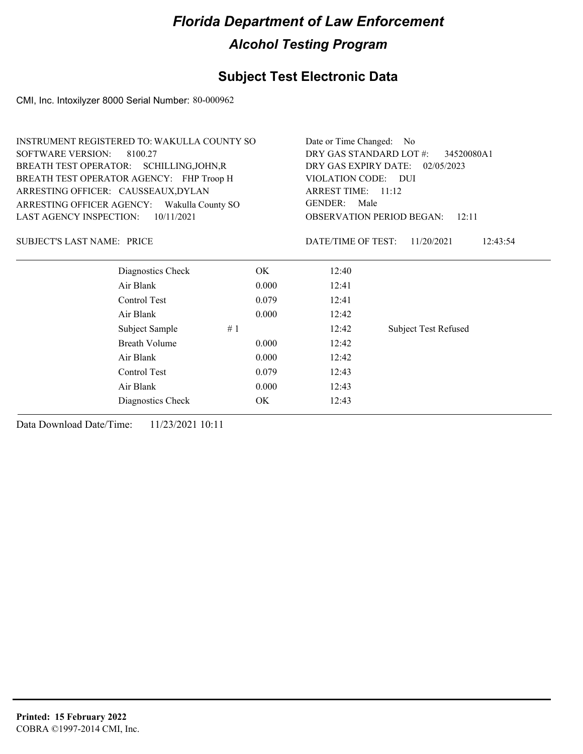# Florida Department of Law Enforcement

## Alcohol Testing Program

### Subject Test Electronic Data

CMI, Inc. Intoxilyzer 8000 Serial Number: 80-000962

INSTRUMENT REGISTERED TO: WAKULLA COUNTY SO
SOFTWARE VERSION: 8100.27
BREATH TEST OPERATOR: SCHILLING,JOHN,R
BREATH TEST OPERATOR AGENCY: FHP Troop H
ARRESTING OFFICER: CAUSSEAUX,DYLAN
ARRESTING OFFICER AGENCY: Wakulla County SO
LAST AGENCY INSPECTION: 10/11/2021

Date or Time Changed: No
DRY GAS STANDARD LOT #: 34520080A1
DRY GAS EXPIRY DATE: 02/05/2023
VIOLATION CODE: DUI
ARREST TIME: 11:12
GENDER: Male
OBSERVATION PERIOD BEGAN: 12:11

SUBJECT'S LAST NAME: PRICE

DATE/TIME OF TEST: 11/20/2021 12:43:54

| | | | | |
|---|---|---|---|---|
| Diagnostics Check | | OK | 12:40 | |
| Air Blank | | 0.000 | 12:41 | |
| Control Test | | 0.079 | 12:41 | |
| Air Blank | | 0.000 | 12:42 | |
| Subject Sample | # 1 | | 12:42 | Subject Test Refused |
| Breath Volume | | 0.000 | 12:42 | |
| Air Blank | | 0.000 | 12:42 | |
| Control Test | | 0.079 | 12:43 | |
| Air Blank | | 0.000 | 12:43 | |
| Diagnostics Check | | OK | 12:43 | |

Data Download Date/Time: 11/23/2021 10:11

**Printed: 15 February 2022**
COBRA ©1997-2014 CMI, Inc.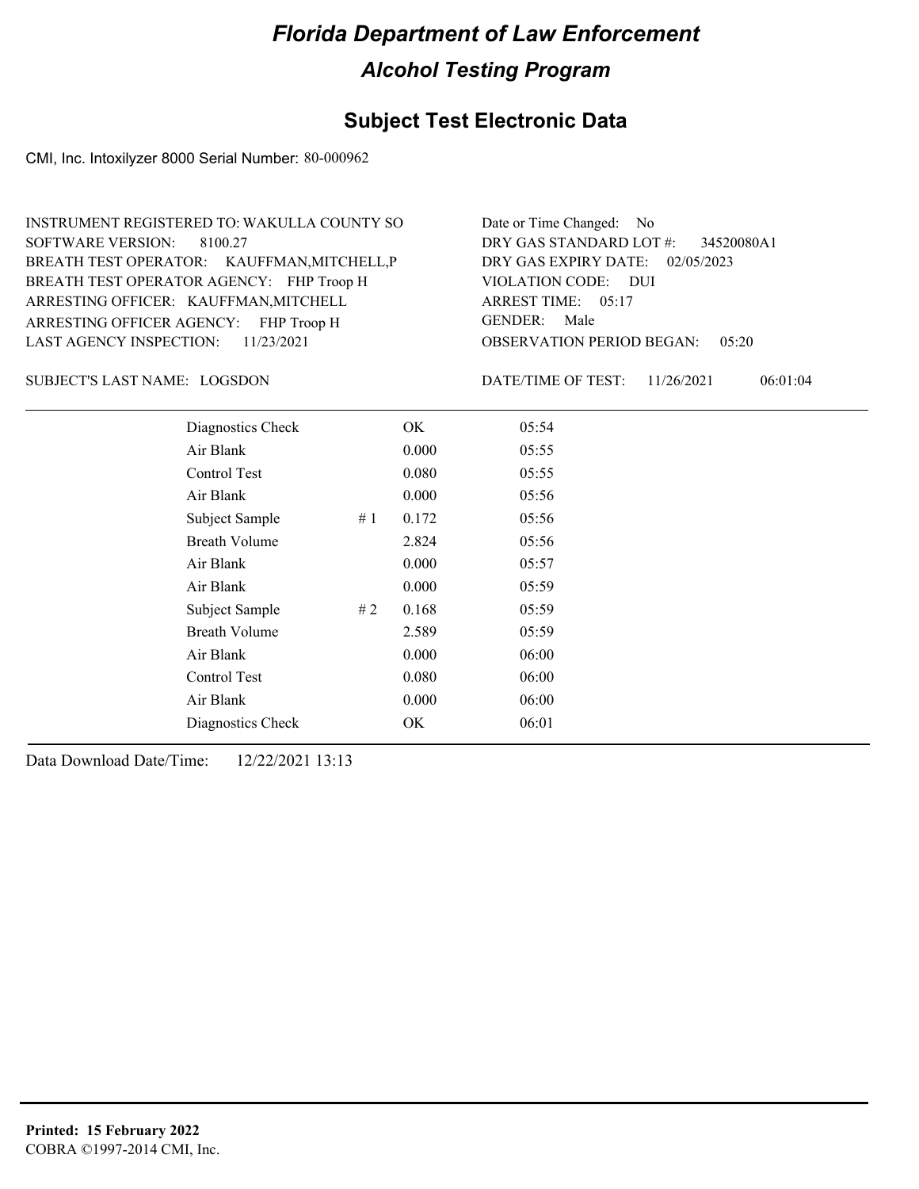# Florida Department of Law Enforcement

## Alcohol Testing Program

## Subject Test Electronic Data

CMI, Inc. Intoxilyzer 8000 Serial Number: 80-000962

INSTRUMENT REGISTERED TO: WAKULLA COUNTY SO
SOFTWARE VERSION: 8100.27
BREATH TEST OPERATOR: KAUFFMAN,MITCHELL,P
BREATH TEST OPERATOR AGENCY: FHP Troop H
ARRESTING OFFICER: KAUFFMAN,MITCHELL
ARRESTING OFFICER AGENCY: FHP Troop H
LAST AGENCY INSPECTION: 11/23/2021

Date or Time Changed: No
DRY GAS STANDARD LOT #: 34520080A1
DRY GAS EXPIRY DATE: 02/05/2023
VIOLATION CODE: DUI
ARREST TIME: 05:17
GENDER: Male
OBSERVATION PERIOD BEGAN: 05:20

SUBJECT'S LAST NAME: LOGSDON

DATE/TIME OF TEST: 11/26/2021 06:01:04

| | | | |
|---|---|---|---|
| Diagnostics Check | | OK | 05:54 |
| Air Blank | | 0.000 | 05:55 |
| Control Test | | 0.080 | 05:55 |
| Air Blank | | 0.000 | 05:56 |
| Subject Sample | # 1 | 0.172 | 05:56 |
| Breath Volume | | 2.824 | 05:56 |
| Air Blank | | 0.000 | 05:57 |
| Air Blank | | 0.000 | 05:59 |
| Subject Sample | # 2 | 0.168 | 05:59 |
| Breath Volume | | 2.589 | 05:59 |
| Air Blank | | 0.000 | 06:00 |
| Control Test | | 0.080 | 06:00 |
| Air Blank | | 0.000 | 06:00 |
| Diagnostics Check | | OK | 06:01 |

Data Download Date/Time: 12/22/2021 13:13

**Printed: 15 February 2022**
COBRA ©1997-2014 CMI, Inc.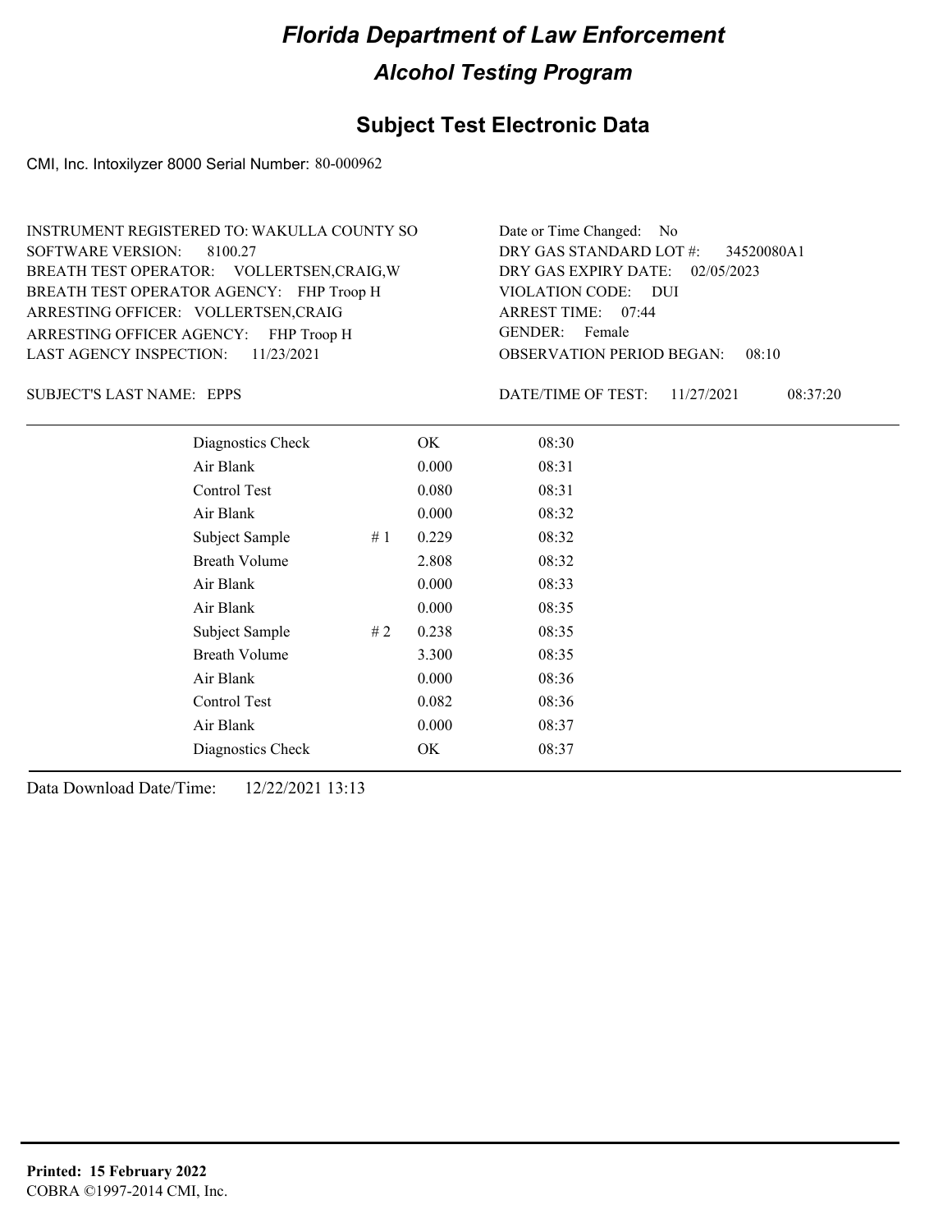# Florida Department of Law Enforcement

## Alcohol Testing Program

### Subject Test Electronic Data

CMI, Inc. Intoxilyzer 8000 Serial Number: 80-000962

INSTRUMENT REGISTERED TO: WAKULLA COUNTY SO
SOFTWARE VERSION: 8100.27
BREATH TEST OPERATOR: VOLLERTSEN,CRAIG,W
BREATH TEST OPERATOR AGENCY: FHP Troop H
ARRESTING OFFICER: VOLLERTSEN,CRAIG
ARRESTING OFFICER AGENCY: FHP Troop H
LAST AGENCY INSPECTION: 11/23/2021

Date or Time Changed: No
DRY GAS STANDARD LOT #: 34520080A1
DRY GAS EXPIRY DATE: 02/05/2023
VIOLATION CODE: DUI
ARREST TIME: 07:44
GENDER: Female
OBSERVATION PERIOD BEGAN: 08:10

SUBJECT'S LAST NAME: EPPS

DATE/TIME OF TEST: 11/27/2021 08:37:20

| | | | |
|---|---|---|---|
| Diagnostics Check | | OK | 08:30 |
| Air Blank | | 0.000 | 08:31 |
| Control Test | | 0.080 | 08:31 |
| Air Blank | | 0.000 | 08:32 |
| Subject Sample | # 1 | 0.229 | 08:32 |
| Breath Volume | | 2.808 | 08:32 |
| Air Blank | | 0.000 | 08:33 |
| Air Blank | | 0.000 | 08:35 |
| Subject Sample | # 2 | 0.238 | 08:35 |
| Breath Volume | | 3.300 | 08:35 |
| Air Blank | | 0.000 | 08:36 |
| Control Test | | 0.082 | 08:36 |
| Air Blank | | 0.000 | 08:37 |
| Diagnostics Check | | OK | 08:37 |

Data Download Date/Time: 12/22/2021 13:13

**Printed: 15 February 2022**
COBRA ©1997-2014 CMI, Inc.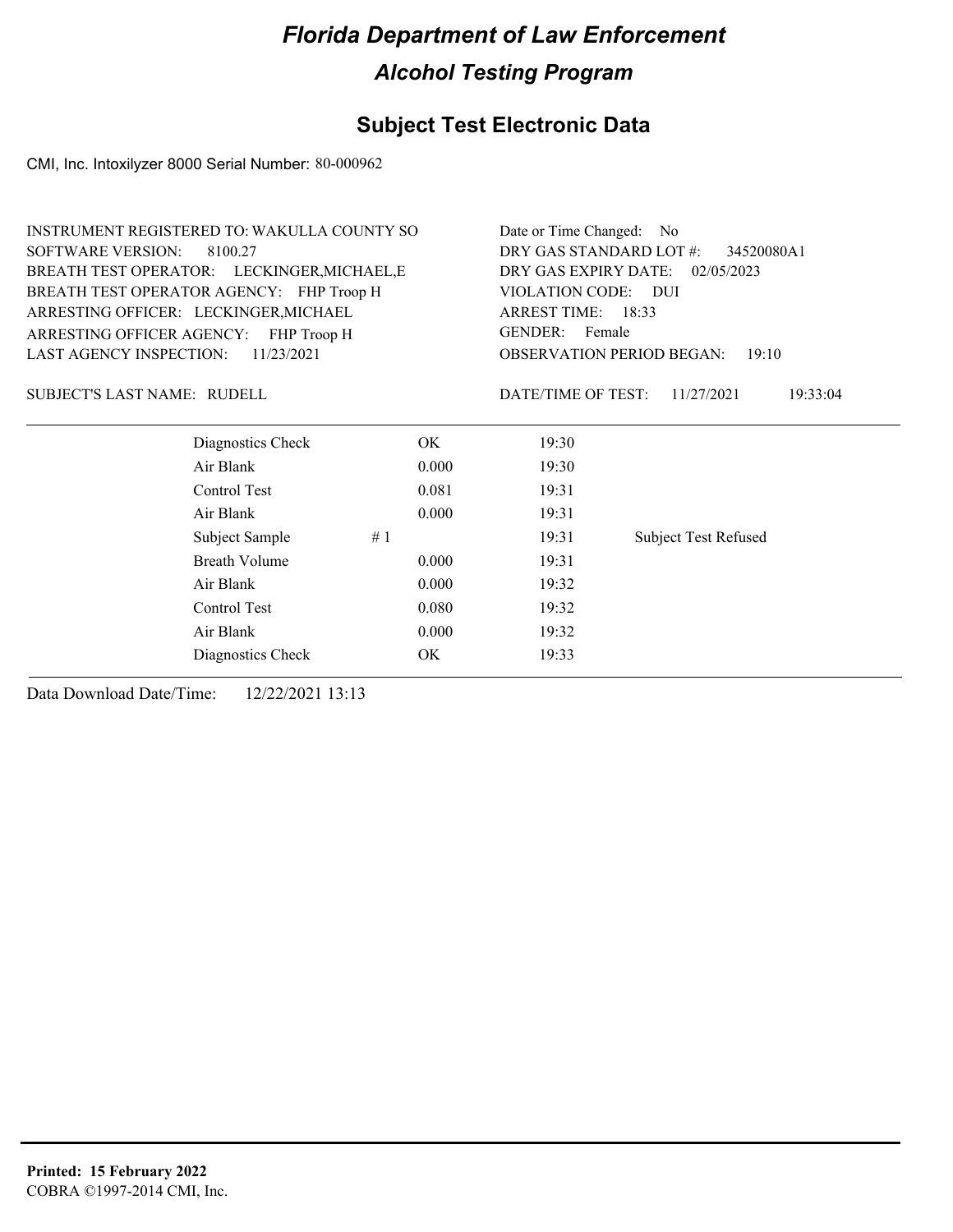# Florida Department of Law Enforcement

## Alcohol Testing Program

### Subject Test Electronic Data

CMI, Inc. Intoxilyzer 8000 Serial Number: 80-000962

INSTRUMENT REGISTERED TO: WAKULLA COUNTY SO
SOFTWARE VERSION: 8100.27
BREATH TEST OPERATOR: LECKINGER,MICHAEL,E
BREATH TEST OPERATOR AGENCY: FHP Troop H
ARRESTING OFFICER: LECKINGER,MICHAEL
ARRESTING OFFICER AGENCY: FHP Troop H
LAST AGENCY INSPECTION: 11/23/2021

Date or Time Changed: No
DRY GAS STANDARD LOT #: 34520080A1
DRY GAS EXPIRY DATE: 02/05/2023
VIOLATION CODE: DUI
ARREST TIME: 18:33
GENDER: Female
OBSERVATION PERIOD BEGAN: 19:10

SUBJECT'S LAST NAME: RUDELL

DATE/TIME OF TEST: 11/27/2021 19:33:04

| | | | |
|---|---|---|---|
| Diagnostics Check | OK | 19:30 | |
| Air Blank | 0.000 | 19:30 | |
| Control Test | 0.081 | 19:31 | |
| Air Blank | 0.000 | 19:31 | |
| Subject Sample # 1 | | 19:31 | Subject Test Refused |
| Breath Volume | 0.000 | 19:31 | |
| Air Blank | 0.000 | 19:32 | |
| Control Test | 0.080 | 19:32 | |
| Air Blank | 0.000 | 19:32 | |
| Diagnostics Check | OK | 19:33 | |

Data Download Date/Time: 12/22/2021 13:13

**Printed: 15 February 2022**
COBRA ©1997-2014 CMI, Inc.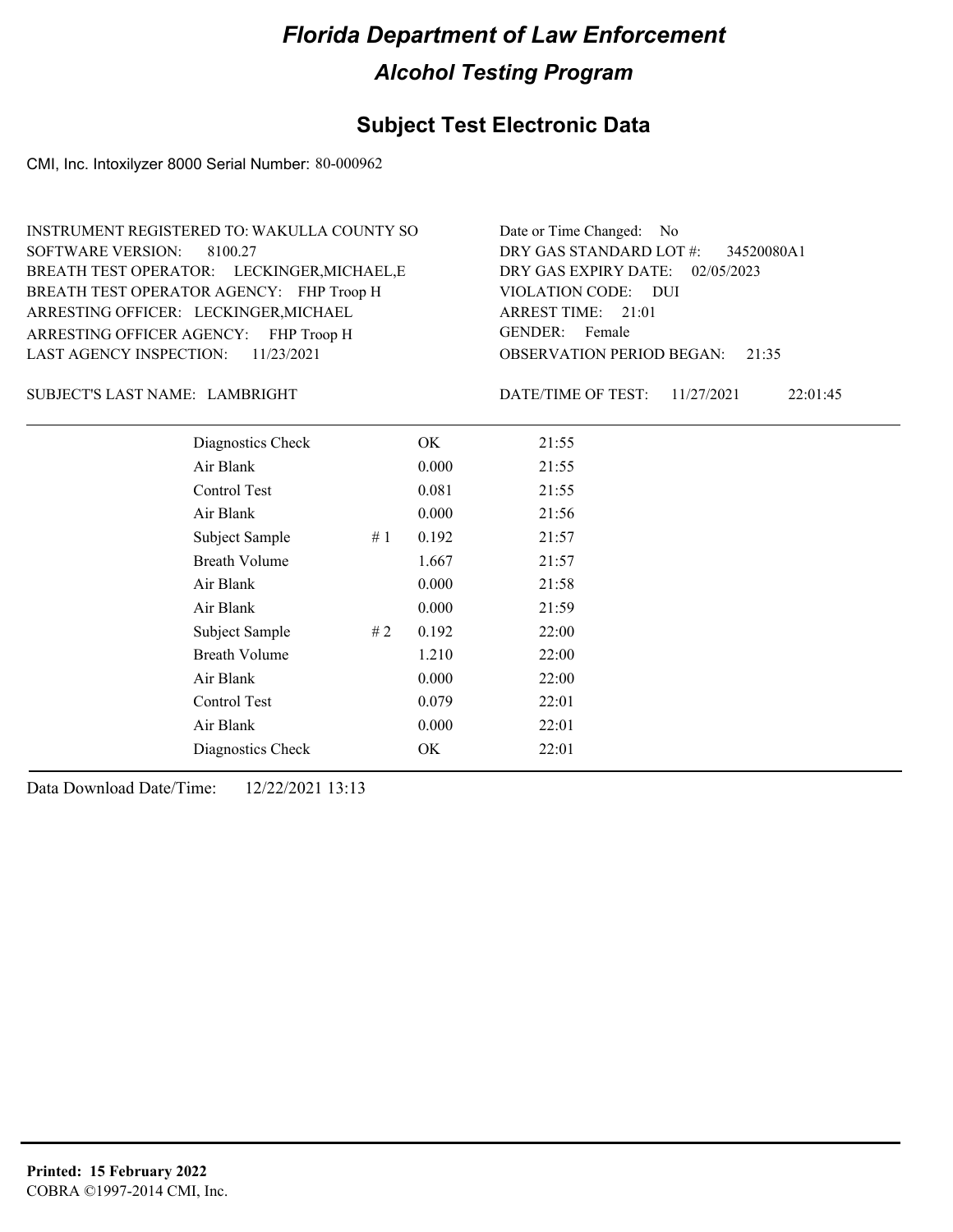# Florida Department of Law Enforcement

## Alcohol Testing Program

## Subject Test Electronic Data

CMI, Inc. Intoxilyzer 8000 Serial Number: 80-000962

INSTRUMENT REGISTERED TO: WAKULLA COUNTY SO
SOFTWARE VERSION: 8100.27
BREATH TEST OPERATOR: LECKINGER,MICHAEL,E
BREATH TEST OPERATOR AGENCY: FHP Troop H
ARRESTING OFFICER: LECKINGER,MICHAEL
ARRESTING OFFICER AGENCY: FHP Troop H
LAST AGENCY INSPECTION: 11/23/2021

Date or Time Changed: No
DRY GAS STANDARD LOT #: 34520080A1
DRY GAS EXPIRY DATE: 02/05/2023
VIOLATION CODE: DUI
ARREST TIME: 21:01
GENDER: Female
OBSERVATION PERIOD BEGAN: 21:35

SUBJECT'S LAST NAME: LAMBRIGHT

DATE/TIME OF TEST: 11/27/2021 22:01:45

| | | | |
|---|---|---|---|
| Diagnostics Check | | OK | 21:55 |
| Air Blank | | 0.000 | 21:55 |
| Control Test | | 0.081 | 21:55 |
| Air Blank | | 0.000 | 21:56 |
| Subject Sample | # 1 | 0.192 | 21:57 |
| Breath Volume | | 1.667 | 21:57 |
| Air Blank | | 0.000 | 21:58 |
| Air Blank | | 0.000 | 21:59 |
| Subject Sample | # 2 | 0.192 | 22:00 |
| Breath Volume | | 1.210 | 22:00 |
| Air Blank | | 0.000 | 22:00 |
| Control Test | | 0.079 | 22:01 |
| Air Blank | | 0.000 | 22:01 |
| Diagnostics Check | | OK | 22:01 |

Data Download Date/Time: 12/22/2021 13:13

**Printed: 15 February 2022**
COBRA ©1997-2014 CMI, Inc.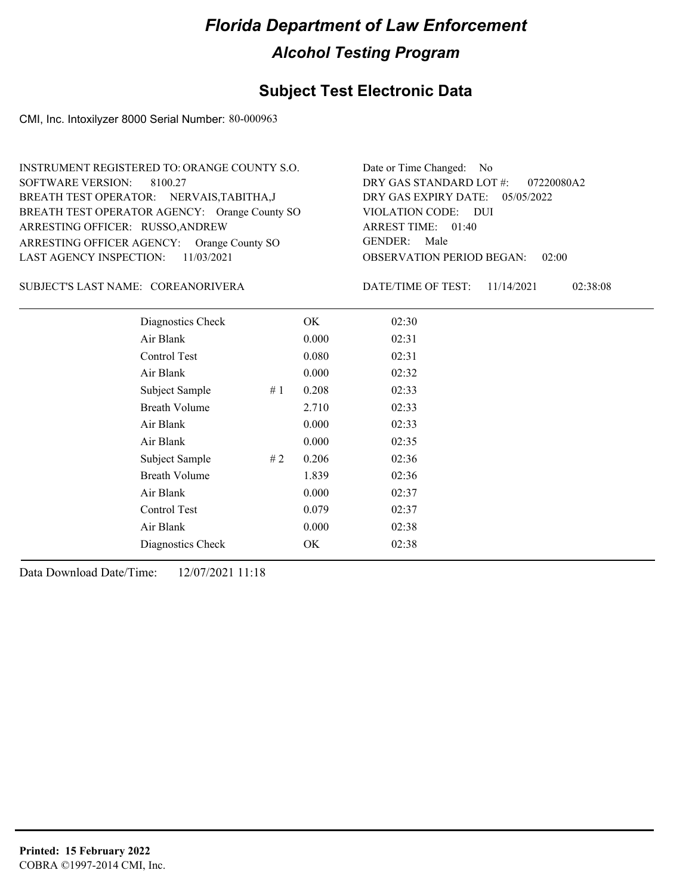# Florida Department of Law Enforcement

## Alcohol Testing Program

### Subject Test Electronic Data

CMI, Inc. Intoxilyzer 8000 Serial Number: 80-000963

INSTRUMENT REGISTERED TO: ORANGE COUNTY S.O.
SOFTWARE VERSION: 8100.27
BREATH TEST OPERATOR: NERVAIS,TABITHA,J
BREATH TEST OPERATOR AGENCY: Orange County SO
ARRESTING OFFICER: RUSSO,ANDREW
ARRESTING OFFICER AGENCY: Orange County SO
LAST AGENCY INSPECTION: 11/03/2021

Date or Time Changed: No
DRY GAS STANDARD LOT #: 07220080A2
DRY GAS EXPIRY DATE: 05/05/2022
VIOLATION CODE: DUI
ARREST TIME: 01:40
GENDER: Male
OBSERVATION PERIOD BEGAN: 02:00

SUBJECT'S LAST NAME: COREANORIVERA

DATE/TIME OF TEST: 11/14/2021 02:38:08

| Test | # | Result | Time |
|---|---|---|---|
| Diagnostics Check | | OK | 02:30 |
| Air Blank | | 0.000 | 02:31 |
| Control Test | | 0.080 | 02:31 |
| Air Blank | | 0.000 | 02:32 |
| Subject Sample | # 1 | 0.208 | 02:33 |
| Breath Volume | | 2.710 | 02:33 |
| Air Blank | | 0.000 | 02:33 |
| Air Blank | | 0.000 | 02:35 |
| Subject Sample | # 2 | 0.206 | 02:36 |
| Breath Volume | | 1.839 | 02:36 |
| Air Blank | | 0.000 | 02:37 |
| Control Test | | 0.079 | 02:37 |
| Air Blank | | 0.000 | 02:38 |
| Diagnostics Check | | OK | 02:38 |

Data Download Date/Time: 12/07/2021 11:18

**Printed: 15 February 2022**
COBRA ©1997-2014 CMI, Inc.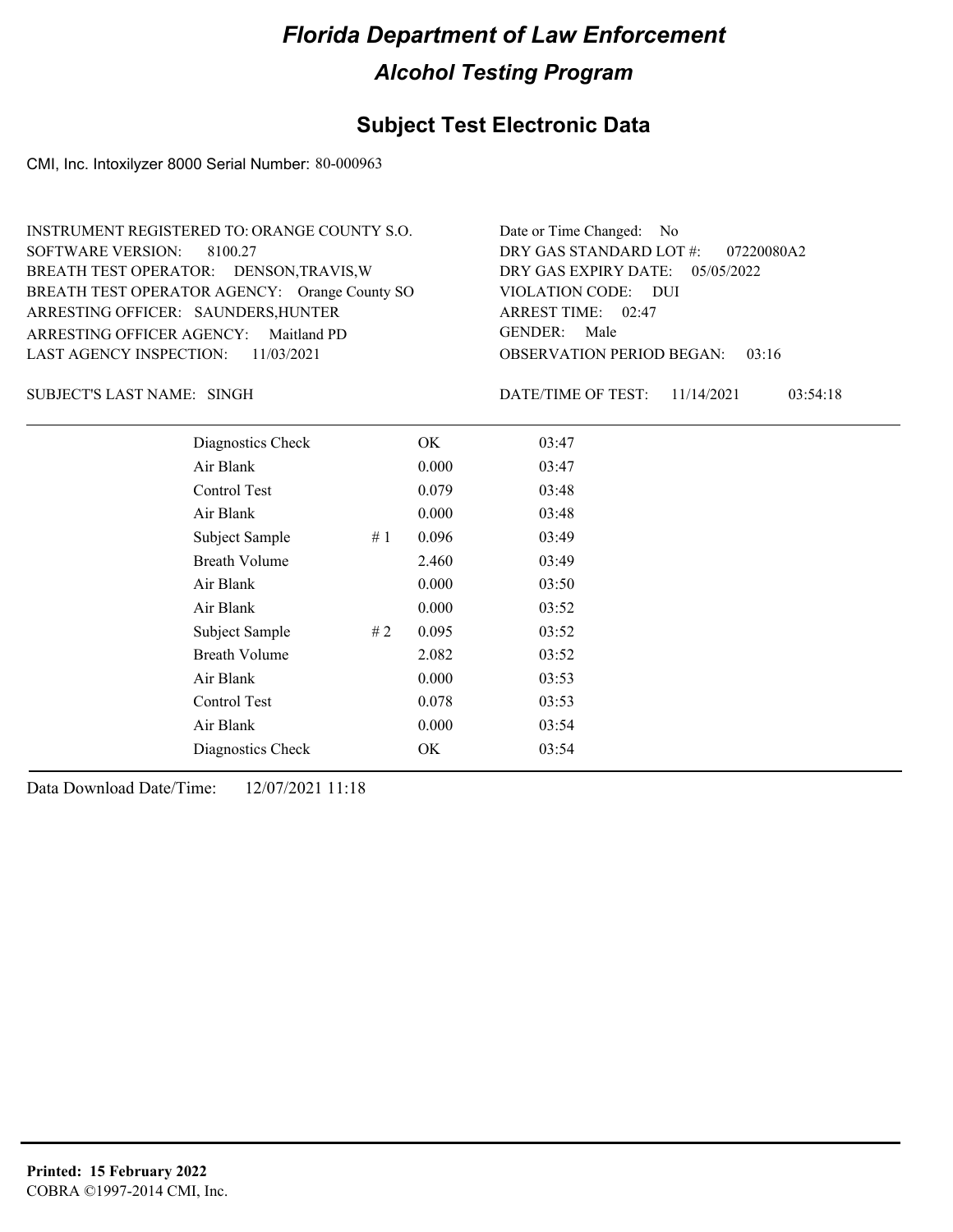# Florida Department of Law Enforcement

## Alcohol Testing Program

### Subject Test Electronic Data

CMI, Inc. Intoxilyzer 8000 Serial Number: 80-000963

INSTRUMENT REGISTERED TO: ORANGE COUNTY S.O.
SOFTWARE VERSION: 8100.27
BREATH TEST OPERATOR: DENSON,TRAVIS,W
BREATH TEST OPERATOR AGENCY: Orange County SO
ARRESTING OFFICER: SAUNDERS,HUNTER
ARRESTING OFFICER AGENCY: Maitland PD
LAST AGENCY INSPECTION: 11/03/2021

Date or Time Changed: No
DRY GAS STANDARD LOT #: 07220080A2
DRY GAS EXPIRY DATE: 05/05/2022
VIOLATION CODE: DUI
ARREST TIME: 02:47
GENDER: Male
OBSERVATION PERIOD BEGAN: 03:16

SUBJECT'S LAST NAME: SINGH

DATE/TIME OF TEST: 11/14/2021 03:54:18

| | | | |
|---|---|---|---|
| Diagnostics Check | | OK | 03:47 |
| Air Blank | | 0.000 | 03:47 |
| Control Test | | 0.079 | 03:48 |
| Air Blank | | 0.000 | 03:48 |
| Subject Sample | # 1 | 0.096 | 03:49 |
| Breath Volume | | 2.460 | 03:49 |
| Air Blank | | 0.000 | 03:50 |
| Air Blank | | 0.000 | 03:52 |
| Subject Sample | # 2 | 0.095 | 03:52 |
| Breath Volume | | 2.082 | 03:52 |
| Air Blank | | 0.000 | 03:53 |
| Control Test | | 0.078 | 03:53 |
| Air Blank | | 0.000 | 03:54 |
| Diagnostics Check | | OK | 03:54 |

Data Download Date/Time: 12/07/2021 11:18

**Printed: 15 February 2022**
COBRA ©1997-2014 CMI, Inc.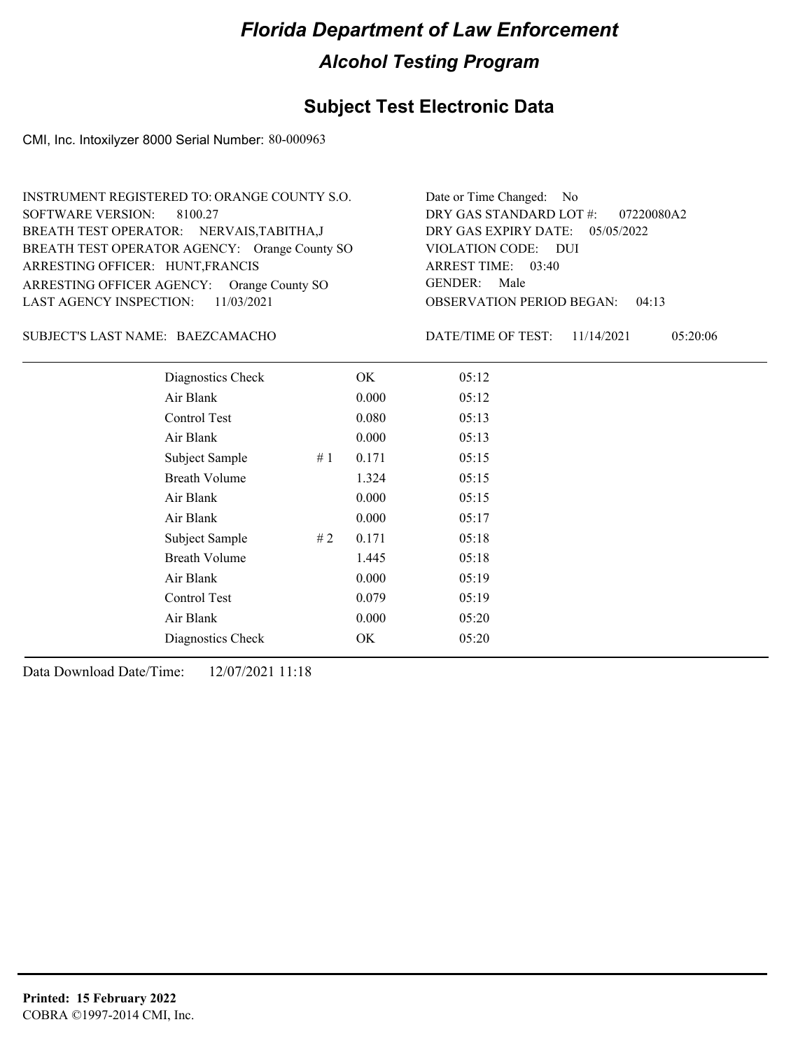# Florida Department of Law Enforcement

## Alcohol Testing Program

### Subject Test Electronic Data

CMI, Inc. Intoxilyzer 8000 Serial Number: 80-000963

INSTRUMENT REGISTERED TO: ORANGE COUNTY S.O.
SOFTWARE VERSION: 8100.27
BREATH TEST OPERATOR: NERVAIS,TABITHA,J
BREATH TEST OPERATOR AGENCY: Orange County SO
ARRESTING OFFICER: HUNT,FRANCIS
ARRESTING OFFICER AGENCY: Orange County SO
LAST AGENCY INSPECTION: 11/03/2021

Date or Time Changed: No
DRY GAS STANDARD LOT #: 07220080A2
DRY GAS EXPIRY DATE: 05/05/2022
VIOLATION CODE: DUI
ARREST TIME: 03:40
GENDER: Male
OBSERVATION PERIOD BEGAN: 04:13

SUBJECT'S LAST NAME: BAEZCAMACHO

DATE/TIME OF TEST: 11/14/2021 05:20:06

| Test | # | Result | Time |
|---|---|---|---|
| Diagnostics Check | | OK | 05:12 |
| Air Blank | | 0.000 | 05:12 |
| Control Test | | 0.080 | 05:13 |
| Air Blank | | 0.000 | 05:13 |
| Subject Sample | # 1 | 0.171 | 05:15 |
| Breath Volume | | 1.324 | 05:15 |
| Air Blank | | 0.000 | 05:15 |
| Air Blank | | 0.000 | 05:17 |
| Subject Sample | # 2 | 0.171 | 05:18 |
| Breath Volume | | 1.445 | 05:18 |
| Air Blank | | 0.000 | 05:19 |
| Control Test | | 0.079 | 05:19 |
| Air Blank | | 0.000 | 05:20 |
| Diagnostics Check | | OK | 05:20 |

Data Download Date/Time: 12/07/2021 11:18

**Printed: 15 February 2022**
COBRA ©1997-2014 CMI, Inc.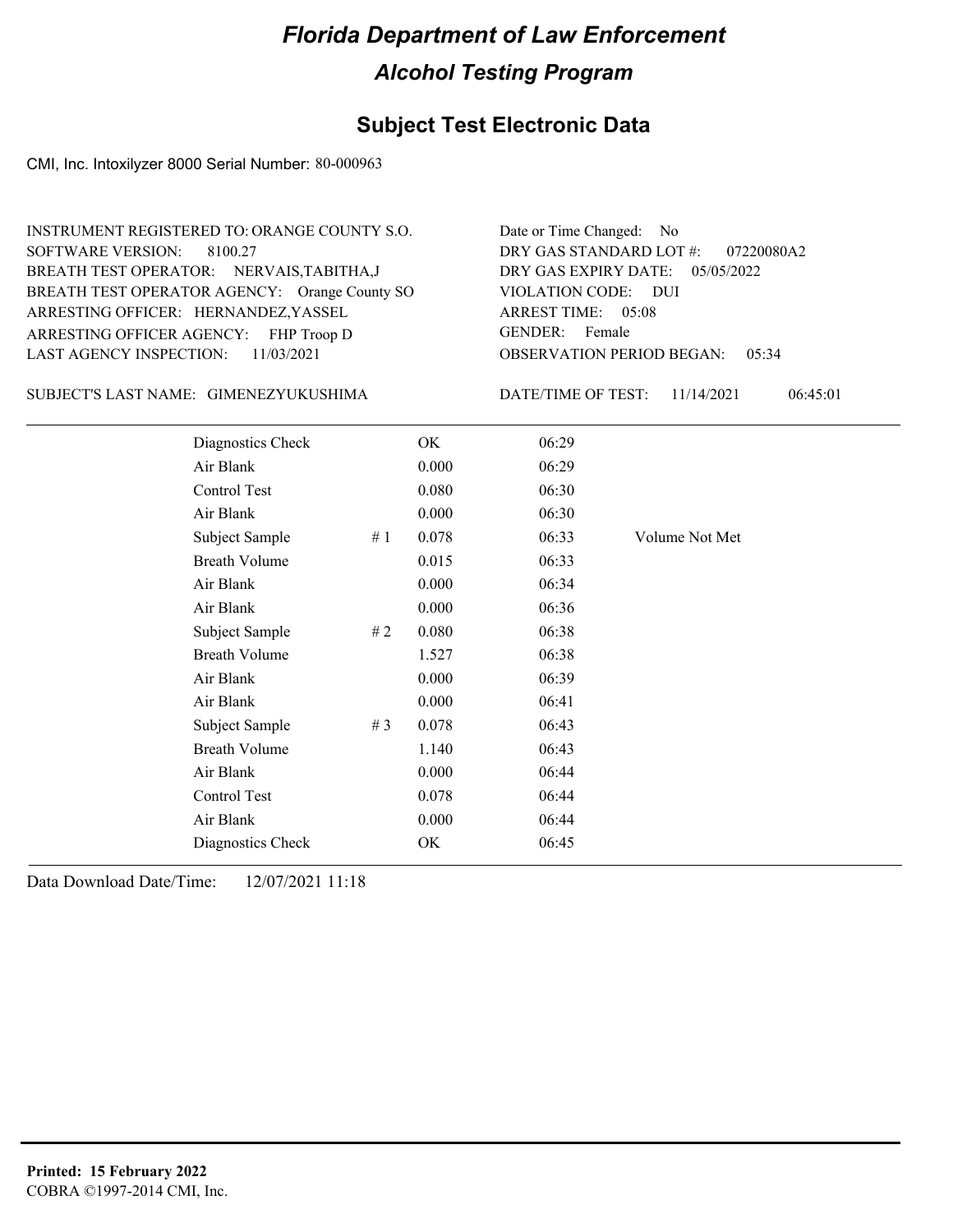# Florida Department of Law Enforcement

## Alcohol Testing Program

### Subject Test Electronic Data

CMI, Inc. Intoxilyzer 8000 Serial Number: 80-000963

INSTRUMENT REGISTERED TO: ORANGE COUNTY S.O.
SOFTWARE VERSION: 8100.27
BREATH TEST OPERATOR: NERVAIS,TABITHA,J
BREATH TEST OPERATOR AGENCY: Orange County SO
ARRESTING OFFICER: HERNANDEZ,YASSEL
ARRESTING OFFICER AGENCY: FHP Troop D
LAST AGENCY INSPECTION: 11/03/2021

Date or Time Changed: No
DRY GAS STANDARD LOT #: 07220080A2
DRY GAS EXPIRY DATE: 05/05/2022
VIOLATION CODE: DUI
ARREST TIME: 05:08
GENDER: Female
OBSERVATION PERIOD BEGAN: 05:34

SUBJECT'S LAST NAME: GIMENEZYUKUSHIMA

DATE/TIME OF TEST: 11/14/2021 06:45:01

| | | | | |
|---|---|---|---|---|
| Diagnostics Check | | OK | 06:29 | |
| Air Blank | | 0.000 | 06:29 | |
| Control Test | | 0.080 | 06:30 | |
| Air Blank | | 0.000 | 06:30 | |
| Subject Sample | # 1 | 0.078 | 06:33 | Volume Not Met |
| Breath Volume | | 0.015 | 06:33 | |
| Air Blank | | 0.000 | 06:34 | |
| Air Blank | | 0.000 | 06:36 | |
| Subject Sample | # 2 | 0.080 | 06:38 | |
| Breath Volume | | 1.527 | 06:38 | |
| Air Blank | | 0.000 | 06:39 | |
| Air Blank | | 0.000 | 06:41 | |
| Subject Sample | # 3 | 0.078 | 06:43 | |
| Breath Volume | | 1.140 | 06:43 | |
| Air Blank | | 0.000 | 06:44 | |
| Control Test | | 0.078 | 06:44 | |
| Air Blank | | 0.000 | 06:44 | |
| Diagnostics Check | | OK | 06:45 | |

Data Download Date/Time: 12/07/2021 11:18

**Printed: 15 February 2022**
COBRA ©1997-2014 CMI, Inc.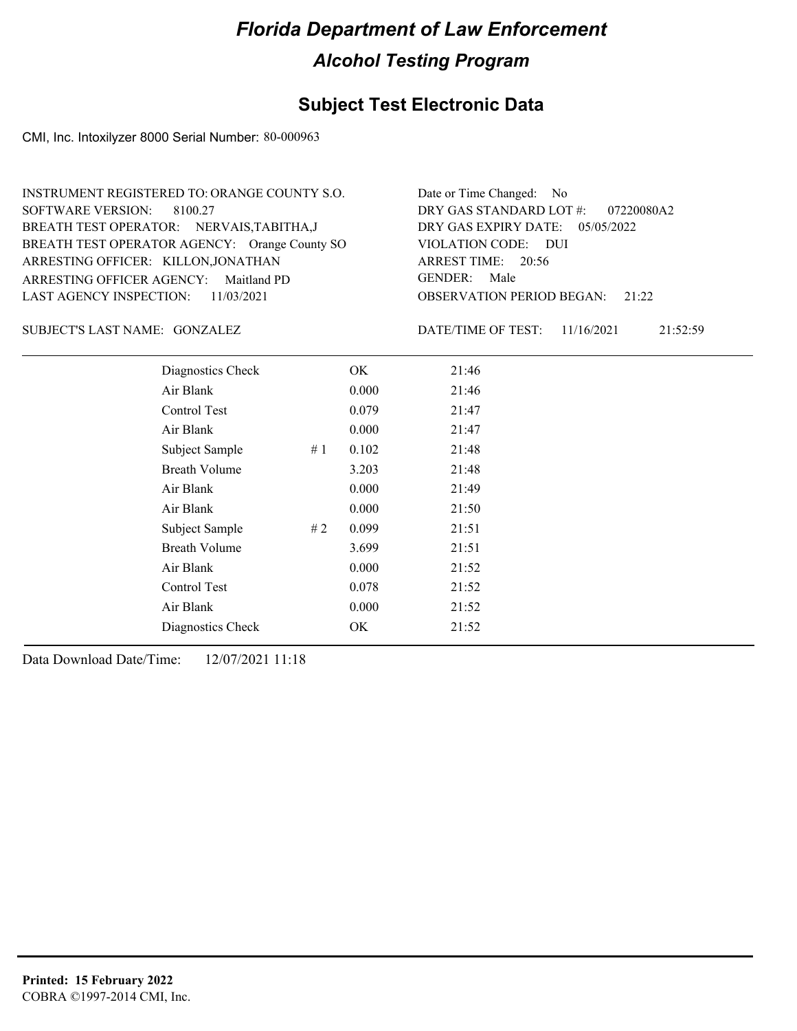# Florida Department of Law Enforcement

## Alcohol Testing Program

### Subject Test Electronic Data

CMI, Inc. Intoxilyzer 8000 Serial Number: 80-000963

INSTRUMENT REGISTERED TO: ORANGE COUNTY S.O.
SOFTWARE VERSION: 8100.27
BREATH TEST OPERATOR: NERVAIS,TABITHA,J
BREATH TEST OPERATOR AGENCY: Orange County SO
ARRESTING OFFICER: KILLON,JONATHAN
ARRESTING OFFICER AGENCY: Maitland PD
LAST AGENCY INSPECTION: 11/03/2021

Date or Time Changed: No
DRY GAS STANDARD LOT #: 07220080A2
DRY GAS EXPIRY DATE: 05/05/2022
VIOLATION CODE: DUI
ARREST TIME: 20:56
GENDER: Male
OBSERVATION PERIOD BEGAN: 21:22

SUBJECT'S LAST NAME: GONZALEZ

DATE/TIME OF TEST: 11/16/2021 21:52:59

| | | | |
|---|---|---|---|
| Diagnostics Check | | OK | 21:46 |
| Air Blank | | 0.000 | 21:46 |
| Control Test | | 0.079 | 21:47 |
| Air Blank | | 0.000 | 21:47 |
| Subject Sample | # 1 | 0.102 | 21:48 |
| Breath Volume | | 3.203 | 21:48 |
| Air Blank | | 0.000 | 21:49 |
| Air Blank | | 0.000 | 21:50 |
| Subject Sample | # 2 | 0.099 | 21:51 |
| Breath Volume | | 3.699 | 21:51 |
| Air Blank | | 0.000 | 21:52 |
| Control Test | | 0.078 | 21:52 |
| Air Blank | | 0.000 | 21:52 |
| Diagnostics Check | | OK | 21:52 |

Data Download Date/Time: 12/07/2021 11:18

**Printed: 15 February 2022**
COBRA ©1997-2014 CMI, Inc.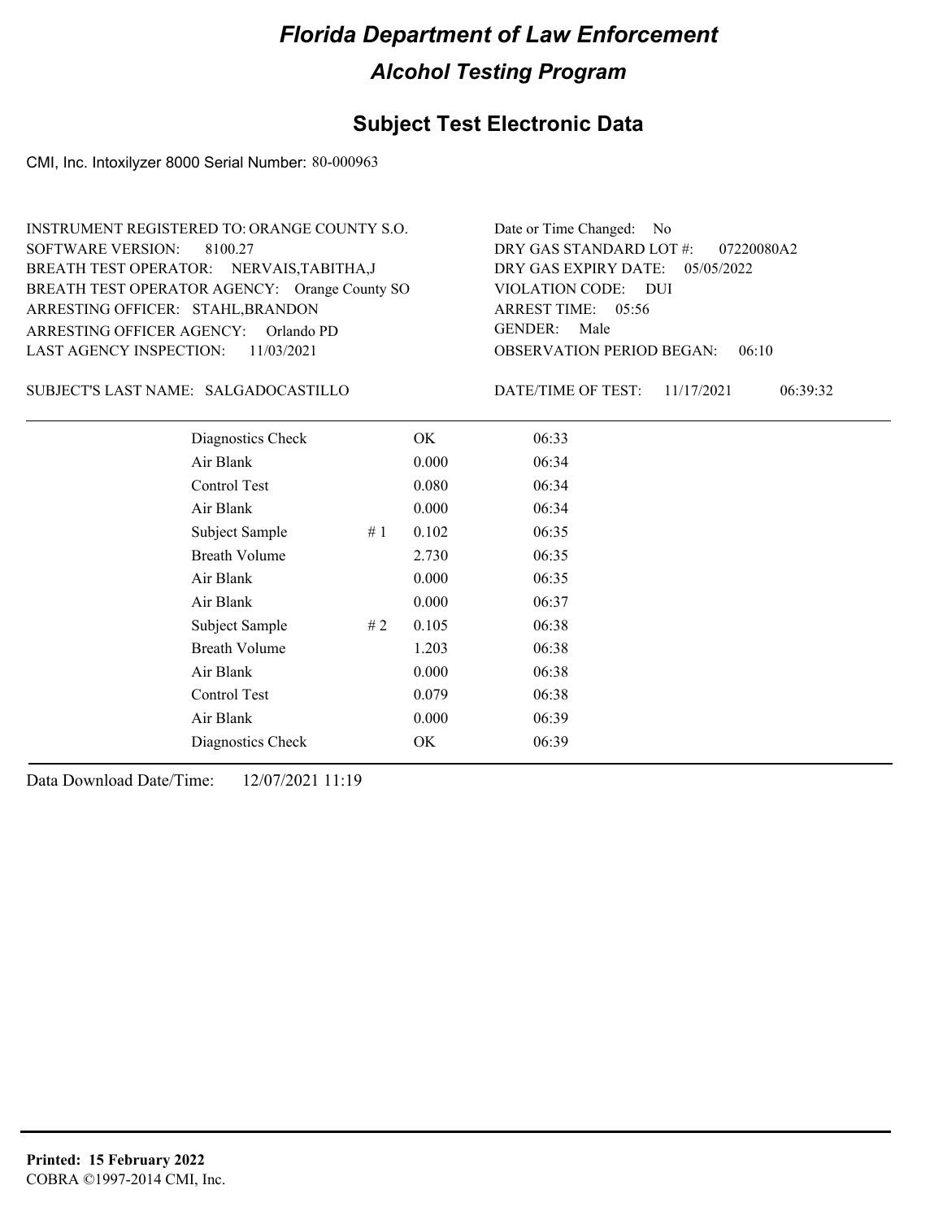# Florida Department of Law Enforcement

## Alcohol Testing Program

### Subject Test Electronic Data

CMI, Inc. Intoxilyzer 8000 Serial Number: 80-000963

INSTRUMENT REGISTERED TO: ORANGE COUNTY S.O.
SOFTWARE VERSION: 8100.27
BREATH TEST OPERATOR: NERVAIS,TABITHA,J
BREATH TEST OPERATOR AGENCY: Orange County SO
ARRESTING OFFICER: STAHL,BRANDON
ARRESTING OFFICER AGENCY: Orlando PD
LAST AGENCY INSPECTION: 11/03/2021

Date or Time Changed: No
DRY GAS STANDARD LOT #: 07220080A2
DRY GAS EXPIRY DATE: 05/05/2022
VIOLATION CODE: DUI
ARREST TIME: 05:56
GENDER: Male
OBSERVATION PERIOD BEGAN: 06:10

SUBJECT'S LAST NAME: SALGADOCASTILLO

DATE/TIME OF TEST: 11/17/2021 06:39:32

| | | | |
|---|---|---|---|
| Diagnostics Check | | OK | 06:33 |
| Air Blank | | 0.000 | 06:34 |
| Control Test | | 0.080 | 06:34 |
| Air Blank | | 0.000 | 06:34 |
| Subject Sample | # 1 | 0.102 | 06:35 |
| Breath Volume | | 2.730 | 06:35 |
| Air Blank | | 0.000 | 06:35 |
| Air Blank | | 0.000 | 06:37 |
| Subject Sample | # 2 | 0.105 | 06:38 |
| Breath Volume | | 1.203 | 06:38 |
| Air Blank | | 0.000 | 06:38 |
| Control Test | | 0.079 | 06:38 |
| Air Blank | | 0.000 | 06:39 |
| Diagnostics Check | | OK | 06:39 |

Data Download Date/Time: 12/07/2021 11:19

**Printed: 15 February 2022**
COBRA ©1997-2014 CMI, Inc.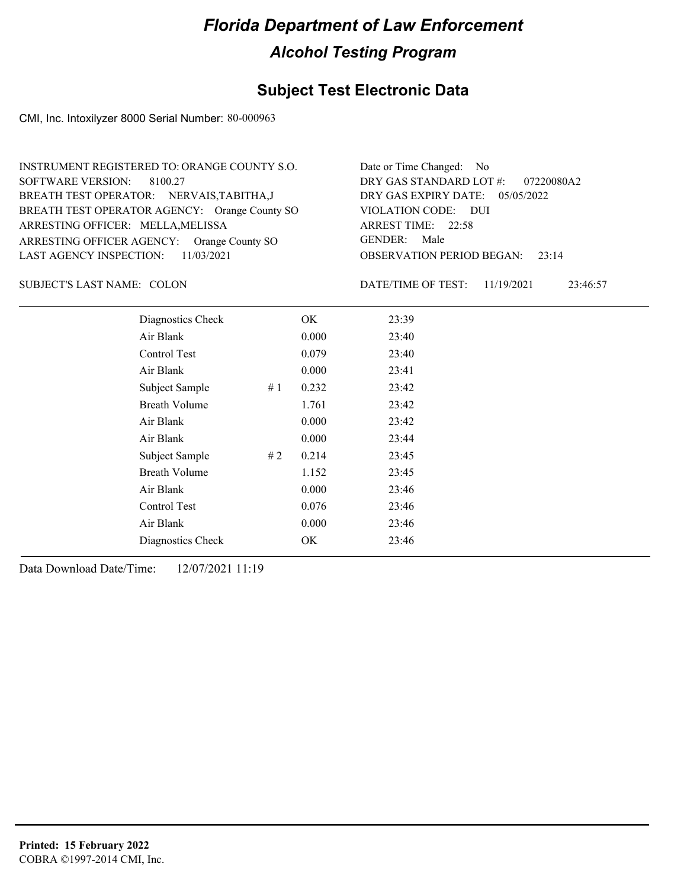# Florida Department of Law Enforcement

## Alcohol Testing Program

### Subject Test Electronic Data

CMI, Inc. Intoxilyzer 8000 Serial Number: 80-000963

INSTRUMENT REGISTERED TO: ORANGE COUNTY S.O.
SOFTWARE VERSION: 8100.27
BREATH TEST OPERATOR: NERVAIS,TABITHA,J
BREATH TEST OPERATOR AGENCY: Orange County SO
ARRESTING OFFICER: MELLA,MELISSA
ARRESTING OFFICER AGENCY: Orange County SO
LAST AGENCY INSPECTION: 11/03/2021

Date or Time Changed: No
DRY GAS STANDARD LOT #: 07220080A2
DRY GAS EXPIRY DATE: 05/05/2022
VIOLATION CODE: DUI
ARREST TIME: 22:58
GENDER: Male
OBSERVATION PERIOD BEGAN: 23:14

SUBJECT'S LAST NAME: COLON

DATE/TIME OF TEST: 11/19/2021 23:46:57

| | | | |
|---|---|---|---|
| Diagnostics Check | | OK | 23:39 |
| Air Blank | | 0.000 | 23:40 |
| Control Test | | 0.079 | 23:40 |
| Air Blank | | 0.000 | 23:41 |
| Subject Sample | # 1 | 0.232 | 23:42 |
| Breath Volume | | 1.761 | 23:42 |
| Air Blank | | 0.000 | 23:42 |
| Air Blank | | 0.000 | 23:44 |
| Subject Sample | # 2 | 0.214 | 23:45 |
| Breath Volume | | 1.152 | 23:45 |
| Air Blank | | 0.000 | 23:46 |
| Control Test | | 0.076 | 23:46 |
| Air Blank | | 0.000 | 23:46 |
| Diagnostics Check | | OK | 23:46 |

Data Download Date/Time: 12/07/2021 11:19

**Printed: 15 February 2022**
COBRA ©1997-2014 CMI, Inc.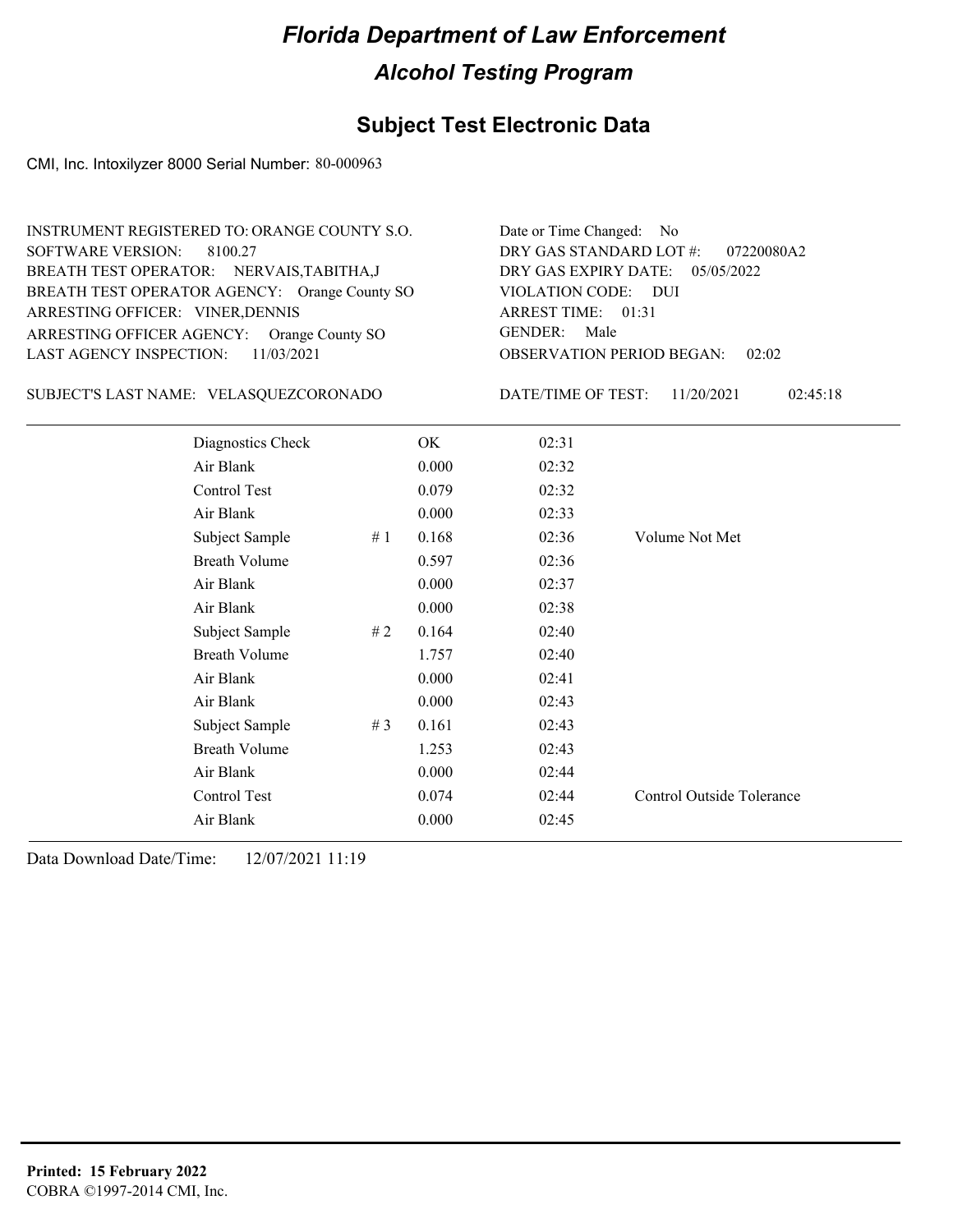# Florida Department of Law Enforcement

## Alcohol Testing Program

### Subject Test Electronic Data

CMI, Inc. Intoxilyzer 8000 Serial Number: 80-000963

INSTRUMENT REGISTERED TO: ORANGE COUNTY S.O.
SOFTWARE VERSION: 8100.27
BREATH TEST OPERATOR: NERVAIS,TABITHA,J
BREATH TEST OPERATOR AGENCY: Orange County SO
ARRESTING OFFICER: VINER,DENNIS
ARRESTING OFFICER AGENCY: Orange County SO
LAST AGENCY INSPECTION: 11/03/2021

Date or Time Changed: No
DRY GAS STANDARD LOT #: 07220080A2
DRY GAS EXPIRY DATE: 05/05/2022
VIOLATION CODE: DUI
ARREST TIME: 01:31
GENDER: Male
OBSERVATION PERIOD BEGAN: 02:02

SUBJECT'S LAST NAME: VELASQUEZCORONADO

DATE/TIME OF TEST: 11/20/2021 02:45:18

| | | | | |
|---|---|---|---|---|
| Diagnostics Check | | OK | 02:31 | |
| Air Blank | | 0.000 | 02:32 | |
| Control Test | | 0.079 | 02:32 | |
| Air Blank | | 0.000 | 02:33 | |
| Subject Sample | # 1 | 0.168 | 02:36 | Volume Not Met |
| Breath Volume | | 0.597 | 02:36 | |
| Air Blank | | 0.000 | 02:37 | |
| Air Blank | | 0.000 | 02:38 | |
| Subject Sample | # 2 | 0.164 | 02:40 | |
| Breath Volume | | 1.757 | 02:40 | |
| Air Blank | | 0.000 | 02:41 | |
| Air Blank | | 0.000 | 02:43 | |
| Subject Sample | # 3 | 0.161 | 02:43 | |
| Breath Volume | | 1.253 | 02:43 | |
| Air Blank | | 0.000 | 02:44 | |
| Control Test | | 0.074 | 02:44 | Control Outside Tolerance |
| Air Blank | | 0.000 | 02:45 | |

Data Download Date/Time: 12/07/2021 11:19

**Printed: 15 February 2022**
COBRA ©1997-2014 CMI, Inc.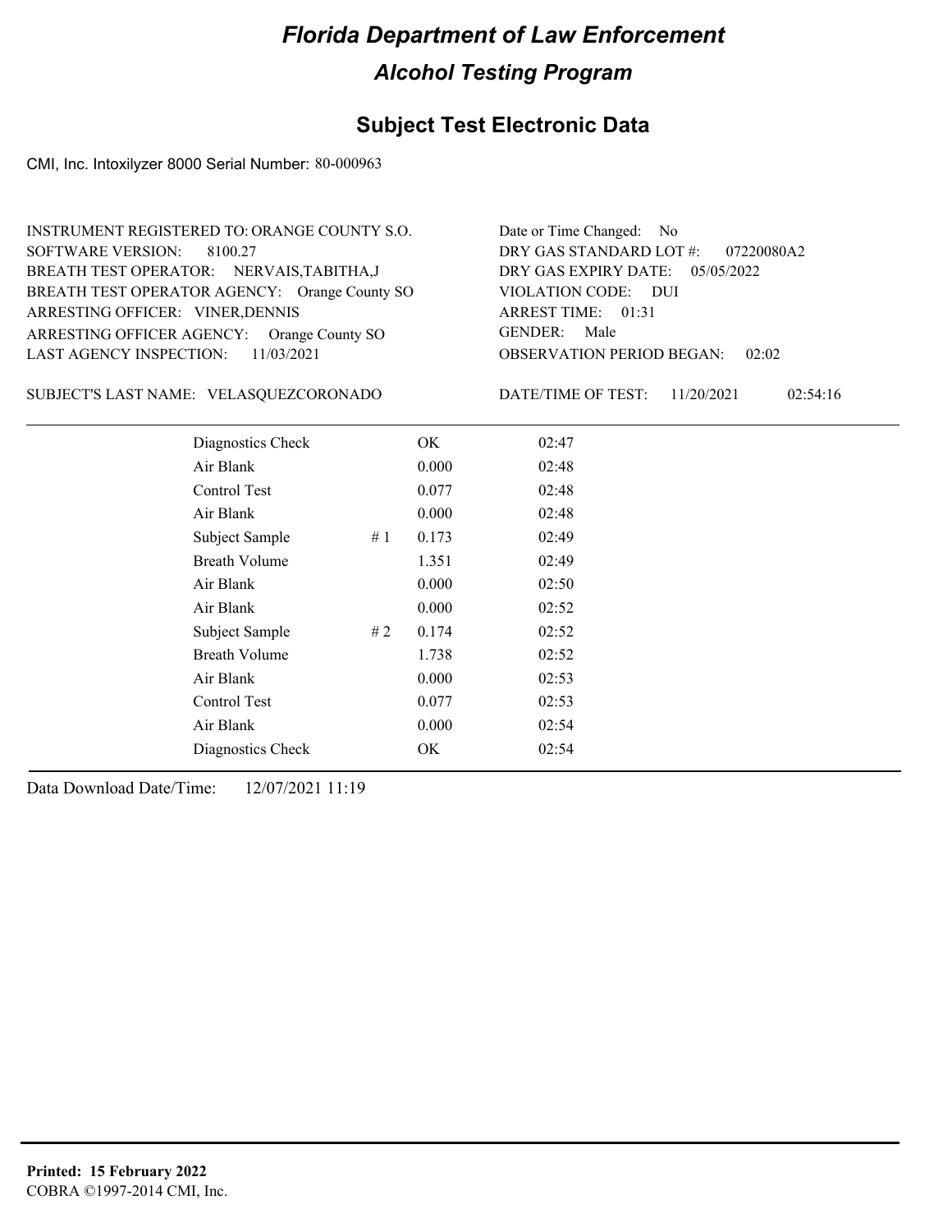# Florida Department of Law Enforcement

## Alcohol Testing Program

## Subject Test Electronic Data

CMI, Inc. Intoxilyzer 8000 Serial Number: 80-000963

INSTRUMENT REGISTERED TO: ORANGE COUNTY S.O.
SOFTWARE VERSION: 8100.27
BREATH TEST OPERATOR: NERVAIS,TABITHA,J
BREATH TEST OPERATOR AGENCY: Orange County SO
ARRESTING OFFICER: VINER,DENNIS
ARRESTING OFFICER AGENCY: Orange County SO
LAST AGENCY INSPECTION: 11/03/2021

Date or Time Changed: No
DRY GAS STANDARD LOT #: 07220080A2
DRY GAS EXPIRY DATE: 05/05/2022
VIOLATION CODE: DUI
ARREST TIME: 01:31
GENDER: Male
OBSERVATION PERIOD BEGAN: 02:02

SUBJECT'S LAST NAME: VELASQUEZCORONADO

DATE/TIME OF TEST: 11/20/2021 02:54:16

| | | | |
|---|---|---|---|
| Diagnostics Check | | OK | 02:47 |
| Air Blank | | 0.000 | 02:48 |
| Control Test | | 0.077 | 02:48 |
| Air Blank | | 0.000 | 02:48 |
| Subject Sample | # 1 | 0.173 | 02:49 |
| Breath Volume | | 1.351 | 02:49 |
| Air Blank | | 0.000 | 02:50 |
| Air Blank | | 0.000 | 02:52 |
| Subject Sample | # 2 | 0.174 | 02:52 |
| Breath Volume | | 1.738 | 02:52 |
| Air Blank | | 0.000 | 02:53 |
| Control Test | | 0.077 | 02:53 |
| Air Blank | | 0.000 | 02:54 |
| Diagnostics Check | | OK | 02:54 |

Data Download Date/Time: 12/07/2021 11:19

**Printed: 15 February 2022**
COBRA ©1997-2014 CMI, Inc.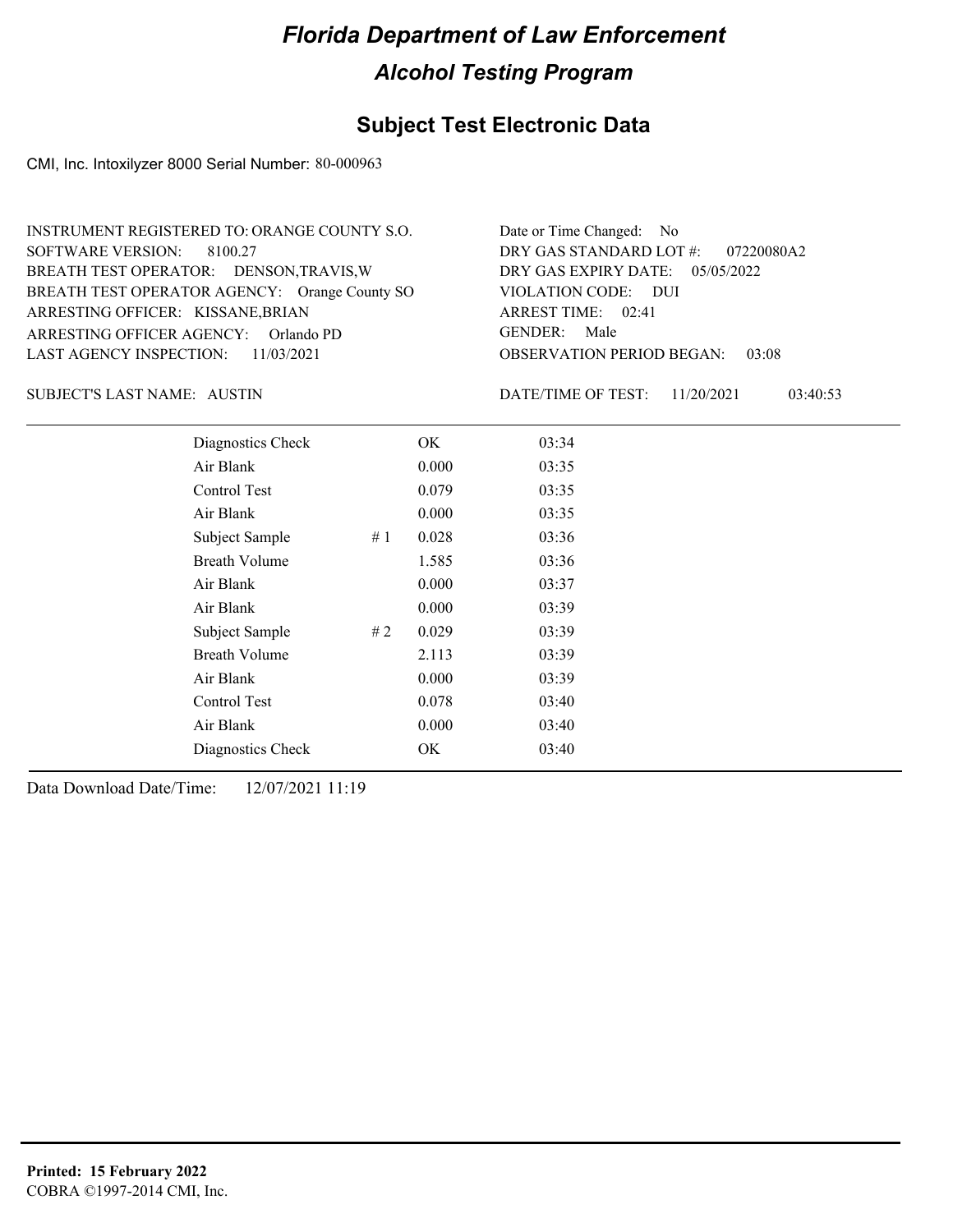# Florida Department of Law Enforcement

## Alcohol Testing Program

### Subject Test Electronic Data

CMI, Inc. Intoxilyzer 8000 Serial Number: 80-000963

INSTRUMENT REGISTERED TO: ORANGE COUNTY S.O.
SOFTWARE VERSION: 8100.27
BREATH TEST OPERATOR: DENSON,TRAVIS,W
BREATH TEST OPERATOR AGENCY: Orange County SO
ARRESTING OFFICER: KISSANE,BRIAN
ARRESTING OFFICER AGENCY: Orlando PD
LAST AGENCY INSPECTION: 11/03/2021

Date or Time Changed: No
DRY GAS STANDARD LOT #: 07220080A2
DRY GAS EXPIRY DATE: 05/05/2022
VIOLATION CODE: DUI
ARREST TIME: 02:41
GENDER: Male
OBSERVATION PERIOD BEGAN: 03:08

SUBJECT'S LAST NAME: AUSTIN

DATE/TIME OF TEST: 11/20/2021 03:40:53

| | | | |
|---|---|---|---|
| Diagnostics Check | | OK | 03:34 |
| Air Blank | | 0.000 | 03:35 |
| Control Test | | 0.079 | 03:35 |
| Air Blank | | 0.000 | 03:35 |
| Subject Sample | # 1 | 0.028 | 03:36 |
| Breath Volume | | 1.585 | 03:36 |
| Air Blank | | 0.000 | 03:37 |
| Air Blank | | 0.000 | 03:39 |
| Subject Sample | # 2 | 0.029 | 03:39 |
| Breath Volume | | 2.113 | 03:39 |
| Air Blank | | 0.000 | 03:39 |
| Control Test | | 0.078 | 03:40 |
| Air Blank | | 0.000 | 03:40 |
| Diagnostics Check | | OK | 03:40 |

Data Download Date/Time: 12/07/2021 11:19

**Printed: 15 February 2022**
COBRA ©1997-2014 CMI, Inc.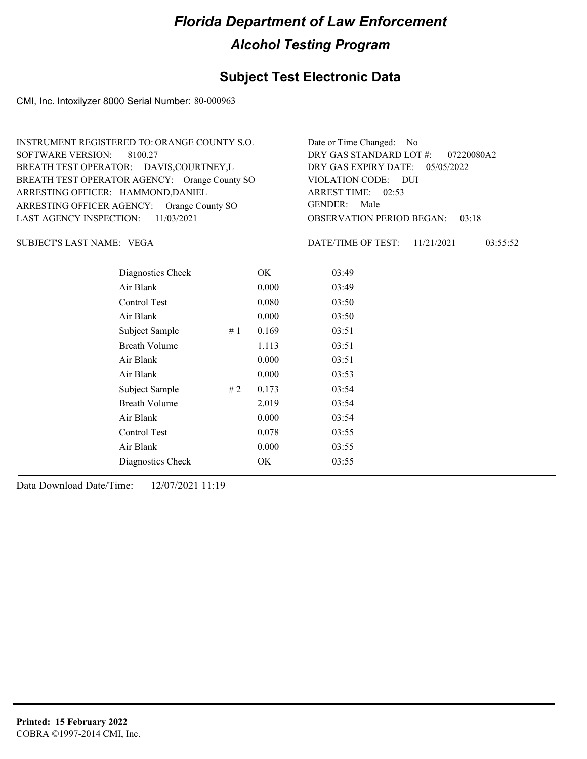# Florida Department of Law Enforcement

## Alcohol Testing Program

## Subject Test Electronic Data

CMI, Inc. Intoxilyzer 8000 Serial Number: 80-000963

INSTRUMENT REGISTERED TO: ORANGE COUNTY S.O.
SOFTWARE VERSION: 8100.27
BREATH TEST OPERATOR: DAVIS,COURTNEY,L
BREATH TEST OPERATOR AGENCY: Orange County SO
ARRESTING OFFICER: HAMMOND,DANIEL
ARRESTING OFFICER AGENCY: Orange County SO
LAST AGENCY INSPECTION: 11/03/2021

Date or Time Changed: No
DRY GAS STANDARD LOT #: 07220080A2
DRY GAS EXPIRY DATE: 05/05/2022
VIOLATION CODE: DUI
ARREST TIME: 02:53
GENDER: Male
OBSERVATION PERIOD BEGAN: 03:18

SUBJECT'S LAST NAME: VEGA

DATE/TIME OF TEST: 11/21/2021 03:55:52

| | | | |
|---|---|---|---|
| Diagnostics Check | | OK | 03:49 |
| Air Blank | | 0.000 | 03:49 |
| Control Test | | 0.080 | 03:50 |
| Air Blank | | 0.000 | 03:50 |
| Subject Sample | # 1 | 0.169 | 03:51 |
| Breath Volume | | 1.113 | 03:51 |
| Air Blank | | 0.000 | 03:51 |
| Air Blank | | 0.000 | 03:53 |
| Subject Sample | # 2 | 0.173 | 03:54 |
| Breath Volume | | 2.019 | 03:54 |
| Air Blank | | 0.000 | 03:54 |
| Control Test | | 0.078 | 03:55 |
| Air Blank | | 0.000 | 03:55 |
| Diagnostics Check | | OK | 03:55 |

Data Download Date/Time: 12/07/2021 11:19

**Printed: 15 February 2022**
COBRA ©1997-2014 CMI, Inc.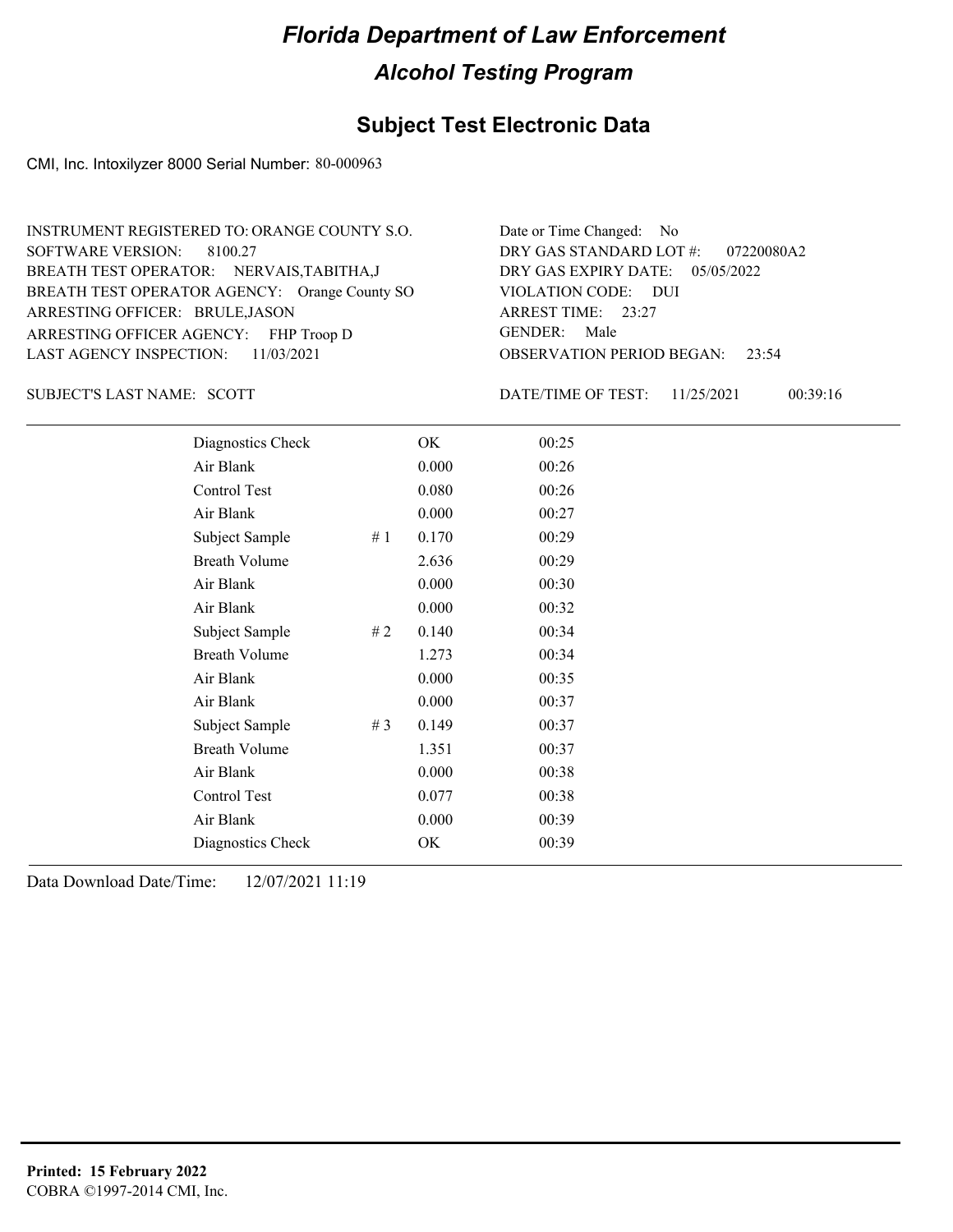# Florida Department of Law Enforcement

## Alcohol Testing Program

### Subject Test Electronic Data

CMI, Inc. Intoxilyzer 8000 Serial Number: 80-000963

INSTRUMENT REGISTERED TO: ORANGE COUNTY S.O.
SOFTWARE VERSION: 8100.27
BREATH TEST OPERATOR: NERVAIS,TABITHA,J
BREATH TEST OPERATOR AGENCY: Orange County SO
ARRESTING OFFICER: BRULE,JASON
ARRESTING OFFICER AGENCY: FHP Troop D
LAST AGENCY INSPECTION: 11/03/2021

Date or Time Changed: No
DRY GAS STANDARD LOT #: 07220080A2
DRY GAS EXPIRY DATE: 05/05/2022
VIOLATION CODE: DUI
ARREST TIME: 23:27
GENDER: Male
OBSERVATION PERIOD BEGAN: 23:54

SUBJECT'S LAST NAME: SCOTT

DATE/TIME OF TEST: 11/25/2021 00:39:16

| | | | |
|---|---|---|---|
| Diagnostics Check | | OK | 00:25 |
| Air Blank | | 0.000 | 00:26 |
| Control Test | | 0.080 | 00:26 |
| Air Blank | | 0.000 | 00:27 |
| Subject Sample | # 1 | 0.170 | 00:29 |
| Breath Volume | | 2.636 | 00:29 |
| Air Blank | | 0.000 | 00:30 |
| Air Blank | | 0.000 | 00:32 |
| Subject Sample | # 2 | 0.140 | 00:34 |
| Breath Volume | | 1.273 | 00:34 |
| Air Blank | | 0.000 | 00:35 |
| Air Blank | | 0.000 | 00:37 |
| Subject Sample | # 3 | 0.149 | 00:37 |
| Breath Volume | | 1.351 | 00:37 |
| Air Blank | | 0.000 | 00:38 |
| Control Test | | 0.077 | 00:38 |
| Air Blank | | 0.000 | 00:39 |
| Diagnostics Check | | OK | 00:39 |

Data Download Date/Time: 12/07/2021 11:19

**Printed: 15 February 2022**
COBRA ©1997-2014 CMI, Inc.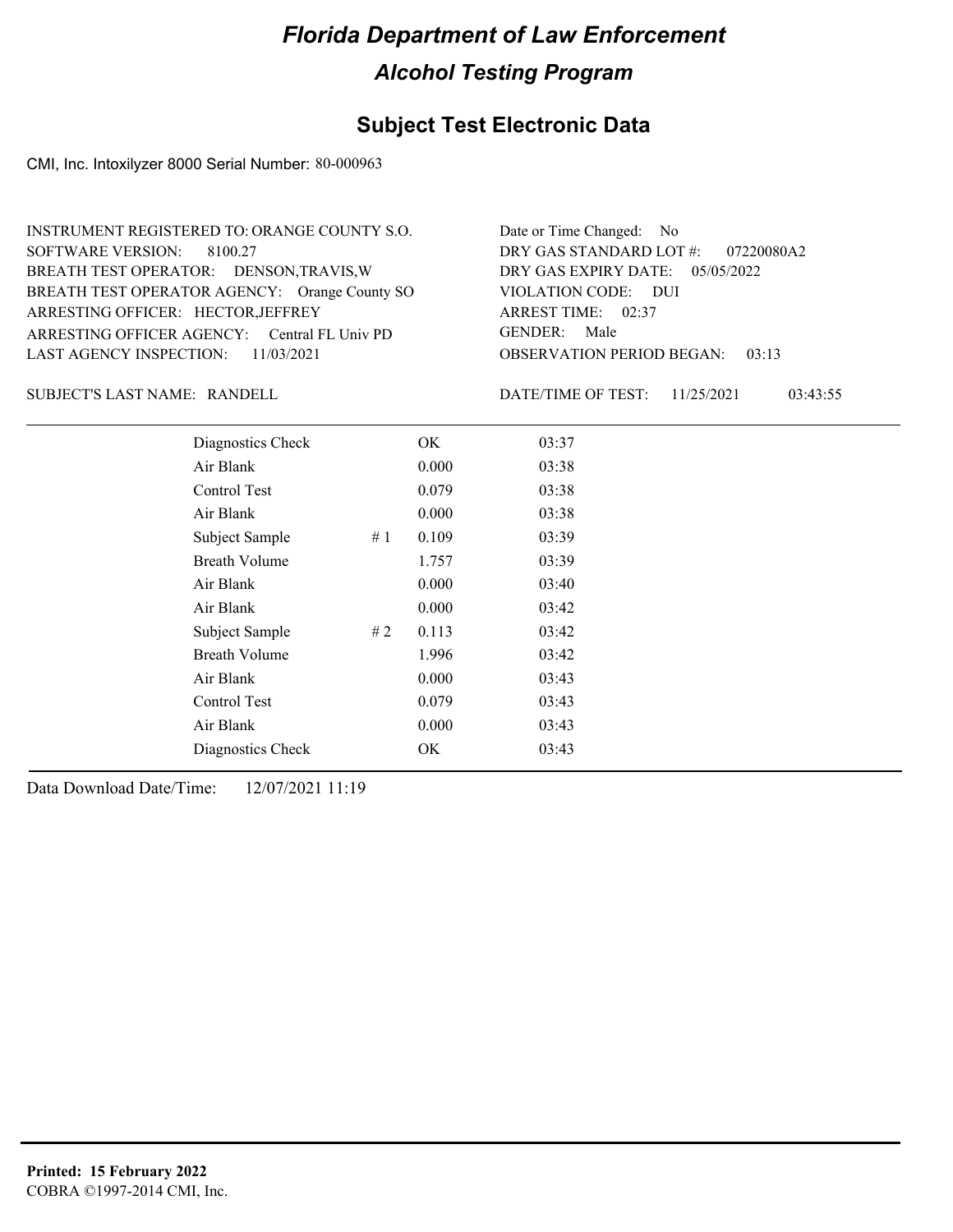# Florida Department of Law Enforcement

## Alcohol Testing Program

### Subject Test Electronic Data

CMI, Inc. Intoxilyzer 8000 Serial Number: 80-000963

INSTRUMENT REGISTERED TO: ORANGE COUNTY S.O.
SOFTWARE VERSION: 8100.27
BREATH TEST OPERATOR: DENSON,TRAVIS,W
BREATH TEST OPERATOR AGENCY: Orange County SO
ARRESTING OFFICER: HECTOR,JEFFREY
ARRESTING OFFICER AGENCY: Central FL Univ PD
LAST AGENCY INSPECTION: 11/03/2021

Date or Time Changed: No
DRY GAS STANDARD LOT #: 07220080A2
DRY GAS EXPIRY DATE: 05/05/2022
VIOLATION CODE: DUI
ARREST TIME: 02:37
GENDER: Male
OBSERVATION PERIOD BEGAN: 03:13

SUBJECT'S LAST NAME: RANDELL

DATE/TIME OF TEST: 11/25/2021 03:43:55

| Test | # | Result | Time |
|---|---|---|---|
| Diagnostics Check | | OK | 03:37 |
| Air Blank | | 0.000 | 03:38 |
| Control Test | | 0.079 | 03:38 |
| Air Blank | | 0.000 | 03:38 |
| Subject Sample | # 1 | 0.109 | 03:39 |
| Breath Volume | | 1.757 | 03:39 |
| Air Blank | | 0.000 | 03:40 |
| Air Blank | | 0.000 | 03:42 |
| Subject Sample | # 2 | 0.113 | 03:42 |
| Breath Volume | | 1.996 | 03:42 |
| Air Blank | | 0.000 | 03:43 |
| Control Test | | 0.079 | 03:43 |
| Air Blank | | 0.000 | 03:43 |
| Diagnostics Check | | OK | 03:43 |

Data Download Date/Time: 12/07/2021 11:19

**Printed: 15 February 2022**
COBRA ©1997-2014 CMI, Inc.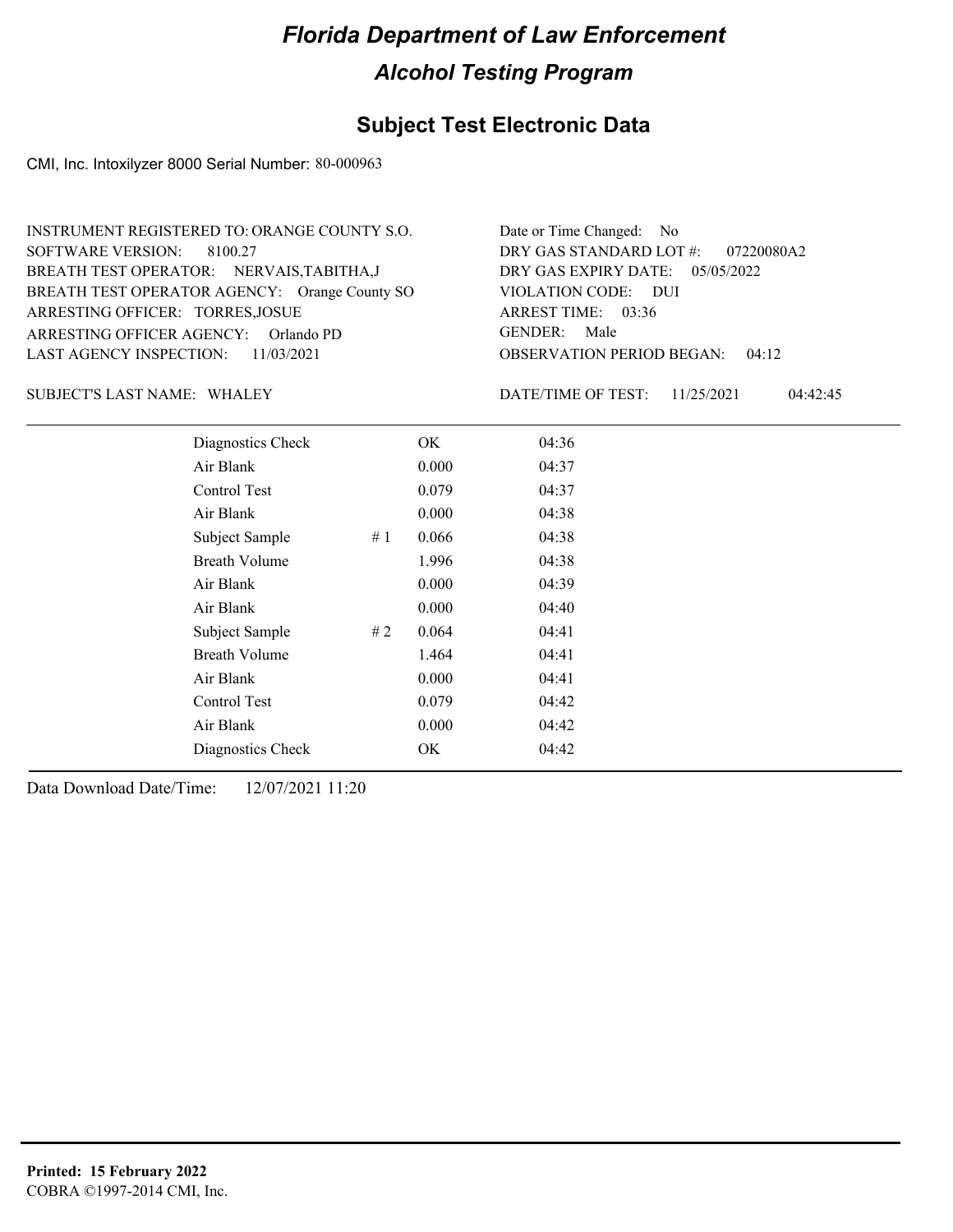# Florida Department of Law Enforcement

## Alcohol Testing Program

### Subject Test Electronic Data

CMI, Inc. Intoxilyzer 8000 Serial Number: 80-000963

INSTRUMENT REGISTERED TO: ORANGE COUNTY S.O.
SOFTWARE VERSION: 8100.27
BREATH TEST OPERATOR: NERVAIS,TABITHA,J
BREATH TEST OPERATOR AGENCY: Orange County SO
ARRESTING OFFICER: TORRES,JOSUE
ARRESTING OFFICER AGENCY: Orlando PD
LAST AGENCY INSPECTION: 11/03/2021

Date or Time Changed: No
DRY GAS STANDARD LOT #: 07220080A2
DRY GAS EXPIRY DATE: 05/05/2022
VIOLATION CODE: DUI
ARREST TIME: 03:36
GENDER: Male
OBSERVATION PERIOD BEGAN: 04:12

SUBJECT'S LAST NAME: WHALEY

DATE/TIME OF TEST: 11/25/2021 04:42:45

| | | | |
|---|---|---|---|
| Diagnostics Check | | OK | 04:36 |
| Air Blank | | 0.000 | 04:37 |
| Control Test | | 0.079 | 04:37 |
| Air Blank | | 0.000 | 04:38 |
| Subject Sample | # 1 | 0.066 | 04:38 |
| Breath Volume | | 1.996 | 04:38 |
| Air Blank | | 0.000 | 04:39 |
| Air Blank | | 0.000 | 04:40 |
| Subject Sample | # 2 | 0.064 | 04:41 |
| Breath Volume | | 1.464 | 04:41 |
| Air Blank | | 0.000 | 04:41 |
| Control Test | | 0.079 | 04:42 |
| Air Blank | | 0.000 | 04:42 |
| Diagnostics Check | | OK | 04:42 |

Data Download Date/Time: 12/07/2021 11:20

**Printed: 15 February 2022**
COBRA ©1997-2014 CMI, Inc.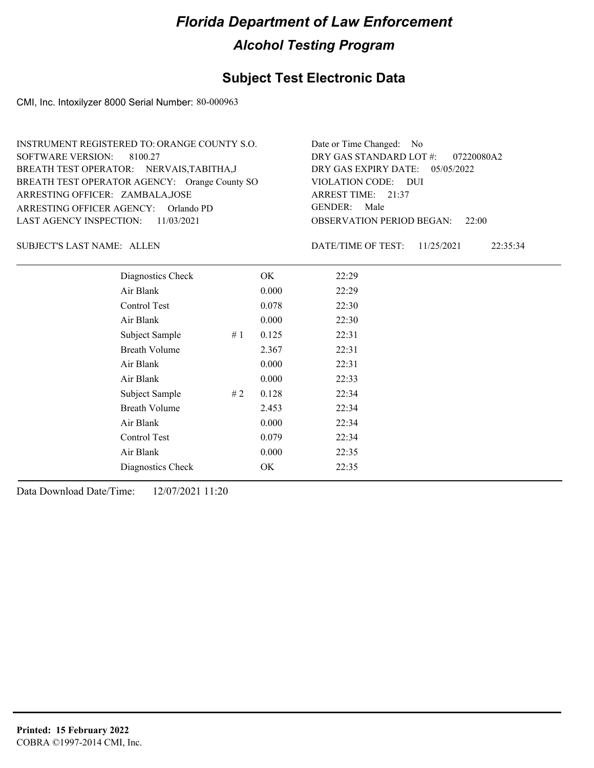# Florida Department of Law Enforcement

## Alcohol Testing Program

### Subject Test Electronic Data

CMI, Inc. Intoxilyzer 8000 Serial Number: 80-000963

INSTRUMENT REGISTERED TO: ORANGE COUNTY S.O.
SOFTWARE VERSION: 8100.27
BREATH TEST OPERATOR: NERVAIS,TABITHA,J
BREATH TEST OPERATOR AGENCY: Orange County SO
ARRESTING OFFICER: ZAMBALA,JOSE
ARRESTING OFFICER AGENCY: Orlando PD
LAST AGENCY INSPECTION: 11/03/2021

Date or Time Changed: No
DRY GAS STANDARD LOT #: 07220080A2
DRY GAS EXPIRY DATE: 05/05/2022
VIOLATION CODE: DUI
ARREST TIME: 21:37
GENDER: Male
OBSERVATION PERIOD BEGAN: 22:00

SUBJECT'S LAST NAME: ALLEN

DATE/TIME OF TEST: 11/25/2021 22:35:34

| | | | |
|---|---|---|---|
| Diagnostics Check | | OK | 22:29 |
| Air Blank | | 0.000 | 22:29 |
| Control Test | | 0.078 | 22:30 |
| Air Blank | | 0.000 | 22:30 |
| Subject Sample | # 1 | 0.125 | 22:31 |
| Breath Volume | | 2.367 | 22:31 |
| Air Blank | | 0.000 | 22:31 |
| Air Blank | | 0.000 | 22:33 |
| Subject Sample | # 2 | 0.128 | 22:34 |
| Breath Volume | | 2.453 | 22:34 |
| Air Blank | | 0.000 | 22:34 |
| Control Test | | 0.079 | 22:34 |
| Air Blank | | 0.000 | 22:35 |
| Diagnostics Check | | OK | 22:35 |

Data Download Date/Time: 12/07/2021 11:20

**Printed: 15 February 2022**
COBRA ©1997-2014 CMI, Inc.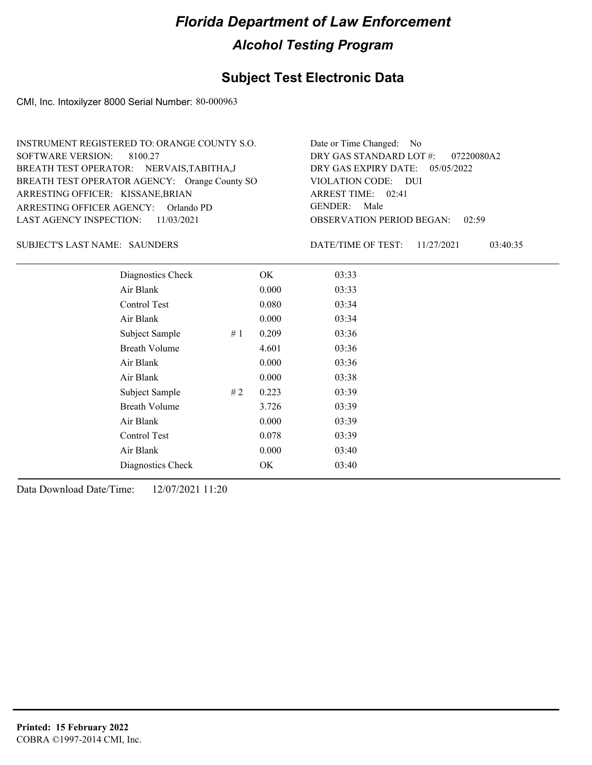# Florida Department of Law Enforcement

## Alcohol Testing Program

## Subject Test Electronic Data

CMI, Inc. Intoxilyzer 8000 Serial Number: 80-000963

INSTRUMENT REGISTERED TO: ORANGE COUNTY S.O.
SOFTWARE VERSION: 8100.27
BREATH TEST OPERATOR: NERVAIS,TABITHA,J
BREATH TEST OPERATOR AGENCY: Orange County SO
ARRESTING OFFICER: KISSANE,BRIAN
ARRESTING OFFICER AGENCY: Orlando PD
LAST AGENCY INSPECTION: 11/03/2021

Date or Time Changed: No
DRY GAS STANDARD LOT #: 07220080A2
DRY GAS EXPIRY DATE: 05/05/2022
VIOLATION CODE: DUI
ARREST TIME: 02:41
GENDER: Male
OBSERVATION PERIOD BEGAN: 02:59

SUBJECT'S LAST NAME: SAUNDERS

DATE/TIME OF TEST: 11/27/2021 03:40:35

| | | | |
|---|---|---|---|
| Diagnostics Check | | OK | 03:33 |
| Air Blank | | 0.000 | 03:33 |
| Control Test | | 0.080 | 03:34 |
| Air Blank | | 0.000 | 03:34 |
| Subject Sample | # 1 | 0.209 | 03:36 |
| Breath Volume | | 4.601 | 03:36 |
| Air Blank | | 0.000 | 03:36 |
| Air Blank | | 0.000 | 03:38 |
| Subject Sample | # 2 | 0.223 | 03:39 |
| Breath Volume | | 3.726 | 03:39 |
| Air Blank | | 0.000 | 03:39 |
| Control Test | | 0.078 | 03:39 |
| Air Blank | | 0.000 | 03:40 |
| Diagnostics Check | | OK | 03:40 |

Data Download Date/Time: 12/07/2021 11:20

**Printed: 15 February 2022**
COBRA ©1997-2014 CMI, Inc.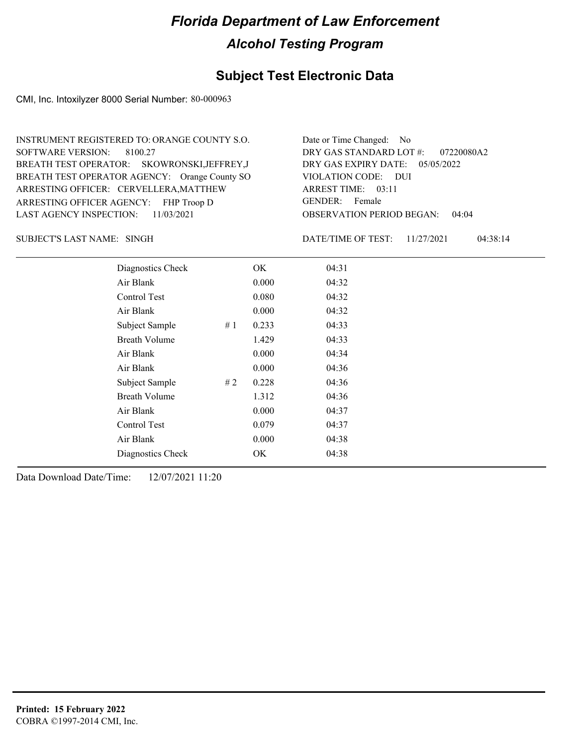# Florida Department of Law Enforcement

## Alcohol Testing Program

### Subject Test Electronic Data

CMI, Inc. Intoxilyzer 8000 Serial Number: 80-000963

INSTRUMENT REGISTERED TO: ORANGE COUNTY S.O.
SOFTWARE VERSION: 8100.27
BREATH TEST OPERATOR: SKOWRONSKI,JEFFREY,J
BREATH TEST OPERATOR AGENCY: Orange County SO
ARRESTING OFFICER: CERVELLERA,MATTHEW
ARRESTING OFFICER AGENCY: FHP Troop D
LAST AGENCY INSPECTION: 11/03/2021

Date or Time Changed: No
DRY GAS STANDARD LOT #: 07220080A2
DRY GAS EXPIRY DATE: 05/05/2022
VIOLATION CODE: DUI
ARREST TIME: 03:11
GENDER: Female
OBSERVATION PERIOD BEGAN: 04:04

SUBJECT'S LAST NAME: SINGH

DATE/TIME OF TEST: 11/27/2021 04:38:14

| | | | |
|---|---|---|---|
| Diagnostics Check | | OK | 04:31 |
| Air Blank | | 0.000 | 04:32 |
| Control Test | | 0.080 | 04:32 |
| Air Blank | | 0.000 | 04:32 |
| Subject Sample | # 1 | 0.233 | 04:33 |
| Breath Volume | | 1.429 | 04:33 |
| Air Blank | | 0.000 | 04:34 |
| Air Blank | | 0.000 | 04:36 |
| Subject Sample | # 2 | 0.228 | 04:36 |
| Breath Volume | | 1.312 | 04:36 |
| Air Blank | | 0.000 | 04:37 |
| Control Test | | 0.079 | 04:37 |
| Air Blank | | 0.000 | 04:38 |
| Diagnostics Check | | OK | 04:38 |

Data Download Date/Time: 12/07/2021 11:20

**Printed: 15 February 2022**
COBRA ©1997-2014 CMI, Inc.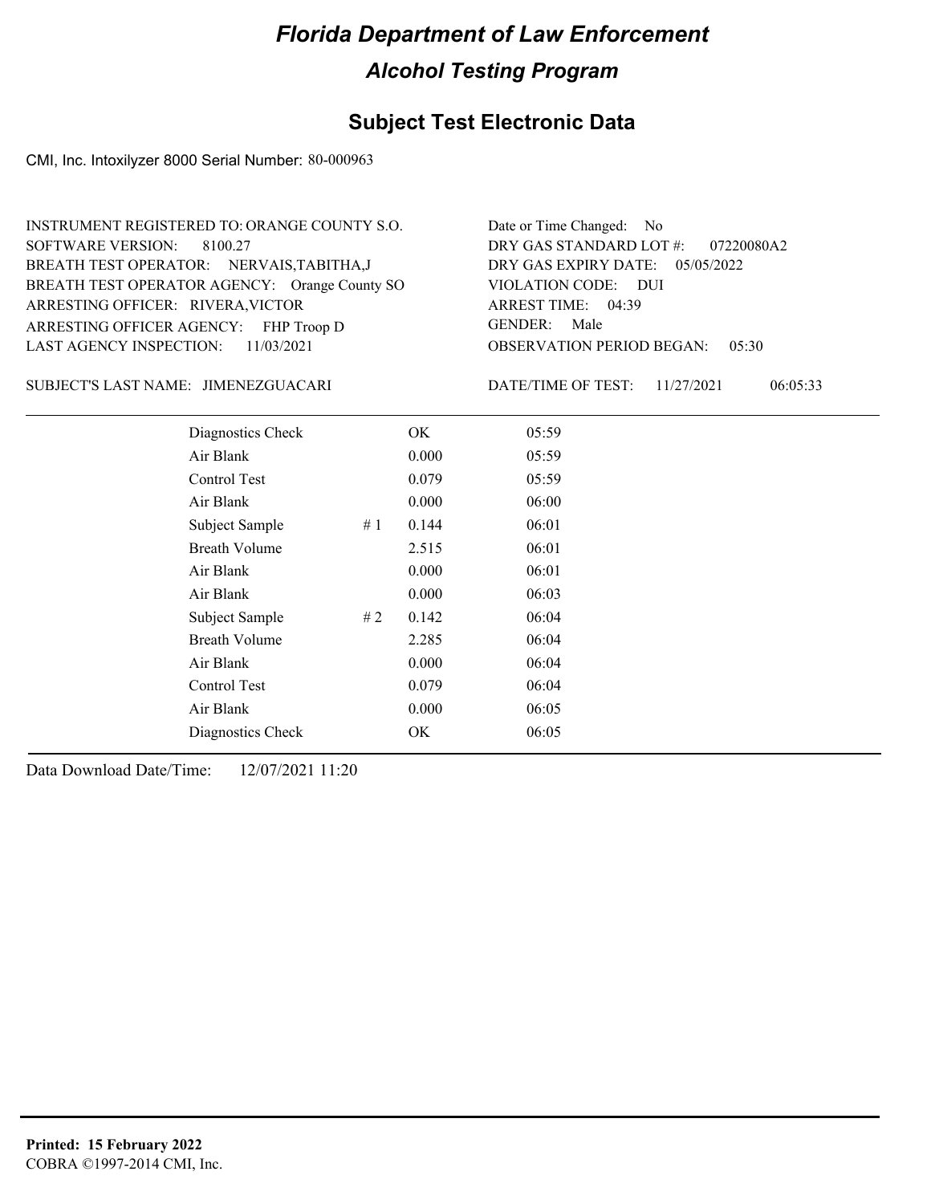# Florida Department of Law Enforcement

## Alcohol Testing Program

### Subject Test Electronic Data

CMI, Inc. Intoxilyzer 8000 Serial Number: 80-000963

INSTRUMENT REGISTERED TO: ORANGE COUNTY S.O.
SOFTWARE VERSION: 8100.27
BREATH TEST OPERATOR: NERVAIS,TABITHA,J
BREATH TEST OPERATOR AGENCY: Orange County SO
ARRESTING OFFICER: RIVERA,VICTOR
ARRESTING OFFICER AGENCY: FHP Troop D
LAST AGENCY INSPECTION: 11/03/2021

Date or Time Changed: No
DRY GAS STANDARD LOT #: 07220080A2
DRY GAS EXPIRY DATE: 05/05/2022
VIOLATION CODE: DUI
ARREST TIME: 04:39
GENDER: Male
OBSERVATION PERIOD BEGAN: 05:30

SUBJECT'S LAST NAME: JIMENEZGUACARI

DATE/TIME OF TEST: 11/27/2021 06:05:33

| Test | # | Result | Time |
|---|---|---|---|
| Diagnostics Check | | OK | 05:59 |
| Air Blank | | 0.000 | 05:59 |
| Control Test | | 0.079 | 05:59 |
| Air Blank | | 0.000 | 06:00 |
| Subject Sample | # 1 | 0.144 | 06:01 |
| Breath Volume | | 2.515 | 06:01 |
| Air Blank | | 0.000 | 06:01 |
| Air Blank | | 0.000 | 06:03 |
| Subject Sample | # 2 | 0.142 | 06:04 |
| Breath Volume | | 2.285 | 06:04 |
| Air Blank | | 0.000 | 06:04 |
| Control Test | | 0.079 | 06:04 |
| Air Blank | | 0.000 | 06:05 |
| Diagnostics Check | | OK | 06:05 |

Data Download Date/Time: 12/07/2021 11:20

**Printed: 15 February 2022**
COBRA ©1997-2014 CMI, Inc.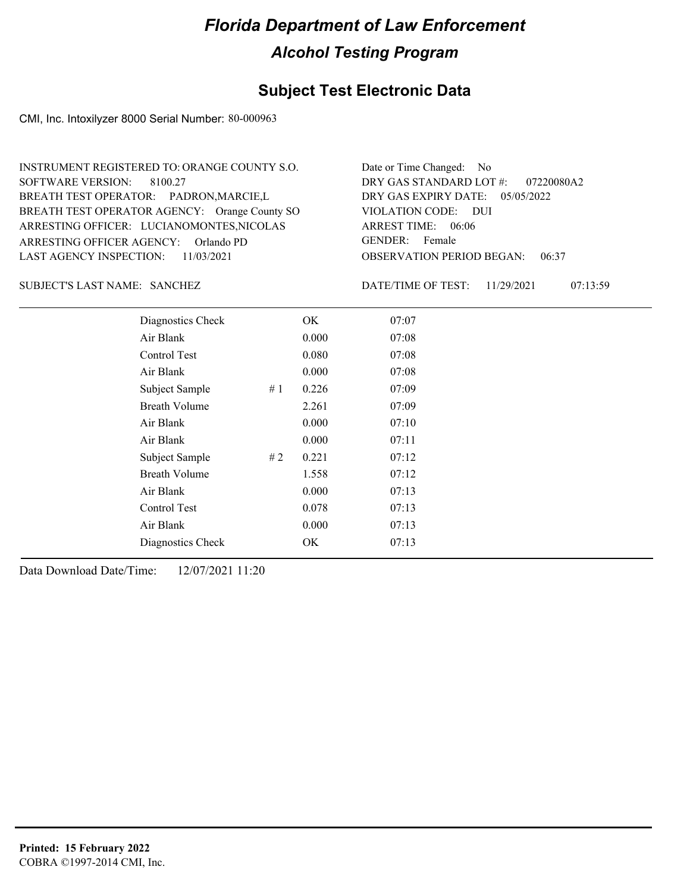# Florida Department of Law Enforcement

## Alcohol Testing Program

### Subject Test Electronic Data

CMI, Inc. Intoxilyzer 8000 Serial Number: 80-000963

INSTRUMENT REGISTERED TO: ORANGE COUNTY S.O.
SOFTWARE VERSION: 8100.27
BREATH TEST OPERATOR: PADRON,MARCIE,L
BREATH TEST OPERATOR AGENCY: Orange County SO
ARRESTING OFFICER: LUCIANOMONTES,NICOLAS
ARRESTING OFFICER AGENCY: Orlando PD
LAST AGENCY INSPECTION: 11/03/2021

Date or Time Changed: No
DRY GAS STANDARD LOT #: 07220080A2
DRY GAS EXPIRY DATE: 05/05/2022
VIOLATION CODE: DUI
ARREST TIME: 06:06
GENDER: Female
OBSERVATION PERIOD BEGAN: 06:37

SUBJECT'S LAST NAME: SANCHEZ

DATE/TIME OF TEST: 11/29/2021 07:13:59

| Test | # | Result | Time |
|---|---|---|---|
| Diagnostics Check | | OK | 07:07 |
| Air Blank | | 0.000 | 07:08 |
| Control Test | | 0.080 | 07:08 |
| Air Blank | | 0.000 | 07:08 |
| Subject Sample | # 1 | 0.226 | 07:09 |
| Breath Volume | | 2.261 | 07:09 |
| Air Blank | | 0.000 | 07:10 |
| Air Blank | | 0.000 | 07:11 |
| Subject Sample | # 2 | 0.221 | 07:12 |
| Breath Volume | | 1.558 | 07:12 |
| Air Blank | | 0.000 | 07:13 |
| Control Test | | 0.078 | 07:13 |
| Air Blank | | 0.000 | 07:13 |
| Diagnostics Check | | OK | 07:13 |

Data Download Date/Time: 12/07/2021 11:20

**Printed: 15 February 2022**
COBRA ©1997-2014 CMI, Inc.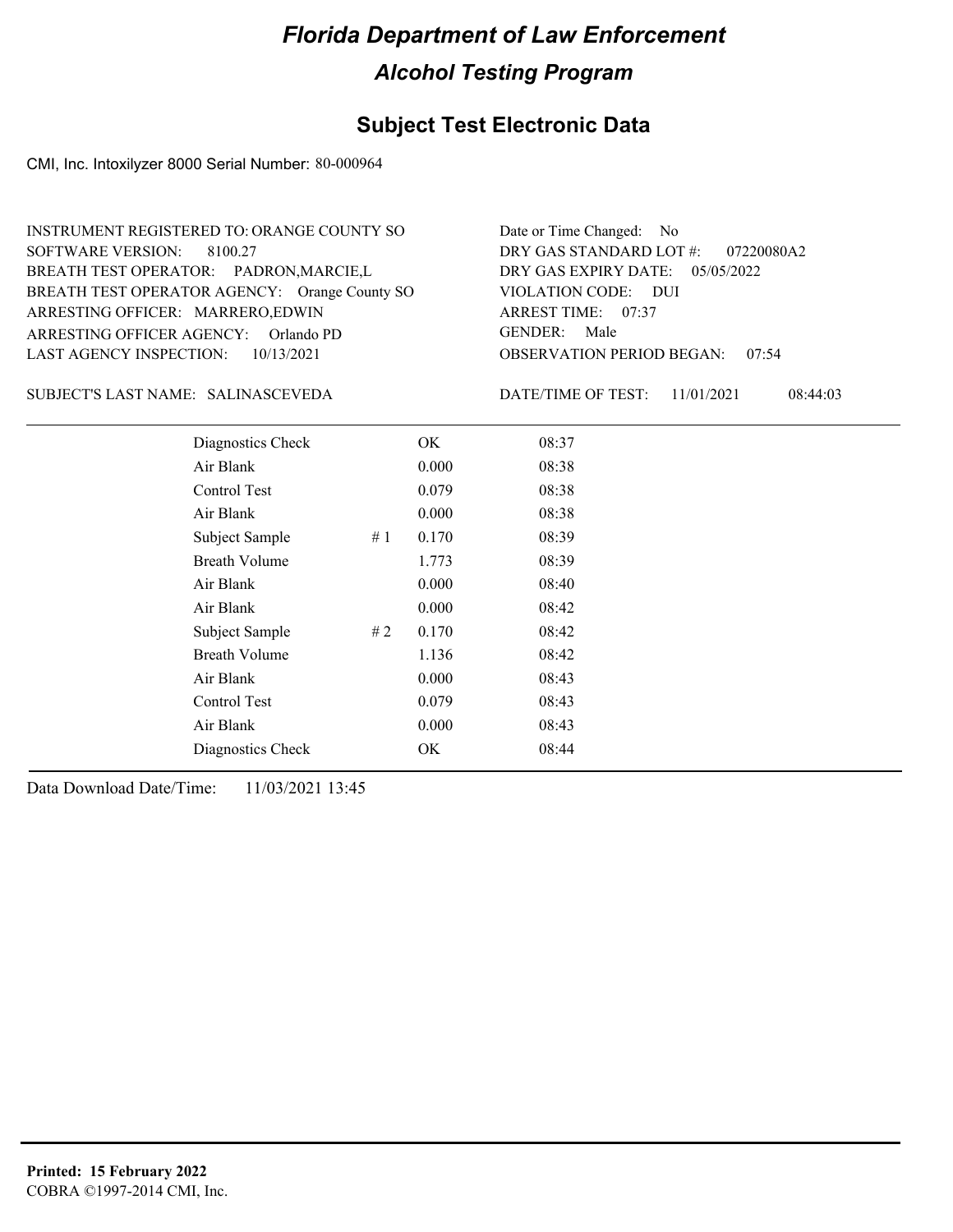# Florida Department of Law Enforcement

## Alcohol Testing Program

### Subject Test Electronic Data

CMI, Inc. Intoxilyzer 8000 Serial Number: 80-000964

INSTRUMENT REGISTERED TO: ORANGE COUNTY SO
SOFTWARE VERSION: 8100.27
BREATH TEST OPERATOR: PADRON,MARCIE,L
BREATH TEST OPERATOR AGENCY: Orange County SO
ARRESTING OFFICER: MARRERO,EDWIN
ARRESTING OFFICER AGENCY: Orlando PD
LAST AGENCY INSPECTION: 10/13/2021

Date or Time Changed: No
DRY GAS STANDARD LOT #: 07220080A2
DRY GAS EXPIRY DATE: 05/05/2022
VIOLATION CODE: DUI
ARREST TIME: 07:37
GENDER: Male
OBSERVATION PERIOD BEGAN: 07:54

SUBJECT'S LAST NAME: SALINASCEVEDA

DATE/TIME OF TEST: 11/01/2021 08:44:03

| Test | | Result | Time |
|---|---|---|---|
| Diagnostics Check | | OK | 08:37 |
| Air Blank | | 0.000 | 08:38 |
| Control Test | | 0.079 | 08:38 |
| Air Blank | | 0.000 | 08:38 |
| Subject Sample | # 1 | 0.170 | 08:39 |
| Breath Volume | | 1.773 | 08:39 |
| Air Blank | | 0.000 | 08:40 |
| Air Blank | | 0.000 | 08:42 |
| Subject Sample | # 2 | 0.170 | 08:42 |
| Breath Volume | | 1.136 | 08:42 |
| Air Blank | | 0.000 | 08:43 |
| Control Test | | 0.079 | 08:43 |
| Air Blank | | 0.000 | 08:43 |
| Diagnostics Check | | OK | 08:44 |

Data Download Date/Time: 11/03/2021 13:45

**Printed: 15 February 2022**
COBRA ©1997-2014 CMI, Inc.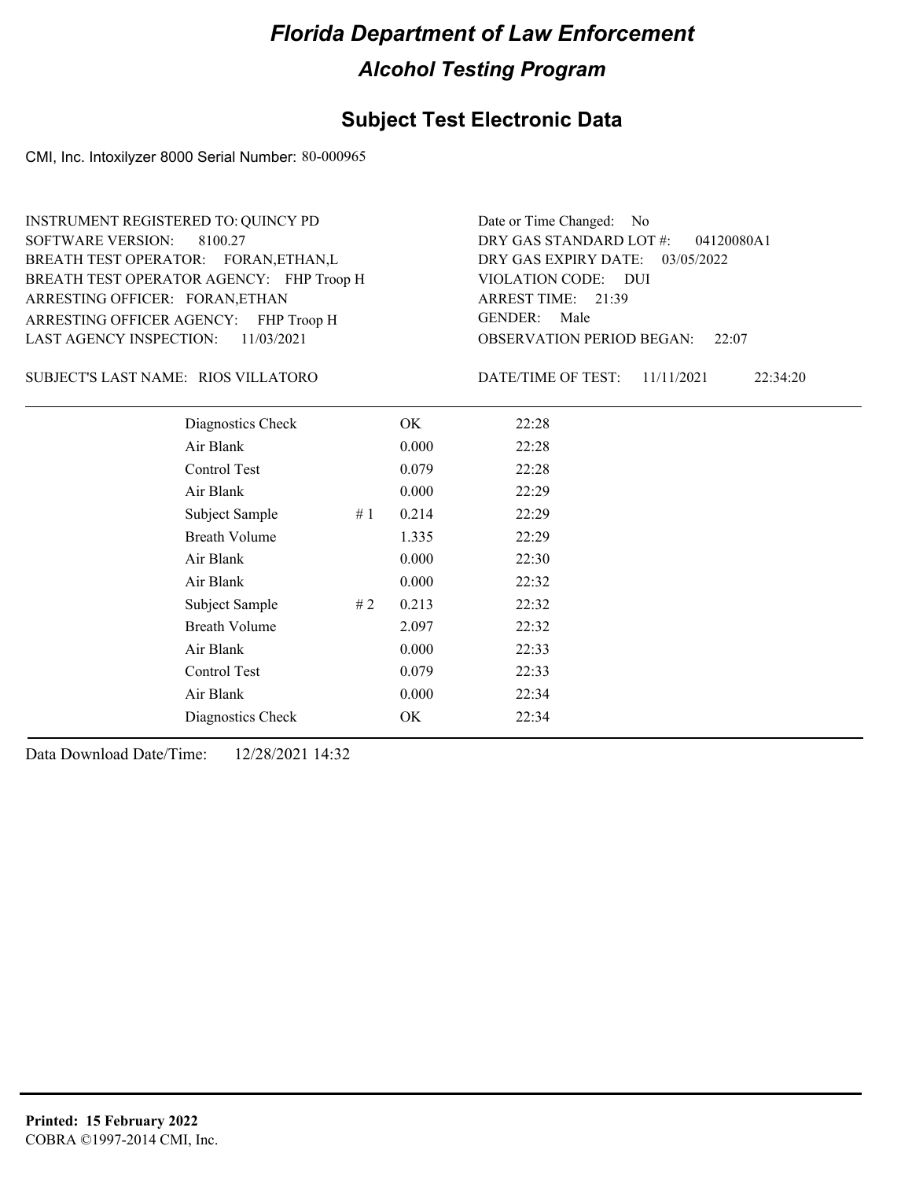# Florida Department of Law Enforcement

## Alcohol Testing Program

### Subject Test Electronic Data

CMI, Inc. Intoxilyzer 8000 Serial Number: 80-000965

INSTRUMENT REGISTERED TO: QUINCY PD
SOFTWARE VERSION: 8100.27
BREATH TEST OPERATOR: FORAN,ETHAN,L
BREATH TEST OPERATOR AGENCY: FHP Troop H
ARRESTING OFFICER: FORAN,ETHAN
ARRESTING OFFICER AGENCY: FHP Troop H
LAST AGENCY INSPECTION: 11/03/2021

Date or Time Changed: No
DRY GAS STANDARD LOT #: 04120080A1
DRY GAS EXPIRY DATE: 03/05/2022
VIOLATION CODE: DUI
ARREST TIME: 21:39
GENDER: Male
OBSERVATION PERIOD BEGAN: 22:07

SUBJECT'S LAST NAME: RIOS VILLATORO

DATE/TIME OF TEST: 11/11/2021 22:34:20

| | | | |
|---|---|---|---|
| Diagnostics Check | | OK | 22:28 |
| Air Blank | | 0.000 | 22:28 |
| Control Test | | 0.079 | 22:28 |
| Air Blank | | 0.000 | 22:29 |
| Subject Sample | # 1 | 0.214 | 22:29 |
| Breath Volume | | 1.335 | 22:29 |
| Air Blank | | 0.000 | 22:30 |
| Air Blank | | 0.000 | 22:32 |
| Subject Sample | # 2 | 0.213 | 22:32 |
| Breath Volume | | 2.097 | 22:32 |
| Air Blank | | 0.000 | 22:33 |
| Control Test | | 0.079 | 22:33 |
| Air Blank | | 0.000 | 22:34 |
| Diagnostics Check | | OK | 22:34 |

Data Download Date/Time: 12/28/2021 14:32

**Printed: 15 February 2022**
COBRA ©1997-2014 CMI, Inc.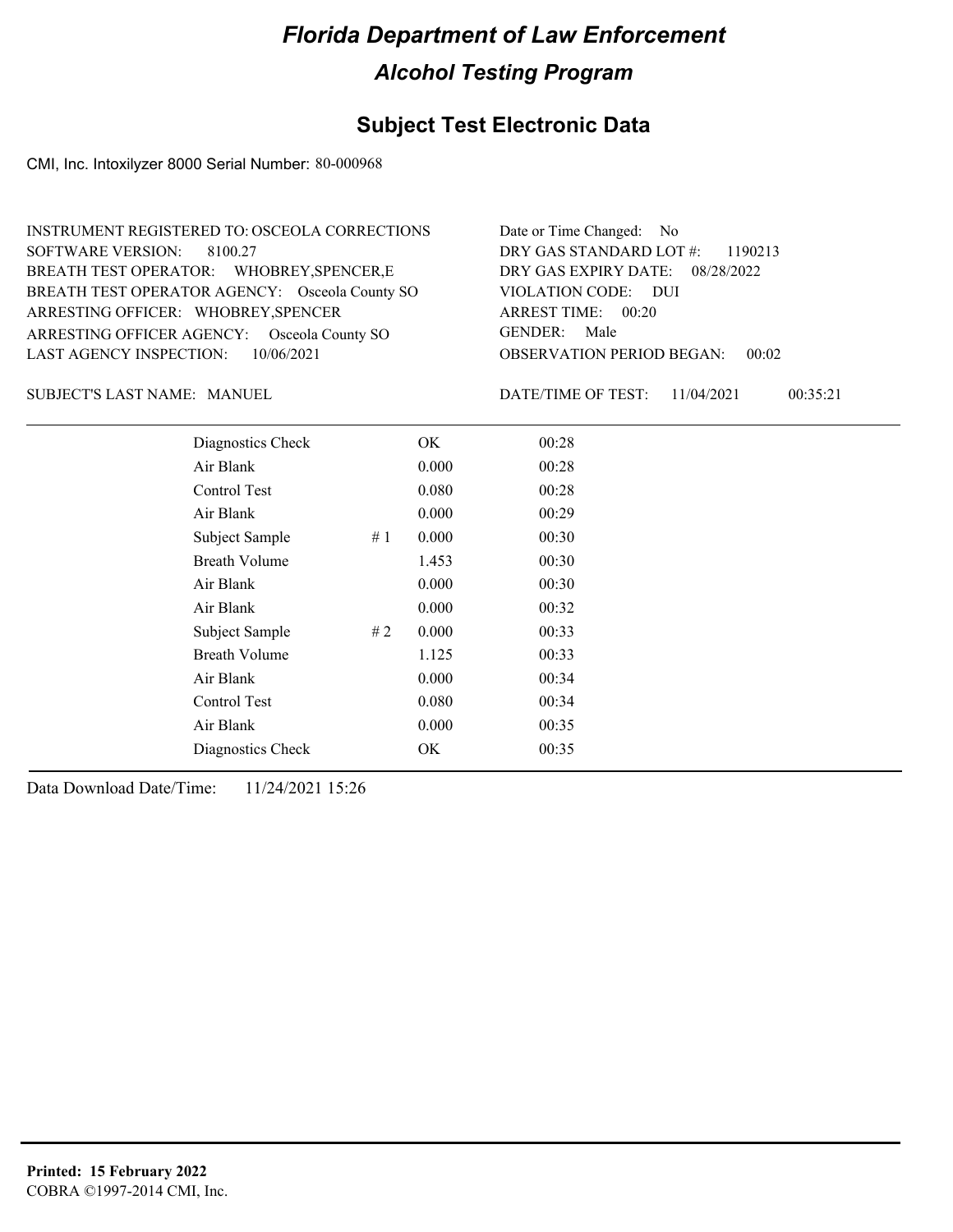# Florida Department of Law Enforcement

## Alcohol Testing Program

## Subject Test Electronic Data

CMI, Inc. Intoxilyzer 8000 Serial Number: 80-000968

INSTRUMENT REGISTERED TO: OSCEOLA CORRECTIONS
SOFTWARE VERSION: 8100.27
BREATH TEST OPERATOR: WHOBREY,SPENCER,E
BREATH TEST OPERATOR AGENCY: Osceola County SO
ARRESTING OFFICER: WHOBREY,SPENCER
ARRESTING OFFICER AGENCY: Osceola County SO
LAST AGENCY INSPECTION: 10/06/2021

Date or Time Changed: No
DRY GAS STANDARD LOT #: 1190213
DRY GAS EXPIRY DATE: 08/28/2022
VIOLATION CODE: DUI
ARREST TIME: 00:20
GENDER: Male
OBSERVATION PERIOD BEGAN: 00:02

SUBJECT'S LAST NAME: MANUEL

DATE/TIME OF TEST: 11/04/2021 00:35:21

| Test | # | Result | Time |
|---|---|---|---|
| Diagnostics Check | | OK | 00:28 |
| Air Blank | | 0.000 | 00:28 |
| Control Test | | 0.080 | 00:28 |
| Air Blank | | 0.000 | 00:29 |
| Subject Sample | # 1 | 0.000 | 00:30 |
| Breath Volume | | 1.453 | 00:30 |
| Air Blank | | 0.000 | 00:30 |
| Air Blank | | 0.000 | 00:32 |
| Subject Sample | # 2 | 0.000 | 00:33 |
| Breath Volume | | 1.125 | 00:33 |
| Air Blank | | 0.000 | 00:34 |
| Control Test | | 0.080 | 00:34 |
| Air Blank | | 0.000 | 00:35 |
| Diagnostics Check | | OK | 00:35 |

Data Download Date/Time: 11/24/2021 15:26

**Printed: 15 February 2022**
COBRA ©1997-2014 CMI, Inc.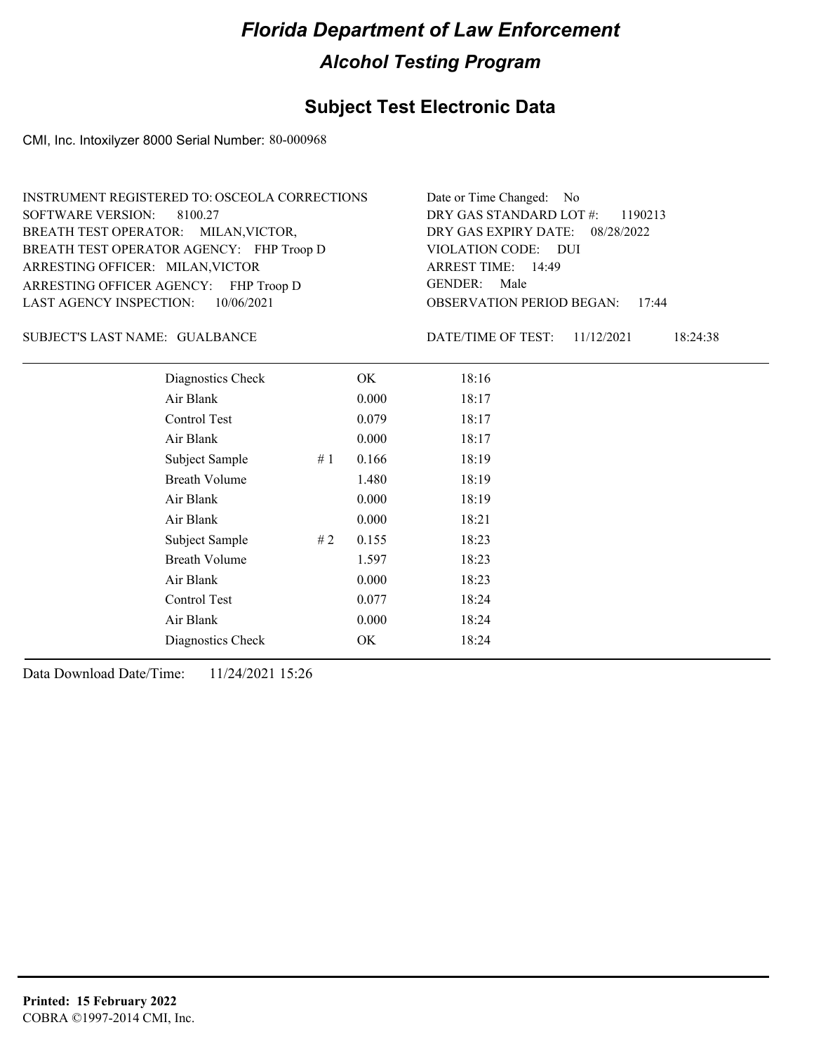# Florida Department of Law Enforcement

## Alcohol Testing Program

## Subject Test Electronic Data

CMI, Inc. Intoxilyzer 8000 Serial Number: 80-000968

INSTRUMENT REGISTERED TO: OSCEOLA CORRECTIONS
SOFTWARE VERSION: 8100.27
BREATH TEST OPERATOR: MILAN,VICTOR,
BREATH TEST OPERATOR AGENCY: FHP Troop D
ARRESTING OFFICER: MILAN,VICTOR
ARRESTING OFFICER AGENCY: FHP Troop D
LAST AGENCY INSPECTION: 10/06/2021

Date or Time Changed: No
DRY GAS STANDARD LOT #: 1190213
DRY GAS EXPIRY DATE: 08/28/2022
VIOLATION CODE: DUI
ARREST TIME: 14:49
GENDER: Male
OBSERVATION PERIOD BEGAN: 17:44

SUBJECT'S LAST NAME: GUALBANCE

DATE/TIME OF TEST: 11/12/2021 18:24:38

| | | | |
|---|---|---|---|
| Diagnostics Check | | OK | 18:16 |
| Air Blank | | 0.000 | 18:17 |
| Control Test | | 0.079 | 18:17 |
| Air Blank | | 0.000 | 18:17 |
| Subject Sample | # 1 | 0.166 | 18:19 |
| Breath Volume | | 1.480 | 18:19 |
| Air Blank | | 0.000 | 18:19 |
| Air Blank | | 0.000 | 18:21 |
| Subject Sample | # 2 | 0.155 | 18:23 |
| Breath Volume | | 1.597 | 18:23 |
| Air Blank | | 0.000 | 18:23 |
| Control Test | | 0.077 | 18:24 |
| Air Blank | | 0.000 | 18:24 |
| Diagnostics Check | | OK | 18:24 |

Data Download Date/Time: 11/24/2021 15:26

**Printed: 15 February 2022**
COBRA ©1997-2014 CMI, Inc.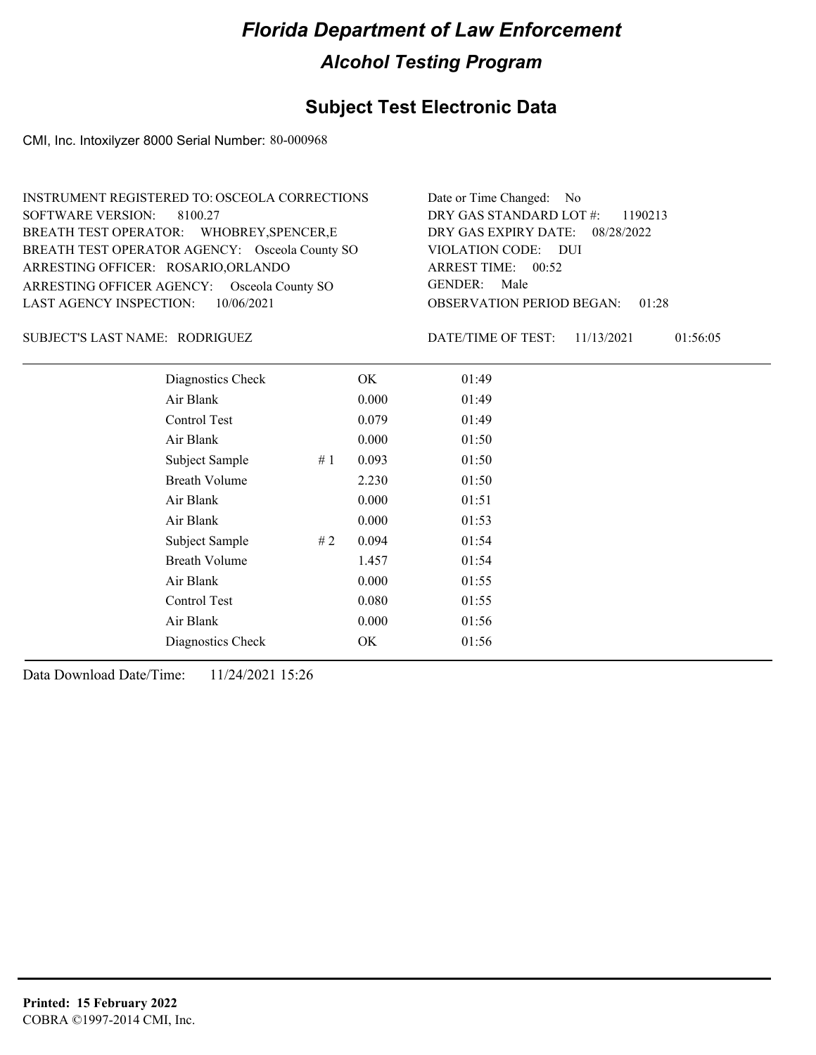# Florida Department of Law Enforcement

## Alcohol Testing Program

### Subject Test Electronic Data

CMI, Inc. Intoxilyzer 8000 Serial Number: 80-000968

INSTRUMENT REGISTERED TO: OSCEOLA CORRECTIONS
SOFTWARE VERSION: 8100.27
BREATH TEST OPERATOR: WHOBREY,SPENCER,E
BREATH TEST OPERATOR AGENCY: Osceola County SO
ARRESTING OFFICER: ROSARIO,ORLANDO
ARRESTING OFFICER AGENCY: Osceola County SO
LAST AGENCY INSPECTION: 10/06/2021

Date or Time Changed: No
DRY GAS STANDARD LOT #: 1190213
DRY GAS EXPIRY DATE: 08/28/2022
VIOLATION CODE: DUI
ARREST TIME: 00:52
GENDER: Male
OBSERVATION PERIOD BEGAN: 01:28

SUBJECT'S LAST NAME: RODRIGUEZ

DATE/TIME OF TEST: 11/13/2021 01:56:05

| | | | |
|---|---|---|---|
| Diagnostics Check | | OK | 01:49 |
| Air Blank | | 0.000 | 01:49 |
| Control Test | | 0.079 | 01:49 |
| Air Blank | | 0.000 | 01:50 |
| Subject Sample | # 1 | 0.093 | 01:50 |
| Breath Volume | | 2.230 | 01:50 |
| Air Blank | | 0.000 | 01:51 |
| Air Blank | | 0.000 | 01:53 |
| Subject Sample | # 2 | 0.094 | 01:54 |
| Breath Volume | | 1.457 | 01:54 |
| Air Blank | | 0.000 | 01:55 |
| Control Test | | 0.080 | 01:55 |
| Air Blank | | 0.000 | 01:56 |
| Diagnostics Check | | OK | 01:56 |

Data Download Date/Time: 11/24/2021 15:26

**Printed: 15 February 2022**
COBRA ©1997-2014 CMI, Inc.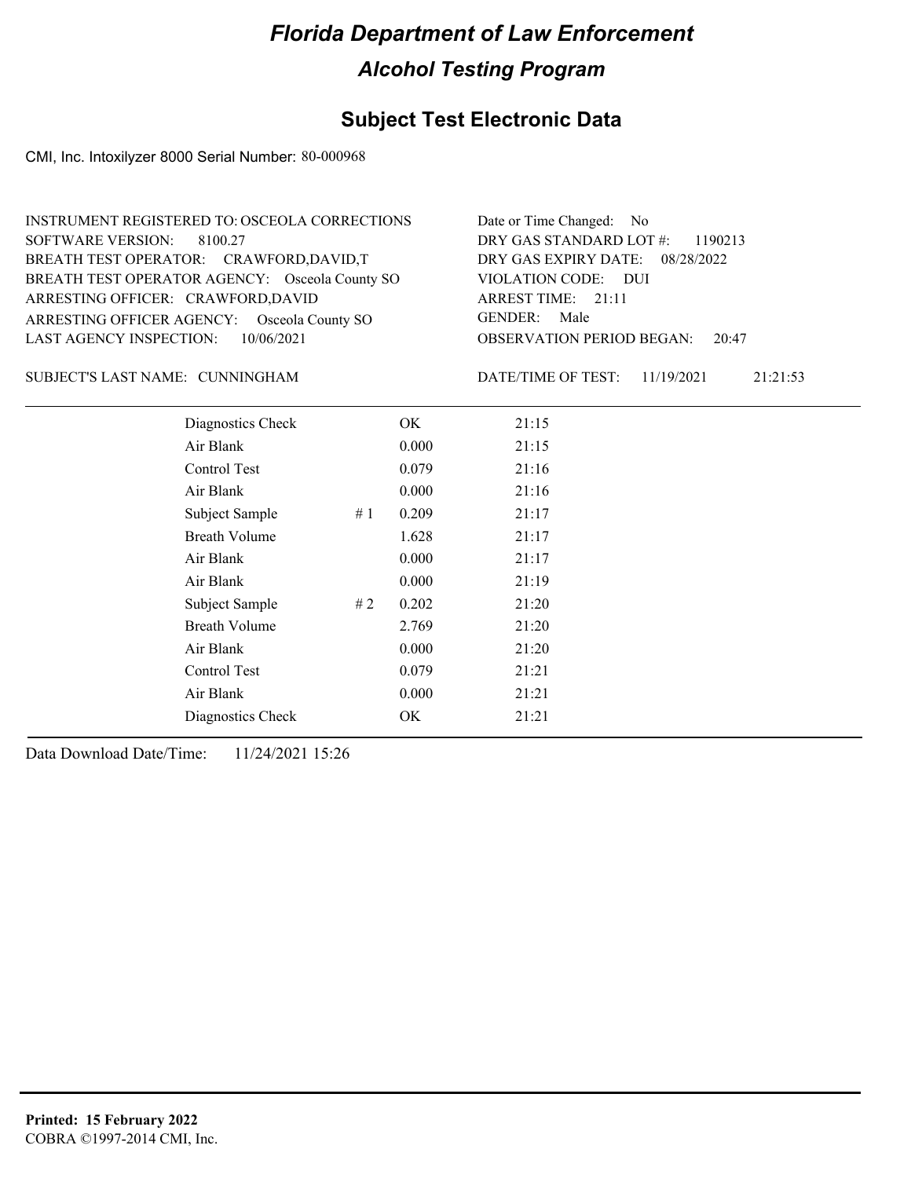# Florida Department of Law Enforcement

## Alcohol Testing Program

### Subject Test Electronic Data

CMI, Inc. Intoxilyzer 8000 Serial Number: 80-000968

INSTRUMENT REGISTERED TO: OSCEOLA CORRECTIONS
SOFTWARE VERSION: 8100.27
BREATH TEST OPERATOR: CRAWFORD,DAVID,T
BREATH TEST OPERATOR AGENCY: Osceola County SO
ARRESTING OFFICER: CRAWFORD,DAVID
ARRESTING OFFICER AGENCY: Osceola County SO
LAST AGENCY INSPECTION: 10/06/2021

Date or Time Changed: No
DRY GAS STANDARD LOT #: 1190213
DRY GAS EXPIRY DATE: 08/28/2022
VIOLATION CODE: DUI
ARREST TIME: 21:11
GENDER: Male
OBSERVATION PERIOD BEGAN: 20:47

SUBJECT'S LAST NAME: CUNNINGHAM

DATE/TIME OF TEST: 11/19/2021 21:21:53

| | | | |
|---|---|---|---|
| Diagnostics Check | | OK | 21:15 |
| Air Blank | | 0.000 | 21:15 |
| Control Test | | 0.079 | 21:16 |
| Air Blank | | 0.000 | 21:16 |
| Subject Sample | # 1 | 0.209 | 21:17 |
| Breath Volume | | 1.628 | 21:17 |
| Air Blank | | 0.000 | 21:17 |
| Air Blank | | 0.000 | 21:19 |
| Subject Sample | # 2 | 0.202 | 21:20 |
| Breath Volume | | 2.769 | 21:20 |
| Air Blank | | 0.000 | 21:20 |
| Control Test | | 0.079 | 21:21 |
| Air Blank | | 0.000 | 21:21 |
| Diagnostics Check | | OK | 21:21 |

Data Download Date/Time: 11/24/2021 15:26

**Printed: 15 February 2022**
COBRA ©1997-2014 CMI, Inc.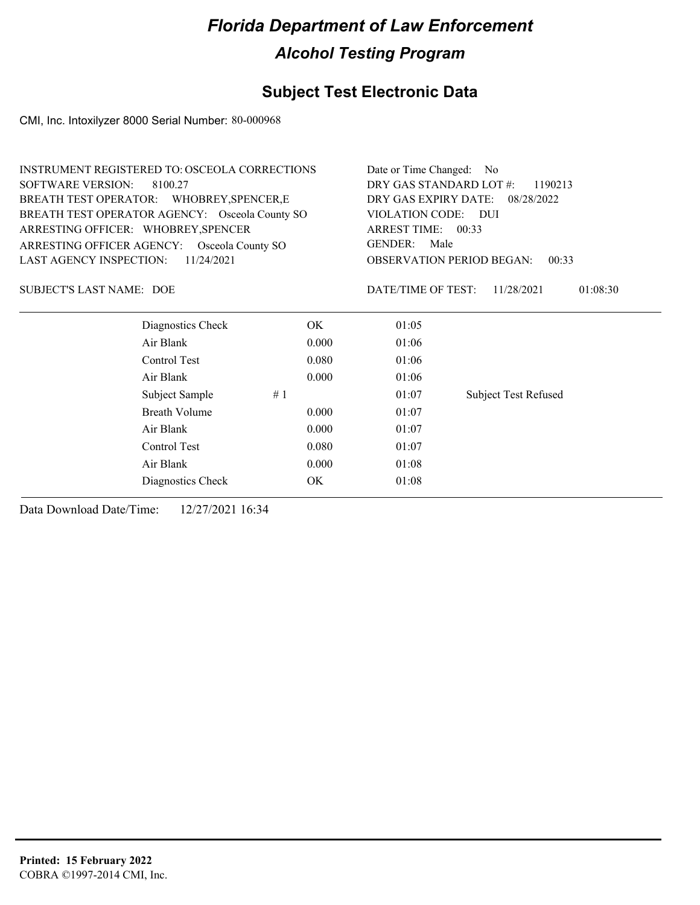# Florida Department of Law Enforcement

## Alcohol Testing Program

### Subject Test Electronic Data

CMI, Inc. Intoxilyzer 8000 Serial Number: 80-000968

INSTRUMENT REGISTERED TO: OSCEOLA CORRECTIONS
SOFTWARE VERSION: 8100.27
BREATH TEST OPERATOR: WHOBREY,SPENCER,E
BREATH TEST OPERATOR AGENCY: Osceola County SO
ARRESTING OFFICER: WHOBREY,SPENCER
ARRESTING OFFICER AGENCY: Osceola County SO
LAST AGENCY INSPECTION: 11/24/2021

Date or Time Changed: No
DRY GAS STANDARD LOT #: 1190213
DRY GAS EXPIRY DATE: 08/28/2022
VIOLATION CODE: DUI
ARREST TIME: 00:33
GENDER: Male
OBSERVATION PERIOD BEGAN: 00:33

SUBJECT'S LAST NAME: DOE

DATE/TIME OF TEST: 11/28/2021 01:08:30

| | | | |
|---|---|---|---|
| Diagnostics Check | OK | 01:05 | |
| Air Blank | 0.000 | 01:06 | |
| Control Test | 0.080 | 01:06 | |
| Air Blank | 0.000 | 01:06 | |
| Subject Sample # 1 | | 01:07 | Subject Test Refused |
| Breath Volume | 0.000 | 01:07 | |
| Air Blank | 0.000 | 01:07 | |
| Control Test | 0.080 | 01:07 | |
| Air Blank | 0.000 | 01:08 | |
| Diagnostics Check | OK | 01:08 | |

Data Download Date/Time: 12/27/2021 16:34

**Printed: 15 February 2022**
COBRA ©1997-2014 CMI, Inc.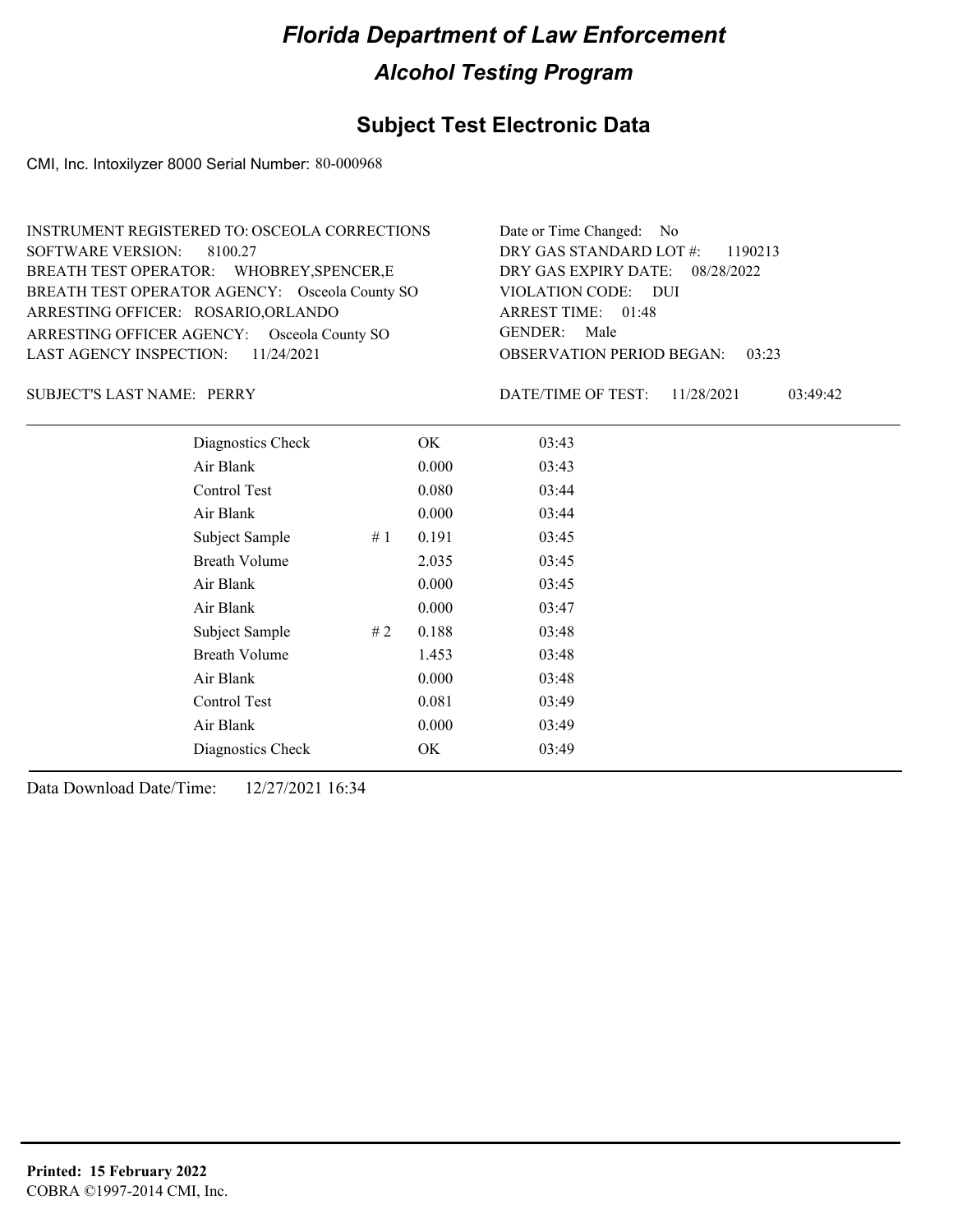# Florida Department of Law Enforcement

## Alcohol Testing Program

### Subject Test Electronic Data

CMI, Inc. Intoxilyzer 8000 Serial Number: 80-000968

INSTRUMENT REGISTERED TO: OSCEOLA CORRECTIONS
SOFTWARE VERSION: 8100.27
BREATH TEST OPERATOR: WHOBREY,SPENCER,E
BREATH TEST OPERATOR AGENCY: Osceola County SO
ARRESTING OFFICER: ROSARIO,ORLANDO
ARRESTING OFFICER AGENCY: Osceola County SO
LAST AGENCY INSPECTION: 11/24/2021

Date or Time Changed: No
DRY GAS STANDARD LOT #: 1190213
DRY GAS EXPIRY DATE: 08/28/2022
VIOLATION CODE: DUI
ARREST TIME: 01:48
GENDER: Male
OBSERVATION PERIOD BEGAN: 03:23

SUBJECT'S LAST NAME: PERRY

DATE/TIME OF TEST: 11/28/2021 03:49:42

| | | | |
|---|---|---|---|
| Diagnostics Check | | OK | 03:43 |
| Air Blank | | 0.000 | 03:43 |
| Control Test | | 0.080 | 03:44 |
| Air Blank | | 0.000 | 03:44 |
| Subject Sample | # 1 | 0.191 | 03:45 |
| Breath Volume | | 2.035 | 03:45 |
| Air Blank | | 0.000 | 03:45 |
| Air Blank | | 0.000 | 03:47 |
| Subject Sample | # 2 | 0.188 | 03:48 |
| Breath Volume | | 1.453 | 03:48 |
| Air Blank | | 0.000 | 03:48 |
| Control Test | | 0.081 | 03:49 |
| Air Blank | | 0.000 | 03:49 |
| Diagnostics Check | | OK | 03:49 |

Data Download Date/Time: 12/27/2021 16:34

**Printed: 15 February 2022**
COBRA ©1997-2014 CMI, Inc.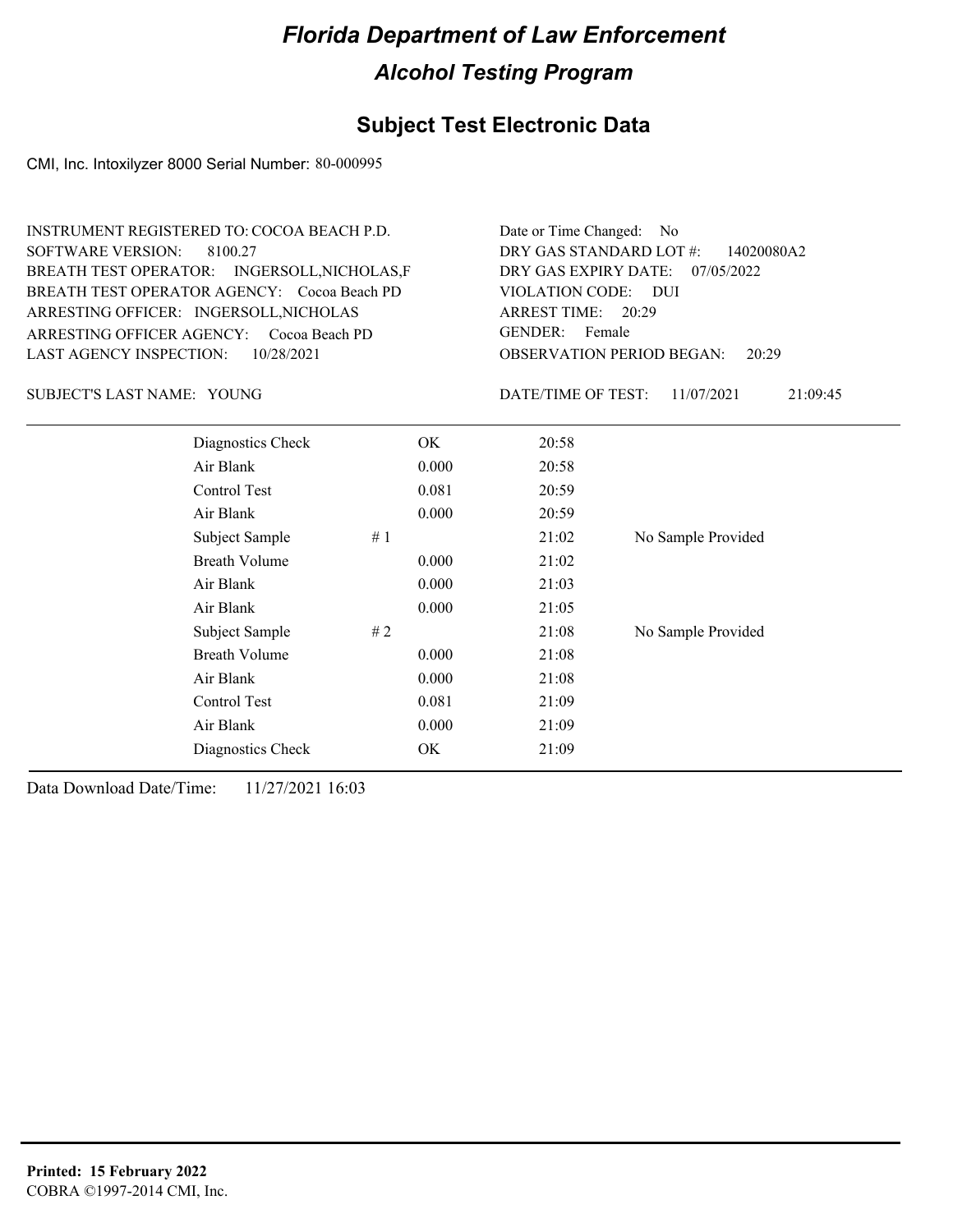# *Florida Department of Law Enforcement*

## *Alcohol Testing Program*

## Subject Test Electronic Data

CMI, Inc. Intoxilyzer 8000 Serial Number: 80-000995

INSTRUMENT REGISTERED TO: COCOA BEACH P.D.
SOFTWARE VERSION: 8100.27
BREATH TEST OPERATOR: INGERSOLL,NICHOLAS,F
BREATH TEST OPERATOR AGENCY: Cocoa Beach PD
ARRESTING OFFICER: INGERSOLL,NICHOLAS
ARRESTING OFFICER AGENCY: Cocoa Beach PD
LAST AGENCY INSPECTION: 10/28/2021

Date or Time Changed: No
DRY GAS STANDARD LOT #: 14020080A2
DRY GAS EXPIRY DATE: 07/05/2022
VIOLATION CODE: DUI
ARREST TIME: 20:29
GENDER: Female
OBSERVATION PERIOD BEGAN: 20:29

SUBJECT'S LAST NAME: YOUNG

DATE/TIME OF TEST: 11/07/2021 21:09:45

| | | | | |
|---|---|---|---|---|
| Diagnostics Check | | OK | 20:58 | |
| Air Blank | | 0.000 | 20:58 | |
| Control Test | | 0.081 | 20:59 | |
| Air Blank | | 0.000 | 20:59 | |
| Subject Sample | # 1 | | 21:02 | No Sample Provided |
| Breath Volume | | 0.000 | 21:02 | |
| Air Blank | | 0.000 | 21:03 | |
| Air Blank | | 0.000 | 21:05 | |
| Subject Sample | # 2 | | 21:08 | No Sample Provided |
| Breath Volume | | 0.000 | 21:08 | |
| Air Blank | | 0.000 | 21:08 | |
| Control Test | | 0.081 | 21:09 | |
| Air Blank | | 0.000 | 21:09 | |
| Diagnostics Check | | OK | 21:09 | |

Data Download Date/Time: 11/27/2021 16:03

**Printed: 15 February 2022**
COBRA ©1997-2014 CMI, Inc.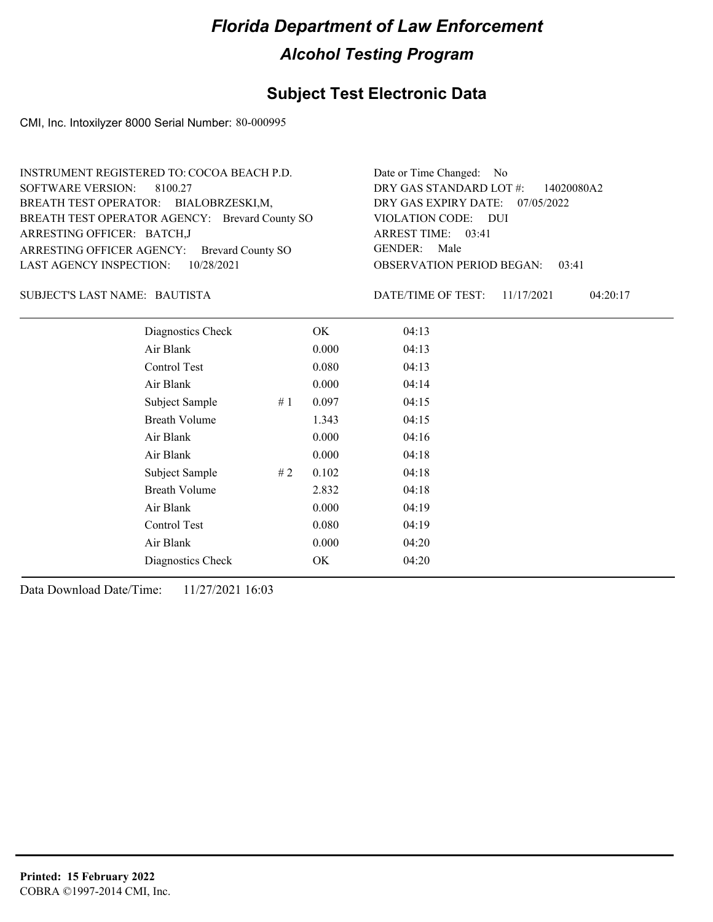# Florida Department of Law Enforcement

## Alcohol Testing Program

### Subject Test Electronic Data

CMI, Inc. Intoxilyzer 8000 Serial Number: 80-000995

INSTRUMENT REGISTERED TO: COCOA BEACH P.D.
SOFTWARE VERSION: 8100.27
BREATH TEST OPERATOR: BIALOBRZESKI,M,
BREATH TEST OPERATOR AGENCY: Brevard County SO
ARRESTING OFFICER: BATCH,J
ARRESTING OFFICER AGENCY: Brevard County SO
LAST AGENCY INSPECTION: 10/28/2021

Date or Time Changed: No
DRY GAS STANDARD LOT #: 14020080A2
DRY GAS EXPIRY DATE: 07/05/2022
VIOLATION CODE: DUI
ARREST TIME: 03:41
GENDER: Male
OBSERVATION PERIOD BEGAN: 03:41

SUBJECT'S LAST NAME: BAUTISTA

DATE/TIME OF TEST: 11/17/2021 04:20:17

| Test | # | Result | Time |
|---|---|---|---|
| Diagnostics Check | | OK | 04:13 |
| Air Blank | | 0.000 | 04:13 |
| Control Test | | 0.080 | 04:13 |
| Air Blank | | 0.000 | 04:14 |
| Subject Sample | # 1 | 0.097 | 04:15 |
| Breath Volume | | 1.343 | 04:15 |
| Air Blank | | 0.000 | 04:16 |
| Air Blank | | 0.000 | 04:18 |
| Subject Sample | # 2 | 0.102 | 04:18 |
| Breath Volume | | 2.832 | 04:18 |
| Air Blank | | 0.000 | 04:19 |
| Control Test | | 0.080 | 04:19 |
| Air Blank | | 0.000 | 04:20 |
| Diagnostics Check | | OK | 04:20 |

Data Download Date/Time: 11/27/2021 16:03

**Printed: 15 February 2022**
COBRA ©1997-2014 CMI, Inc.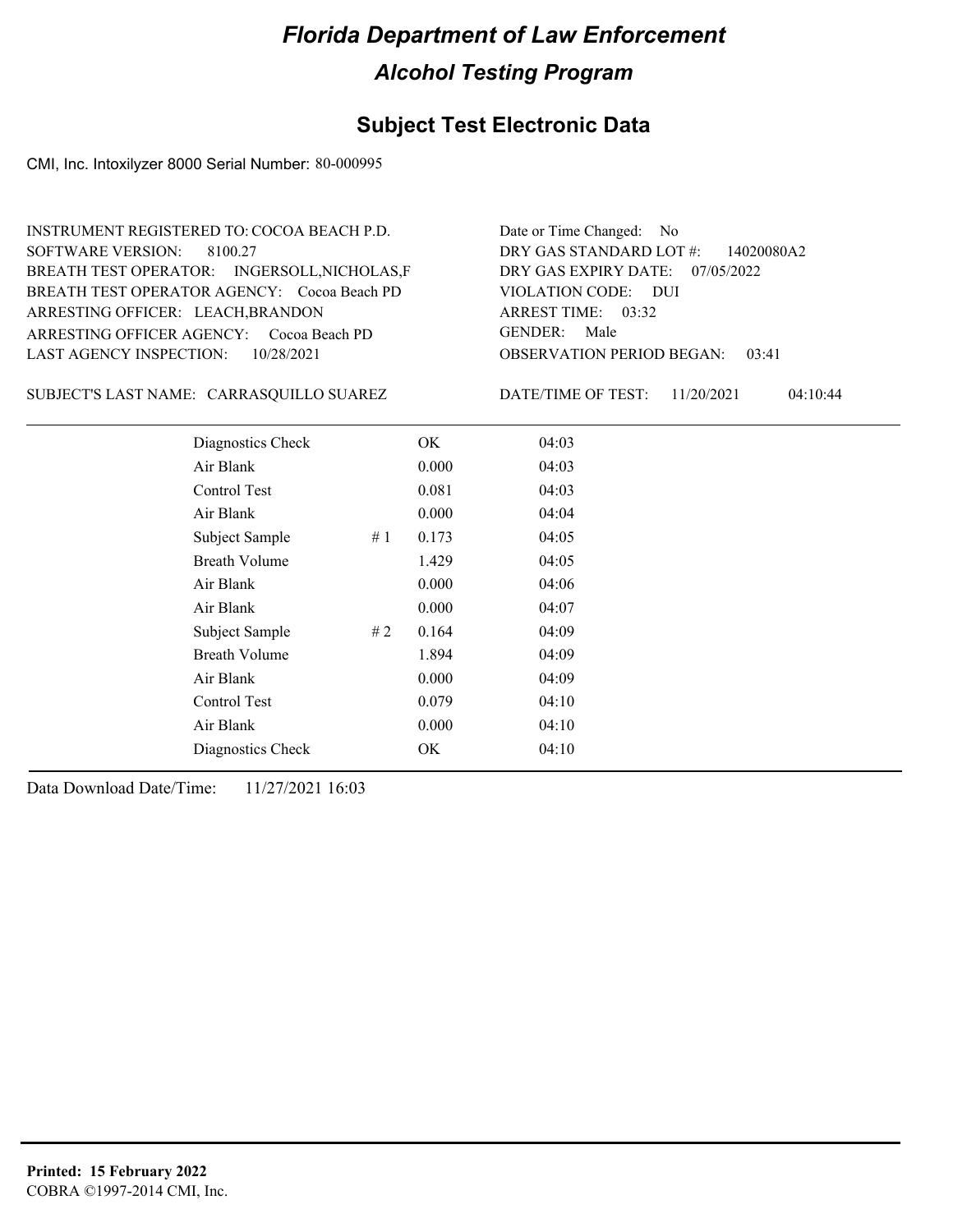# Florida Department of Law Enforcement

## Alcohol Testing Program

### Subject Test Electronic Data

CMI, Inc. Intoxilyzer 8000 Serial Number: 80-000995

INSTRUMENT REGISTERED TO: COCOA BEACH P.D.
SOFTWARE VERSION: 8100.27
BREATH TEST OPERATOR: INGERSOLL,NICHOLAS,F
BREATH TEST OPERATOR AGENCY: Cocoa Beach PD
ARRESTING OFFICER: LEACH,BRANDON
ARRESTING OFFICER AGENCY: Cocoa Beach PD
LAST AGENCY INSPECTION: 10/28/2021

Date or Time Changed: No
DRY GAS STANDARD LOT #: 14020080A2
DRY GAS EXPIRY DATE: 07/05/2022
VIOLATION CODE: DUI
ARREST TIME: 03:32
GENDER: Male
OBSERVATION PERIOD BEGAN: 03:41

SUBJECT'S LAST NAME: CARRASQUILLO SUAREZ

DATE/TIME OF TEST: 11/20/2021 04:10:44

| Test | # | Result | Time |
|---|---|---|---|
| Diagnostics Check | | OK | 04:03 |
| Air Blank | | 0.000 | 04:03 |
| Control Test | | 0.081 | 04:03 |
| Air Blank | | 0.000 | 04:04 |
| Subject Sample | # 1 | 0.173 | 04:05 |
| Breath Volume | | 1.429 | 04:05 |
| Air Blank | | 0.000 | 04:06 |
| Air Blank | | 0.000 | 04:07 |
| Subject Sample | # 2 | 0.164 | 04:09 |
| Breath Volume | | 1.894 | 04:09 |
| Air Blank | | 0.000 | 04:09 |
| Control Test | | 0.079 | 04:10 |
| Air Blank | | 0.000 | 04:10 |
| Diagnostics Check | | OK | 04:10 |

Data Download Date/Time: 11/27/2021 16:03

**Printed: 15 February 2022**
COBRA ©1997-2014 CMI, Inc.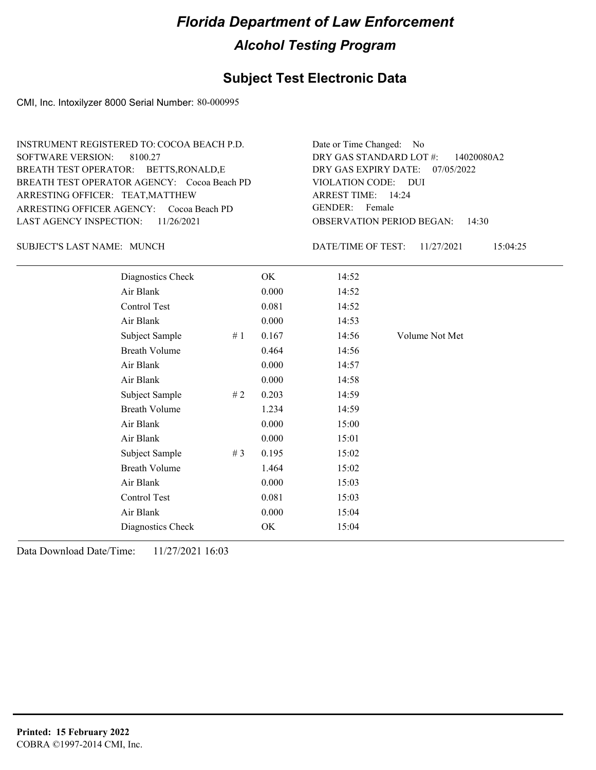# Florida Department of Law Enforcement

## Alcohol Testing Program

## Subject Test Electronic Data

CMI, Inc. Intoxilyzer 8000 Serial Number: 80-000995

INSTRUMENT REGISTERED TO: COCOA BEACH P.D.
SOFTWARE VERSION: 8100.27
BREATH TEST OPERATOR: BETTS,RONALD,E
BREATH TEST OPERATOR AGENCY: Cocoa Beach PD
ARRESTING OFFICER: TEAT,MATTHEW
ARRESTING OFFICER AGENCY: Cocoa Beach PD
LAST AGENCY INSPECTION: 11/26/2021

Date or Time Changed: No
DRY GAS STANDARD LOT #: 14020080A2
DRY GAS EXPIRY DATE: 07/05/2022
VIOLATION CODE: DUI
ARREST TIME: 14:24
GENDER: Female
OBSERVATION PERIOD BEGAN: 14:30

SUBJECT'S LAST NAME: MUNCH

DATE/TIME OF TEST: 11/27/2021 15:04:25

| | | | | |
|---|---|---|---|---|
| Diagnostics Check | | OK | 14:52 | |
| Air Blank | | 0.000 | 14:52 | |
| Control Test | | 0.081 | 14:52 | |
| Air Blank | | 0.000 | 14:53 | |
| Subject Sample | # 1 | 0.167 | 14:56 | Volume Not Met |
| Breath Volume | | 0.464 | 14:56 | |
| Air Blank | | 0.000 | 14:57 | |
| Air Blank | | 0.000 | 14:58 | |
| Subject Sample | # 2 | 0.203 | 14:59 | |
| Breath Volume | | 1.234 | 14:59 | |
| Air Blank | | 0.000 | 15:00 | |
| Air Blank | | 0.000 | 15:01 | |
| Subject Sample | # 3 | 0.195 | 15:02 | |
| Breath Volume | | 1.464 | 15:02 | |
| Air Blank | | 0.000 | 15:03 | |
| Control Test | | 0.081 | 15:03 | |
| Air Blank | | 0.000 | 15:04 | |
| Diagnostics Check | | OK | 15:04 | |

Data Download Date/Time: 11/27/2021 16:03

**Printed: 15 February 2022**
COBRA ©1997-2014 CMI, Inc.